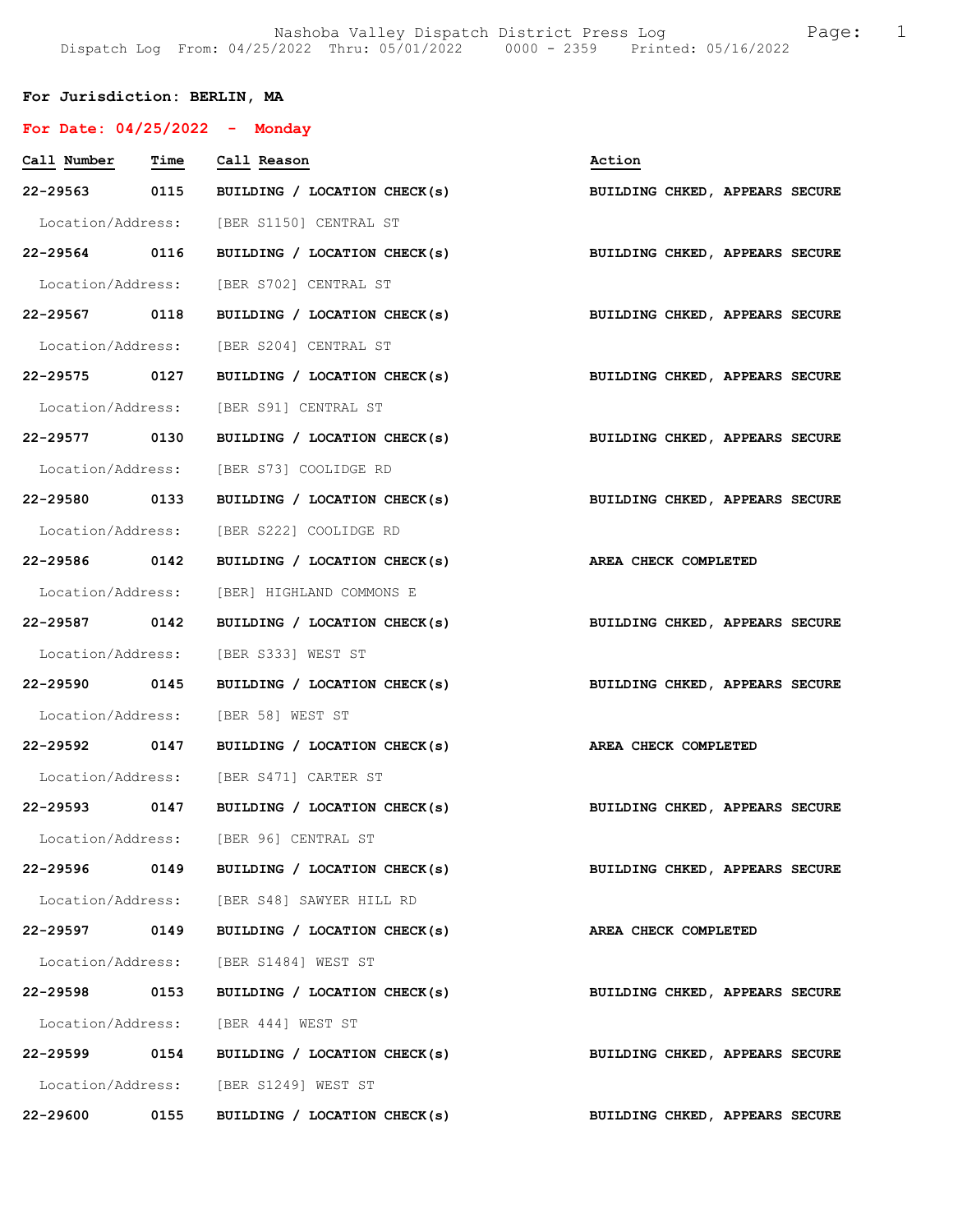Nashoba Valley Dispatch District Press Log
Dispatch Log From: 04/25/2022 Thru: 05/01/2022 0000 - 2359 Printed: 05/16/2022

**For Jurisdiction: BERLIN, MA**

**For Date: 04/25/2022 - Monday**

| Call Number | Time | Call Reason | Action |
|---|---|---|---|
| **22-29563** | **0115** | **BUILDING / LOCATION CHECK(s)** | **BUILDING CHKED, APPEARS SECURE** |
| Location/Address: | | [BER S1150] CENTRAL ST | |
| **22-29564** | **0116** | **BUILDING / LOCATION CHECK(s)** | **BUILDING CHKED, APPEARS SECURE** |
| Location/Address: | | [BER S702] CENTRAL ST | |
| **22-29567** | **0118** | **BUILDING / LOCATION CHECK(s)** | **BUILDING CHKED, APPEARS SECURE** |
| Location/Address: | | [BER S204] CENTRAL ST | |
| **22-29575** | **0127** | **BUILDING / LOCATION CHECK(s)** | **BUILDING CHKED, APPEARS SECURE** |
| Location/Address: | | [BER S91] CENTRAL ST | |
| **22-29577** | **0130** | **BUILDING / LOCATION CHECK(s)** | **BUILDING CHKED, APPEARS SECURE** |
| Location/Address: | | [BER S73] COOLIDGE RD | |
| **22-29580** | **0133** | **BUILDING / LOCATION CHECK(s)** | **BUILDING CHKED, APPEARS SECURE** |
| Location/Address: | | [BER S222] COOLIDGE RD | |
| **22-29586** | **0142** | **BUILDING / LOCATION CHECK(s)** | **AREA CHECK COMPLETED** |
| Location/Address: | | [BER] HIGHLAND COMMONS E | |
| **22-29587** | **0142** | **BUILDING / LOCATION CHECK(s)** | **BUILDING CHKED, APPEARS SECURE** |
| Location/Address: | | [BER S333] WEST ST | |
| **22-29590** | **0145** | **BUILDING / LOCATION CHECK(s)** | **BUILDING CHKED, APPEARS SECURE** |
| Location/Address: | | [BER 58] WEST ST | |
| **22-29592** | **0147** | **BUILDING / LOCATION CHECK(s)** | **AREA CHECK COMPLETED** |
| Location/Address: | | [BER S471] CARTER ST | |
| **22-29593** | **0147** | **BUILDING / LOCATION CHECK(s)** | **BUILDING CHKED, APPEARS SECURE** |
| Location/Address: | | [BER 96] CENTRAL ST | |
| **22-29596** | **0149** | **BUILDING / LOCATION CHECK(s)** | **BUILDING CHKED, APPEARS SECURE** |
| Location/Address: | | [BER S48] SAWYER HILL RD | |
| **22-29597** | **0149** | **BUILDING / LOCATION CHECK(s)** | **AREA CHECK COMPLETED** |
| Location/Address: | | [BER S1484] WEST ST | |
| **22-29598** | **0153** | **BUILDING / LOCATION CHECK(s)** | **BUILDING CHKED, APPEARS SECURE** |
| Location/Address: | | [BER 444] WEST ST | |
| **22-29599** | **0154** | **BUILDING / LOCATION CHECK(s)** | **BUILDING CHKED, APPEARS SECURE** |
| Location/Address: | | [BER S1249] WEST ST | |
| **22-29600** | **0155** | **BUILDING / LOCATION CHECK(s)** | **BUILDING CHKED, APPEARS SECURE** |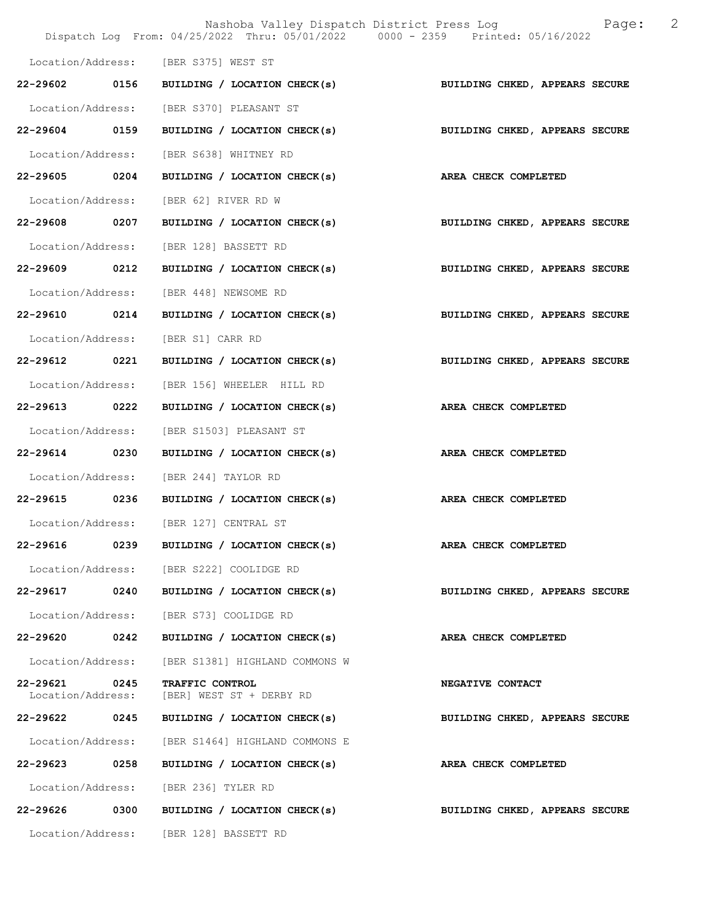Location/Address: [BER S375] WEST ST

| Call # | Time | Call Reason | Action |
|---|---|---|---|
| 22-29602 | 0156 | BUILDING / LOCATION CHECK(s) | BUILDING CHKED, APPEARS SECURE |

Location/Address: [BER S370] PLEASANT ST

| Call # | Time | Call Reason | Action |
|---|---|---|---|
| 22-29604 | 0159 | BUILDING / LOCATION CHECK(s) | BUILDING CHKED, APPEARS SECURE |

Location/Address: [BER S638] WHITNEY RD

| Call # | Time | Call Reason | Action |
|---|---|---|---|
| 22-29605 | 0204 | BUILDING / LOCATION CHECK(s) | AREA CHECK COMPLETED |

Location/Address: [BER 62] RIVER RD W

| Call # | Time | Call Reason | Action |
|---|---|---|---|
| 22-29608 | 0207 | BUILDING / LOCATION CHECK(s) | BUILDING CHKED, APPEARS SECURE |

Location/Address: [BER 128] BASSETT RD

| Call # | Time | Call Reason | Action |
|---|---|---|---|
| 22-29609 | 0212 | BUILDING / LOCATION CHECK(s) | BUILDING CHKED, APPEARS SECURE |

Location/Address: [BER 448] NEWSOME RD

| Call # | Time | Call Reason | Action |
|---|---|---|---|
| 22-29610 | 0214 | BUILDING / LOCATION CHECK(s) | BUILDING CHKED, APPEARS SECURE |

Location/Address: [BER S1] CARR RD

| Call # | Time | Call Reason | Action |
|---|---|---|---|
| 22-29612 | 0221 | BUILDING / LOCATION CHECK(s) | BUILDING CHKED, APPEARS SECURE |

Location/Address: [BER 156] WHEELER HILL RD

| Call # | Time | Call Reason | Action |
|---|---|---|---|
| 22-29613 | 0222 | BUILDING / LOCATION CHECK(s) | AREA CHECK COMPLETED |

Location/Address: [BER S1503] PLEASANT ST

| Call # | Time | Call Reason | Action |
|---|---|---|---|
| 22-29614 | 0230 | BUILDING / LOCATION CHECK(s) | AREA CHECK COMPLETED |

Location/Address: [BER 244] TAYLOR RD

| Call # | Time | Call Reason | Action |
|---|---|---|---|
| 22-29615 | 0236 | BUILDING / LOCATION CHECK(s) | AREA CHECK COMPLETED |

Location/Address: [BER 127] CENTRAL ST

| Call # | Time | Call Reason | Action |
|---|---|---|---|
| 22-29616 | 0239 | BUILDING / LOCATION CHECK(s) | AREA CHECK COMPLETED |

Location/Address: [BER S222] COOLIDGE RD

| Call # | Time | Call Reason | Action |
|---|---|---|---|
| 22-29617 | 0240 | BUILDING / LOCATION CHECK(s) | BUILDING CHKED, APPEARS SECURE |

Location/Address: [BER S73] COOLIDGE RD

| Call # | Time | Call Reason | Action |
|---|---|---|---|
| 22-29620 | 0242 | BUILDING / LOCATION CHECK(s) | AREA CHECK COMPLETED |

Location/Address: [BER S1381] HIGHLAND COMMONS W

| Call # | Time | Call Reason | Action |
|---|---|---|---|
| 22-29621 | 0245 | TRAFFIC CONTROL | NEGATIVE CONTACT |

Location/Address: [BER] WEST ST + DERBY RD

| Call # | Time | Call Reason | Action |
|---|---|---|---|
| 22-29622 | 0245 | BUILDING / LOCATION CHECK(s) | BUILDING CHKED, APPEARS SECURE |

Location/Address: [BER S1464] HIGHLAND COMMONS E

| Call # | Time | Call Reason | Action |
|---|---|---|---|
| 22-29623 | 0258 | BUILDING / LOCATION CHECK(s) | AREA CHECK COMPLETED |

Location/Address: [BER 236] TYLER RD

| Call # | Time | Call Reason | Action |
|---|---|---|---|
| 22-29626 | 0300 | BUILDING / LOCATION CHECK(s) | BUILDING CHKED, APPEARS SECURE |

Location/Address: [BER 128] BASSETT RD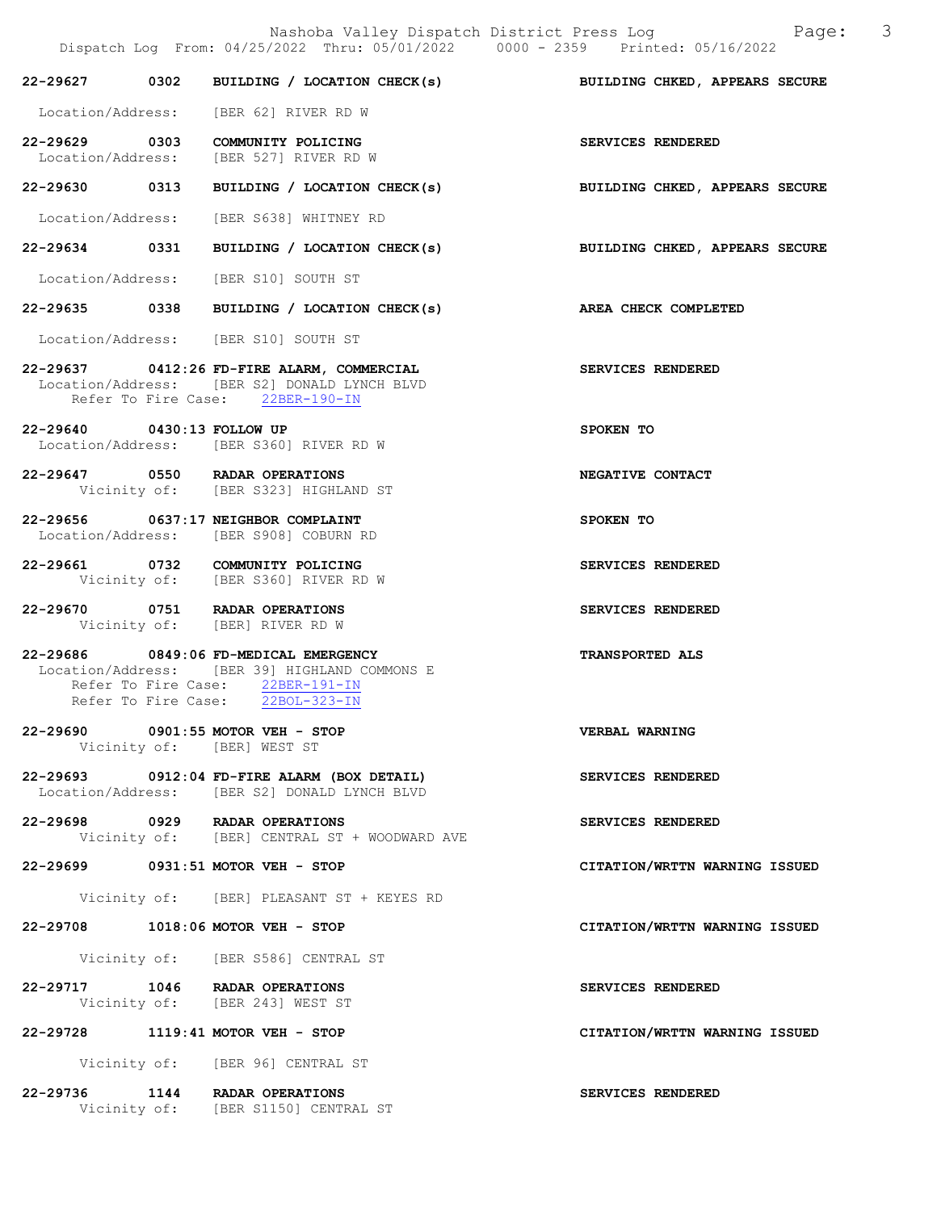| Call # | Time | Call Type | Disposition |
|---|---|---|---|
| 22-29627 | 0302 | BUILDING / LOCATION CHECK(s) | BUILDING CHKED, APPEARS SECURE |

Location/Address: [BER 62] RIVER RD W

**22-29629 0303 COMMUNITY POLICING** — SERVICES RENDERED
Location/Address: [BER 527] RIVER RD W

**22-29630 0313 BUILDING / LOCATION CHECK(s)** — BUILDING CHKED, APPEARS SECURE
Location/Address: [BER S638] WHITNEY RD

**22-29634 0331 BUILDING / LOCATION CHECK(s)** — BUILDING CHKED, APPEARS SECURE
Location/Address: [BER S10] SOUTH ST

**22-29635 0338 BUILDING / LOCATION CHECK(s)** — AREA CHECK COMPLETED
Location/Address: [BER S10] SOUTH ST

**22-29637 0412:26 FD-FIRE ALARM, COMMERCIAL** — SERVICES RENDERED
Location/Address: [BER S2] DONALD LYNCH BLVD
Refer To Fire Case: 22BER-190-IN

**22-29640 0430:13 FOLLOW UP** — SPOKEN TO
Location/Address: [BER S360] RIVER RD W

**22-29647 0550 RADAR OPERATIONS** — NEGATIVE CONTACT
Vicinity of: [BER S323] HIGHLAND ST

**22-29656 0637:17 NEIGHBOR COMPLAINT** — SPOKEN TO
Location/Address: [BER S908] COBURN RD

**22-29661 0732 COMMUNITY POLICING** — SERVICES RENDERED
Vicinity of: [BER S360] RIVER RD W

**22-29670 0751 RADAR OPERATIONS** — SERVICES RENDERED
Vicinity of: [BER] RIVER RD W

**22-29686 0849:06 FD-MEDICAL EMERGENCY** — TRANSPORTED ALS
Location/Address: [BER 39] HIGHLAND COMMONS E
Refer To Fire Case: 22BER-191-IN
Refer To Fire Case: 22BOL-323-IN

**22-29690 0901:55 MOTOR VEH - STOP** — VERBAL WARNING
Vicinity of: [BER] WEST ST

**22-29693 0912:04 FD-FIRE ALARM (BOX DETAIL)** — SERVICES RENDERED
Location/Address: [BER S2] DONALD LYNCH BLVD

**22-29698 0929 RADAR OPERATIONS** — SERVICES RENDERED
Vicinity of: [BER] CENTRAL ST + WOODWARD AVE

**22-29699 0931:51 MOTOR VEH - STOP** — CITATION/WRTTN WARNING ISSUED
Vicinity of: [BER] PLEASANT ST + KEYES RD

**22-29708 1018:06 MOTOR VEH - STOP** — CITATION/WRTTN WARNING ISSUED
Vicinity of: [BER S586] CENTRAL ST

**22-29717 1046 RADAR OPERATIONS** — SERVICES RENDERED
Vicinity of: [BER 243] WEST ST

**22-29728 1119:41 MOTOR VEH - STOP** — CITATION/WRTTN WARNING ISSUED
Vicinity of: [BER 96] CENTRAL ST

**22-29736 1144 RADAR OPERATIONS** — SERVICES RENDERED
Vicinity of: [BER S1150] CENTRAL ST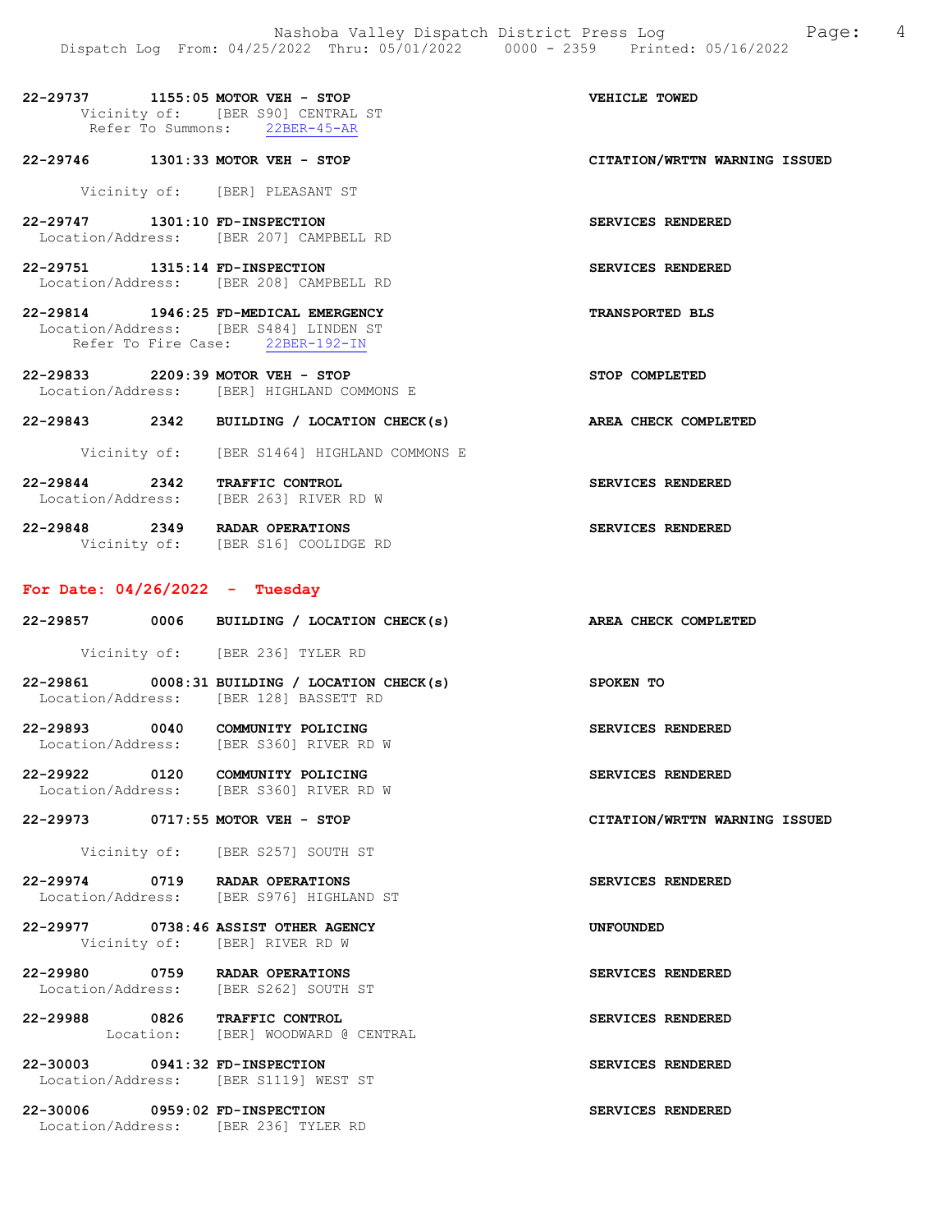22-29737 1155:05 MOTOR VEH - STOP VEHICLE TOWED
Vicinity of: [BER S90] CENTRAL ST
Refer To Summons: 22BER-45-AR

22-29746 1301:33 MOTOR VEH - STOP CITATION/WRTTN WARNING ISSUED

Vicinity of: [BER] PLEASANT ST

22-29747 1301:10 FD-INSPECTION SERVICES RENDERED
Location/Address: [BER 207] CAMPBELL RD

22-29751 1315:14 FD-INSPECTION SERVICES RENDERED
Location/Address: [BER 208] CAMPBELL RD

22-29814 1946:25 FD-MEDICAL EMERGENCY TRANSPORTED BLS
Location/Address: [BER S484] LINDEN ST
Refer To Fire Case: 22BER-192-IN

22-29833 2209:39 MOTOR VEH - STOP STOP COMPLETED
Location/Address: [BER] HIGHLAND COMMONS E

22-29843 2342 BUILDING / LOCATION CHECK(s) AREA CHECK COMPLETED

Vicinity of: [BER S1464] HIGHLAND COMMONS E

22-29844 2342 TRAFFIC CONTROL SERVICES RENDERED
Location/Address: [BER 263] RIVER RD W

22-29848 2349 RADAR OPERATIONS SERVICES RENDERED
Vicinity of: [BER S16] COOLIDGE RD

## For Date: 04/26/2022 - Tuesday

22-29857 0006 BUILDING / LOCATION CHECK(s) AREA CHECK COMPLETED

Vicinity of: [BER 236] TYLER RD

22-29861 0008:31 BUILDING / LOCATION CHECK(s) SPOKEN TO
Location/Address: [BER 128] BASSETT RD

22-29893 0040 COMMUNITY POLICING SERVICES RENDERED
Location/Address: [BER S360] RIVER RD W

22-29922 0120 COMMUNITY POLICING SERVICES RENDERED
Location/Address: [BER S360] RIVER RD W

22-29973 0717:55 MOTOR VEH - STOP CITATION/WRTTN WARNING ISSUED

Vicinity of: [BER S257] SOUTH ST

22-29974 0719 RADAR OPERATIONS SERVICES RENDERED
Location/Address: [BER S976] HIGHLAND ST

22-29977 0738:46 ASSIST OTHER AGENCY UNFOUNDED
Vicinity of: [BER] RIVER RD W

22-29980 0759 RADAR OPERATIONS SERVICES RENDERED
Location/Address: [BER S262] SOUTH ST

22-29988 0826 TRAFFIC CONTROL SERVICES RENDERED
Location: [BER] WOODWARD @ CENTRAL

22-30003 0941:32 FD-INSPECTION SERVICES RENDERED
Location/Address: [BER S1119] WEST ST

22-30006 0959:02 FD-INSPECTION SERVICES RENDERED
Location/Address: [BER 236] TYLER RD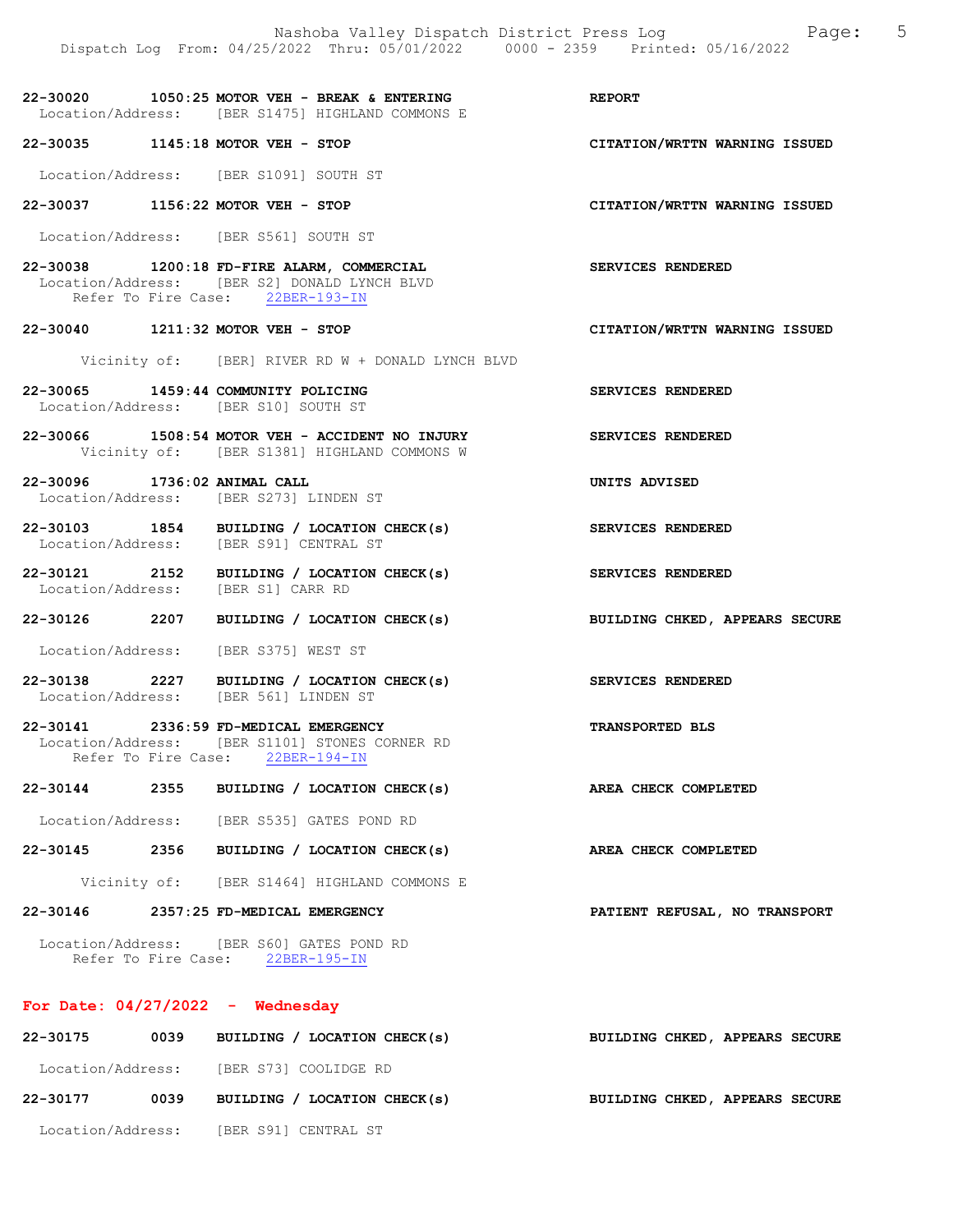**22-30020 1050:25 MOTOR VEH - BREAK & ENTERING** — **REPORT**
Location/Address: [BER S1475] HIGHLAND COMMONS E

**22-30035 1145:18 MOTOR VEH - STOP** — **CITATION/WRTTN WARNING ISSUED**
Location/Address: [BER S1091] SOUTH ST

**22-30037 1156:22 MOTOR VEH - STOP** — **CITATION/WRTTN WARNING ISSUED**
Location/Address: [BER S561] SOUTH ST

**22-30038 1200:18 FD-FIRE ALARM, COMMERCIAL** — **SERVICES RENDERED**
Location/Address: [BER S2] DONALD LYNCH BLVD
Refer To Fire Case: 22BER-193-IN

**22-30040 1211:32 MOTOR VEH - STOP** — **CITATION/WRTTN WARNING ISSUED**
Vicinity of: [BER] RIVER RD W + DONALD LYNCH BLVD

**22-30065 1459:44 COMMUNITY POLICING** — **SERVICES RENDERED**
Location/Address: [BER S10] SOUTH ST

**22-30066 1508:54 MOTOR VEH - ACCIDENT NO INJURY** — **SERVICES RENDERED**
Vicinity of: [BER S1381] HIGHLAND COMMONS W

**22-30096 1736:02 ANIMAL CALL** — **UNITS ADVISED**
Location/Address: [BER S273] LINDEN ST

**22-30103 1854 BUILDING / LOCATION CHECK(s)** — **SERVICES RENDERED**
Location/Address: [BER S91] CENTRAL ST

**22-30121 2152 BUILDING / LOCATION CHECK(s)** — **SERVICES RENDERED**
Location/Address: [BER S1] CARR RD

**22-30126 2207 BUILDING / LOCATION CHECK(s)** — **BUILDING CHKED, APPEARS SECURE**
Location/Address: [BER S375] WEST ST

**22-30138 2227 BUILDING / LOCATION CHECK(s)** — **SERVICES RENDERED**
Location/Address: [BER 561] LINDEN ST

**22-30141 2336:59 FD-MEDICAL EMERGENCY** — **TRANSPORTED BLS**
Location/Address: [BER S1101] STONES CORNER RD
Refer To Fire Case: 22BER-194-IN

**22-30144 2355 BUILDING / LOCATION CHECK(s)** — **AREA CHECK COMPLETED**
Location/Address: [BER S535] GATES POND RD

**22-30145 2356 BUILDING / LOCATION CHECK(s)** — **AREA CHECK COMPLETED**
Vicinity of: [BER S1464] HIGHLAND COMMONS E

**22-30146 2357:25 FD-MEDICAL EMERGENCY** — **PATIENT REFUSAL, NO TRANSPORT**
Location/Address: [BER S60] GATES POND RD
Refer To Fire Case: 22BER-195-IN

## For Date: 04/27/2022 - Wednesday

**22-30175 0039 BUILDING / LOCATION CHECK(s)** — **BUILDING CHKED, APPEARS SECURE**
Location/Address: [BER S73] COOLIDGE RD

**22-30177 0039 BUILDING / LOCATION CHECK(s)** — **BUILDING CHKED, APPEARS SECURE**
Location/Address: [BER S91] CENTRAL ST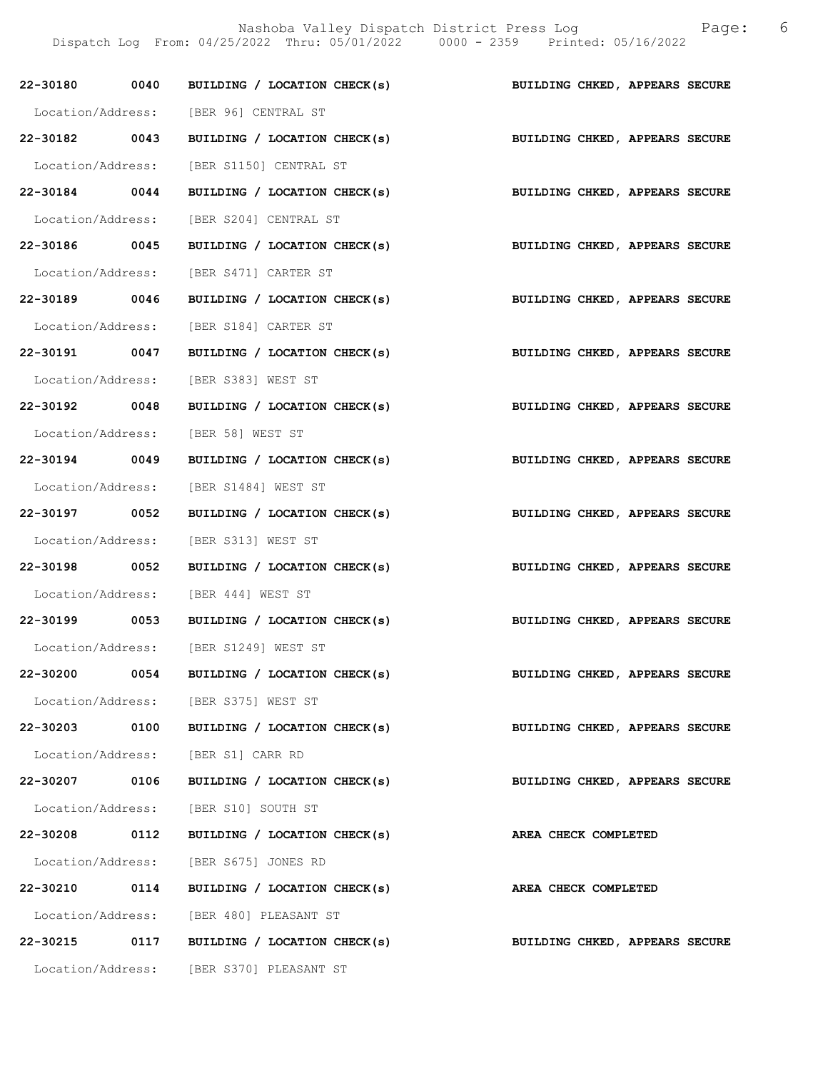| | | | |
|---|---|---|---|
| 22-30180 | 0040 | BUILDING / LOCATION CHECK(s) | BUILDING CHKED, APPEARS SECURE |
| Location/Address: | [BER 96] CENTRAL ST | | |
| 22-30182 | 0043 | BUILDING / LOCATION CHECK(s) | BUILDING CHKED, APPEARS SECURE |
| Location/Address: | [BER S1150] CENTRAL ST | | |
| 22-30184 | 0044 | BUILDING / LOCATION CHECK(s) | BUILDING CHKED, APPEARS SECURE |
| Location/Address: | [BER S204] CENTRAL ST | | |
| 22-30186 | 0045 | BUILDING / LOCATION CHECK(s) | BUILDING CHKED, APPEARS SECURE |
| Location/Address: | [BER S471] CARTER ST | | |
| 22-30189 | 0046 | BUILDING / LOCATION CHECK(s) | BUILDING CHKED, APPEARS SECURE |
| Location/Address: | [BER S184] CARTER ST | | |
| 22-30191 | 0047 | BUILDING / LOCATION CHECK(s) | BUILDING CHKED, APPEARS SECURE |
| Location/Address: | [BER S383] WEST ST | | |
| 22-30192 | 0048 | BUILDING / LOCATION CHECK(s) | BUILDING CHKED, APPEARS SECURE |
| Location/Address: | [BER 58] WEST ST | | |
| 22-30194 | 0049 | BUILDING / LOCATION CHECK(s) | BUILDING CHKED, APPEARS SECURE |
| Location/Address: | [BER S1484] WEST ST | | |
| 22-30197 | 0052 | BUILDING / LOCATION CHECK(s) | BUILDING CHKED, APPEARS SECURE |
| Location/Address: | [BER S313] WEST ST | | |
| 22-30198 | 0052 | BUILDING / LOCATION CHECK(s) | BUILDING CHKED, APPEARS SECURE |
| Location/Address: | [BER 444] WEST ST | | |
| 22-30199 | 0053 | BUILDING / LOCATION CHECK(s) | BUILDING CHKED, APPEARS SECURE |
| Location/Address: | [BER S1249] WEST ST | | |
| 22-30200 | 0054 | BUILDING / LOCATION CHECK(s) | BUILDING CHKED, APPEARS SECURE |
| Location/Address: | [BER S375] WEST ST | | |
| 22-30203 | 0100 | BUILDING / LOCATION CHECK(s) | BUILDING CHKED, APPEARS SECURE |
| Location/Address: | [BER S1] CARR RD | | |
| 22-30207 | 0106 | BUILDING / LOCATION CHECK(s) | BUILDING CHKED, APPEARS SECURE |
| Location/Address: | [BER S10] SOUTH ST | | |
| 22-30208 | 0112 | BUILDING / LOCATION CHECK(s) | AREA CHECK COMPLETED |
| Location/Address: | [BER S675] JONES RD | | |
| 22-30210 | 0114 | BUILDING / LOCATION CHECK(s) | AREA CHECK COMPLETED |
| Location/Address: | [BER 480] PLEASANT ST | | |
| 22-30215 | 0117 | BUILDING / LOCATION CHECK(s) | BUILDING CHKED, APPEARS SECURE |
| Location/Address: | [BER S370] PLEASANT ST | | |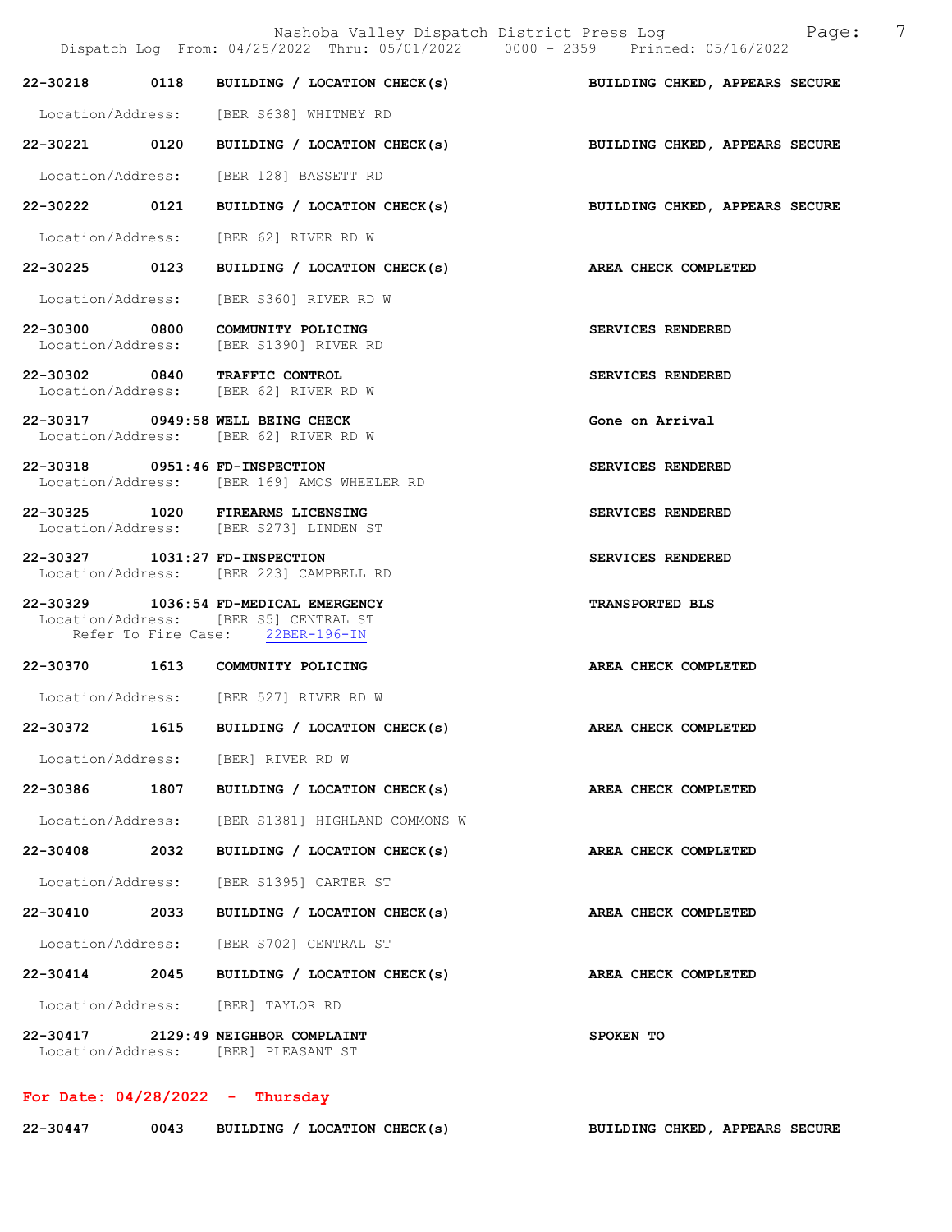22-30218 0118 BUILDING / LOCATION CHECK(s) BUILDING CHKED, APPEARS SECURE

Location/Address: [BER S638] WHITNEY RD

22-30221 0120 BUILDING / LOCATION CHECK(s) BUILDING CHKED, APPEARS SECURE

Location/Address: [BER 128] BASSETT RD

22-30222 0121 BUILDING / LOCATION CHECK(s) BUILDING CHKED, APPEARS SECURE

Location/Address: [BER 62] RIVER RD W

22-30225 0123 BUILDING / LOCATION CHECK(s) AREA CHECK COMPLETED

Location/Address: [BER S360] RIVER RD W

22-30300 0800 COMMUNITY POLICING SERVICES RENDERED
Location/Address: [BER S1390] RIVER RD

22-30302 0840 TRAFFIC CONTROL SERVICES RENDERED
Location/Address: [BER 62] RIVER RD W

22-30317 0949:58 WELL BEING CHECK Gone on Arrival
Location/Address: [BER 62] RIVER RD W

22-30318 0951:46 FD-INSPECTION SERVICES RENDERED
Location/Address: [BER 169] AMOS WHEELER RD

22-30325 1020 FIREARMS LICENSING SERVICES RENDERED
Location/Address: [BER S273] LINDEN ST

22-30327 1031:27 FD-INSPECTION SERVICES RENDERED
Location/Address: [BER 223] CAMPBELL RD

22-30329 1036:54 FD-MEDICAL EMERGENCY TRANSPORTED BLS
Location/Address: [BER S5] CENTRAL ST
Refer To Fire Case: 22BER-196-IN

22-30370 1613 COMMUNITY POLICING AREA CHECK COMPLETED

Location/Address: [BER 527] RIVER RD W

22-30372 1615 BUILDING / LOCATION CHECK(s) AREA CHECK COMPLETED

Location/Address: [BER] RIVER RD W

22-30386 1807 BUILDING / LOCATION CHECK(s) AREA CHECK COMPLETED

Location/Address: [BER S1381] HIGHLAND COMMONS W

22-30408 2032 BUILDING / LOCATION CHECK(s) AREA CHECK COMPLETED

Location/Address: [BER S1395] CARTER ST

22-30410 2033 BUILDING / LOCATION CHECK(s) AREA CHECK COMPLETED

Location/Address: [BER S702] CENTRAL ST

22-30414 2045 BUILDING / LOCATION CHECK(s) AREA CHECK COMPLETED

Location/Address: [BER] TAYLOR RD

22-30417 2129:49 NEIGHBOR COMPLAINT SPOKEN TO
Location/Address: [BER] PLEASANT ST

## For Date: 04/28/2022 - Thursday

22-30447 0043 BUILDING / LOCATION CHECK(s) BUILDING CHKED, APPEARS SECURE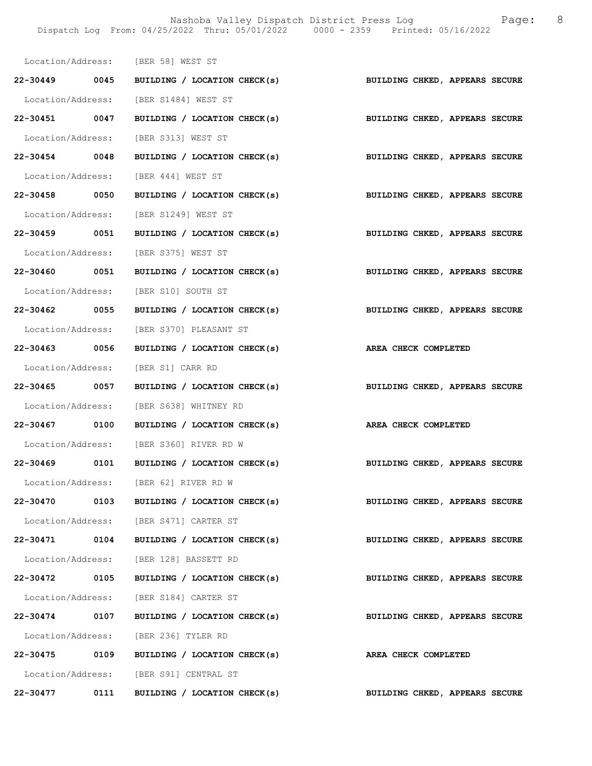Location/Address: [BER 58] WEST ST

**22-30449 0045 BUILDING / LOCATION CHECK(s) BUILDING CHKED, APPEARS SECURE**

Location/Address: [BER S1484] WEST ST

**22-30451 0047 BUILDING / LOCATION CHECK(s) BUILDING CHKED, APPEARS SECURE**

Location/Address: [BER S313] WEST ST

**22-30454 0048 BUILDING / LOCATION CHECK(s) BUILDING CHKED, APPEARS SECURE**

Location/Address: [BER 444] WEST ST

**22-30458 0050 BUILDING / LOCATION CHECK(s) BUILDING CHKED, APPEARS SECURE**

Location/Address: [BER S1249] WEST ST

**22-30459 0051 BUILDING / LOCATION CHECK(s) BUILDING CHKED, APPEARS SECURE**

Location/Address: [BER S375] WEST ST

**22-30460 0051 BUILDING / LOCATION CHECK(s) BUILDING CHKED, APPEARS SECURE**

Location/Address: [BER S10] SOUTH ST

**22-30462 0055 BUILDING / LOCATION CHECK(s) BUILDING CHKED, APPEARS SECURE**

Location/Address: [BER S370] PLEASANT ST

**22-30463 0056 BUILDING / LOCATION CHECK(s) AREA CHECK COMPLETED**

Location/Address: [BER S1] CARR RD

**22-30465 0057 BUILDING / LOCATION CHECK(s) BUILDING CHKED, APPEARS SECURE**

Location/Address: [BER S638] WHITNEY RD

**22-30467 0100 BUILDING / LOCATION CHECK(s) AREA CHECK COMPLETED**

Location/Address: [BER S360] RIVER RD W

**22-30469 0101 BUILDING / LOCATION CHECK(s) BUILDING CHKED, APPEARS SECURE**

Location/Address: [BER 62] RIVER RD W

**22-30470 0103 BUILDING / LOCATION CHECK(s) BUILDING CHKED, APPEARS SECURE**

Location/Address: [BER S471] CARTER ST

**22-30471 0104 BUILDING / LOCATION CHECK(s) BUILDING CHKED, APPEARS SECURE**

Location/Address: [BER 128] BASSETT RD

**22-30472 0105 BUILDING / LOCATION CHECK(s) BUILDING CHKED, APPEARS SECURE**

Location/Address: [BER S184] CARTER ST

**22-30474 0107 BUILDING / LOCATION CHECK(s) BUILDING CHKED, APPEARS SECURE**

Location/Address: [BER 236] TYLER RD

**22-30475 0109 BUILDING / LOCATION CHECK(s) AREA CHECK COMPLETED**

Location/Address: [BER S91] CENTRAL ST

**22-30477 0111 BUILDING / LOCATION CHECK(s) BUILDING CHKED, APPEARS SECURE**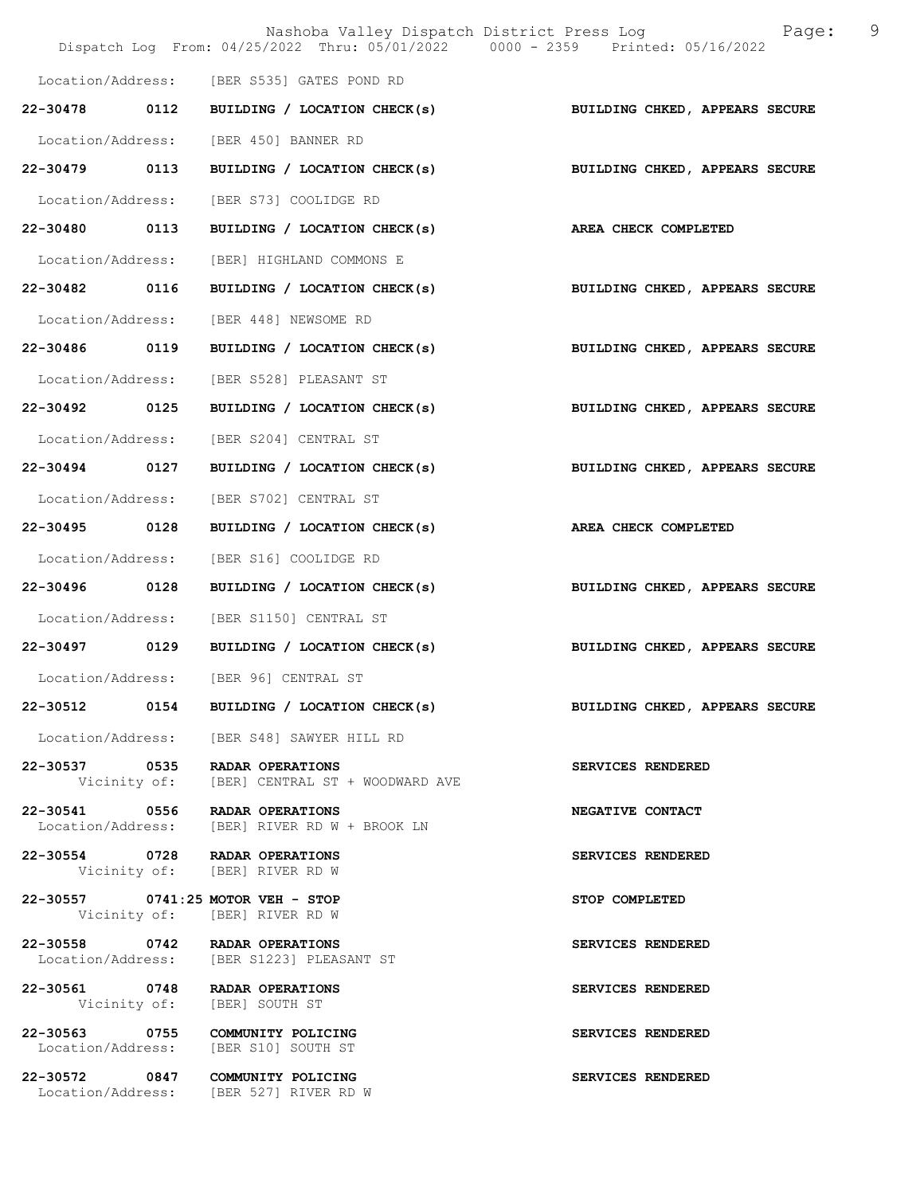Location/Address: [BER S535] GATES POND RD

**22-30478 0112 BUILDING / LOCATION CHECK(s)** — **BUILDING CHKED, APPEARS SECURE**
Location/Address: [BER 450] BANNER RD

**22-30479 0113 BUILDING / LOCATION CHECK(s)** — **BUILDING CHKED, APPEARS SECURE**
Location/Address: [BER S73] COOLIDGE RD

**22-30480 0113 BUILDING / LOCATION CHECK(s)** — **AREA CHECK COMPLETED**
Location/Address: [BER] HIGHLAND COMMONS E

**22-30482 0116 BUILDING / LOCATION CHECK(s)** — **BUILDING CHKED, APPEARS SECURE**
Location/Address: [BER 448] NEWSOME RD

**22-30486 0119 BUILDING / LOCATION CHECK(s)** — **BUILDING CHKED, APPEARS SECURE**
Location/Address: [BER S528] PLEASANT ST

**22-30492 0125 BUILDING / LOCATION CHECK(s)** — **BUILDING CHKED, APPEARS SECURE**
Location/Address: [BER S204] CENTRAL ST

**22-30494 0127 BUILDING / LOCATION CHECK(s)** — **BUILDING CHKED, APPEARS SECURE**
Location/Address: [BER S702] CENTRAL ST

**22-30495 0128 BUILDING / LOCATION CHECK(s)** — **AREA CHECK COMPLETED**
Location/Address: [BER S16] COOLIDGE RD

**22-30496 0128 BUILDING / LOCATION CHECK(s)** — **BUILDING CHKED, APPEARS SECURE**
Location/Address: [BER S1150] CENTRAL ST

**22-30497 0129 BUILDING / LOCATION CHECK(s)** — **BUILDING CHKED, APPEARS SECURE**
Location/Address: [BER 96] CENTRAL ST

**22-30512 0154 BUILDING / LOCATION CHECK(s)** — **BUILDING CHKED, APPEARS SECURE**
Location/Address: [BER S48] SAWYER HILL RD

**22-30537 0535 RADAR OPERATIONS** — **SERVICES RENDERED**
Vicinity of: [BER] CENTRAL ST + WOODWARD AVE

**22-30541 0556 RADAR OPERATIONS** — **NEGATIVE CONTACT**
Location/Address: [BER] RIVER RD W + BROOK LN

**22-30554 0728 RADAR OPERATIONS** — **SERVICES RENDERED**
Vicinity of: [BER] RIVER RD W

**22-30557 0741:25 MOTOR VEH - STOP** — **STOP COMPLETED**
Vicinity of: [BER] RIVER RD W

**22-30558 0742 RADAR OPERATIONS** — **SERVICES RENDERED**
Location/Address: [BER S1223] PLEASANT ST

**22-30561 0748 RADAR OPERATIONS** — **SERVICES RENDERED**
Vicinity of: [BER] SOUTH ST

**22-30563 0755 COMMUNITY POLICING** — **SERVICES RENDERED**
Location/Address: [BER S10] SOUTH ST

**22-30572 0847 COMMUNITY POLICING** — **SERVICES RENDERED**
Location/Address: [BER 527] RIVER RD W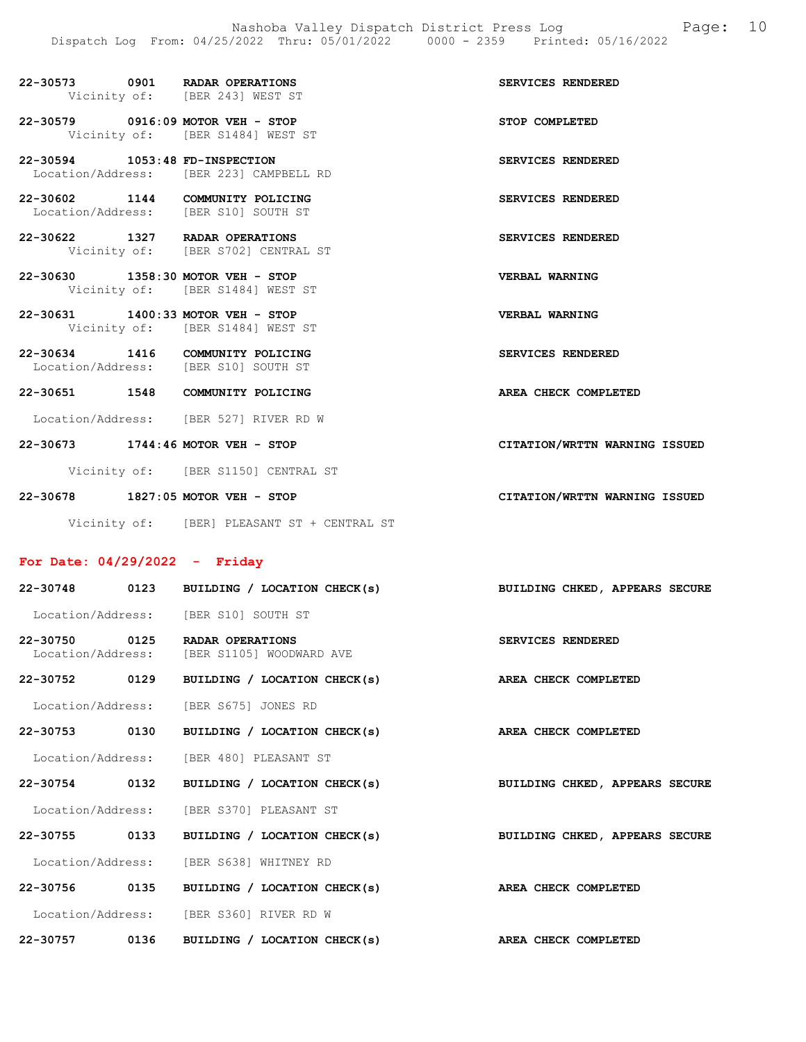22-30573 0901 RADAR OPERATIONS SERVICES RENDERED
Vicinity of: [BER 243] WEST ST

22-30579 0916:09 MOTOR VEH - STOP STOP COMPLETED
Vicinity of: [BER S1484] WEST ST

22-30594 1053:48 FD-INSPECTION SERVICES RENDERED
Location/Address: [BER 223] CAMPBELL RD

22-30602 1144 COMMUNITY POLICING SERVICES RENDERED
Location/Address: [BER S10] SOUTH ST

22-30622 1327 RADAR OPERATIONS SERVICES RENDERED
Vicinity of: [BER S702] CENTRAL ST

22-30630 1358:30 MOTOR VEH - STOP VERBAL WARNING
Vicinity of: [BER S1484] WEST ST

22-30631 1400:33 MOTOR VEH - STOP VERBAL WARNING
Vicinity of: [BER S1484] WEST ST

22-30634 1416 COMMUNITY POLICING SERVICES RENDERED
Location/Address: [BER S10] SOUTH ST

22-30651 1548 COMMUNITY POLICING AREA CHECK COMPLETED
Location/Address: [BER 527] RIVER RD W

22-30673 1744:46 MOTOR VEH - STOP CITATION/WRTTN WARNING ISSUED
Vicinity of: [BER S1150] CENTRAL ST

22-30678 1827:05 MOTOR VEH - STOP CITATION/WRTTN WARNING ISSUED
Vicinity of: [BER] PLEASANT ST + CENTRAL ST

## For Date: 04/29/2022 - Friday

22-30748 0123 BUILDING / LOCATION CHECK(s) BUILDING CHKED, APPEARS SECURE
Location/Address: [BER S10] SOUTH ST

22-30750 0125 RADAR OPERATIONS SERVICES RENDERED
Location/Address: [BER S1105] WOODWARD AVE

22-30752 0129 BUILDING / LOCATION CHECK(s) AREA CHECK COMPLETED
Location/Address: [BER S675] JONES RD

22-30753 0130 BUILDING / LOCATION CHECK(s) AREA CHECK COMPLETED
Location/Address: [BER 480] PLEASANT ST

22-30754 0132 BUILDING / LOCATION CHECK(s) BUILDING CHKED, APPEARS SECURE
Location/Address: [BER S370] PLEASANT ST

22-30755 0133 BUILDING / LOCATION CHECK(s) BUILDING CHKED, APPEARS SECURE
Location/Address: [BER S638] WHITNEY RD

22-30756 0135 BUILDING / LOCATION CHECK(s) AREA CHECK COMPLETED
Location/Address: [BER S360] RIVER RD W

22-30757 0136 BUILDING / LOCATION CHECK(s) AREA CHECK COMPLETED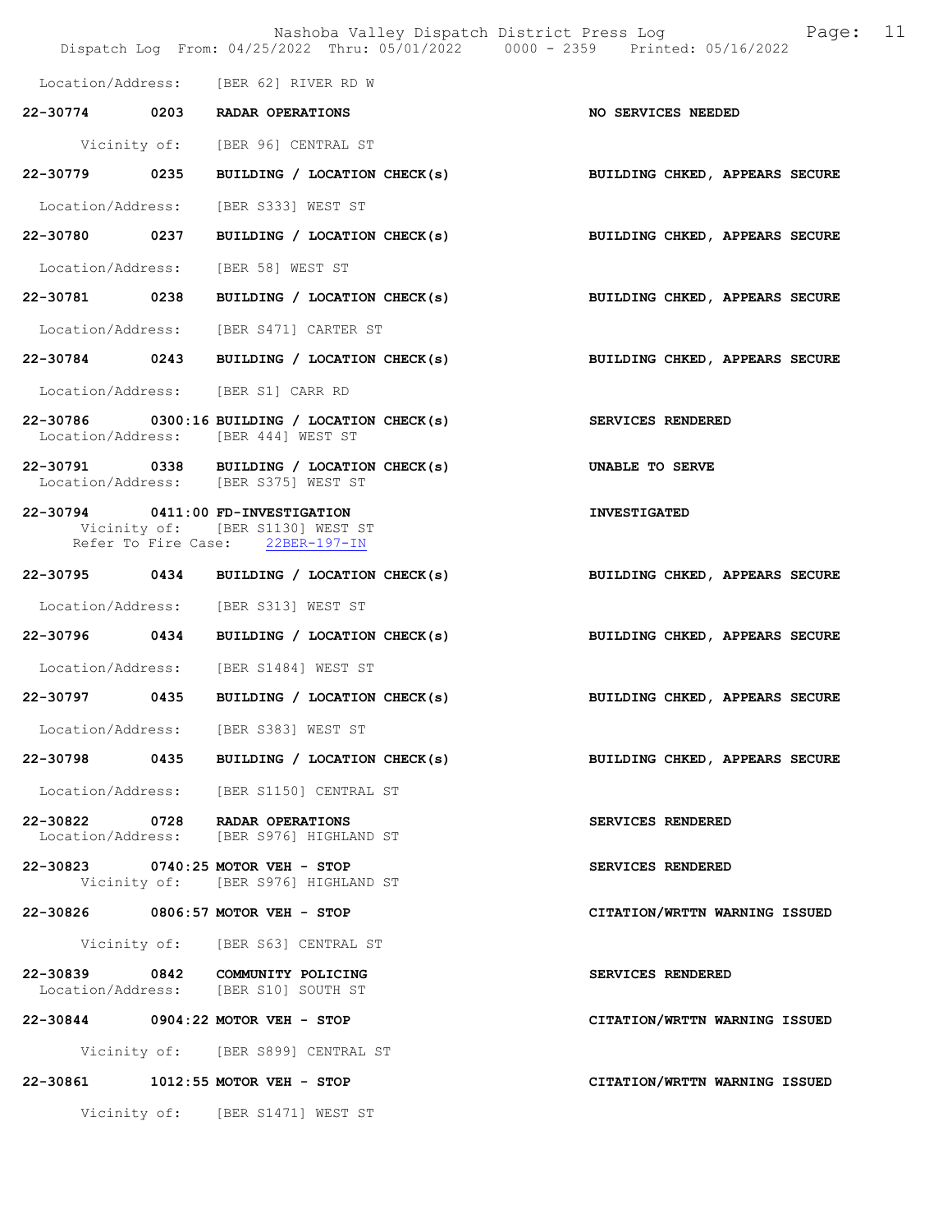Location/Address: [BER 62] RIVER RD W

**22-30774 0203 RADAR OPERATIONS** — **NO SERVICES NEEDED**

Vicinity of: [BER 96] CENTRAL ST

**22-30779 0235 BUILDING / LOCATION CHECK(s)** — **BUILDING CHKED, APPEARS SECURE**

Location/Address: [BER S333] WEST ST

**22-30780 0237 BUILDING / LOCATION CHECK(s)** — **BUILDING CHKED, APPEARS SECURE**

Location/Address: [BER 58] WEST ST

**22-30781 0238 BUILDING / LOCATION CHECK(s)** — **BUILDING CHKED, APPEARS SECURE**

Location/Address: [BER S471] CARTER ST

**22-30784 0243 BUILDING / LOCATION CHECK(s)** — **BUILDING CHKED, APPEARS SECURE**

Location/Address: [BER S1] CARR RD

**22-30786 0300:16 BUILDING / LOCATION CHECK(s)** — **SERVICES RENDERED**
Location/Address: [BER 444] WEST ST

**22-30791 0338 BUILDING / LOCATION CHECK(s)** — **UNABLE TO SERVE**
Location/Address: [BER S375] WEST ST

**22-30794 0411:00 FD-INVESTIGATION** — **INVESTIGATED**
Vicinity of: [BER S1130] WEST ST
Refer To Fire Case: 22BER-197-IN

**22-30795 0434 BUILDING / LOCATION CHECK(s)** — **BUILDING CHKED, APPEARS SECURE**

Location/Address: [BER S313] WEST ST

**22-30796 0434 BUILDING / LOCATION CHECK(s)** — **BUILDING CHKED, APPEARS SECURE**

Location/Address: [BER S1484] WEST ST

**22-30797 0435 BUILDING / LOCATION CHECK(s)** — **BUILDING CHKED, APPEARS SECURE**

Location/Address: [BER S383] WEST ST

**22-30798 0435 BUILDING / LOCATION CHECK(s)** — **BUILDING CHKED, APPEARS SECURE**

Location/Address: [BER S1150] CENTRAL ST

**22-30822 0728 RADAR OPERATIONS** — **SERVICES RENDERED**
Location/Address: [BER S976] HIGHLAND ST

**22-30823 0740:25 MOTOR VEH - STOP** — **SERVICES RENDERED**
Vicinity of: [BER S976] HIGHLAND ST

**22-30826 0806:57 MOTOR VEH - STOP** — **CITATION/WRTTN WARNING ISSUED**

Vicinity of: [BER S63] CENTRAL ST

**22-30839 0842 COMMUNITY POLICING** — **SERVICES RENDERED**
Location/Address: [BER S10] SOUTH ST

**22-30844 0904:22 MOTOR VEH - STOP** — **CITATION/WRTTN WARNING ISSUED**

Vicinity of: [BER S899] CENTRAL ST

**22-30861 1012:55 MOTOR VEH - STOP** — **CITATION/WRTTN WARNING ISSUED**

Vicinity of: [BER S1471] WEST ST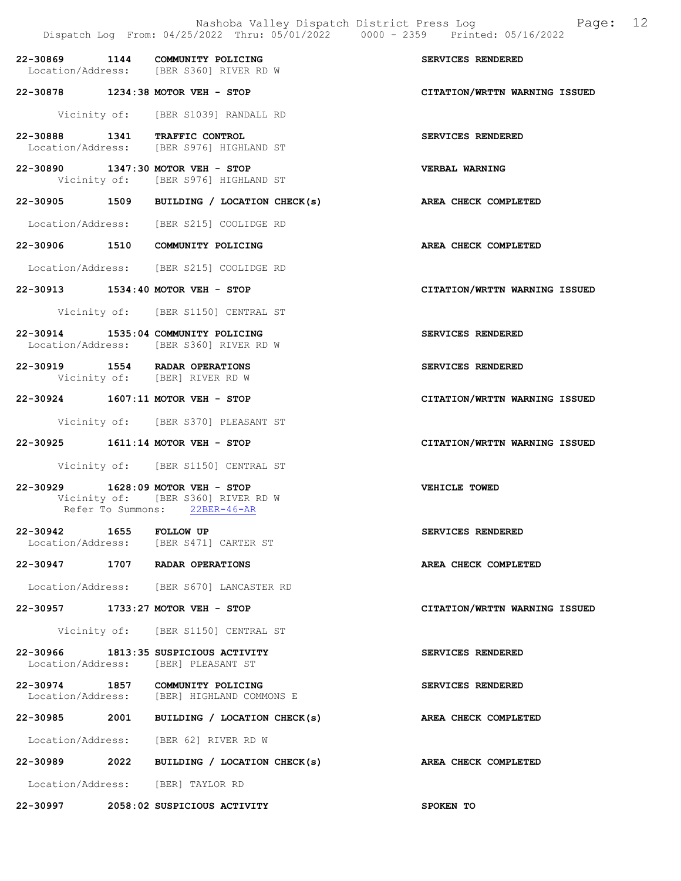22-30869 1144 COMMUNITY POLICING SERVICES RENDERED
Location/Address: [BER S360] RIVER RD W

22-30878 1234:38 MOTOR VEH - STOP CITATION/WRTTN WARNING ISSUED
Vicinity of: [BER S1039] RANDALL RD

22-30888 1341 TRAFFIC CONTROL SERVICES RENDERED
Location/Address: [BER S976] HIGHLAND ST

22-30890 1347:30 MOTOR VEH - STOP VERBAL WARNING
Vicinity of: [BER S976] HIGHLAND ST

22-30905 1509 BUILDING / LOCATION CHECK(s) AREA CHECK COMPLETED
Location/Address: [BER S215] COOLIDGE RD

22-30906 1510 COMMUNITY POLICING AREA CHECK COMPLETED
Location/Address: [BER S215] COOLIDGE RD

22-30913 1534:40 MOTOR VEH - STOP CITATION/WRTTN WARNING ISSUED
Vicinity of: [BER S1150] CENTRAL ST

22-30914 1535:04 COMMUNITY POLICING SERVICES RENDERED
Location/Address: [BER S360] RIVER RD W

22-30919 1554 RADAR OPERATIONS SERVICES RENDERED
Vicinity of: [BER] RIVER RD W

22-30924 1607:11 MOTOR VEH - STOP CITATION/WRTTN WARNING ISSUED
Vicinity of: [BER S370] PLEASANT ST

22-30925 1611:14 MOTOR VEH - STOP CITATION/WRTTN WARNING ISSUED
Vicinity of: [BER S1150] CENTRAL ST

22-30929 1628:09 MOTOR VEH - STOP VEHICLE TOWED
Vicinity of: [BER S360] RIVER RD W
Refer To Summons: 22BER-46-AR

22-30942 1655 FOLLOW UP SERVICES RENDERED
Location/Address: [BER S471] CARTER ST

22-30947 1707 RADAR OPERATIONS AREA CHECK COMPLETED
Location/Address: [BER S670] LANCASTER RD

22-30957 1733:27 MOTOR VEH - STOP CITATION/WRTTN WARNING ISSUED
Vicinity of: [BER S1150] CENTRAL ST

22-30966 1813:35 SUSPICIOUS ACTIVITY SERVICES RENDERED
Location/Address: [BER] PLEASANT ST

22-30974 1857 COMMUNITY POLICING SERVICES RENDERED
Location/Address: [BER] HIGHLAND COMMONS E

22-30985 2001 BUILDING / LOCATION CHECK(s) AREA CHECK COMPLETED
Location/Address: [BER 62] RIVER RD W

22-30989 2022 BUILDING / LOCATION CHECK(s) AREA CHECK COMPLETED
Location/Address: [BER] TAYLOR RD

22-30997 2058:02 SUSPICIOUS ACTIVITY SPOKEN TO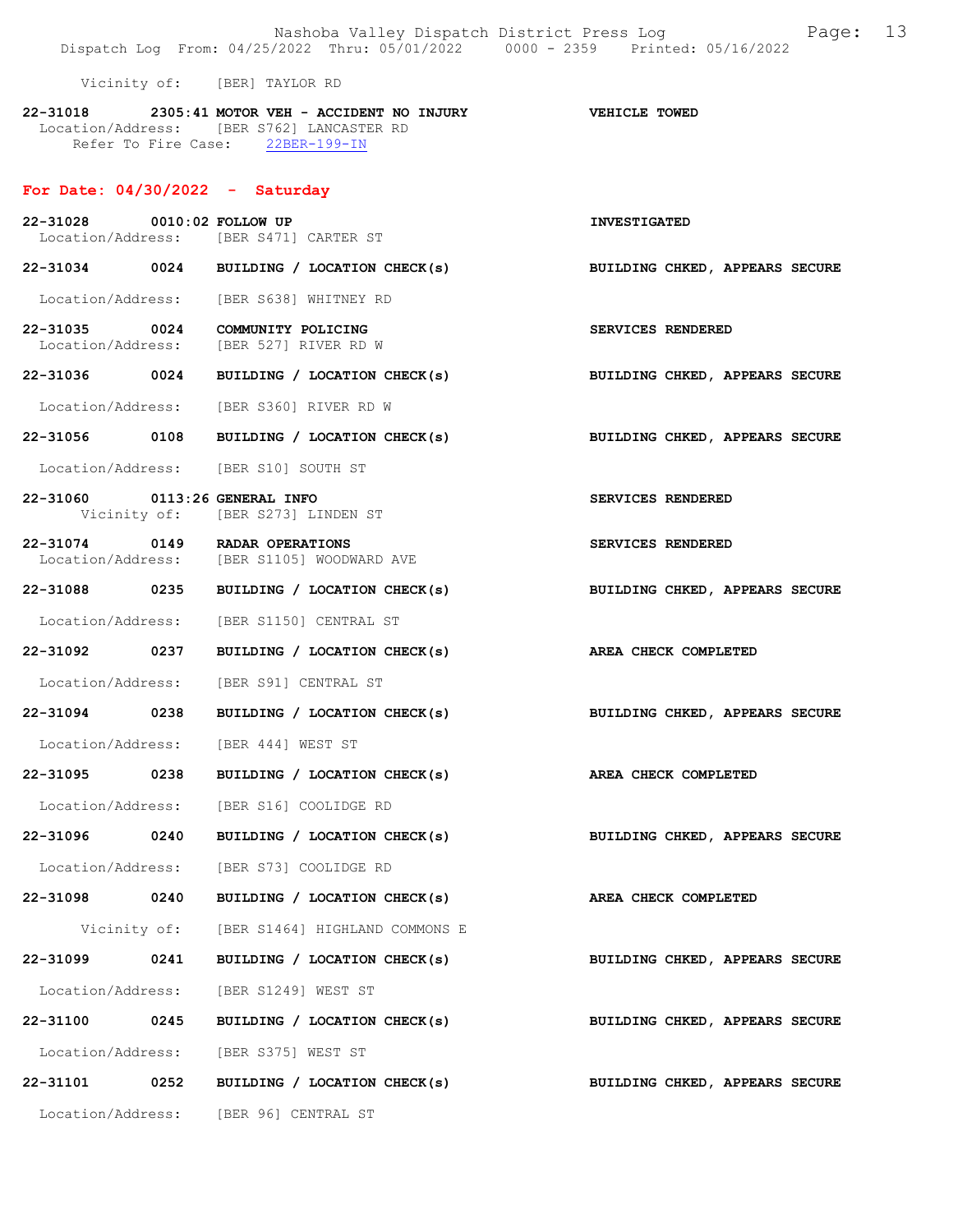Vicinity of: [BER] TAYLOR RD

**22-31018 2305:41 MOTOR VEH - ACCIDENT NO INJURY** **VEHICLE TOWED**
Location/Address: [BER S762] LANCASTER RD
Refer To Fire Case: 22BER-199-IN

## For Date: 04/30/2022 - Saturday

**22-31028 0010:02 FOLLOW UP** **INVESTIGATED**
Location/Address: [BER S471] CARTER ST

**22-31034 0024 BUILDING / LOCATION CHECK(s)** **BUILDING CHKED, APPEARS SECURE**
Location/Address: [BER S638] WHITNEY RD

**22-31035 0024 COMMUNITY POLICING** **SERVICES RENDERED**
Location/Address: [BER 527] RIVER RD W

**22-31036 0024 BUILDING / LOCATION CHECK(s)** **BUILDING CHKED, APPEARS SECURE**
Location/Address: [BER S360] RIVER RD W

**22-31056 0108 BUILDING / LOCATION CHECK(s)** **BUILDING CHKED, APPEARS SECURE**
Location/Address: [BER S10] SOUTH ST

**22-31060 0113:26 GENERAL INFO** **SERVICES RENDERED**
Vicinity of: [BER S273] LINDEN ST

**22-31074 0149 RADAR OPERATIONS** **SERVICES RENDERED**
Location/Address: [BER S1105] WOODWARD AVE

**22-31088 0235 BUILDING / LOCATION CHECK(s)** **BUILDING CHKED, APPEARS SECURE**
Location/Address: [BER S1150] CENTRAL ST

**22-31092 0237 BUILDING / LOCATION CHECK(s)** **AREA CHECK COMPLETED**
Location/Address: [BER S91] CENTRAL ST

**22-31094 0238 BUILDING / LOCATION CHECK(s)** **BUILDING CHKED, APPEARS SECURE**
Location/Address: [BER 444] WEST ST

**22-31095 0238 BUILDING / LOCATION CHECK(s)** **AREA CHECK COMPLETED**
Location/Address: [BER S16] COOLIDGE RD

**22-31096 0240 BUILDING / LOCATION CHECK(s)** **BUILDING CHKED, APPEARS SECURE**
Location/Address: [BER S73] COOLIDGE RD

**22-31098 0240 BUILDING / LOCATION CHECK(s)** **AREA CHECK COMPLETED**
Vicinity of: [BER S1464] HIGHLAND COMMONS E

**22-31099 0241 BUILDING / LOCATION CHECK(s)** **BUILDING CHKED, APPEARS SECURE**
Location/Address: [BER S1249] WEST ST

**22-31100 0245 BUILDING / LOCATION CHECK(s)** **BUILDING CHKED, APPEARS SECURE**
Location/Address: [BER S375] WEST ST

**22-31101 0252 BUILDING / LOCATION CHECK(s)** **BUILDING CHKED, APPEARS SECURE**
Location/Address: [BER 96] CENTRAL ST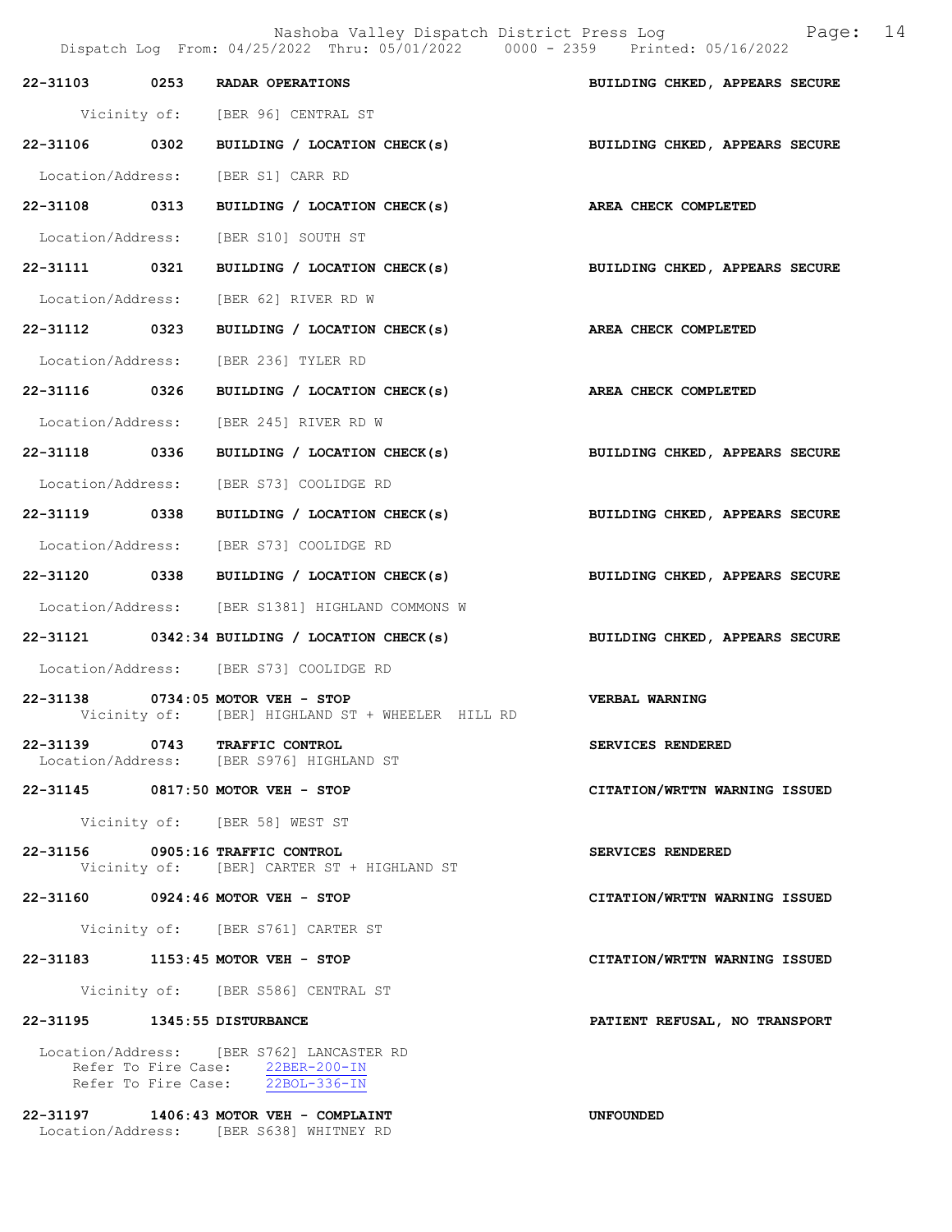| Call # | Time | Call Reason | Action |
|---|---|---|---|
| 22-31103 | 0253 | RADAR OPERATIONS | BUILDING CHKED, APPEARS SECURE |
| | | Vicinity of: [BER 96] CENTRAL ST | |
| 22-31106 | 0302 | BUILDING / LOCATION CHECK(s) | BUILDING CHKED, APPEARS SECURE |
| | | Location/Address: [BER S1] CARR RD | |
| 22-31108 | 0313 | BUILDING / LOCATION CHECK(s) | AREA CHECK COMPLETED |
| | | Location/Address: [BER S10] SOUTH ST | |
| 22-31111 | 0321 | BUILDING / LOCATION CHECK(s) | BUILDING CHKED, APPEARS SECURE |
| | | Location/Address: [BER 62] RIVER RD W | |
| 22-31112 | 0323 | BUILDING / LOCATION CHECK(s) | AREA CHECK COMPLETED |
| | | Location/Address: [BER 236] TYLER RD | |
| 22-31116 | 0326 | BUILDING / LOCATION CHECK(s) | AREA CHECK COMPLETED |
| | | Location/Address: [BER 245] RIVER RD W | |
| 22-31118 | 0336 | BUILDING / LOCATION CHECK(s) | BUILDING CHKED, APPEARS SECURE |
| | | Location/Address: [BER S73] COOLIDGE RD | |
| 22-31119 | 0338 | BUILDING / LOCATION CHECK(s) | BUILDING CHKED, APPEARS SECURE |
| | | Location/Address: [BER S73] COOLIDGE RD | |
| 22-31120 | 0338 | BUILDING / LOCATION CHECK(s) | BUILDING CHKED, APPEARS SECURE |
| | | Location/Address: [BER S1381] HIGHLAND COMMONS W | |
| 22-31121 | 0342:34 | BUILDING / LOCATION CHECK(s) | BUILDING CHKED, APPEARS SECURE |
| | | Location/Address: [BER S73] COOLIDGE RD | |
| 22-31138 | 0734:05 | MOTOR VEH - STOP | VERBAL WARNING |
| | | Vicinity of: [BER] HIGHLAND ST + WHEELER HILL RD | |
| 22-31139 | 0743 | TRAFFIC CONTROL | SERVICES RENDERED |
| | | Location/Address: [BER S976] HIGHLAND ST | |
| 22-31145 | 0817:50 | MOTOR VEH - STOP | CITATION/WRTTN WARNING ISSUED |
| | | Vicinity of: [BER 58] WEST ST | |
| 22-31156 | 0905:16 | TRAFFIC CONTROL | SERVICES RENDERED |
| | | Vicinity of: [BER] CARTER ST + HIGHLAND ST | |
| 22-31160 | 0924:46 | MOTOR VEH - STOP | CITATION/WRTTN WARNING ISSUED |
| | | Vicinity of: [BER S761] CARTER ST | |
| 22-31183 | 1153:45 | MOTOR VEH - STOP | CITATION/WRTTN WARNING ISSUED |
| | | Vicinity of: [BER S586] CENTRAL ST | |
| 22-31195 | 1345:55 | DISTURBANCE | PATIENT REFUSAL, NO TRANSPORT |
| | | Location/Address: [BER S762] LANCASTER RD<br>Refer To Fire Case: 22BER-200-IN<br>Refer To Fire Case: 22BOL-336-IN | |
| 22-31197 | 1406:43 | MOTOR VEH - COMPLAINT | UNFOUNDED |
| | | Location/Address: [BER S638] WHITNEY RD | |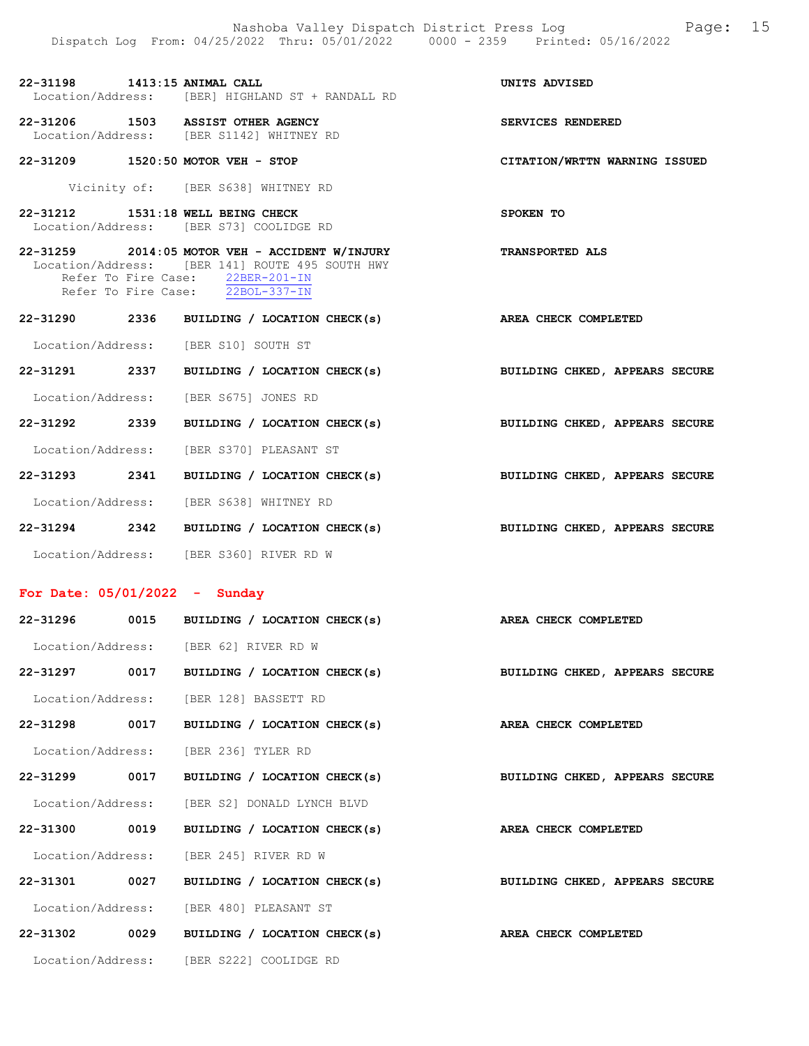**22-31198 1413:15 ANIMAL CALL** — **UNITS ADVISED**
Location/Address: [BER] HIGHLAND ST + RANDALL RD

**22-31206 1503 ASSIST OTHER AGENCY** — **SERVICES RENDERED**
Location/Address: [BER S1142] WHITNEY RD

**22-31209 1520:50 MOTOR VEH - STOP** — **CITATION/WRTTN WARNING ISSUED**
Vicinity of: [BER S638] WHITNEY RD

**22-31212 1531:18 WELL BEING CHECK** — **SPOKEN TO**
Location/Address: [BER S73] COOLIDGE RD

**22-31259 2014:05 MOTOR VEH - ACCIDENT W/INJURY** — **TRANSPORTED ALS**
Location/Address: [BER 141] ROUTE 495 SOUTH HWY
Refer To Fire Case: 22BER-201-IN
Refer To Fire Case: 22BOL-337-IN

**22-31290 2336 BUILDING / LOCATION CHECK(s)** — **AREA CHECK COMPLETED**
Location/Address: [BER S10] SOUTH ST

**22-31291 2337 BUILDING / LOCATION CHECK(s)** — **BUILDING CHKED, APPEARS SECURE**
Location/Address: [BER S675] JONES RD

**22-31292 2339 BUILDING / LOCATION CHECK(s)** — **BUILDING CHKED, APPEARS SECURE**
Location/Address: [BER S370] PLEASANT ST

**22-31293 2341 BUILDING / LOCATION CHECK(s)** — **BUILDING CHKED, APPEARS SECURE**
Location/Address: [BER S638] WHITNEY RD

**22-31294 2342 BUILDING / LOCATION CHECK(s)** — **BUILDING CHKED, APPEARS SECURE**
Location/Address: [BER S360] RIVER RD W

## For Date: 05/01/2022 - Sunday

**22-31296 0015 BUILDING / LOCATION CHECK(s)** — **AREA CHECK COMPLETED**
Location/Address: [BER 62] RIVER RD W

**22-31297 0017 BUILDING / LOCATION CHECK(s)** — **BUILDING CHKED, APPEARS SECURE**
Location/Address: [BER 128] BASSETT RD

**22-31298 0017 BUILDING / LOCATION CHECK(s)** — **AREA CHECK COMPLETED**
Location/Address: [BER 236] TYLER RD

**22-31299 0017 BUILDING / LOCATION CHECK(s)** — **BUILDING CHKED, APPEARS SECURE**
Location/Address: [BER S2] DONALD LYNCH BLVD

**22-31300 0019 BUILDING / LOCATION CHECK(s)** — **AREA CHECK COMPLETED**
Location/Address: [BER 245] RIVER RD W

**22-31301 0027 BUILDING / LOCATION CHECK(s)** — **BUILDING CHKED, APPEARS SECURE**
Location/Address: [BER 480] PLEASANT ST

**22-31302 0029 BUILDING / LOCATION CHECK(s)** — **AREA CHECK COMPLETED**
Location/Address: [BER S222] COOLIDGE RD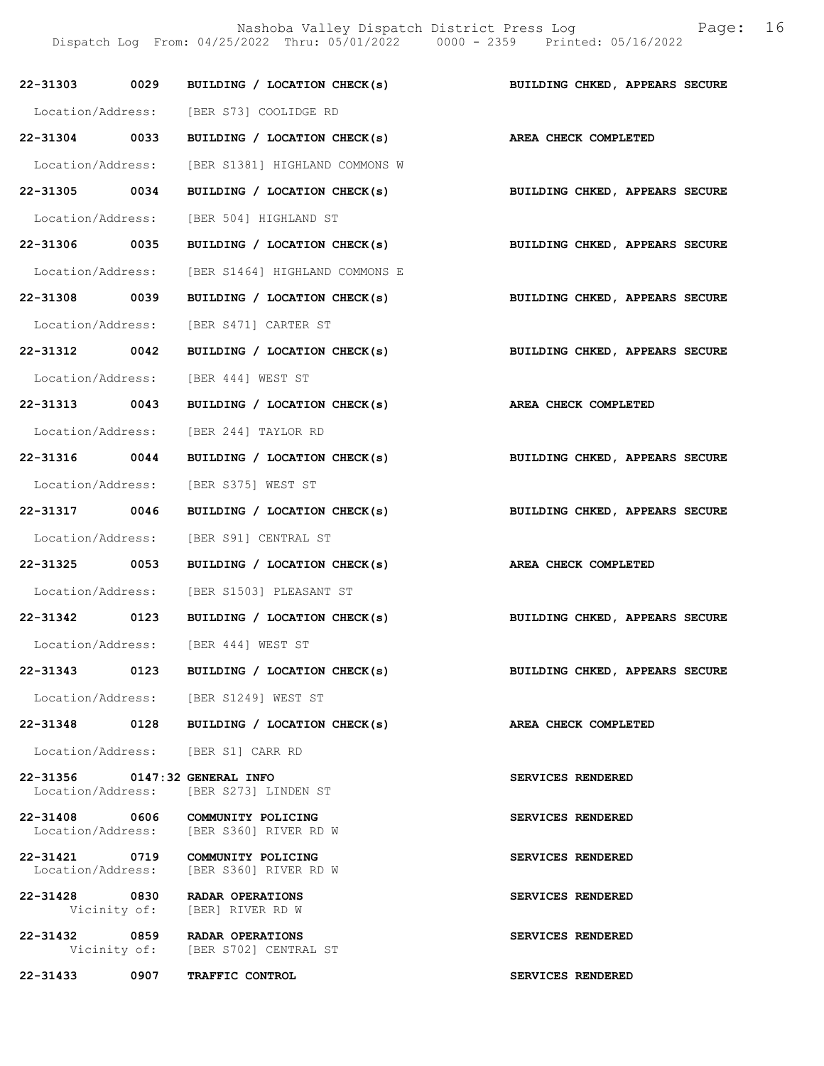22-31303 0029 BUILDING / LOCATION CHECK(s) BUILDING CHKED, APPEARS SECURE

Location/Address: [BER S73] COOLIDGE RD

22-31304 0033 BUILDING / LOCATION CHECK(s) AREA CHECK COMPLETED

Location/Address: [BER S1381] HIGHLAND COMMONS W

22-31305 0034 BUILDING / LOCATION CHECK(s) BUILDING CHKED, APPEARS SECURE

Location/Address: [BER 504] HIGHLAND ST

22-31306 0035 BUILDING / LOCATION CHECK(s) BUILDING CHKED, APPEARS SECURE

Location/Address: [BER S1464] HIGHLAND COMMONS E

22-31308 0039 BUILDING / LOCATION CHECK(s) BUILDING CHKED, APPEARS SECURE

Location/Address: [BER S471] CARTER ST

22-31312 0042 BUILDING / LOCATION CHECK(s) BUILDING CHKED, APPEARS SECURE

Location/Address: [BER 444] WEST ST

22-31313 0043 BUILDING / LOCATION CHECK(s) AREA CHECK COMPLETED

Location/Address: [BER 244] TAYLOR RD

22-31316 0044 BUILDING / LOCATION CHECK(s) BUILDING CHKED, APPEARS SECURE

Location/Address: [BER S375] WEST ST

22-31317 0046 BUILDING / LOCATION CHECK(s) BUILDING CHKED, APPEARS SECURE

Location/Address: [BER S91] CENTRAL ST

22-31325 0053 BUILDING / LOCATION CHECK(s) AREA CHECK COMPLETED

Location/Address: [BER S1503] PLEASANT ST

22-31342 0123 BUILDING / LOCATION CHECK(s) BUILDING CHKED, APPEARS SECURE

Location/Address: [BER 444] WEST ST

22-31343 0123 BUILDING / LOCATION CHECK(s) BUILDING CHKED, APPEARS SECURE

Location/Address: [BER S1249] WEST ST

22-31348 0128 BUILDING / LOCATION CHECK(s) AREA CHECK COMPLETED

Location/Address: [BER S1] CARR RD

22-31356 0147:32 GENERAL INFO SERVICES RENDERED
Location/Address: [BER S273] LINDEN ST

22-31408 0606 COMMUNITY POLICING SERVICES RENDERED
Location/Address: [BER S360] RIVER RD W

22-31421 0719 COMMUNITY POLICING SERVICES RENDERED
Location/Address: [BER S360] RIVER RD W

22-31428 0830 RADAR OPERATIONS SERVICES RENDERED
Vicinity of: [BER] RIVER RD W

22-31432 0859 RADAR OPERATIONS SERVICES RENDERED
Vicinity of: [BER S702] CENTRAL ST

22-31433 0907 TRAFFIC CONTROL SERVICES RENDERED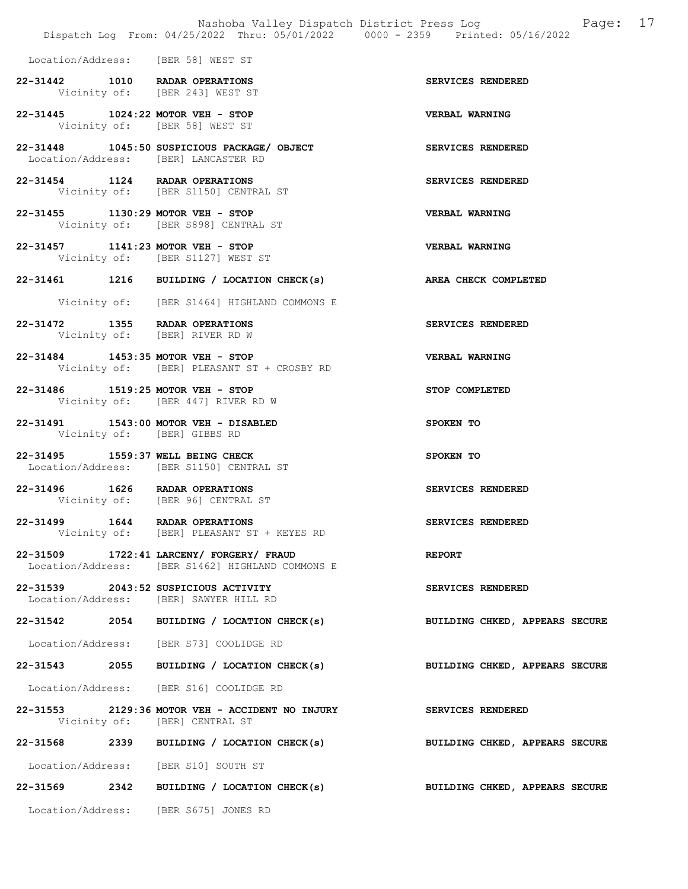Location/Address: [BER 58] WEST ST

22-31442 1010 RADAR OPERATIONS SERVICES RENDERED
Vicinity of: [BER 243] WEST ST

22-31445 1024:22 MOTOR VEH - STOP VERBAL WARNING
Vicinity of: [BER 58] WEST ST

22-31448 1045:50 SUSPICIOUS PACKAGE/ OBJECT SERVICES RENDERED
Location/Address: [BER] LANCASTER RD

22-31454 1124 RADAR OPERATIONS SERVICES RENDERED
Vicinity of: [BER S1150] CENTRAL ST

22-31455 1130:29 MOTOR VEH - STOP VERBAL WARNING
Vicinity of: [BER S898] CENTRAL ST

22-31457 1141:23 MOTOR VEH - STOP VERBAL WARNING
Vicinity of: [BER S1127] WEST ST

22-31461 1216 BUILDING / LOCATION CHECK(s) AREA CHECK COMPLETED

Vicinity of: [BER S1464] HIGHLAND COMMONS E

22-31472 1355 RADAR OPERATIONS SERVICES RENDERED
Vicinity of: [BER] RIVER RD W

22-31484 1453:35 MOTOR VEH - STOP VERBAL WARNING
Vicinity of: [BER] PLEASANT ST + CROSBY RD

22-31486 1519:25 MOTOR VEH - STOP STOP COMPLETED
Vicinity of: [BER 447] RIVER RD W

22-31491 1543:00 MOTOR VEH - DISABLED SPOKEN TO
Vicinity of: [BER] GIBBS RD

22-31495 1559:37 WELL BEING CHECK SPOKEN TO
Location/Address: [BER S1150] CENTRAL ST

22-31496 1626 RADAR OPERATIONS SERVICES RENDERED
Vicinity of: [BER 96] CENTRAL ST

22-31499 1644 RADAR OPERATIONS SERVICES RENDERED
Vicinity of: [BER] PLEASANT ST + KEYES RD

22-31509 1722:41 LARCENY/ FORGERY/ FRAUD REPORT
Location/Address: [BER S1462] HIGHLAND COMMONS E

22-31539 2043:52 SUSPICIOUS ACTIVITY SERVICES RENDERED
Location/Address: [BER] SAWYER HILL RD

22-31542 2054 BUILDING / LOCATION CHECK(s) BUILDING CHKED, APPEARS SECURE

Location/Address: [BER S73] COOLIDGE RD

22-31543 2055 BUILDING / LOCATION CHECK(s) BUILDING CHKED, APPEARS SECURE

Location/Address: [BER S16] COOLIDGE RD

22-31553 2129:36 MOTOR VEH - ACCIDENT NO INJURY SERVICES RENDERED
Vicinity of: [BER] CENTRAL ST

22-31568 2339 BUILDING / LOCATION CHECK(s) BUILDING CHKED, APPEARS SECURE

Location/Address: [BER S10] SOUTH ST

22-31569 2342 BUILDING / LOCATION CHECK(s) BUILDING CHKED, APPEARS SECURE

Location/Address: [BER S675] JONES RD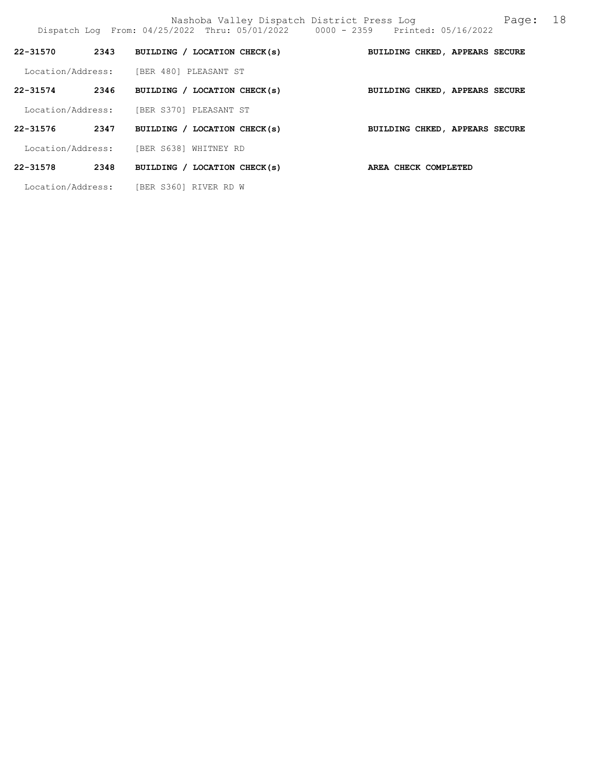**22-31570 2343 BUILDING / LOCATION CHECK(s) BUILDING CHKED, APPEARS SECURE**

Location/Address: [BER 480] PLEASANT ST

**22-31574 2346 BUILDING / LOCATION CHECK(s) BUILDING CHKED, APPEARS SECURE**

Location/Address: [BER S370] PLEASANT ST

**22-31576 2347 BUILDING / LOCATION CHECK(s) BUILDING CHKED, APPEARS SECURE**

Location/Address: [BER S638] WHITNEY RD

**22-31578 2348 BUILDING / LOCATION CHECK(s) AREA CHECK COMPLETED**

Location/Address: [BER S360] RIVER RD W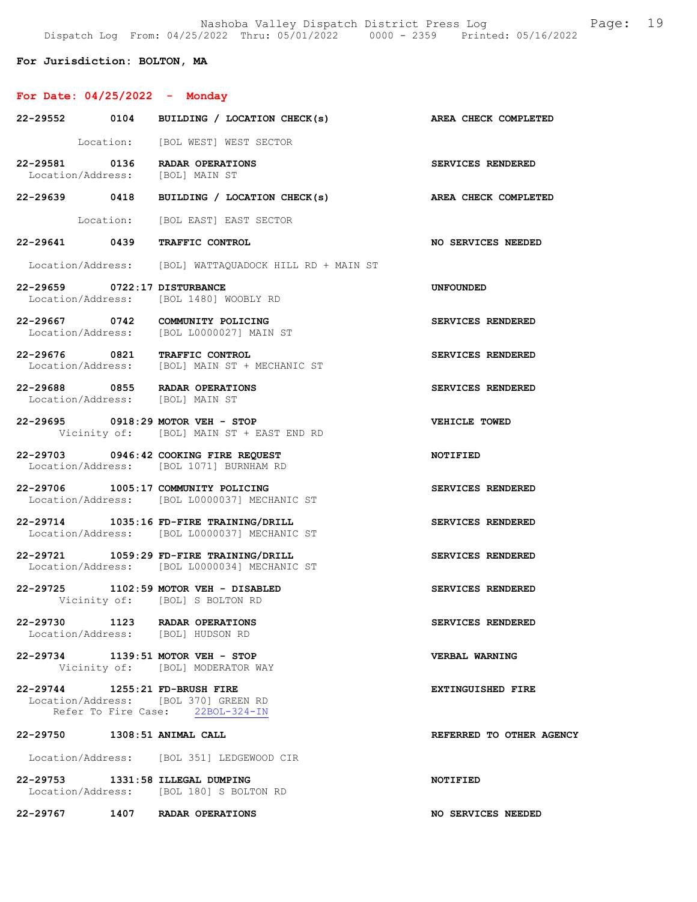**For Jurisdiction: BOLTON, MA**

**For Date: 04/25/2022 - Monday**

**22-29552 0104 BUILDING / LOCATION CHECK(s)** — **AREA CHECK COMPLETED**
Location: [BOL WEST] WEST SECTOR

**22-29581 0136 RADAR OPERATIONS** — **SERVICES RENDERED**
Location/Address: [BOL] MAIN ST

**22-29639 0418 BUILDING / LOCATION CHECK(s)** — **AREA CHECK COMPLETED**
Location: [BOL EAST] EAST SECTOR

**22-29641 0439 TRAFFIC CONTROL** — **NO SERVICES NEEDED**
Location/Address: [BOL] WATTAQUADOCK HILL RD + MAIN ST

**22-29659 0722:17 DISTURBANCE** — **UNFOUNDED**
Location/Address: [BOL 1480] WOOBLY RD

**22-29667 0742 COMMUNITY POLICING** — **SERVICES RENDERED**
Location/Address: [BOL L0000027] MAIN ST

**22-29676 0821 TRAFFIC CONTROL** — **SERVICES RENDERED**
Location/Address: [BOL] MAIN ST + MECHANIC ST

**22-29688 0855 RADAR OPERATIONS** — **SERVICES RENDERED**
Location/Address: [BOL] MAIN ST

**22-29695 0918:29 MOTOR VEH - STOP** — **VEHICLE TOWED**
Vicinity of: [BOL] MAIN ST + EAST END RD

**22-29703 0946:42 COOKING FIRE REQUEST** — **NOTIFIED**
Location/Address: [BOL 1071] BURNHAM RD

**22-29706 1005:17 COMMUNITY POLICING** — **SERVICES RENDERED**
Location/Address: [BOL L0000037] MECHANIC ST

**22-29714 1035:16 FD-FIRE TRAINING/DRILL** — **SERVICES RENDERED**
Location/Address: [BOL L0000037] MECHANIC ST

**22-29721 1059:29 FD-FIRE TRAINING/DRILL** — **SERVICES RENDERED**
Location/Address: [BOL L0000034] MECHANIC ST

**22-29725 1102:59 MOTOR VEH - DISABLED** — **SERVICES RENDERED**
Vicinity of: [BOL] S BOLTON RD

**22-29730 1123 RADAR OPERATIONS** — **SERVICES RENDERED**
Location/Address: [BOL] HUDSON RD

**22-29734 1139:51 MOTOR VEH - STOP** — **VERBAL WARNING**
Vicinity of: [BOL] MODERATOR WAY

**22-29744 1255:21 FD-BRUSH FIRE** — **EXTINGUISHED FIRE**
Location/Address: [BOL 370] GREEN RD
Refer To Fire Case: 22BOL-324-IN

**22-29750 1308:51 ANIMAL CALL** — **REFERRED TO OTHER AGENCY**
Location/Address: [BOL 351] LEDGEWOOD CIR

**22-29753 1331:58 ILLEGAL DUMPING** — **NOTIFIED**
Location/Address: [BOL 180] S BOLTON RD

**22-29767 1407 RADAR OPERATIONS** — **NO SERVICES NEEDED**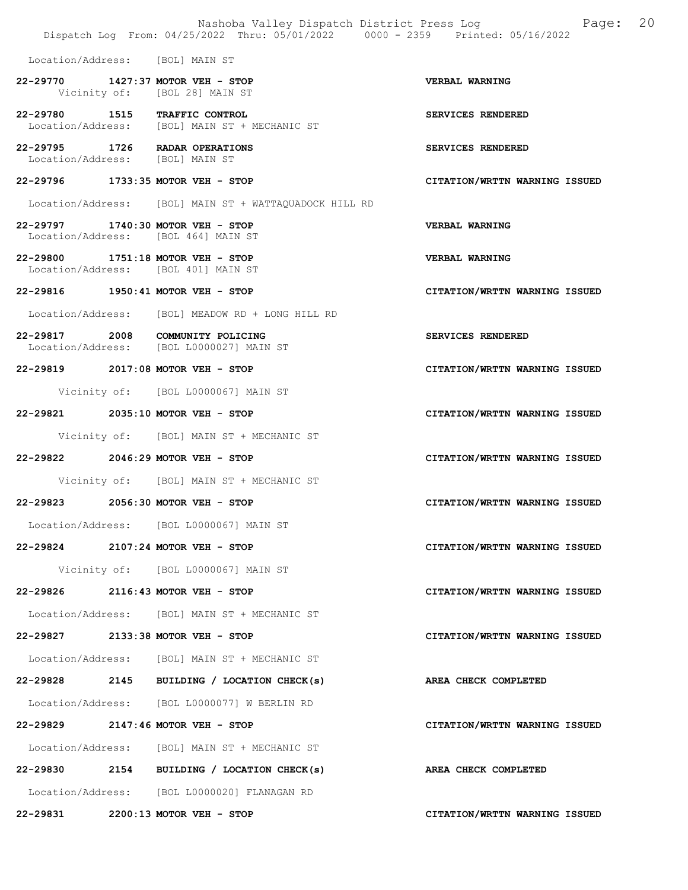Location/Address: [BOL] MAIN ST

22-29770 1427:37 MOTOR VEH - STOP VERBAL WARNING
Vicinity of: [BOL 28] MAIN ST

22-29780 1515 TRAFFIC CONTROL SERVICES RENDERED
Location/Address: [BOL] MAIN ST + MECHANIC ST

22-29795 1726 RADAR OPERATIONS SERVICES RENDERED
Location/Address: [BOL] MAIN ST

22-29796 1733:35 MOTOR VEH - STOP CITATION/WRTTN WARNING ISSUED

Location/Address: [BOL] MAIN ST + WATTAQUADOCK HILL RD

22-29797 1740:30 MOTOR VEH - STOP VERBAL WARNING
Location/Address: [BOL 464] MAIN ST

22-29800 1751:18 MOTOR VEH - STOP VERBAL WARNING
Location/Address: [BOL 401] MAIN ST

22-29816 1950:41 MOTOR VEH - STOP CITATION/WRTTN WARNING ISSUED

Location/Address: [BOL] MEADOW RD + LONG HILL RD

22-29817 2008 COMMUNITY POLICING SERVICES RENDERED
Location/Address: [BOL L0000027] MAIN ST

22-29819 2017:08 MOTOR VEH - STOP CITATION/WRTTN WARNING ISSUED

Vicinity of: [BOL L0000067] MAIN ST

22-29821 2035:10 MOTOR VEH - STOP CITATION/WRTTN WARNING ISSUED

Vicinity of: [BOL] MAIN ST + MECHANIC ST

22-29822 2046:29 MOTOR VEH - STOP CITATION/WRTTN WARNING ISSUED

Vicinity of: [BOL] MAIN ST + MECHANIC ST

22-29823 2056:30 MOTOR VEH - STOP CITATION/WRTTN WARNING ISSUED

Location/Address: [BOL L0000067] MAIN ST

22-29824 2107:24 MOTOR VEH - STOP CITATION/WRTTN WARNING ISSUED

Vicinity of: [BOL L0000067] MAIN ST

22-29826 2116:43 MOTOR VEH - STOP CITATION/WRTTN WARNING ISSUED

Location/Address: [BOL] MAIN ST + MECHANIC ST

22-29827 2133:38 MOTOR VEH - STOP CITATION/WRTTN WARNING ISSUED

Location/Address: [BOL] MAIN ST + MECHANIC ST

22-29828 2145 BUILDING / LOCATION CHECK(s) AREA CHECK COMPLETED

Location/Address: [BOL L0000077] W BERLIN RD

22-29829 2147:46 MOTOR VEH - STOP CITATION/WRTTN WARNING ISSUED

Location/Address: [BOL] MAIN ST + MECHANIC ST

22-29830 2154 BUILDING / LOCATION CHECK(s) AREA CHECK COMPLETED

Location/Address: [BOL L0000020] FLANAGAN RD

22-29831 2200:13 MOTOR VEH - STOP CITATION/WRTTN WARNING ISSUED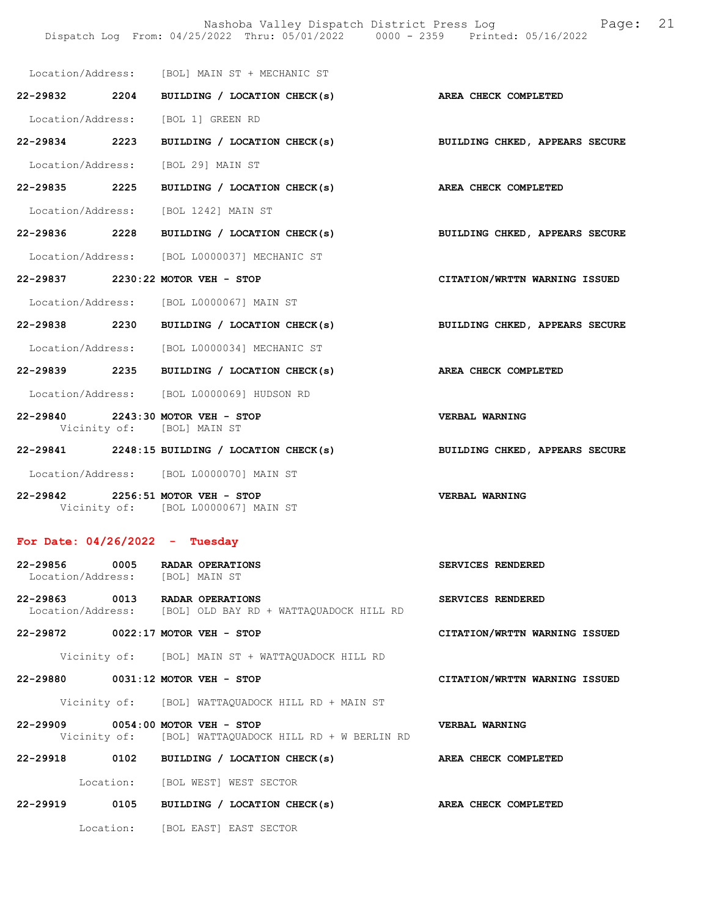Location/Address: [BOL] MAIN ST + MECHANIC ST

**22-29832 2204 BUILDING / LOCATION CHECK(s)** — **AREA CHECK COMPLETED**

Location/Address: [BOL 1] GREEN RD

**22-29834 2223 BUILDING / LOCATION CHECK(s)** — **BUILDING CHKED, APPEARS SECURE**

Location/Address: [BOL 29] MAIN ST

**22-29835 2225 BUILDING / LOCATION CHECK(s)** — **AREA CHECK COMPLETED**

Location/Address: [BOL 1242] MAIN ST

**22-29836 2228 BUILDING / LOCATION CHECK(s)** — **BUILDING CHKED, APPEARS SECURE**

Location/Address: [BOL L0000037] MECHANIC ST

**22-29837 2230:22 MOTOR VEH - STOP** — **CITATION/WRTTN WARNING ISSUED**

Location/Address: [BOL L0000067] MAIN ST

**22-29838 2230 BUILDING / LOCATION CHECK(s)** — **BUILDING CHKED, APPEARS SECURE**

Location/Address: [BOL L0000034] MECHANIC ST

**22-29839 2235 BUILDING / LOCATION CHECK(s)** — **AREA CHECK COMPLETED**

Location/Address: [BOL L0000069] HUDSON RD

**22-29840 2243:30 MOTOR VEH - STOP** — **VERBAL WARNING**
Vicinity of: [BOL] MAIN ST

**22-29841 2248:15 BUILDING / LOCATION CHECK(s)** — **BUILDING CHKED, APPEARS SECURE**

Location/Address: [BOL L0000070] MAIN ST

**22-29842 2256:51 MOTOR VEH - STOP** — **VERBAL WARNING**
Vicinity of: [BOL L0000067] MAIN ST

## For Date: 04/26/2022 - Tuesday

**22-29856 0005 RADAR OPERATIONS** — **SERVICES RENDERED**
Location/Address: [BOL] MAIN ST

**22-29863 0013 RADAR OPERATIONS** — **SERVICES RENDERED**
Location/Address: [BOL] OLD BAY RD + WATTAQUADOCK HILL RD

**22-29872 0022:17 MOTOR VEH - STOP** — **CITATION/WRTTN WARNING ISSUED**

Vicinity of: [BOL] MAIN ST + WATTAQUADOCK HILL RD

**22-29880 0031:12 MOTOR VEH - STOP** — **CITATION/WRTTN WARNING ISSUED**

Vicinity of: [BOL] WATTAQUADOCK HILL RD + MAIN ST

**22-29909 0054:00 MOTOR VEH - STOP** — **VERBAL WARNING**
Vicinity of: [BOL] WATTAQUADOCK HILL RD + W BERLIN RD

**22-29918 0102 BUILDING / LOCATION CHECK(s)** — **AREA CHECK COMPLETED**

Location: [BOL WEST] WEST SECTOR

**22-29919 0105 BUILDING / LOCATION CHECK(s)** — **AREA CHECK COMPLETED**

Location: [BOL EAST] EAST SECTOR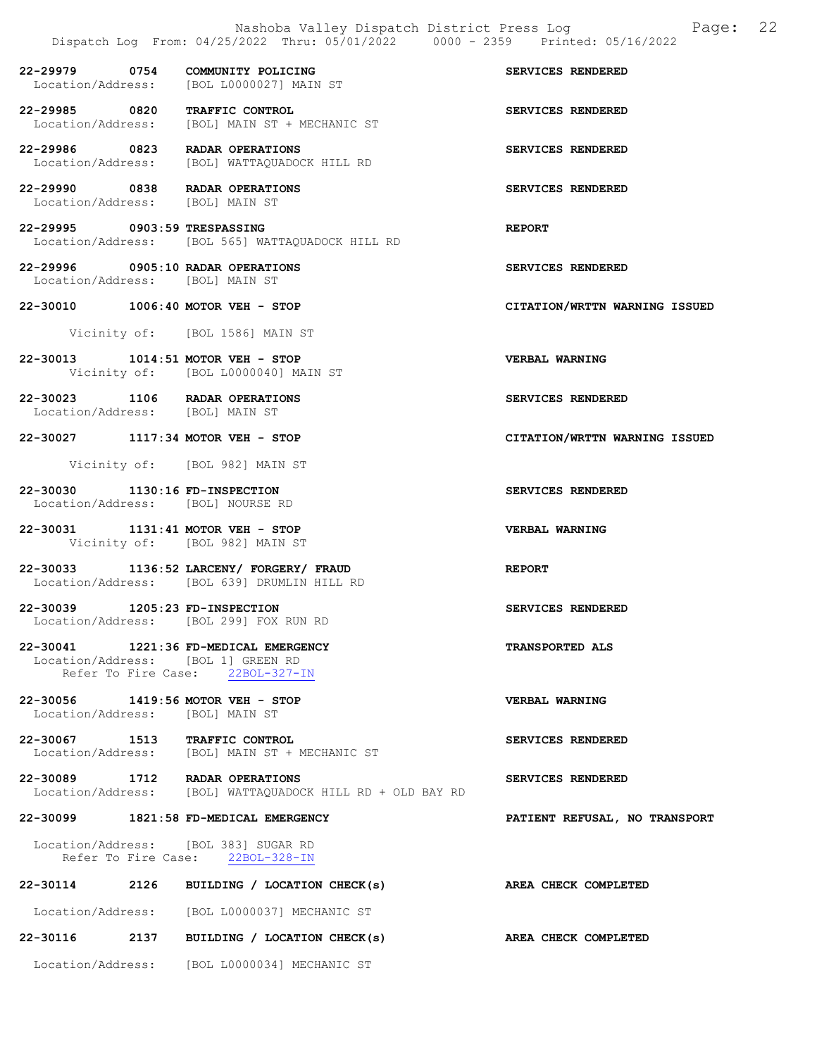Dispatch Log From: 04/25/2022 Thru: 05/01/2022 0000 - 2359 Printed: 05/16/2022

**22-29979 0754 COMMUNITY POLICING** — SERVICES RENDERED
Location/Address: [BOL L0000027] MAIN ST

**22-29985 0820 TRAFFIC CONTROL** — SERVICES RENDERED
Location/Address: [BOL] MAIN ST + MECHANIC ST

**22-29986 0823 RADAR OPERATIONS** — SERVICES RENDERED
Location/Address: [BOL] WATTAQUADOCK HILL RD

**22-29990 0838 RADAR OPERATIONS** — SERVICES RENDERED
Location/Address: [BOL] MAIN ST

**22-29995 0903:59 TRESPASSING** — REPORT
Location/Address: [BOL 565] WATTAQUADOCK HILL RD

**22-29996 0905:10 RADAR OPERATIONS** — SERVICES RENDERED
Location/Address: [BOL] MAIN ST

**22-30010 1006:40 MOTOR VEH - STOP** — CITATION/WRTTN WARNING ISSUED
Vicinity of: [BOL 1586] MAIN ST

**22-30013 1014:51 MOTOR VEH - STOP** — VERBAL WARNING
Vicinity of: [BOL L0000040] MAIN ST

**22-30023 1106 RADAR OPERATIONS** — SERVICES RENDERED
Location/Address: [BOL] MAIN ST

**22-30027 1117:34 MOTOR VEH - STOP** — CITATION/WRTTN WARNING ISSUED
Vicinity of: [BOL 982] MAIN ST

**22-30030 1130:16 FD-INSPECTION** — SERVICES RENDERED
Location/Address: [BOL] NOURSE RD

**22-30031 1131:41 MOTOR VEH - STOP** — VERBAL WARNING
Vicinity of: [BOL 982] MAIN ST

**22-30033 1136:52 LARCENY/ FORGERY/ FRAUD** — REPORT
Location/Address: [BOL 639] DRUMLIN HILL RD

**22-30039 1205:23 FD-INSPECTION** — SERVICES RENDERED
Location/Address: [BOL 299] FOX RUN RD

**22-30041 1221:36 FD-MEDICAL EMERGENCY** — TRANSPORTED ALS
Location/Address: [BOL 1] GREEN RD
Refer To Fire Case: 22BOL-327-IN

**22-30056 1419:56 MOTOR VEH - STOP** — VERBAL WARNING
Location/Address: [BOL] MAIN ST

**22-30067 1513 TRAFFIC CONTROL** — SERVICES RENDERED
Location/Address: [BOL] MAIN ST + MECHANIC ST

**22-30089 1712 RADAR OPERATIONS** — SERVICES RENDERED
Location/Address: [BOL] WATTAQUADOCK HILL RD + OLD BAY RD

**22-30099 1821:58 FD-MEDICAL EMERGENCY** — PATIENT REFUSAL, NO TRANSPORT
Location/Address: [BOL 383] SUGAR RD
Refer To Fire Case: 22BOL-328-IN

**22-30114 2126 BUILDING / LOCATION CHECK(s)** — AREA CHECK COMPLETED
Location/Address: [BOL L0000037] MECHANIC ST

**22-30116 2137 BUILDING / LOCATION CHECK(s)** — AREA CHECK COMPLETED
Location/Address: [BOL L0000034] MECHANIC ST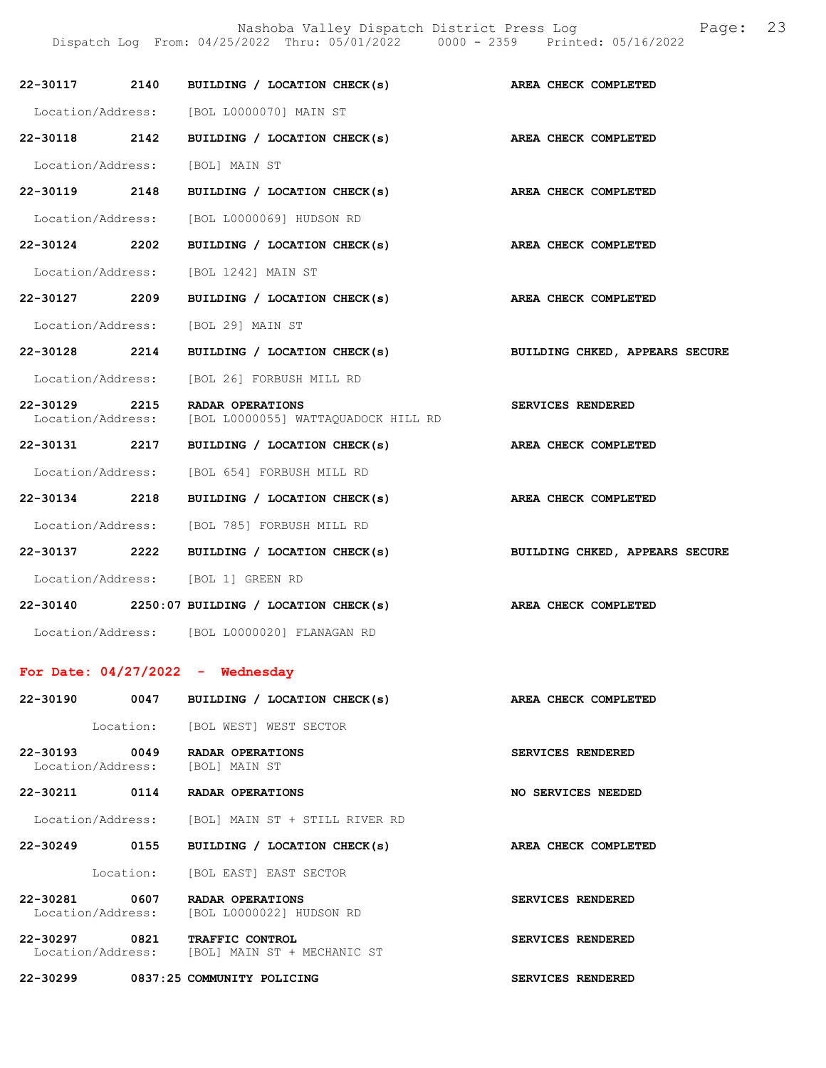| Call # | Time | Call Type | Disposition |
|---|---|---|---|
| 22-30117 | 2140 | BUILDING / LOCATION CHECK(s) | AREA CHECK COMPLETED |
| | | Location/Address: [BOL L0000070] MAIN ST | |
| 22-30118 | 2142 | BUILDING / LOCATION CHECK(s) | AREA CHECK COMPLETED |
| | | Location/Address: [BOL] MAIN ST | |
| 22-30119 | 2148 | BUILDING / LOCATION CHECK(s) | AREA CHECK COMPLETED |
| | | Location/Address: [BOL L0000069] HUDSON RD | |
| 22-30124 | 2202 | BUILDING / LOCATION CHECK(s) | AREA CHECK COMPLETED |
| | | Location/Address: [BOL 1242] MAIN ST | |
| 22-30127 | 2209 | BUILDING / LOCATION CHECK(s) | AREA CHECK COMPLETED |
| | | Location/Address: [BOL 29] MAIN ST | |
| 22-30128 | 2214 | BUILDING / LOCATION CHECK(s) | BUILDING CHKED, APPEARS SECURE |
| | | Location/Address: [BOL 26] FORBUSH MILL RD | |
| 22-30129 | 2215 | RADAR OPERATIONS | SERVICES RENDERED |
| | | Location/Address: [BOL L0000055] WATTAQUADOCK HILL RD | |
| 22-30131 | 2217 | BUILDING / LOCATION CHECK(s) | AREA CHECK COMPLETED |
| | | Location/Address: [BOL 654] FORBUSH MILL RD | |
| 22-30134 | 2218 | BUILDING / LOCATION CHECK(s) | AREA CHECK COMPLETED |
| | | Location/Address: [BOL 785] FORBUSH MILL RD | |
| 22-30137 | 2222 | BUILDING / LOCATION CHECK(s) | BUILDING CHKED, APPEARS SECURE |
| | | Location/Address: [BOL 1] GREEN RD | |
| 22-30140 | 2250:07 | BUILDING / LOCATION CHECK(s) | AREA CHECK COMPLETED |
| | | Location/Address: [BOL L0000020] FLANAGAN RD | |

## For Date: 04/27/2022 - Wednesday

| Call # | Time | Call Type | Disposition |
|---|---|---|---|
| 22-30190 | 0047 | BUILDING / LOCATION CHECK(s) | AREA CHECK COMPLETED |
| | | Location: [BOL WEST] WEST SECTOR | |
| 22-30193 | 0049 | RADAR OPERATIONS | SERVICES RENDERED |
| | | Location/Address: [BOL] MAIN ST | |
| 22-30211 | 0114 | RADAR OPERATIONS | NO SERVICES NEEDED |
| | | Location/Address: [BOL] MAIN ST + STILL RIVER RD | |
| 22-30249 | 0155 | BUILDING / LOCATION CHECK(s) | AREA CHECK COMPLETED |
| | | Location: [BOL EAST] EAST SECTOR | |
| 22-30281 | 0607 | RADAR OPERATIONS | SERVICES RENDERED |
| | | Location/Address: [BOL L0000022] HUDSON RD | |
| 22-30297 | 0821 | TRAFFIC CONTROL | SERVICES RENDERED |
| | | Location/Address: [BOL] MAIN ST + MECHANIC ST | |
| 22-30299 | 0837:25 | COMMUNITY POLICING | SERVICES RENDERED |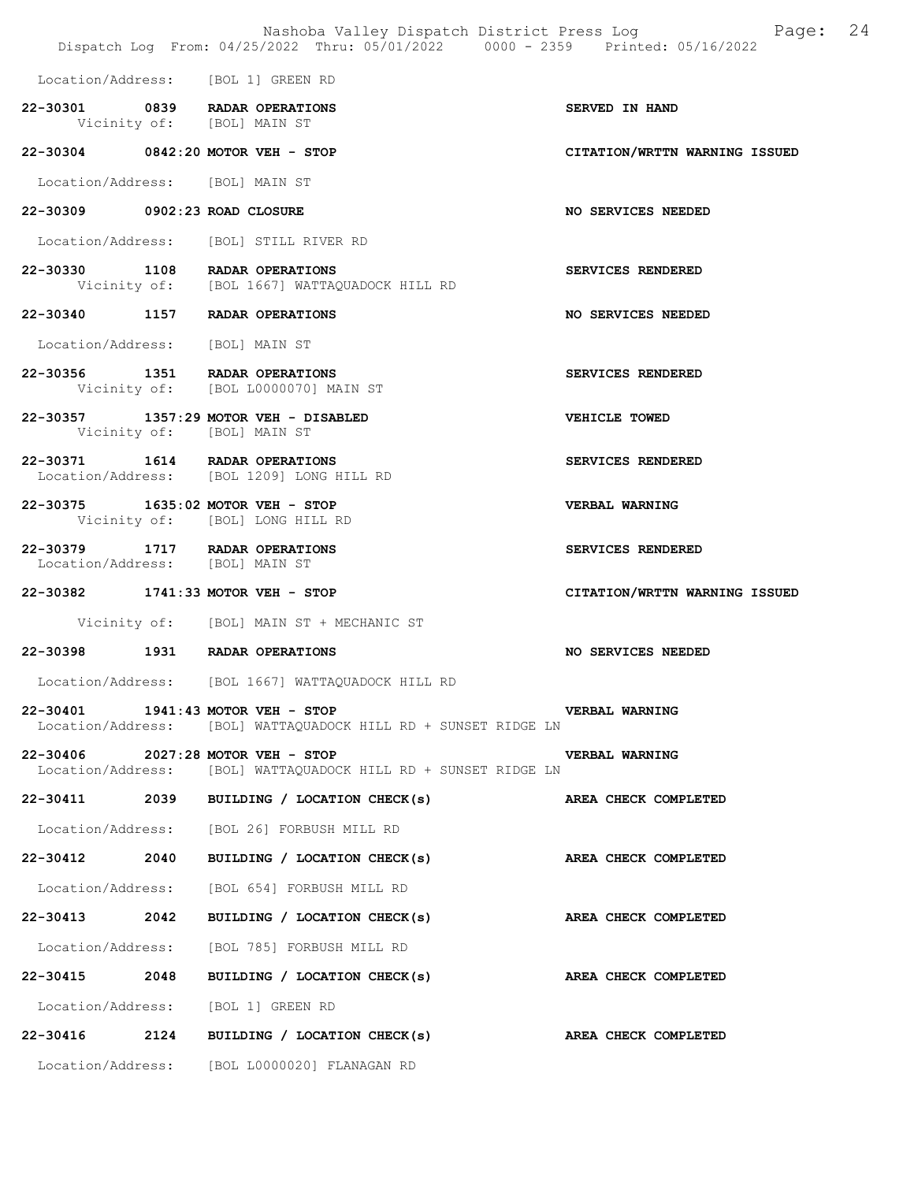Location/Address: [BOL 1] GREEN RD

| Call # | Time | Call Type | Disposition |
|---|---|---|---|
| 22-30301 | 0839 | RADAR OPERATIONS | SERVED IN HAND |
| | | Vicinity of: [BOL] MAIN ST | |
| 22-30304 | 0842:20 | MOTOR VEH - STOP | CITATION/WRTTN WARNING ISSUED |
| | | Location/Address: [BOL] MAIN ST | |
| 22-30309 | 0902:23 | ROAD CLOSURE | NO SERVICES NEEDED |
| | | Location/Address: [BOL] STILL RIVER RD | |
| 22-30330 | 1108 | RADAR OPERATIONS | SERVICES RENDERED |
| | | Vicinity of: [BOL 1667] WATTAQUADOCK HILL RD | |
| 22-30340 | 1157 | RADAR OPERATIONS | NO SERVICES NEEDED |
| | | Location/Address: [BOL] MAIN ST | |
| 22-30356 | 1351 | RADAR OPERATIONS | SERVICES RENDERED |
| | | Vicinity of: [BOL L0000070] MAIN ST | |
| 22-30357 | 1357:29 | MOTOR VEH - DISABLED | VEHICLE TOWED |
| | | Vicinity of: [BOL] MAIN ST | |
| 22-30371 | 1614 | RADAR OPERATIONS | SERVICES RENDERED |
| | | Location/Address: [BOL 1209] LONG HILL RD | |
| 22-30375 | 1635:02 | MOTOR VEH - STOP | VERBAL WARNING |
| | | Vicinity of: [BOL] LONG HILL RD | |
| 22-30379 | 1717 | RADAR OPERATIONS | SERVICES RENDERED |
| | | Location/Address: [BOL] MAIN ST | |
| 22-30382 | 1741:33 | MOTOR VEH - STOP | CITATION/WRTTN WARNING ISSUED |
| | | Vicinity of: [BOL] MAIN ST + MECHANIC ST | |
| 22-30398 | 1931 | RADAR OPERATIONS | NO SERVICES NEEDED |
| | | Location/Address: [BOL 1667] WATTAQUADOCK HILL RD | |
| 22-30401 | 1941:43 | MOTOR VEH - STOP | VERBAL WARNING |
| | | Location/Address: [BOL] WATTAQUADOCK HILL RD + SUNSET RIDGE LN | |
| 22-30406 | 2027:28 | MOTOR VEH - STOP | VERBAL WARNING |
| | | Location/Address: [BOL] WATTAQUADOCK HILL RD + SUNSET RIDGE LN | |
| 22-30411 | 2039 | BUILDING / LOCATION CHECK(s) | AREA CHECK COMPLETED |
| | | Location/Address: [BOL 26] FORBUSH MILL RD | |
| 22-30412 | 2040 | BUILDING / LOCATION CHECK(s) | AREA CHECK COMPLETED |
| | | Location/Address: [BOL 654] FORBUSH MILL RD | |
| 22-30413 | 2042 | BUILDING / LOCATION CHECK(s) | AREA CHECK COMPLETED |
| | | Location/Address: [BOL 785] FORBUSH MILL RD | |
| 22-30415 | 2048 | BUILDING / LOCATION CHECK(s) | AREA CHECK COMPLETED |
| | | Location/Address: [BOL 1] GREEN RD | |
| 22-30416 | 2124 | BUILDING / LOCATION CHECK(s) | AREA CHECK COMPLETED |
| | | Location/Address: [BOL L0000020] FLANAGAN RD | |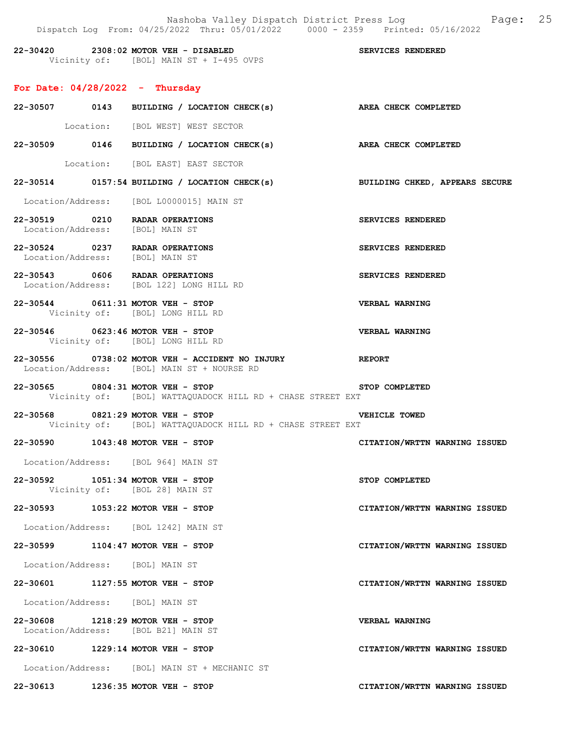22-30420 2308:02 MOTOR VEH - DISABLED SERVICES RENDERED
Vicinity of: [BOL] MAIN ST + I-495 OVPS

## For Date: 04/28/2022 - Thursday

22-30507 0143 BUILDING / LOCATION CHECK(s) AREA CHECK COMPLETED
Location: [BOL WEST] WEST SECTOR

22-30509 0146 BUILDING / LOCATION CHECK(s) AREA CHECK COMPLETED
Location: [BOL EAST] EAST SECTOR

22-30514 0157:54 BUILDING / LOCATION CHECK(s) BUILDING CHKED, APPEARS SECURE
Location/Address: [BOL L0000015] MAIN ST

22-30519 0210 RADAR OPERATIONS SERVICES RENDERED
Location/Address: [BOL] MAIN ST

22-30524 0237 RADAR OPERATIONS SERVICES RENDERED
Location/Address: [BOL] MAIN ST

22-30543 0606 RADAR OPERATIONS SERVICES RENDERED
Location/Address: [BOL 122] LONG HILL RD

22-30544 0611:31 MOTOR VEH - STOP VERBAL WARNING
Vicinity of: [BOL] LONG HILL RD

22-30546 0623:46 MOTOR VEH - STOP VERBAL WARNING
Vicinity of: [BOL] LONG HILL RD

22-30556 0738:02 MOTOR VEH - ACCIDENT NO INJURY REPORT
Location/Address: [BOL] MAIN ST + NOURSE RD

22-30565 0804:31 MOTOR VEH - STOP STOP COMPLETED
Vicinity of: [BOL] WATTAQUADOCK HILL RD + CHASE STREET EXT

22-30568 0821:29 MOTOR VEH - STOP VEHICLE TOWED
Vicinity of: [BOL] WATTAQUADOCK HILL RD + CHASE STREET EXT

22-30590 1043:48 MOTOR VEH - STOP CITATION/WRTTN WARNING ISSUED
Location/Address: [BOL 964] MAIN ST

22-30592 1051:34 MOTOR VEH - STOP STOP COMPLETED
Vicinity of: [BOL 28] MAIN ST

22-30593 1053:22 MOTOR VEH - STOP CITATION/WRTTN WARNING ISSUED
Location/Address: [BOL 1242] MAIN ST

22-30599 1104:47 MOTOR VEH - STOP CITATION/WRTTN WARNING ISSUED
Location/Address: [BOL] MAIN ST

22-30601 1127:55 MOTOR VEH - STOP CITATION/WRTTN WARNING ISSUED
Location/Address: [BOL] MAIN ST

22-30608 1218:29 MOTOR VEH - STOP VERBAL WARNING
Location/Address: [BOL B21] MAIN ST

22-30610 1229:14 MOTOR VEH - STOP CITATION/WRTTN WARNING ISSUED
Location/Address: [BOL] MAIN ST + MECHANIC ST

22-30613 1236:35 MOTOR VEH - STOP CITATION/WRTTN WARNING ISSUED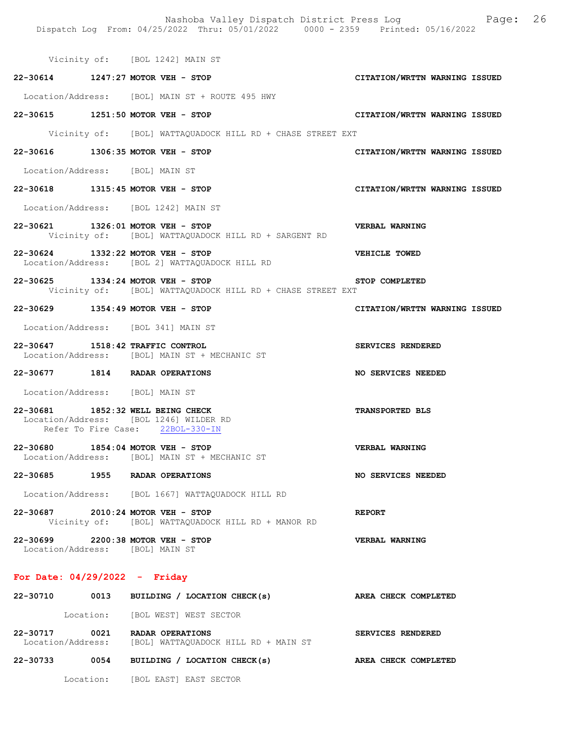Vicinity of: [BOL 1242] MAIN ST

**22-30614 1247:27 MOTOR VEH - STOP** **CITATION/WRTTN WARNING ISSUED**

Location/Address: [BOL] MAIN ST + ROUTE 495 HWY

**22-30615 1251:50 MOTOR VEH - STOP** **CITATION/WRTTN WARNING ISSUED**

Vicinity of: [BOL] WATTAQUADOCK HILL RD + CHASE STREET EXT

**22-30616 1306:35 MOTOR VEH - STOP** **CITATION/WRTTN WARNING ISSUED**

Location/Address: [BOL] MAIN ST

**22-30618 1315:45 MOTOR VEH - STOP** **CITATION/WRTTN WARNING ISSUED**

Location/Address: [BOL 1242] MAIN ST

**22-30621 1326:01 MOTOR VEH - STOP** **VERBAL WARNING**
Vicinity of: [BOL] WATTAQUADOCK HILL RD + SARGENT RD

**22-30624 1332:22 MOTOR VEH - STOP** **VEHICLE TOWED**
Location/Address: [BOL 2] WATTAQUADOCK HILL RD

**22-30625 1334:24 MOTOR VEH - STOP** **STOP COMPLETED**
Vicinity of: [BOL] WATTAQUADOCK HILL RD + CHASE STREET EXT

**22-30629 1354:49 MOTOR VEH - STOP** **CITATION/WRTTN WARNING ISSUED**

Location/Address: [BOL 341] MAIN ST

**22-30647 1518:42 TRAFFIC CONTROL** **SERVICES RENDERED**
Location/Address: [BOL] MAIN ST + MECHANIC ST

**22-30677 1814 RADAR OPERATIONS** **NO SERVICES NEEDED**

Location/Address: [BOL] MAIN ST

**22-30681 1852:32 WELL BEING CHECK** **TRANSPORTED BLS**
Location/Address: [BOL 1246] WILDER RD
Refer To Fire Case: 22BOL-330-IN

**22-30680 1854:04 MOTOR VEH - STOP** **VERBAL WARNING**
Location/Address: [BOL] MAIN ST + MECHANIC ST

**22-30685 1955 RADAR OPERATIONS** **NO SERVICES NEEDED**

Location/Address: [BOL 1667] WATTAQUADOCK HILL RD

**22-30687 2010:24 MOTOR VEH - STOP** **REPORT**
Vicinity of: [BOL] WATTAQUADOCK HILL RD + MANOR RD

**22-30699 2200:38 MOTOR VEH - STOP** **VERBAL WARNING**
Location/Address: [BOL] MAIN ST

## For Date: 04/29/2022 - Friday

**22-30710 0013 BUILDING / LOCATION CHECK(s)** **AREA CHECK COMPLETED**

Location: [BOL WEST] WEST SECTOR

**22-30717 0021 RADAR OPERATIONS** **SERVICES RENDERED**
Location/Address: [BOL] WATTAQUADOCK HILL RD + MAIN ST

**22-30733 0054 BUILDING / LOCATION CHECK(s)** **AREA CHECK COMPLETED**

Location: [BOL EAST] EAST SECTOR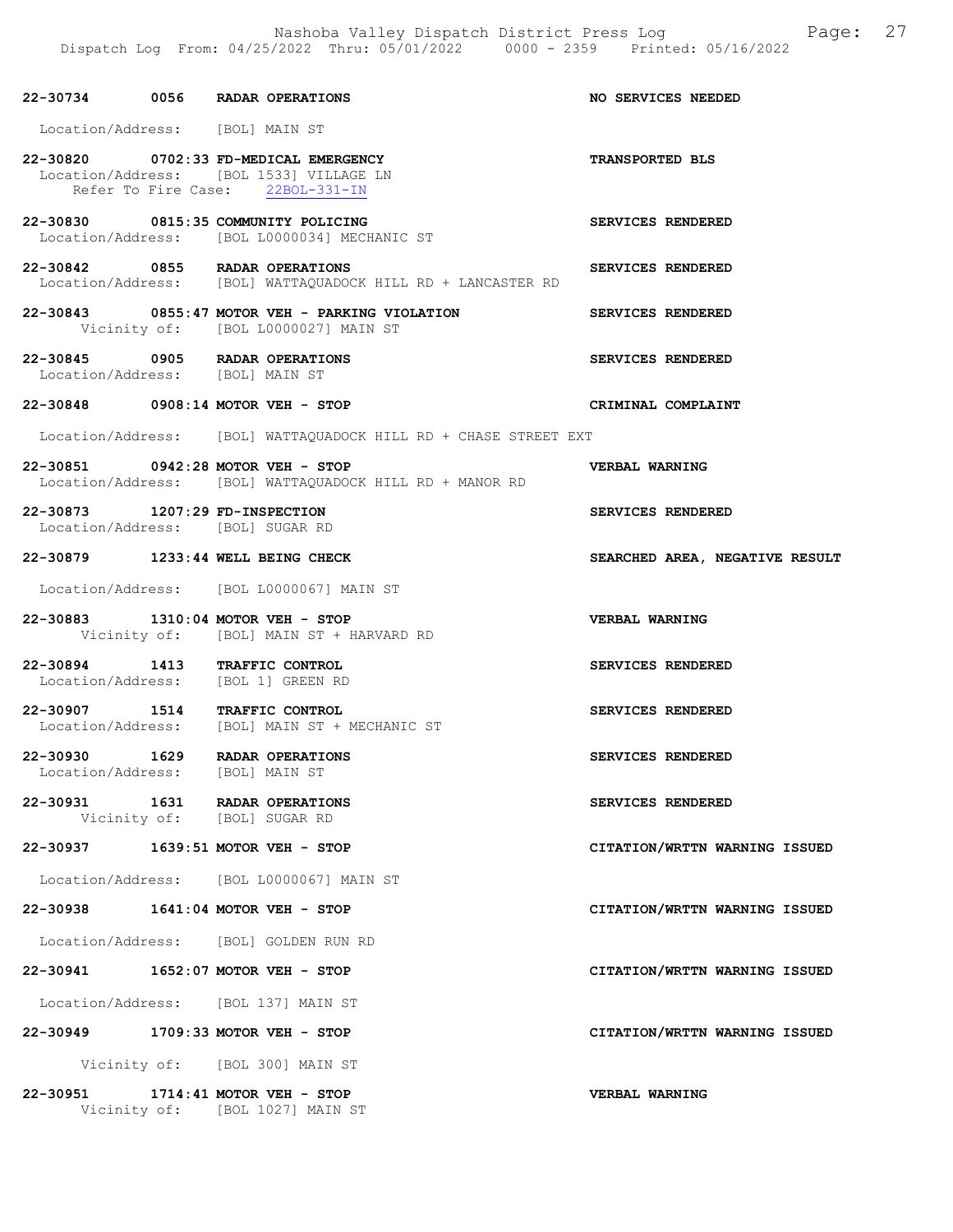22-30734 0056 RADAR OPERATIONS NO SERVICES NEEDED

Location/Address: [BOL] MAIN ST

22-30820 0702:33 FD-MEDICAL EMERGENCY TRANSPORTED BLS
Location/Address: [BOL 1533] VILLAGE LN
Refer To Fire Case: 22BOL-331-IN

22-30830 0815:35 COMMUNITY POLICING SERVICES RENDERED
Location/Address: [BOL L0000034] MECHANIC ST

22-30842 0855 RADAR OPERATIONS SERVICES RENDERED
Location/Address: [BOL] WATTAQUADOCK HILL RD + LANCASTER RD

22-30843 0855:47 MOTOR VEH - PARKING VIOLATION SERVICES RENDERED
Vicinity of: [BOL L0000027] MAIN ST

22-30845 0905 RADAR OPERATIONS SERVICES RENDERED
Location/Address: [BOL] MAIN ST

22-30848 0908:14 MOTOR VEH - STOP CRIMINAL COMPLAINT

Location/Address: [BOL] WATTAQUADOCK HILL RD + CHASE STREET EXT

22-30851 0942:28 MOTOR VEH - STOP VERBAL WARNING
Location/Address: [BOL] WATTAQUADOCK HILL RD + MANOR RD

22-30873 1207:29 FD-INSPECTION SERVICES RENDERED
Location/Address: [BOL] SUGAR RD

22-30879 1233:44 WELL BEING CHECK SEARCHED AREA, NEGATIVE RESULT

Location/Address: [BOL L0000067] MAIN ST

22-30883 1310:04 MOTOR VEH - STOP VERBAL WARNING
Vicinity of: [BOL] MAIN ST + HARVARD RD

22-30894 1413 TRAFFIC CONTROL SERVICES RENDERED
Location/Address: [BOL 1] GREEN RD

22-30907 1514 TRAFFIC CONTROL SERVICES RENDERED
Location/Address: [BOL] MAIN ST + MECHANIC ST

22-30930 1629 RADAR OPERATIONS SERVICES RENDERED
Location/Address: [BOL] MAIN ST

22-30931 1631 RADAR OPERATIONS SERVICES RENDERED
Vicinity of: [BOL] SUGAR RD

22-30937 1639:51 MOTOR VEH - STOP CITATION/WRTTN WARNING ISSUED

Location/Address: [BOL L0000067] MAIN ST

22-30938 1641:04 MOTOR VEH - STOP CITATION/WRTTN WARNING ISSUED

Location/Address: [BOL] GOLDEN RUN RD

22-30941 1652:07 MOTOR VEH - STOP CITATION/WRTTN WARNING ISSUED

Location/Address: [BOL 137] MAIN ST

22-30949 1709:33 MOTOR VEH - STOP CITATION/WRTTN WARNING ISSUED

Vicinity of: [BOL 300] MAIN ST

22-30951 1714:41 MOTOR VEH - STOP VERBAL WARNING
Vicinity of: [BOL 1027] MAIN ST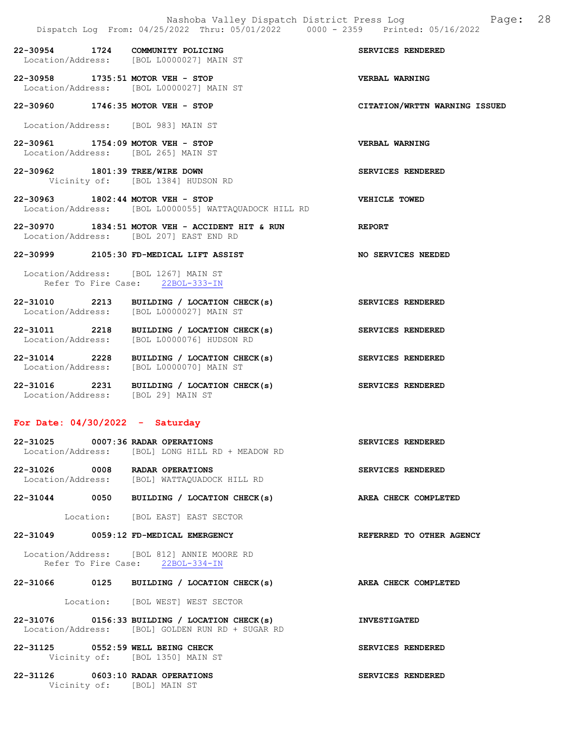**22-30954** 1724 **COMMUNITY POLICING** — **SERVICES RENDERED**
Location/Address: [BOL L0000027] MAIN ST

**22-30958** 1735:51 **MOTOR VEH - STOP** — **VERBAL WARNING**
Location/Address: [BOL L0000027] MAIN ST

**22-30960** 1746:35 **MOTOR VEH - STOP** — **CITATION/WRTTN WARNING ISSUED**
Location/Address: [BOL 983] MAIN ST

**22-30961** 1754:09 **MOTOR VEH - STOP** — **VERBAL WARNING**
Location/Address: [BOL 265] MAIN ST

**22-30962** 1801:39 **TREE/WIRE DOWN** — **SERVICES RENDERED**
Vicinity of: [BOL 1384] HUDSON RD

**22-30963** 1802:44 **MOTOR VEH - STOP** — **VEHICLE TOWED**
Location/Address: [BOL L0000055] WATTAQUADOCK HILL RD

**22-30970** 1834:51 **MOTOR VEH - ACCIDENT HIT & RUN** — **REPORT**
Location/Address: [BOL 207] EAST END RD

**22-30999** 2105:30 **FD-MEDICAL LIFT ASSIST** — **NO SERVICES NEEDED**
Location/Address: [BOL 1267] MAIN ST
Refer To Fire Case: 22BOL-333-IN

**22-31010** 2213 **BUILDING / LOCATION CHECK(s)** — **SERVICES RENDERED**
Location/Address: [BOL L0000027] MAIN ST

**22-31011** 2218 **BUILDING / LOCATION CHECK(s)** — **SERVICES RENDERED**
Location/Address: [BOL L0000076] HUDSON RD

**22-31014** 2228 **BUILDING / LOCATION CHECK(s)** — **SERVICES RENDERED**
Location/Address: [BOL L0000070] MAIN ST

**22-31016** 2231 **BUILDING / LOCATION CHECK(s)** — **SERVICES RENDERED**
Location/Address: [BOL 29] MAIN ST

## For Date: 04/30/2022 - Saturday

**22-31025** 0007:36 **RADAR OPERATIONS** — **SERVICES RENDERED**
Location/Address: [BOL] LONG HILL RD + MEADOW RD

**22-31026** 0008 **RADAR OPERATIONS** — **SERVICES RENDERED**
Location/Address: [BOL] WATTAQUADOCK HILL RD

**22-31044** 0050 **BUILDING / LOCATION CHECK(s)** — **AREA CHECK COMPLETED**
Location: [BOL EAST] EAST SECTOR

**22-31049** 0059:12 **FD-MEDICAL EMERGENCY** — **REFERRED TO OTHER AGENCY**
Location/Address: [BOL 812] ANNIE MOORE RD
Refer To Fire Case: 22BOL-334-IN

**22-31066** 0125 **BUILDING / LOCATION CHECK(s)** — **AREA CHECK COMPLETED**
Location: [BOL WEST] WEST SECTOR

**22-31076** 0156:33 **BUILDING / LOCATION CHECK(s)** — **INVESTIGATED**
Location/Address: [BOL] GOLDEN RUN RD + SUGAR RD

**22-31125** 0552:59 **WELL BEING CHECK** — **SERVICES RENDERED**
Vicinity of: [BOL 1350] MAIN ST

**22-31126** 0603:10 **RADAR OPERATIONS** — **SERVICES RENDERED**
Vicinity of: [BOL] MAIN ST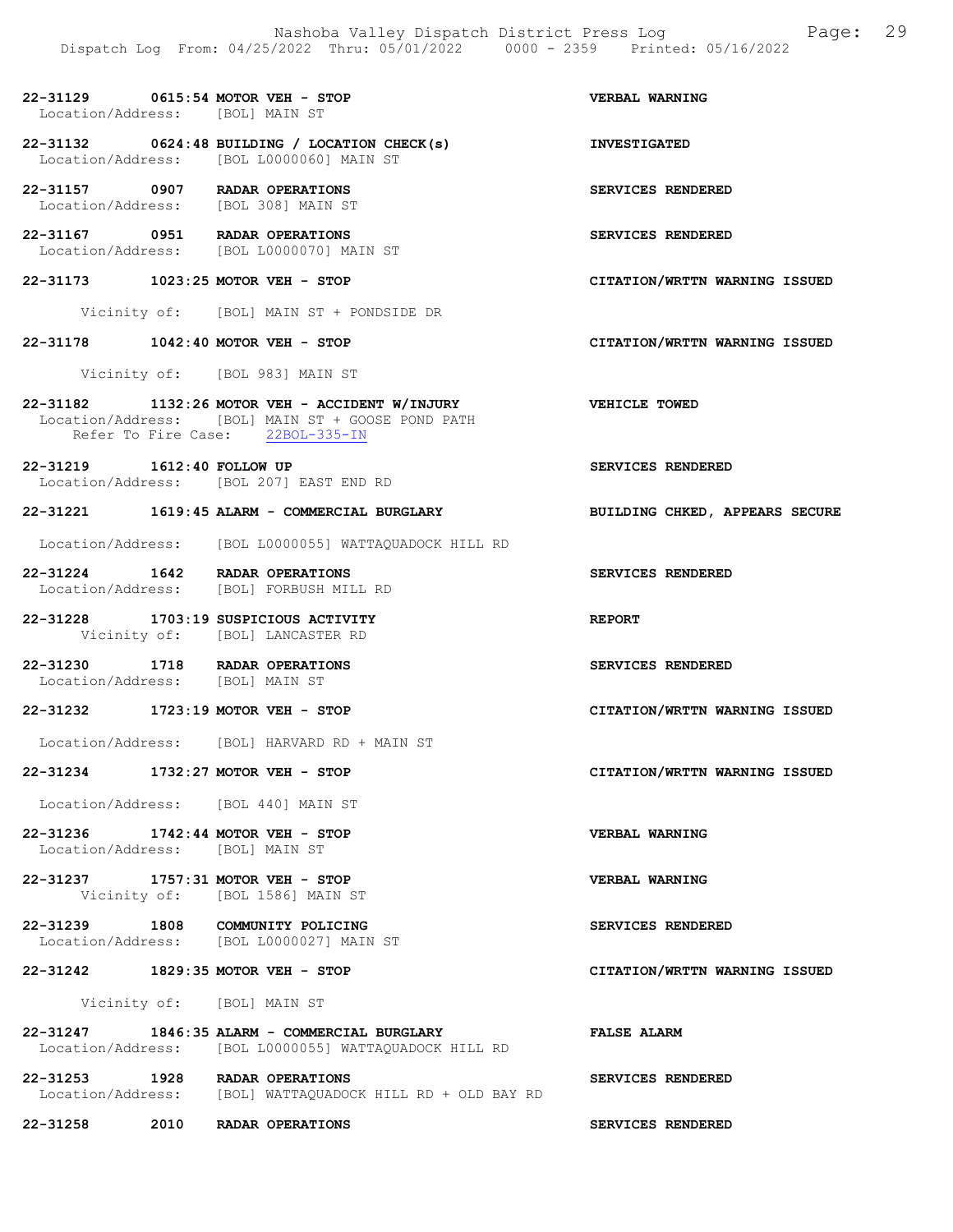**22-31129 0615:54 MOTOR VEH - STOP** — **VERBAL WARNING**
Location/Address: [BOL] MAIN ST

**22-31132 0624:48 BUILDING / LOCATION CHECK(s)** — **INVESTIGATED**
Location/Address: [BOL L0000060] MAIN ST

**22-31157 0907 RADAR OPERATIONS** — **SERVICES RENDERED**
Location/Address: [BOL 308] MAIN ST

**22-31167 0951 RADAR OPERATIONS** — **SERVICES RENDERED**
Location/Address: [BOL L0000070] MAIN ST

**22-31173 1023:25 MOTOR VEH - STOP** — **CITATION/WRTTN WARNING ISSUED**
Vicinity of: [BOL] MAIN ST + PONDSIDE DR

**22-31178 1042:40 MOTOR VEH - STOP** — **CITATION/WRTTN WARNING ISSUED**
Vicinity of: [BOL 983] MAIN ST

**22-31182 1132:26 MOTOR VEH - ACCIDENT W/INJURY** — **VEHICLE TOWED**
Location/Address: [BOL] MAIN ST + GOOSE POND PATH
Refer To Fire Case: 22BOL-335-IN

**22-31219 1612:40 FOLLOW UP** — **SERVICES RENDERED**
Location/Address: [BOL 207] EAST END RD

**22-31221 1619:45 ALARM - COMMERCIAL BURGLARY** — **BUILDING CHKED, APPEARS SECURE**
Location/Address: [BOL L0000055] WATTAQUADOCK HILL RD

**22-31224 1642 RADAR OPERATIONS** — **SERVICES RENDERED**
Location/Address: [BOL] FORBUSH MILL RD

**22-31228 1703:19 SUSPICIOUS ACTIVITY** — **REPORT**
Vicinity of: [BOL] LANCASTER RD

**22-31230 1718 RADAR OPERATIONS** — **SERVICES RENDERED**
Location/Address: [BOL] MAIN ST

**22-31232 1723:19 MOTOR VEH - STOP** — **CITATION/WRTTN WARNING ISSUED**
Location/Address: [BOL] HARVARD RD + MAIN ST

**22-31234 1732:27 MOTOR VEH - STOP** — **CITATION/WRTTN WARNING ISSUED**
Location/Address: [BOL 440] MAIN ST

**22-31236 1742:44 MOTOR VEH - STOP** — **VERBAL WARNING**
Location/Address: [BOL] MAIN ST

**22-31237 1757:31 MOTOR VEH - STOP** — **VERBAL WARNING**
Vicinity of: [BOL 1586] MAIN ST

**22-31239 1808 COMMUNITY POLICING** — **SERVICES RENDERED**
Location/Address: [BOL L0000027] MAIN ST

**22-31242 1829:35 MOTOR VEH - STOP** — **CITATION/WRTTN WARNING ISSUED**
Vicinity of: [BOL] MAIN ST

**22-31247 1846:35 ALARM - COMMERCIAL BURGLARY** — **FALSE ALARM**
Location/Address: [BOL L0000055] WATTAQUADOCK HILL RD

**22-31253 1928 RADAR OPERATIONS** — **SERVICES RENDERED**
Location/Address: [BOL] WATTAQUADOCK HILL RD + OLD BAY RD

**22-31258 2010 RADAR OPERATIONS** — **SERVICES RENDERED**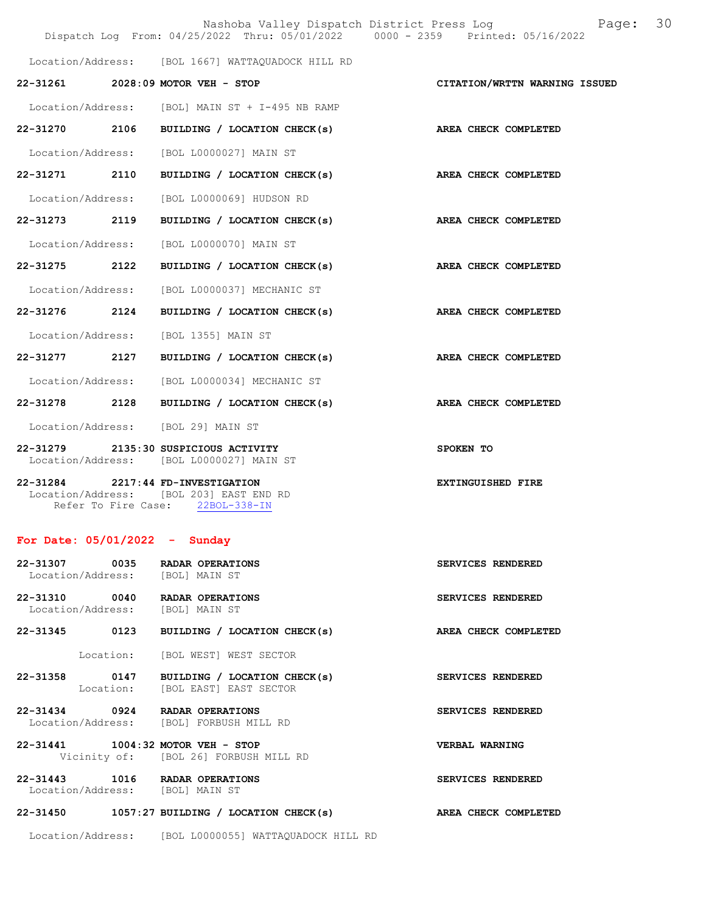Location/Address: [BOL 1667] WATTAQUADOCK HILL RD

**22-31261 2028:09 MOTOR VEH - STOP** — **CITATION/WRTTN WARNING ISSUED**

Location/Address: [BOL] MAIN ST + I-495 NB RAMP

**22-31270 2106 BUILDING / LOCATION CHECK(s)** — **AREA CHECK COMPLETED**

Location/Address: [BOL L0000027] MAIN ST

**22-31271 2110 BUILDING / LOCATION CHECK(s)** — **AREA CHECK COMPLETED**

Location/Address: [BOL L0000069] HUDSON RD

**22-31273 2119 BUILDING / LOCATION CHECK(s)** — **AREA CHECK COMPLETED**

Location/Address: [BOL L0000070] MAIN ST

**22-31275 2122 BUILDING / LOCATION CHECK(s)** — **AREA CHECK COMPLETED**

Location/Address: [BOL L0000037] MECHANIC ST

**22-31276 2124 BUILDING / LOCATION CHECK(s)** — **AREA CHECK COMPLETED**

Location/Address: [BOL 1355] MAIN ST

**22-31277 2127 BUILDING / LOCATION CHECK(s)** — **AREA CHECK COMPLETED**

Location/Address: [BOL L0000034] MECHANIC ST

**22-31278 2128 BUILDING / LOCATION CHECK(s)** — **AREA CHECK COMPLETED**

Location/Address: [BOL 29] MAIN ST

**22-31279 2135:30 SUSPICIOUS ACTIVITY** — **SPOKEN TO**
Location/Address: [BOL L0000027] MAIN ST

**22-31284 2217:44 FD-INVESTIGATION** — **EXTINGUISHED FIRE**
Location/Address: [BOL 203] EAST END RD
Refer To Fire Case: 22BOL-338-IN

## For Date: 05/01/2022 - Sunday

**22-31307 0035 RADAR OPERATIONS** — **SERVICES RENDERED**
Location/Address: [BOL] MAIN ST

**22-31310 0040 RADAR OPERATIONS** — **SERVICES RENDERED**
Location/Address: [BOL] MAIN ST

**22-31345 0123 BUILDING / LOCATION CHECK(s)** — **AREA CHECK COMPLETED**

Location: [BOL WEST] WEST SECTOR

**22-31358 0147 BUILDING / LOCATION CHECK(s)** — **SERVICES RENDERED**
Location: [BOL EAST] EAST SECTOR

**22-31434 0924 RADAR OPERATIONS** — **SERVICES RENDERED**
Location/Address: [BOL] FORBUSH MILL RD

**22-31441 1004:32 MOTOR VEH - STOP** — **VERBAL WARNING**
Vicinity of: [BOL 26] FORBUSH MILL RD

**22-31443 1016 RADAR OPERATIONS** — **SERVICES RENDERED**
Location/Address: [BOL] MAIN ST

**22-31450 1057:27 BUILDING / LOCATION CHECK(s)** — **AREA CHECK COMPLETED**

Location/Address: [BOL L0000055] WATTAQUADOCK HILL RD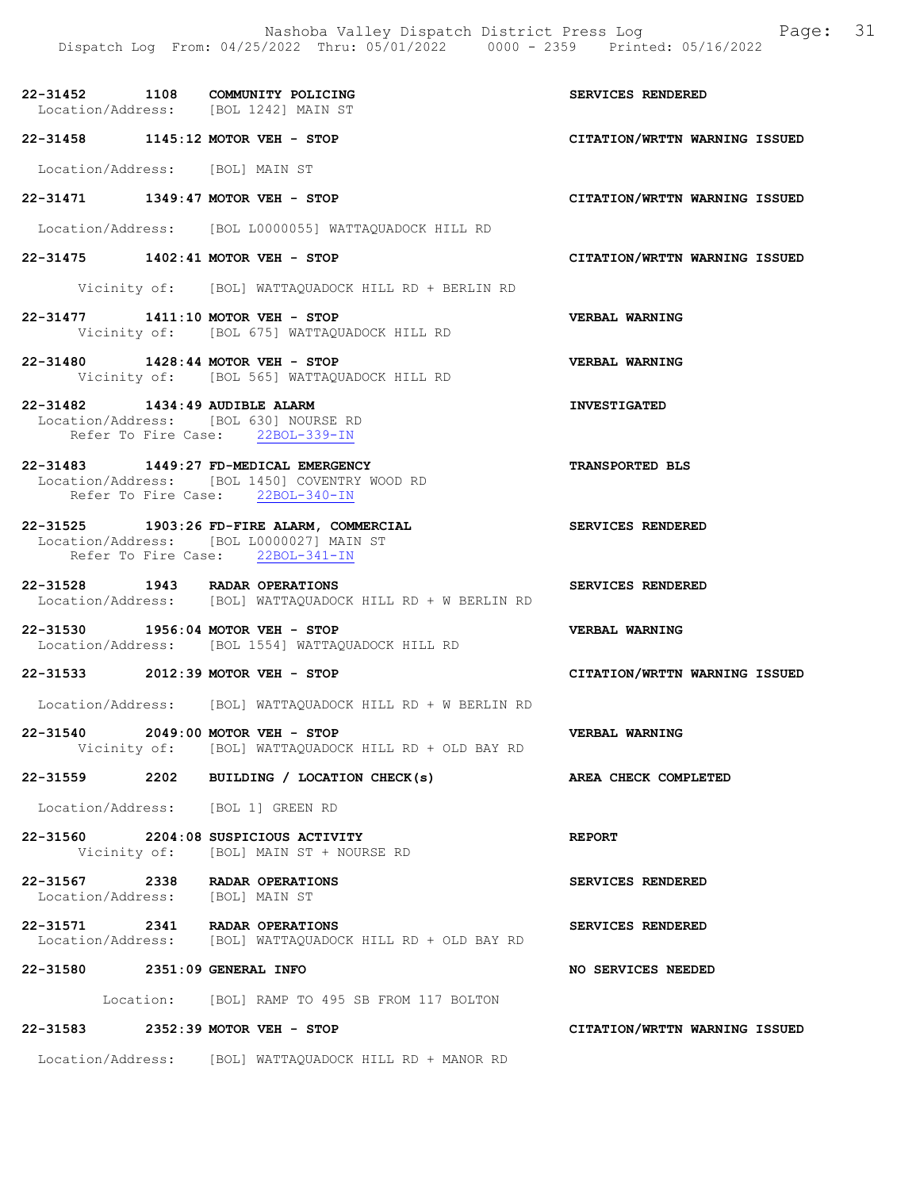22-31452 1108 COMMUNITY POLICING — SERVICES RENDERED
Location/Address: [BOL 1242] MAIN ST

22-31458 1145:12 MOTOR VEH - STOP — CITATION/WRTTN WARNING ISSUED
Location/Address: [BOL] MAIN ST

22-31471 1349:47 MOTOR VEH - STOP — CITATION/WRTTN WARNING ISSUED
Location/Address: [BOL L0000055] WATTAQUADOCK HILL RD

22-31475 1402:41 MOTOR VEH - STOP — CITATION/WRTTN WARNING ISSUED
Vicinity of: [BOL] WATTAQUADOCK HILL RD + BERLIN RD

22-31477 1411:10 MOTOR VEH - STOP — VERBAL WARNING
Vicinity of: [BOL 675] WATTAQUADOCK HILL RD

22-31480 1428:44 MOTOR VEH - STOP — VERBAL WARNING
Vicinity of: [BOL 565] WATTAQUADOCK HILL RD

22-31482 1434:49 AUDIBLE ALARM — INVESTIGATED
Location/Address: [BOL 630] NOURSE RD
Refer To Fire Case: 22BOL-339-IN

22-31483 1449:27 FD-MEDICAL EMERGENCY — TRANSPORTED BLS
Location/Address: [BOL 1450] COVENTRY WOOD RD
Refer To Fire Case: 22BOL-340-IN

22-31525 1903:26 FD-FIRE ALARM, COMMERCIAL — SERVICES RENDERED
Location/Address: [BOL L0000027] MAIN ST
Refer To Fire Case: 22BOL-341-IN

22-31528 1943 RADAR OPERATIONS — SERVICES RENDERED
Location/Address: [BOL] WATTAQUADOCK HILL RD + W BERLIN RD

22-31530 1956:04 MOTOR VEH - STOP — VERBAL WARNING
Location/Address: [BOL 1554] WATTAQUADOCK HILL RD

22-31533 2012:39 MOTOR VEH - STOP — CITATION/WRTTN WARNING ISSUED
Location/Address: [BOL] WATTAQUADOCK HILL RD + W BERLIN RD

22-31540 2049:00 MOTOR VEH - STOP — VERBAL WARNING
Vicinity of: [BOL] WATTAQUADOCK HILL RD + OLD BAY RD

22-31559 2202 BUILDING / LOCATION CHECK(s) — AREA CHECK COMPLETED
Location/Address: [BOL 1] GREEN RD

22-31560 2204:08 SUSPICIOUS ACTIVITY — REPORT
Vicinity of: [BOL] MAIN ST + NOURSE RD

22-31567 2338 RADAR OPERATIONS — SERVICES RENDERED
Location/Address: [BOL] MAIN ST

22-31571 2341 RADAR OPERATIONS — SERVICES RENDERED
Location/Address: [BOL] WATTAQUADOCK HILL RD + OLD BAY RD

22-31580 2351:09 GENERAL INFO — NO SERVICES NEEDED
Location: [BOL] RAMP TO 495 SB FROM 117 BOLTON

22-31583 2352:39 MOTOR VEH - STOP — CITATION/WRTTN WARNING ISSUED
Location/Address: [BOL] WATTAQUADOCK HILL RD + MANOR RD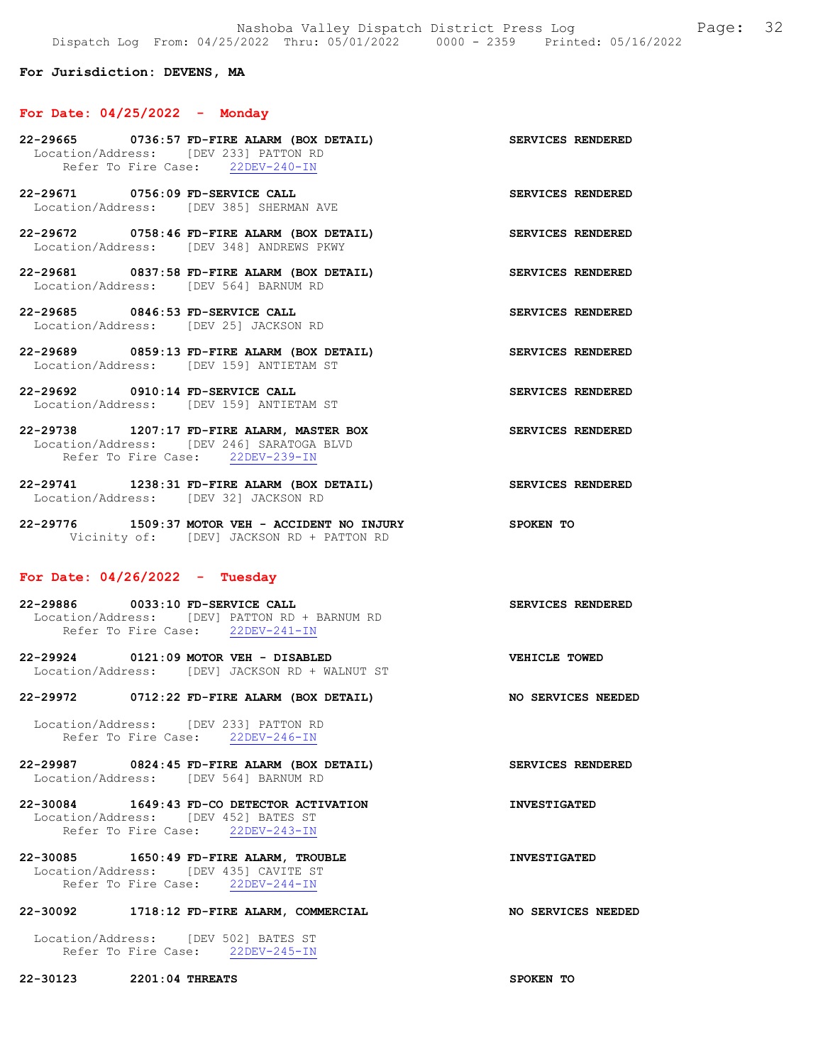**For Jurisdiction: DEVENS, MA**

## For Date: 04/25/2022 - Monday

**22-29665 0736:57 FD-FIRE ALARM (BOX DETAIL)** **SERVICES RENDERED**
Location/Address: [DEV 233] PATTON RD
Refer To Fire Case: 22DEV-240-IN

**22-29671 0756:09 FD-SERVICE CALL** **SERVICES RENDERED**
Location/Address: [DEV 385] SHERMAN AVE

**22-29672 0758:46 FD-FIRE ALARM (BOX DETAIL)** **SERVICES RENDERED**
Location/Address: [DEV 348] ANDREWS PKWY

**22-29681 0837:58 FD-FIRE ALARM (BOX DETAIL)** **SERVICES RENDERED**
Location/Address: [DEV 564] BARNUM RD

**22-29685 0846:53 FD-SERVICE CALL** **SERVICES RENDERED**
Location/Address: [DEV 25] JACKSON RD

**22-29689 0859:13 FD-FIRE ALARM (BOX DETAIL)** **SERVICES RENDERED**
Location/Address: [DEV 159] ANTIETAM ST

**22-29692 0910:14 FD-SERVICE CALL** **SERVICES RENDERED**
Location/Address: [DEV 159] ANTIETAM ST

**22-29738 1207:17 FD-FIRE ALARM, MASTER BOX** **SERVICES RENDERED**
Location/Address: [DEV 246] SARATOGA BLVD
Refer To Fire Case: 22DEV-239-IN

**22-29741 1238:31 FD-FIRE ALARM (BOX DETAIL)** **SERVICES RENDERED**
Location/Address: [DEV 32] JACKSON RD

**22-29776 1509:37 MOTOR VEH - ACCIDENT NO INJURY** **SPOKEN TO**
Vicinity of: [DEV] JACKSON RD + PATTON RD

## For Date: 04/26/2022 - Tuesday

**22-29886 0033:10 FD-SERVICE CALL** **SERVICES RENDERED**
Location/Address: [DEV] PATTON RD + BARNUM RD
Refer To Fire Case: 22DEV-241-IN

**22-29924 0121:09 MOTOR VEH - DISABLED** **VEHICLE TOWED**
Location/Address: [DEV] JACKSON RD + WALNUT ST

**22-29972 0712:22 FD-FIRE ALARM (BOX DETAIL)** **NO SERVICES NEEDED**
Location/Address: [DEV 233] PATTON RD
Refer To Fire Case: 22DEV-246-IN

**22-29987 0824:45 FD-FIRE ALARM (BOX DETAIL)** **SERVICES RENDERED**
Location/Address: [DEV 564] BARNUM RD

**22-30084 1649:43 FD-CO DETECTOR ACTIVATION** **INVESTIGATED**
Location/Address: [DEV 452] BATES ST
Refer To Fire Case: 22DEV-243-IN

**22-30085 1650:49 FD-FIRE ALARM, TROUBLE** **INVESTIGATED**
Location/Address: [DEV 435] CAVITE ST
Refer To Fire Case: 22DEV-244-IN

**22-30092 1718:12 FD-FIRE ALARM, COMMERCIAL** **NO SERVICES NEEDED**
Location/Address: [DEV 502] BATES ST
Refer To Fire Case: 22DEV-245-IN

**22-30123 2201:04 THREATS** **SPOKEN TO**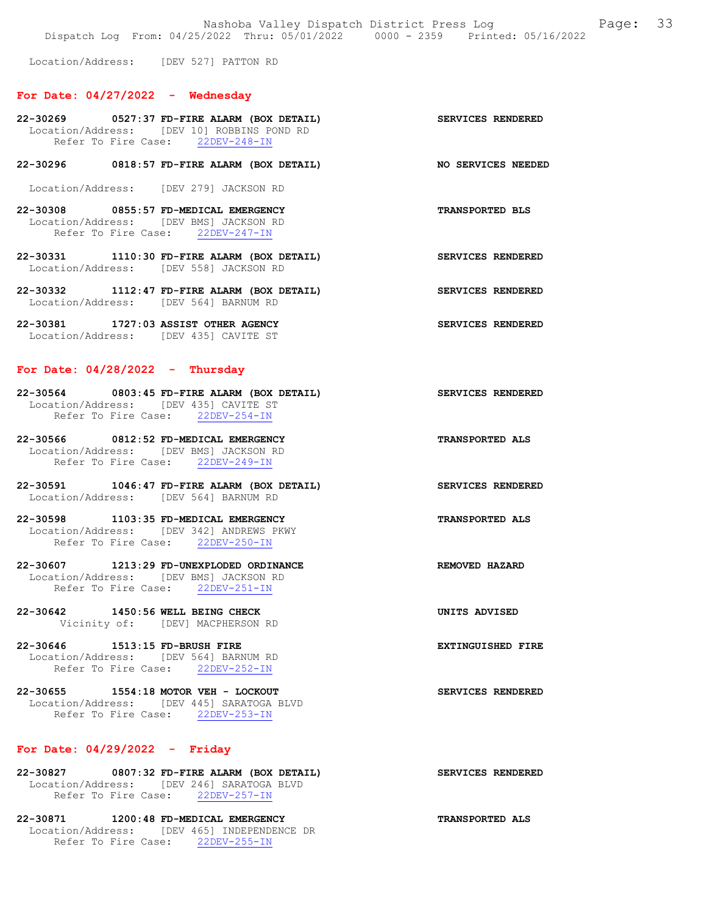Location/Address: [DEV 527] PATTON RD

## For Date: 04/27/2022 - Wednesday

**22-30269 0527:37 FD-FIRE ALARM (BOX DETAIL)** — **SERVICES RENDERED**
Location/Address: [DEV 10] ROBBINS POND RD
Refer To Fire Case: 22DEV-248-IN

**22-30296 0818:57 FD-FIRE ALARM (BOX DETAIL)** — **NO SERVICES NEEDED**
Location/Address: [DEV 279] JACKSON RD

**22-30308 0855:57 FD-MEDICAL EMERGENCY** — **TRANSPORTED BLS**
Location/Address: [DEV BMS] JACKSON RD
Refer To Fire Case: 22DEV-247-IN

**22-30331 1110:30 FD-FIRE ALARM (BOX DETAIL)** — **SERVICES RENDERED**
Location/Address: [DEV 558] JACKSON RD

**22-30332 1112:47 FD-FIRE ALARM (BOX DETAIL)** — **SERVICES RENDERED**
Location/Address: [DEV 564] BARNUM RD

**22-30381 1727:03 ASSIST OTHER AGENCY** — **SERVICES RENDERED**
Location/Address: [DEV 435] CAVITE ST

## For Date: 04/28/2022 - Thursday

**22-30564 0803:45 FD-FIRE ALARM (BOX DETAIL)** — **SERVICES RENDERED**
Location/Address: [DEV 435] CAVITE ST
Refer To Fire Case: 22DEV-254-IN

**22-30566 0812:52 FD-MEDICAL EMERGENCY** — **TRANSPORTED ALS**
Location/Address: [DEV BMS] JACKSON RD
Refer To Fire Case: 22DEV-249-IN

**22-30591 1046:47 FD-FIRE ALARM (BOX DETAIL)** — **SERVICES RENDERED**
Location/Address: [DEV 564] BARNUM RD

**22-30598 1103:35 FD-MEDICAL EMERGENCY** — **TRANSPORTED ALS**
Location/Address: [DEV 342] ANDREWS PKWY
Refer To Fire Case: 22DEV-250-IN

**22-30607 1213:29 FD-UNEXPLODED ORDINANCE** — **REMOVED HAZARD**
Location/Address: [DEV BMS] JACKSON RD
Refer To Fire Case: 22DEV-251-IN

**22-30642 1450:56 WELL BEING CHECK** — **UNITS ADVISED**
Vicinity of: [DEV] MACPHERSON RD

**22-30646 1513:15 FD-BRUSH FIRE** — **EXTINGUISHED FIRE**
Location/Address: [DEV 564] BARNUM RD
Refer To Fire Case: 22DEV-252-IN

**22-30655 1554:18 MOTOR VEH - LOCKOUT** — **SERVICES RENDERED**
Location/Address: [DEV 445] SARATOGA BLVD
Refer To Fire Case: 22DEV-253-IN

## For Date: 04/29/2022 - Friday

**22-30827 0807:32 FD-FIRE ALARM (BOX DETAIL)** — **SERVICES RENDERED**
Location/Address: [DEV 246] SARATOGA BLVD
Refer To Fire Case: 22DEV-257-IN

**22-30871 1200:48 FD-MEDICAL EMERGENCY** — **TRANSPORTED ALS**
Location/Address: [DEV 465] INDEPENDENCE DR
Refer To Fire Case: 22DEV-255-IN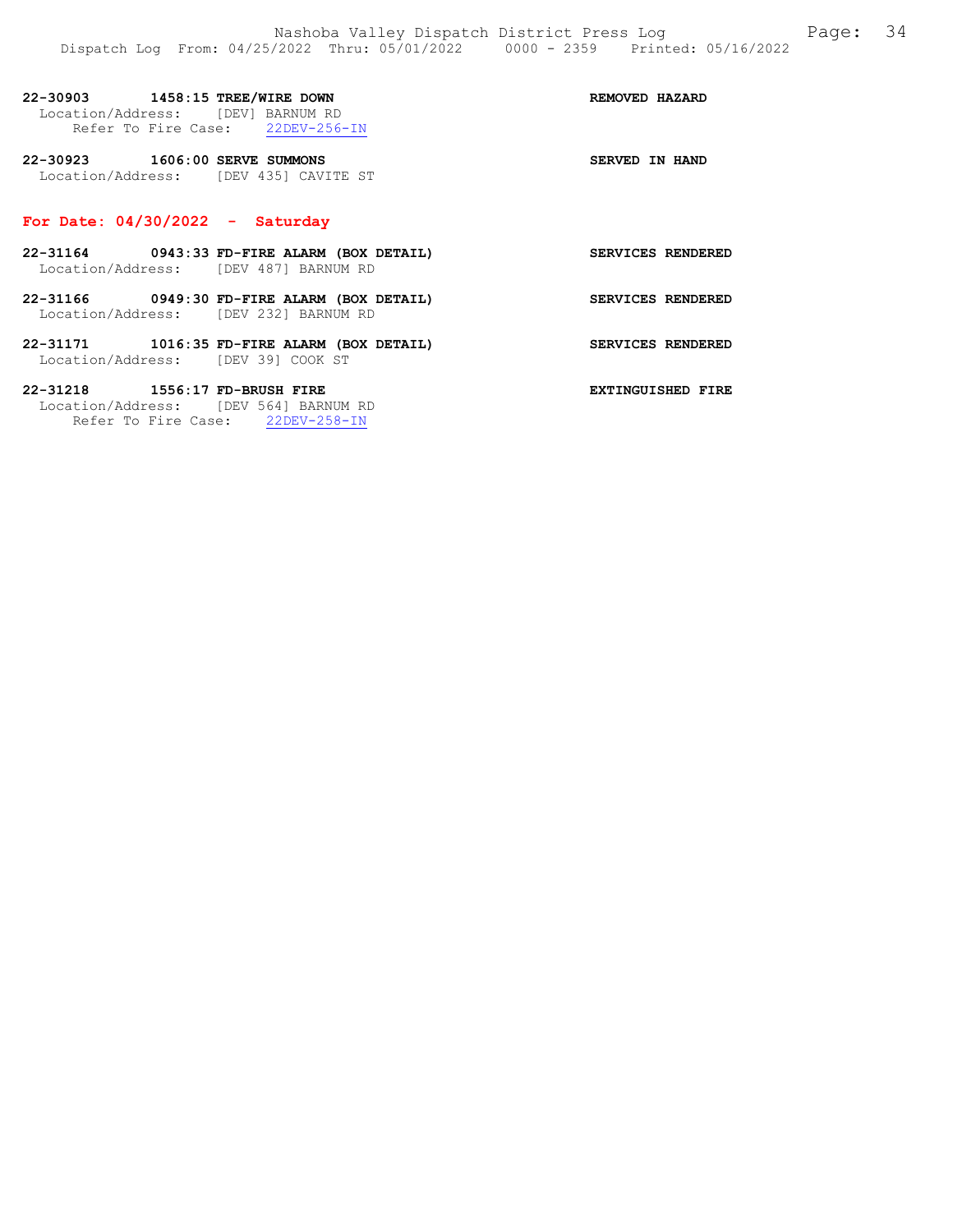**22-30903 1458:15 TREE/WIRE DOWN** **REMOVED HAZARD**
Location/Address: [DEV] BARNUM RD
Refer To Fire Case: 22DEV-256-IN

**22-30923 1606:00 SERVE SUMMONS** **SERVED IN HAND**
Location/Address: [DEV 435] CAVITE ST

## For Date: 04/30/2022 - Saturday

**22-31164 0943:33 FD-FIRE ALARM (BOX DETAIL)** **SERVICES RENDERED**
Location/Address: [DEV 487] BARNUM RD

**22-31166 0949:30 FD-FIRE ALARM (BOX DETAIL)** **SERVICES RENDERED**
Location/Address: [DEV 232] BARNUM RD

**22-31171 1016:35 FD-FIRE ALARM (BOX DETAIL)** **SERVICES RENDERED**
Location/Address: [DEV 39] COOK ST

**22-31218 1556:17 FD-BRUSH FIRE** **EXTINGUISHED FIRE**
Location/Address: [DEV 564] BARNUM RD
Refer To Fire Case: 22DEV-258-IN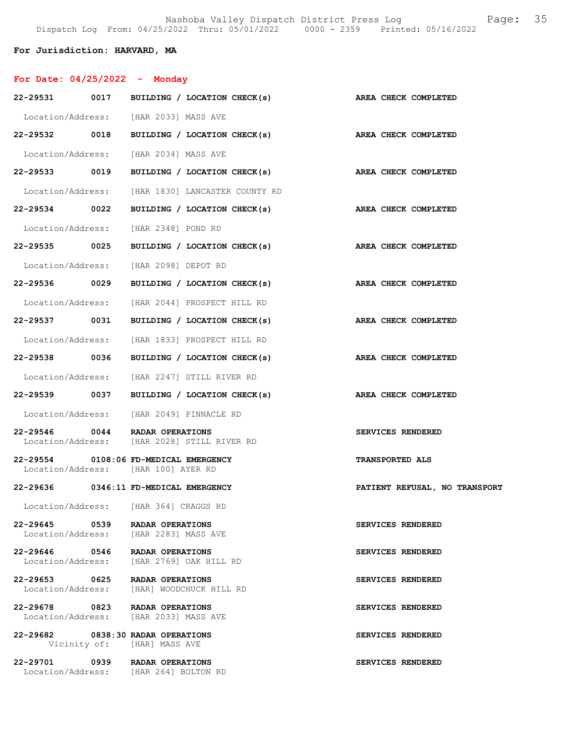**For Jurisdiction: HARVARD, MA**

**For Date: 04/25/2022 - Monday**

**22-29531 0017 BUILDING / LOCATION CHECK(s) AREA CHECK COMPLETED**
Location/Address: [HAR 2033] MASS AVE

**22-29532 0018 BUILDING / LOCATION CHECK(s) AREA CHECK COMPLETED**
Location/Address: [HAR 2034] MASS AVE

**22-29533 0019 BUILDING / LOCATION CHECK(s) AREA CHECK COMPLETED**
Location/Address: [HAR 1830] LANCASTER COUNTY RD

**22-29534 0022 BUILDING / LOCATION CHECK(s) AREA CHECK COMPLETED**
Location/Address: [HAR 2348] POND RD

**22-29535 0025 BUILDING / LOCATION CHECK(s) AREA CHECK COMPLETED**
Location/Address: [HAR 2098] DEPOT RD

**22-29536 0029 BUILDING / LOCATION CHECK(s) AREA CHECK COMPLETED**
Location/Address: [HAR 2044] PROSPECT HILL RD

**22-29537 0031 BUILDING / LOCATION CHECK(s) AREA CHECK COMPLETED**
Location/Address: [HAR 1833] PROSPECT HILL RD

**22-29538 0036 BUILDING / LOCATION CHECK(s) AREA CHECK COMPLETED**
Location/Address: [HAR 2247] STILL RIVER RD

**22-29539 0037 BUILDING / LOCATION CHECK(s) AREA CHECK COMPLETED**
Location/Address: [HAR 2049] PINNACLE RD

**22-29546 0044 RADAR OPERATIONS SERVICES RENDERED**
Location/Address: [HAR 2028] STILL RIVER RD

**22-29554 0108:06 FD-MEDICAL EMERGENCY TRANSPORTED ALS**
Location/Address: [HAR 100] AYER RD

**22-29636 0346:11 FD-MEDICAL EMERGENCY PATIENT REFUSAL, NO TRANSPORT**
Location/Address: [HAR 364] CRAGGS RD

**22-29645 0539 RADAR OPERATIONS SERVICES RENDERED**
Location/Address: [HAR 2283] MASS AVE

**22-29646 0546 RADAR OPERATIONS SERVICES RENDERED**
Location/Address: [HAR 2769] OAK HILL RD

**22-29653 0625 RADAR OPERATIONS SERVICES RENDERED**
Location/Address: [HAR] WOODCHUCK HILL RD

**22-29678 0823 RADAR OPERATIONS SERVICES RENDERED**
Location/Address: [HAR 2033] MASS AVE

**22-29682 0838:30 RADAR OPERATIONS SERVICES RENDERED**
Vicinity of: [HAR] MASS AVE

**22-29701 0939 RADAR OPERATIONS SERVICES RENDERED**
Location/Address: [HAR 264] BOLTON RD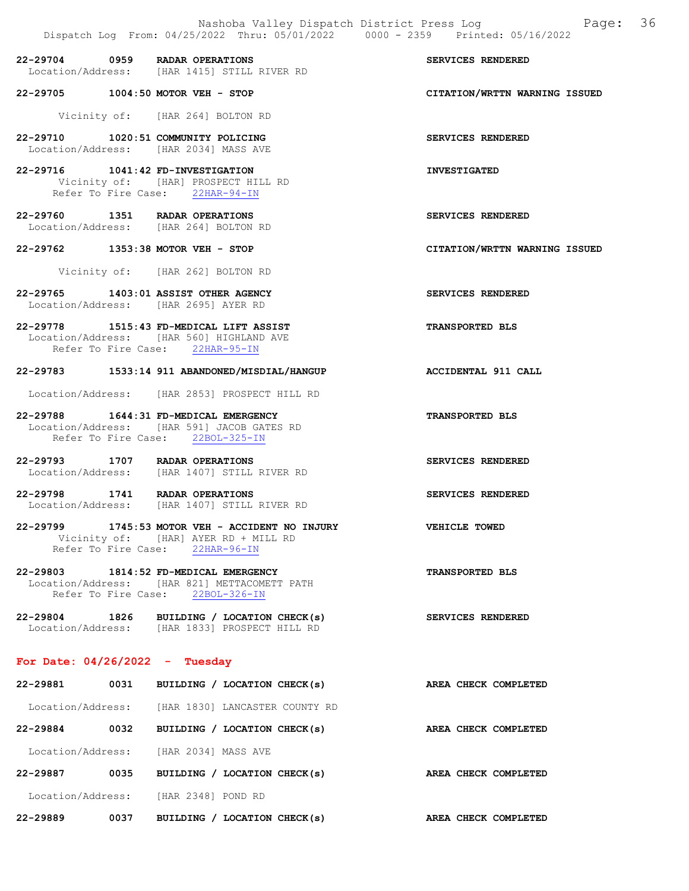22-29704 0959 RADAR OPERATIONS SERVICES RENDERED
Location/Address: [HAR 1415] STILL RIVER RD

22-29705 1004:50 MOTOR VEH - STOP CITATION/WRTTN WARNING ISSUED

Vicinity of: [HAR 264] BOLTON RD

22-29710 1020:51 COMMUNITY POLICING SERVICES RENDERED
Location/Address: [HAR 2034] MASS AVE

22-29716 1041:42 FD-INVESTIGATION INVESTIGATED
Vicinity of: [HAR] PROSPECT HILL RD
Refer To Fire Case: 22HAR-94-IN

22-29760 1351 RADAR OPERATIONS SERVICES RENDERED
Location/Address: [HAR 264] BOLTON RD

22-29762 1353:38 MOTOR VEH - STOP CITATION/WRTTN WARNING ISSUED

Vicinity of: [HAR 262] BOLTON RD

22-29765 1403:01 ASSIST OTHER AGENCY SERVICES RENDERED
Location/Address: [HAR 2695] AYER RD

22-29778 1515:43 FD-MEDICAL LIFT ASSIST TRANSPORTED BLS
Location/Address: [HAR 560] HIGHLAND AVE
Refer To Fire Case: 22HAR-95-IN

22-29783 1533:14 911 ABANDONED/MISDIAL/HANGUP ACCIDENTAL 911 CALL

Location/Address: [HAR 2853] PROSPECT HILL RD

22-29788 1644:31 FD-MEDICAL EMERGENCY TRANSPORTED BLS
Location/Address: [HAR 591] JACOB GATES RD
Refer To Fire Case: 22BOL-325-IN

22-29793 1707 RADAR OPERATIONS SERVICES RENDERED
Location/Address: [HAR 1407] STILL RIVER RD

22-29798 1741 RADAR OPERATIONS SERVICES RENDERED
Location/Address: [HAR 1407] STILL RIVER RD

22-29799 1745:53 MOTOR VEH - ACCIDENT NO INJURY VEHICLE TOWED
Vicinity of: [HAR] AYER RD + MILL RD
Refer To Fire Case: 22HAR-96-IN

22-29803 1814:52 FD-MEDICAL EMERGENCY TRANSPORTED BLS
Location/Address: [HAR 821] METTACOMETT PATH
Refer To Fire Case: 22BOL-326-IN

22-29804 1826 BUILDING / LOCATION CHECK(s) SERVICES RENDERED
Location/Address: [HAR 1833] PROSPECT HILL RD

## For Date: 04/26/2022 - Tuesday

22-29881 0031 BUILDING / LOCATION CHECK(s) AREA CHECK COMPLETED

Location/Address: [HAR 1830] LANCASTER COUNTY RD

22-29884 0032 BUILDING / LOCATION CHECK(s) AREA CHECK COMPLETED

Location/Address: [HAR 2034] MASS AVE

22-29887 0035 BUILDING / LOCATION CHECK(s) AREA CHECK COMPLETED

Location/Address: [HAR 2348] POND RD

22-29889 0037 BUILDING / LOCATION CHECK(s) AREA CHECK COMPLETED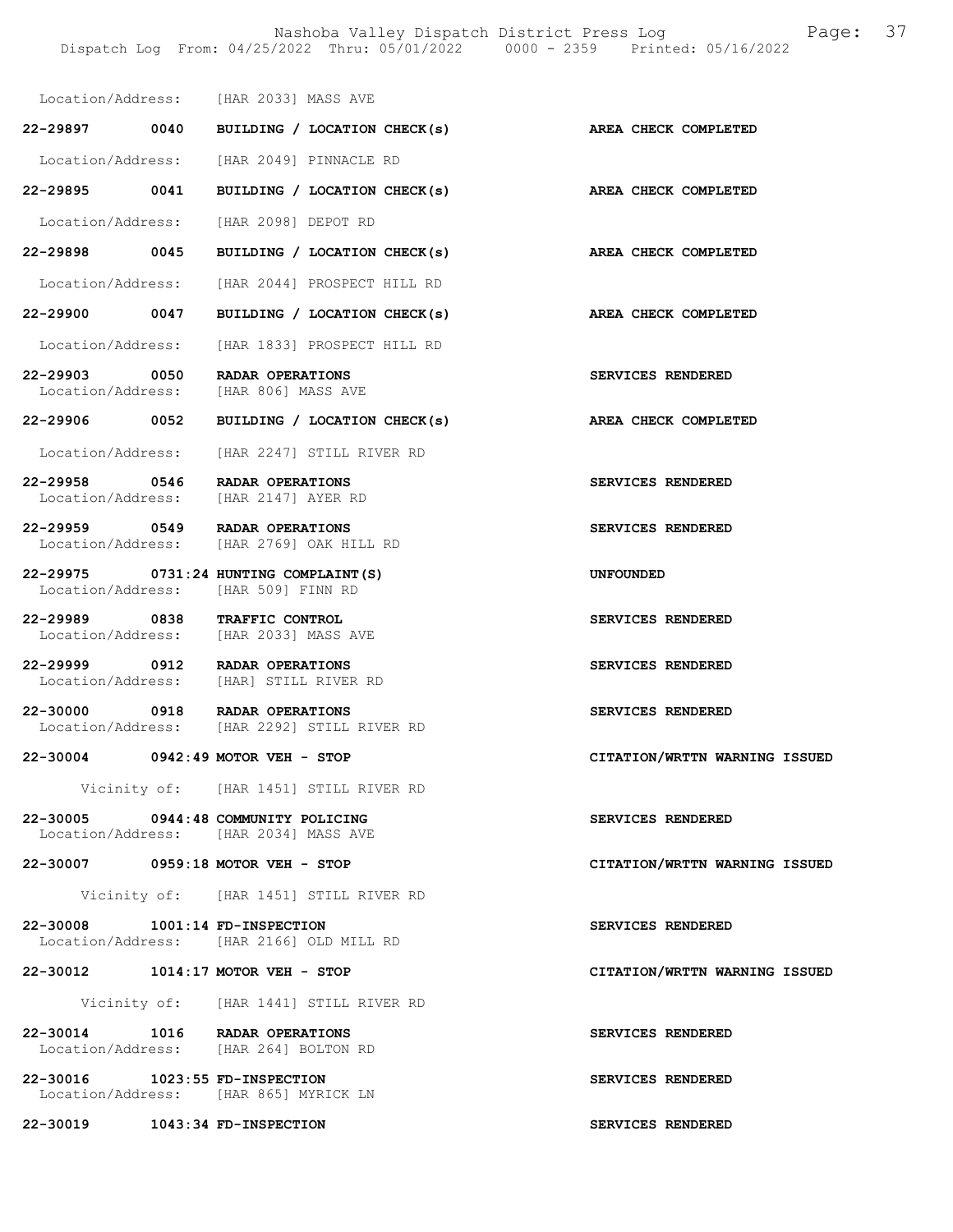Location/Address: [HAR 2033] MASS AVE

**22-29897 0040 BUILDING / LOCATION CHECK(s)** — **AREA CHECK COMPLETED**

Location/Address: [HAR 2049] PINNACLE RD

**22-29895 0041 BUILDING / LOCATION CHECK(s)** — **AREA CHECK COMPLETED**

Location/Address: [HAR 2098] DEPOT RD

**22-29898 0045 BUILDING / LOCATION CHECK(s)** — **AREA CHECK COMPLETED**

Location/Address: [HAR 2044] PROSPECT HILL RD

**22-29900 0047 BUILDING / LOCATION CHECK(s)** — **AREA CHECK COMPLETED**

Location/Address: [HAR 1833] PROSPECT HILL RD

**22-29903 0050 RADAR OPERATIONS** — **SERVICES RENDERED**
Location/Address: [HAR 806] MASS AVE

**22-29906 0052 BUILDING / LOCATION CHECK(s)** — **AREA CHECK COMPLETED**

Location/Address: [HAR 2247] STILL RIVER RD

**22-29958 0546 RADAR OPERATIONS** — **SERVICES RENDERED**
Location/Address: [HAR 2147] AYER RD

**22-29959 0549 RADAR OPERATIONS** — **SERVICES RENDERED**
Location/Address: [HAR 2769] OAK HILL RD

**22-29975 0731:24 HUNTING COMPLAINT(S)** — **UNFOUNDED**
Location/Address: [HAR 509] FINN RD

**22-29989 0838 TRAFFIC CONTROL** — **SERVICES RENDERED**
Location/Address: [HAR 2033] MASS AVE

**22-29999 0912 RADAR OPERATIONS** — **SERVICES RENDERED**
Location/Address: [HAR] STILL RIVER RD

**22-30000 0918 RADAR OPERATIONS** — **SERVICES RENDERED**
Location/Address: [HAR 2292] STILL RIVER RD

**22-30004 0942:49 MOTOR VEH - STOP** — **CITATION/WRTTN WARNING ISSUED**

Vicinity of: [HAR 1451] STILL RIVER RD

**22-30005 0944:48 COMMUNITY POLICING** — **SERVICES RENDERED**
Location/Address: [HAR 2034] MASS AVE

**22-30007 0959:18 MOTOR VEH - STOP** — **CITATION/WRTTN WARNING ISSUED**

Vicinity of: [HAR 1451] STILL RIVER RD

**22-30008 1001:14 FD-INSPECTION** — **SERVICES RENDERED**
Location/Address: [HAR 2166] OLD MILL RD

**22-30012 1014:17 MOTOR VEH - STOP** — **CITATION/WRTTN WARNING ISSUED**

Vicinity of: [HAR 1441] STILL RIVER RD

**22-30014 1016 RADAR OPERATIONS** — **SERVICES RENDERED**
Location/Address: [HAR 264] BOLTON RD

**22-30016 1023:55 FD-INSPECTION** — **SERVICES RENDERED**
Location/Address: [HAR 865] MYRICK LN

**22-30019 1043:34 FD-INSPECTION** — **SERVICES RENDERED**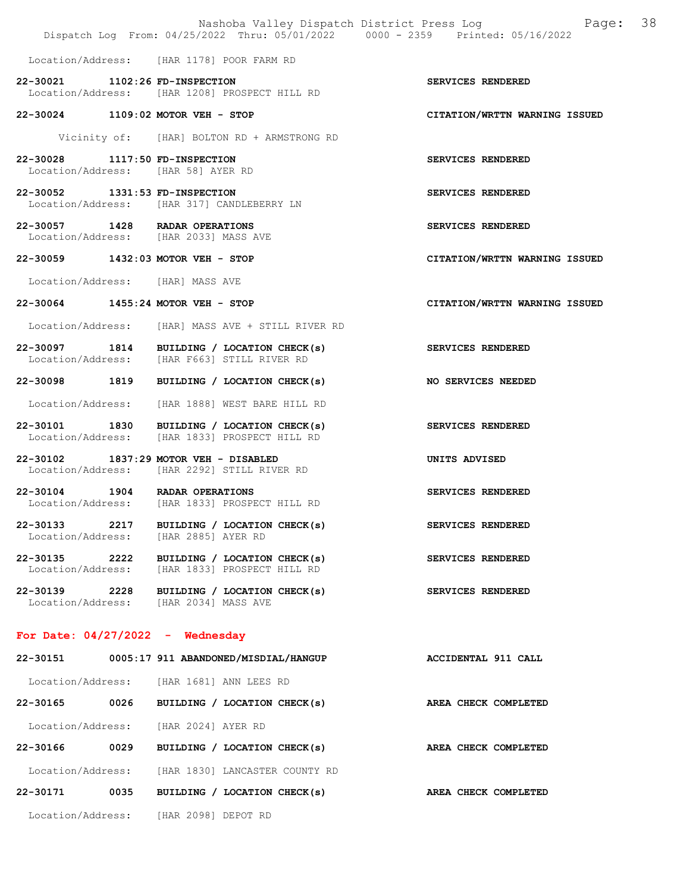Location/Address: [HAR 1178] POOR FARM RD

**22-30021 1102:26 FD-INSPECTION** — **SERVICES RENDERED**
Location/Address: [HAR 1208] PROSPECT HILL RD

**22-30024 1109:02 MOTOR VEH - STOP** — **CITATION/WRTTN WARNING ISSUED**
Vicinity of: [HAR] BOLTON RD + ARMSTRONG RD

**22-30028 1117:50 FD-INSPECTION** — **SERVICES RENDERED**
Location/Address: [HAR 58] AYER RD

**22-30052 1331:53 FD-INSPECTION** — **SERVICES RENDERED**
Location/Address: [HAR 317] CANDLEBERRY LN

**22-30057 1428 RADAR OPERATIONS** — **SERVICES RENDERED**
Location/Address: [HAR 2033] MASS AVE

**22-30059 1432:03 MOTOR VEH - STOP** — **CITATION/WRTTN WARNING ISSUED**
Location/Address: [HAR] MASS AVE

**22-30064 1455:24 MOTOR VEH - STOP** — **CITATION/WRTTN WARNING ISSUED**
Location/Address: [HAR] MASS AVE + STILL RIVER RD

**22-30097 1814 BUILDING / LOCATION CHECK(s)** — **SERVICES RENDERED**
Location/Address: [HAR F663] STILL RIVER RD

**22-30098 1819 BUILDING / LOCATION CHECK(s)** — **NO SERVICES NEEDED**
Location/Address: [HAR 1888] WEST BARE HILL RD

**22-30101 1830 BUILDING / LOCATION CHECK(s)** — **SERVICES RENDERED**
Location/Address: [HAR 1833] PROSPECT HILL RD

**22-30102 1837:29 MOTOR VEH - DISABLED** — **UNITS ADVISED**
Location/Address: [HAR 2292] STILL RIVER RD

**22-30104 1904 RADAR OPERATIONS** — **SERVICES RENDERED**
Location/Address: [HAR 1833] PROSPECT HILL RD

**22-30133 2217 BUILDING / LOCATION CHECK(s)** — **SERVICES RENDERED**
Location/Address: [HAR 2885] AYER RD

**22-30135 2222 BUILDING / LOCATION CHECK(s)** — **SERVICES RENDERED**
Location/Address: [HAR 1833] PROSPECT HILL RD

**22-30139 2228 BUILDING / LOCATION CHECK(s)** — **SERVICES RENDERED**
Location/Address: [HAR 2034] MASS AVE

## For Date: 04/27/2022 - Wednesday

**22-30151 0005:17 911 ABANDONED/MISDIAL/HANGUP** — **ACCIDENTAL 911 CALL**
Location/Address: [HAR 1681] ANN LEES RD

**22-30165 0026 BUILDING / LOCATION CHECK(s)** — **AREA CHECK COMPLETED**
Location/Address: [HAR 2024] AYER RD

**22-30166 0029 BUILDING / LOCATION CHECK(s)** — **AREA CHECK COMPLETED**
Location/Address: [HAR 1830] LANCASTER COUNTY RD

**22-30171 0035 BUILDING / LOCATION CHECK(s)** — **AREA CHECK COMPLETED**
Location/Address: [HAR 2098] DEPOT RD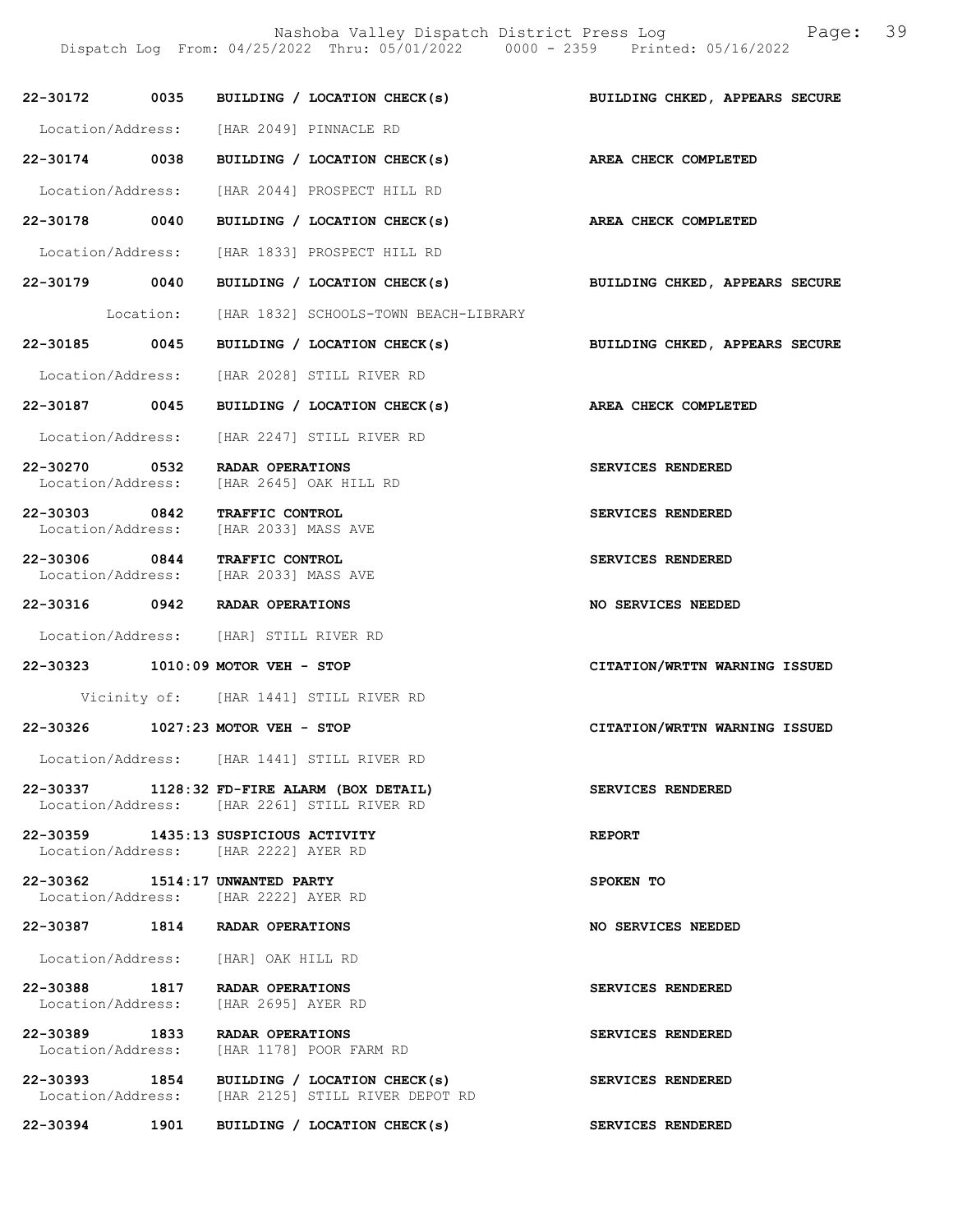| Call # | Time | Call Type | Disposition |
|---|---|---|---|
| 22-30172 | 0035 | BUILDING / LOCATION CHECK(s) | BUILDING CHKED, APPEARS SECURE |
| Location/Address: | | [HAR 2049] PINNACLE RD | |
| 22-30174 | 0038 | BUILDING / LOCATION CHECK(s) | AREA CHECK COMPLETED |
| Location/Address: | | [HAR 2044] PROSPECT HILL RD | |
| 22-30178 | 0040 | BUILDING / LOCATION CHECK(s) | AREA CHECK COMPLETED |
| Location/Address: | | [HAR 1833] PROSPECT HILL RD | |
| 22-30179 | 0040 | BUILDING / LOCATION CHECK(s) | BUILDING CHKED, APPEARS SECURE |
| Location: | | [HAR 1832] SCHOOLS-TOWN BEACH-LIBRARY | |
| 22-30185 | 0045 | BUILDING / LOCATION CHECK(s) | BUILDING CHKED, APPEARS SECURE |
| Location/Address: | | [HAR 2028] STILL RIVER RD | |
| 22-30187 | 0045 | BUILDING / LOCATION CHECK(s) | AREA CHECK COMPLETED |
| Location/Address: | | [HAR 2247] STILL RIVER RD | |
| 22-30270 | 0532 | RADAR OPERATIONS | SERVICES RENDERED |
| Location/Address: | | [HAR 2645] OAK HILL RD | |
| 22-30303 | 0842 | TRAFFIC CONTROL | SERVICES RENDERED |
| Location/Address: | | [HAR 2033] MASS AVE | |
| 22-30306 | 0844 | TRAFFIC CONTROL | SERVICES RENDERED |
| Location/Address: | | [HAR 2033] MASS AVE | |
| 22-30316 | 0942 | RADAR OPERATIONS | NO SERVICES NEEDED |
| Location/Address: | | [HAR] STILL RIVER RD | |
| 22-30323 | 1010:09 | MOTOR VEH - STOP | CITATION/WRTTN WARNING ISSUED |
| Vicinity of: | | [HAR 1441] STILL RIVER RD | |
| 22-30326 | 1027:23 | MOTOR VEH - STOP | CITATION/WRTTN WARNING ISSUED |
| Location/Address: | | [HAR 1441] STILL RIVER RD | |
| 22-30337 | 1128:32 | FD-FIRE ALARM (BOX DETAIL) | SERVICES RENDERED |
| Location/Address: | | [HAR 2261] STILL RIVER RD | |
| 22-30359 | 1435:13 | SUSPICIOUS ACTIVITY | REPORT |
| Location/Address: | | [HAR 2222] AYER RD | |
| 22-30362 | 1514:17 | UNWANTED PARTY | SPOKEN TO |
| Location/Address: | | [HAR 2222] AYER RD | |
| 22-30387 | 1814 | RADAR OPERATIONS | NO SERVICES NEEDED |
| Location/Address: | | [HAR] OAK HILL RD | |
| 22-30388 | 1817 | RADAR OPERATIONS | SERVICES RENDERED |
| Location/Address: | | [HAR 2695] AYER RD | |
| 22-30389 | 1833 | RADAR OPERATIONS | SERVICES RENDERED |
| Location/Address: | | [HAR 1178] POOR FARM RD | |
| 22-30393 | 1854 | BUILDING / LOCATION CHECK(s) | SERVICES RENDERED |
| Location/Address: | | [HAR 2125] STILL RIVER DEPOT RD | |
| 22-30394 | 1901 | BUILDING / LOCATION CHECK(s) | SERVICES RENDERED |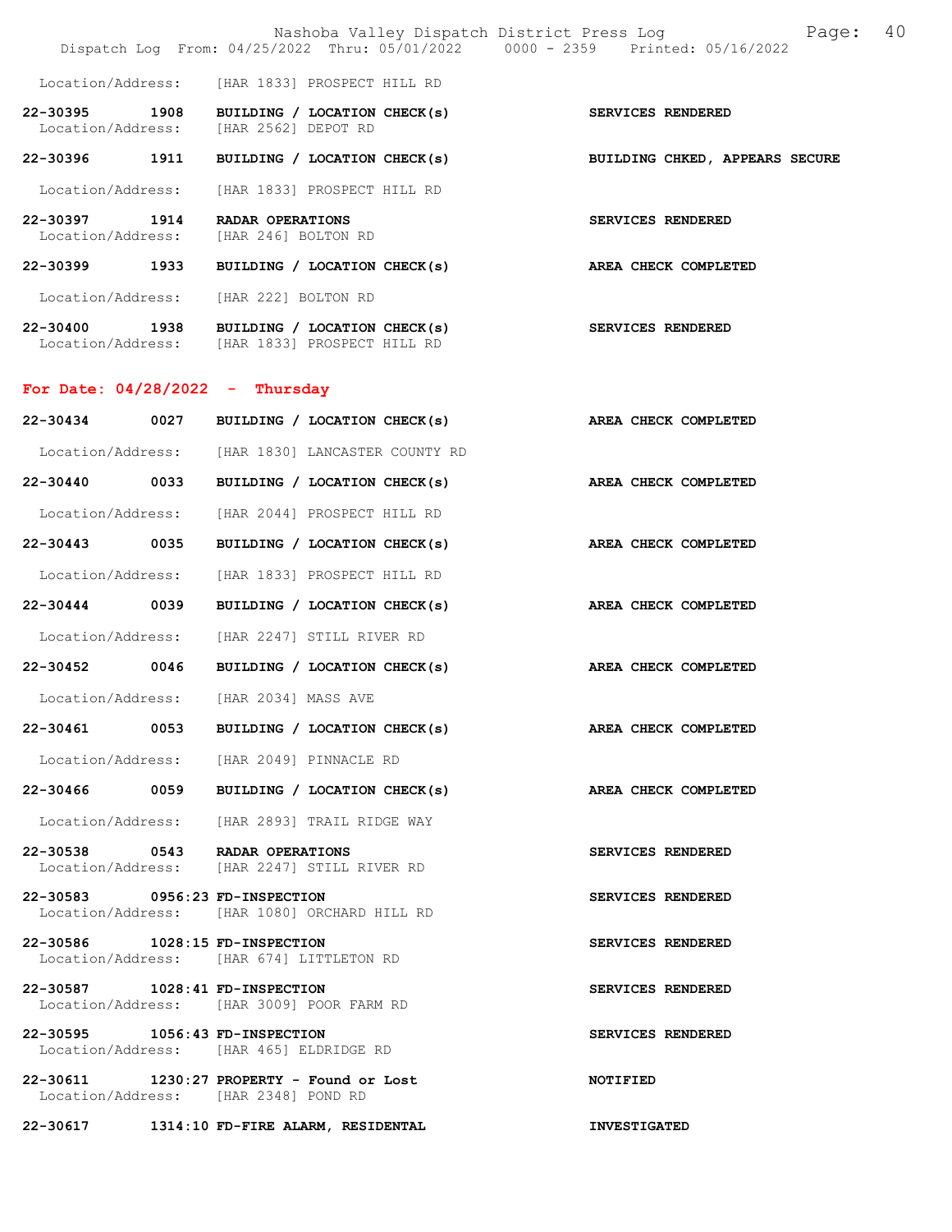Location/Address: [HAR 1833] PROSPECT HILL RD

**22-30395 1908 BUILDING / LOCATION CHECK(s)** **SERVICES RENDERED**
Location/Address: [HAR 2562] DEPOT RD

**22-30396 1911 BUILDING / LOCATION CHECK(s)** **BUILDING CHKED, APPEARS SECURE**
Location/Address: [HAR 1833] PROSPECT HILL RD

**22-30397 1914 RADAR OPERATIONS** **SERVICES RENDERED**
Location/Address: [HAR 246] BOLTON RD

**22-30399 1933 BUILDING / LOCATION CHECK(s)** **AREA CHECK COMPLETED**
Location/Address: [HAR 222] BOLTON RD

**22-30400 1938 BUILDING / LOCATION CHECK(s)** **SERVICES RENDERED**
Location/Address: [HAR 1833] PROSPECT HILL RD

## For Date: 04/28/2022 - Thursday

**22-30434 0027 BUILDING / LOCATION CHECK(s)** **AREA CHECK COMPLETED**
Location/Address: [HAR 1830] LANCASTER COUNTY RD

**22-30440 0033 BUILDING / LOCATION CHECK(s)** **AREA CHECK COMPLETED**
Location/Address: [HAR 2044] PROSPECT HILL RD

**22-30443 0035 BUILDING / LOCATION CHECK(s)** **AREA CHECK COMPLETED**
Location/Address: [HAR 1833] PROSPECT HILL RD

**22-30444 0039 BUILDING / LOCATION CHECK(s)** **AREA CHECK COMPLETED**
Location/Address: [HAR 2247] STILL RIVER RD

**22-30452 0046 BUILDING / LOCATION CHECK(s)** **AREA CHECK COMPLETED**
Location/Address: [HAR 2034] MASS AVE

**22-30461 0053 BUILDING / LOCATION CHECK(s)** **AREA CHECK COMPLETED**
Location/Address: [HAR 2049] PINNACLE RD

**22-30466 0059 BUILDING / LOCATION CHECK(s)** **AREA CHECK COMPLETED**
Location/Address: [HAR 2893] TRAIL RIDGE WAY

**22-30538 0543 RADAR OPERATIONS** **SERVICES RENDERED**
Location/Address: [HAR 2247] STILL RIVER RD

**22-30583 0956:23 FD-INSPECTION** **SERVICES RENDERED**
Location/Address: [HAR 1080] ORCHARD HILL RD

**22-30586 1028:15 FD-INSPECTION** **SERVICES RENDERED**
Location/Address: [HAR 674] LITTLETON RD

**22-30587 1028:41 FD-INSPECTION** **SERVICES RENDERED**
Location/Address: [HAR 3009] POOR FARM RD

**22-30595 1056:43 FD-INSPECTION** **SERVICES RENDERED**
Location/Address: [HAR 465] ELDRIDGE RD

**22-30611 1230:27 PROPERTY - Found or Lost** **NOTIFIED**
Location/Address: [HAR 2348] POND RD

**22-30617 1314:10 FD-FIRE ALARM, RESIDENTAL** **INVESTIGATED**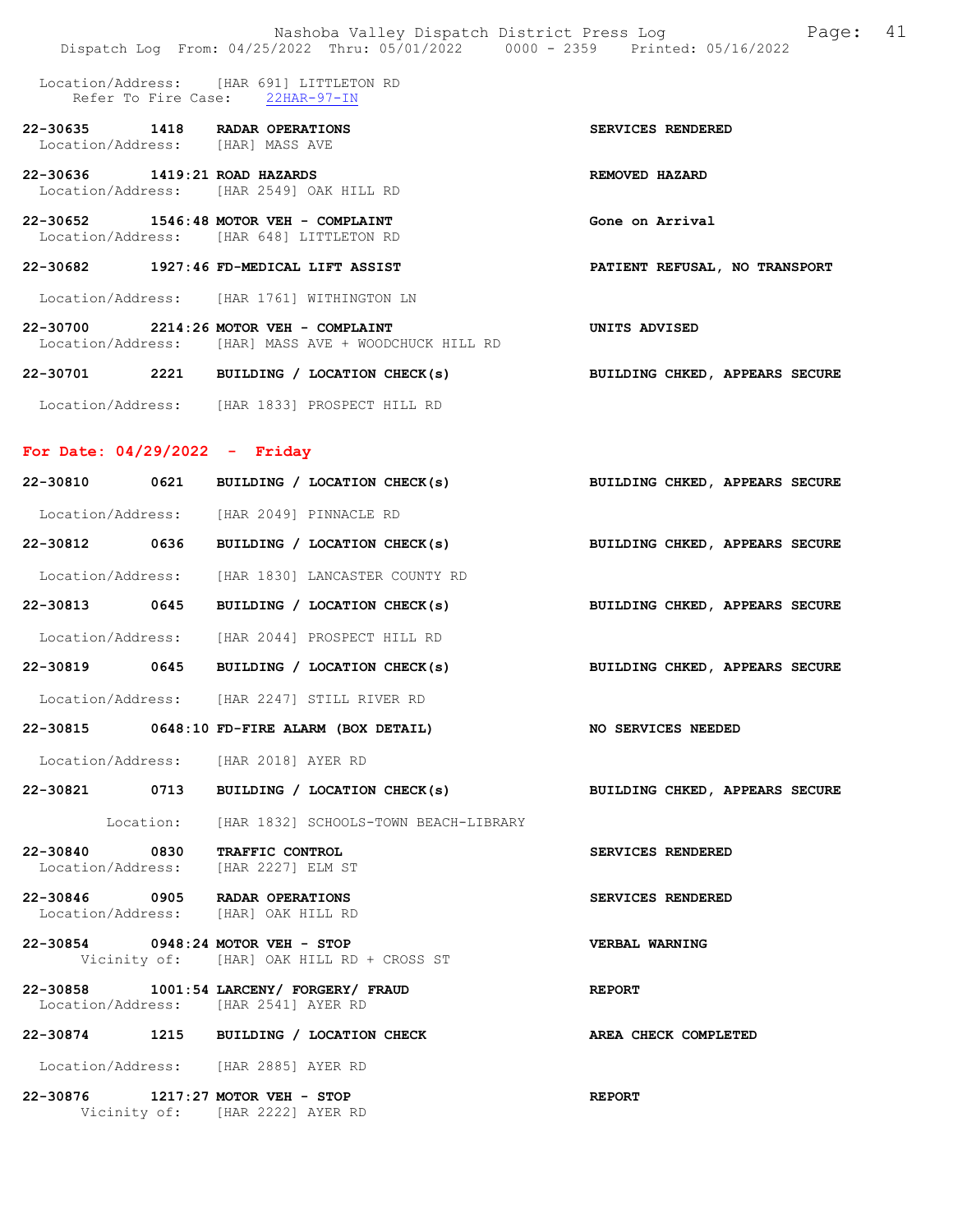Location/Address: [HAR 691] LITTLETON RD
Refer To Fire Case: 22HAR-97-IN

22-30635 1418 RADAR OPERATIONS SERVICES RENDERED
Location/Address: [HAR] MASS AVE

22-30636 1419:21 ROAD HAZARDS REMOVED HAZARD
Location/Address: [HAR 2549] OAK HILL RD

22-30652 1546:48 MOTOR VEH - COMPLAINT Gone on Arrival
Location/Address: [HAR 648] LITTLETON RD

22-30682 1927:46 FD-MEDICAL LIFT ASSIST PATIENT REFUSAL, NO TRANSPORT

Location/Address: [HAR 1761] WITHINGTON LN

22-30700 2214:26 MOTOR VEH - COMPLAINT UNITS ADVISED
Location/Address: [HAR] MASS AVE + WOODCHUCK HILL RD

22-30701 2221 BUILDING / LOCATION CHECK(s) BUILDING CHKED, APPEARS SECURE

Location/Address: [HAR 1833] PROSPECT HILL RD

## For Date: 04/29/2022 - Friday

22-30810 0621 BUILDING / LOCATION CHECK(s) BUILDING CHKED, APPEARS SECURE

Location/Address: [HAR 2049] PINNACLE RD

22-30812 0636 BUILDING / LOCATION CHECK(s) BUILDING CHKED, APPEARS SECURE

Location/Address: [HAR 1830] LANCASTER COUNTY RD

22-30813 0645 BUILDING / LOCATION CHECK(s) BUILDING CHKED, APPEARS SECURE

Location/Address: [HAR 2044] PROSPECT HILL RD

22-30819 0645 BUILDING / LOCATION CHECK(s) BUILDING CHKED, APPEARS SECURE

Location/Address: [HAR 2247] STILL RIVER RD

22-30815 0648:10 FD-FIRE ALARM (BOX DETAIL) NO SERVICES NEEDED

Location/Address: [HAR 2018] AYER RD

22-30821 0713 BUILDING / LOCATION CHECK(s) BUILDING CHKED, APPEARS SECURE

Location: [HAR 1832] SCHOOLS-TOWN BEACH-LIBRARY

22-30840 0830 TRAFFIC CONTROL SERVICES RENDERED
Location/Address: [HAR 2227] ELM ST

22-30846 0905 RADAR OPERATIONS SERVICES RENDERED
Location/Address: [HAR] OAK HILL RD

22-30854 0948:24 MOTOR VEH - STOP VERBAL WARNING
Vicinity of: [HAR] OAK HILL RD + CROSS ST

22-30858 1001:54 LARCENY/ FORGERY/ FRAUD REPORT
Location/Address: [HAR 2541] AYER RD

22-30874 1215 BUILDING / LOCATION CHECK AREA CHECK COMPLETED

Location/Address: [HAR 2885] AYER RD

22-30876 1217:27 MOTOR VEH - STOP REPORT
Vicinity of: [HAR 2222] AYER RD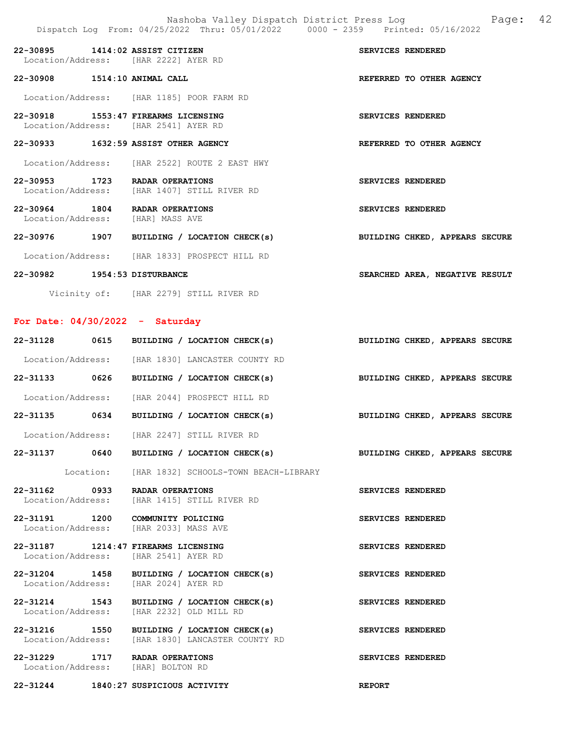22-30895 1414:02 ASSIST CITIZEN SERVICES RENDERED
Location/Address: [HAR 2222] AYER RD

22-30908 1514:10 ANIMAL CALL REFERRED TO OTHER AGENCY
Location/Address: [HAR 1185] POOR FARM RD

22-30918 1553:47 FIREARMS LICENSING SERVICES RENDERED
Location/Address: [HAR 2541] AYER RD

22-30933 1632:59 ASSIST OTHER AGENCY REFERRED TO OTHER AGENCY
Location/Address: [HAR 2522] ROUTE 2 EAST HWY

22-30953 1723 RADAR OPERATIONS SERVICES RENDERED
Location/Address: [HAR 1407] STILL RIVER RD

22-30964 1804 RADAR OPERATIONS SERVICES RENDERED
Location/Address: [HAR] MASS AVE

22-30976 1907 BUILDING / LOCATION CHECK(s) BUILDING CHKED, APPEARS SECURE
Location/Address: [HAR 1833] PROSPECT HILL RD

22-30982 1954:53 DISTURBANCE SEARCHED AREA, NEGATIVE RESULT
Vicinity of: [HAR 2279] STILL RIVER RD

## For Date: 04/30/2022 - Saturday

22-31128 0615 BUILDING / LOCATION CHECK(s) BUILDING CHKED, APPEARS SECURE
Location/Address: [HAR 1830] LANCASTER COUNTY RD

22-31133 0626 BUILDING / LOCATION CHECK(s) BUILDING CHKED, APPEARS SECURE
Location/Address: [HAR 2044] PROSPECT HILL RD

22-31135 0634 BUILDING / LOCATION CHECK(s) BUILDING CHKED, APPEARS SECURE
Location/Address: [HAR 2247] STILL RIVER RD

22-31137 0640 BUILDING / LOCATION CHECK(s) BUILDING CHKED, APPEARS SECURE
Location: [HAR 1832] SCHOOLS-TOWN BEACH-LIBRARY

22-31162 0933 RADAR OPERATIONS SERVICES RENDERED
Location/Address: [HAR 1415] STILL RIVER RD

22-31191 1200 COMMUNITY POLICING SERVICES RENDERED
Location/Address: [HAR 2033] MASS AVE

22-31187 1214:47 FIREARMS LICENSING SERVICES RENDERED
Location/Address: [HAR 2541] AYER RD

22-31204 1458 BUILDING / LOCATION CHECK(s) SERVICES RENDERED
Location/Address: [HAR 2024] AYER RD

22-31214 1543 BUILDING / LOCATION CHECK(s) SERVICES RENDERED
Location/Address: [HAR 2232] OLD MILL RD

22-31216 1550 BUILDING / LOCATION CHECK(s) SERVICES RENDERED
Location/Address: [HAR 1830] LANCASTER COUNTY RD

22-31229 1717 RADAR OPERATIONS SERVICES RENDERED
Location/Address: [HAR] BOLTON RD

22-31244 1840:27 SUSPICIOUS ACTIVITY REPORT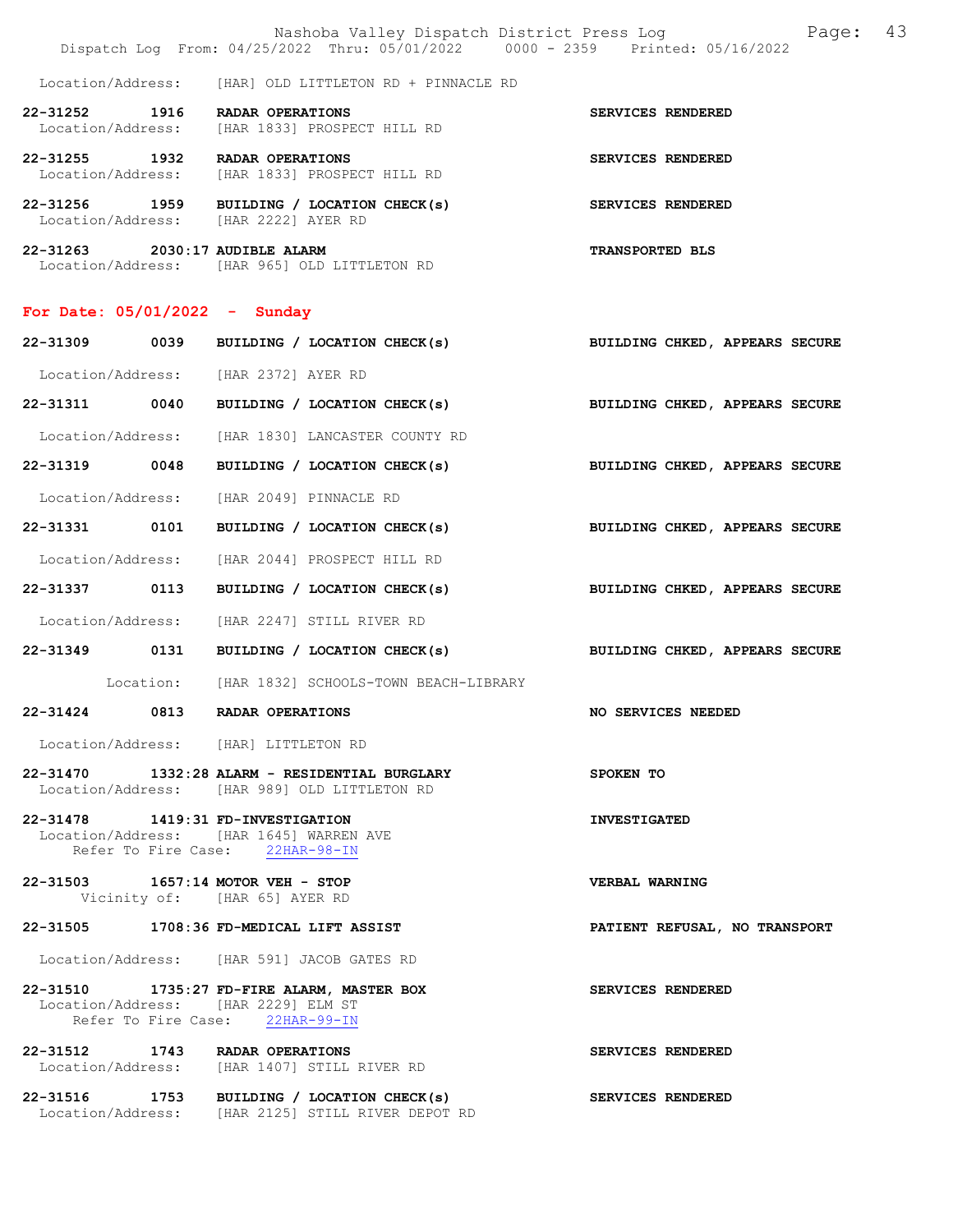Location/Address: [HAR] OLD LITTLETON RD + PINNACLE RD

**22-31252** 1916 **RADAR OPERATIONS** SERVICES RENDERED
Location/Address: [HAR 1833] PROSPECT HILL RD

**22-31255** 1932 **RADAR OPERATIONS** SERVICES RENDERED
Location/Address: [HAR 1833] PROSPECT HILL RD

**22-31256** 1959 **BUILDING / LOCATION CHECK(s)** SERVICES RENDERED
Location/Address: [HAR 2222] AYER RD

**22-31263** 2030:17 **AUDIBLE ALARM** TRANSPORTED BLS
Location/Address: [HAR 965] OLD LITTLETON RD

## For Date: 05/01/2022 - Sunday

**22-31309** 0039 **BUILDING / LOCATION CHECK(s)** BUILDING CHKED, APPEARS SECURE
Location/Address: [HAR 2372] AYER RD

**22-31311** 0040 **BUILDING / LOCATION CHECK(s)** BUILDING CHKED, APPEARS SECURE
Location/Address: [HAR 1830] LANCASTER COUNTY RD

**22-31319** 0048 **BUILDING / LOCATION CHECK(s)** BUILDING CHKED, APPEARS SECURE
Location/Address: [HAR 2049] PINNACLE RD

**22-31331** 0101 **BUILDING / LOCATION CHECK(s)** BUILDING CHKED, APPEARS SECURE
Location/Address: [HAR 2044] PROSPECT HILL RD

**22-31337** 0113 **BUILDING / LOCATION CHECK(s)** BUILDING CHKED, APPEARS SECURE
Location/Address: [HAR 2247] STILL RIVER RD

**22-31349** 0131 **BUILDING / LOCATION CHECK(s)** BUILDING CHKED, APPEARS SECURE
Location: [HAR 1832] SCHOOLS-TOWN BEACH-LIBRARY

**22-31424** 0813 **RADAR OPERATIONS** NO SERVICES NEEDED
Location/Address: [HAR] LITTLETON RD

**22-31470** 1332:28 **ALARM - RESIDENTIAL BURGLARY** SPOKEN TO
Location/Address: [HAR 989] OLD LITTLETON RD

**22-31478** 1419:31 **FD-INVESTIGATION** INVESTIGATED
Location/Address: [HAR 1645] WARREN AVE
Refer To Fire Case: 22HAR-98-IN

**22-31503** 1657:14 **MOTOR VEH - STOP** VERBAL WARNING
Vicinity of: [HAR 65] AYER RD

**22-31505** 1708:36 **FD-MEDICAL LIFT ASSIST** PATIENT REFUSAL, NO TRANSPORT
Location/Address: [HAR 591] JACOB GATES RD

**22-31510** 1735:27 **FD-FIRE ALARM, MASTER BOX** SERVICES RENDERED
Location/Address: [HAR 2229] ELM ST
Refer To Fire Case: 22HAR-99-IN

**22-31512** 1743 **RADAR OPERATIONS** SERVICES RENDERED
Location/Address: [HAR 1407] STILL RIVER RD

**22-31516** 1753 **BUILDING / LOCATION CHECK(s)** SERVICES RENDERED
Location/Address: [HAR 2125] STILL RIVER DEPOT RD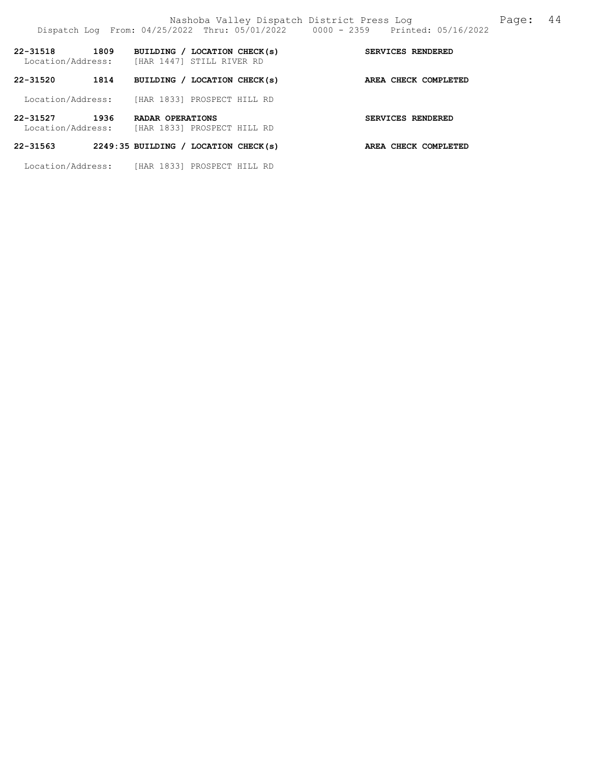**22-31518 1809 BUILDING / LOCATION CHECK(s)** **SERVICES RENDERED**
Location/Address: [HAR 1447] STILL RIVER RD

**22-31520 1814 BUILDING / LOCATION CHECK(s)** **AREA CHECK COMPLETED**

Location/Address: [HAR 1833] PROSPECT HILL RD

**22-31527 1936 RADAR OPERATIONS** **SERVICES RENDERED**
Location/Address: [HAR 1833] PROSPECT HILL RD

**22-31563 2249:35 BUILDING / LOCATION CHECK(s)** **AREA CHECK COMPLETED**

Location/Address: [HAR 1833] PROSPECT HILL RD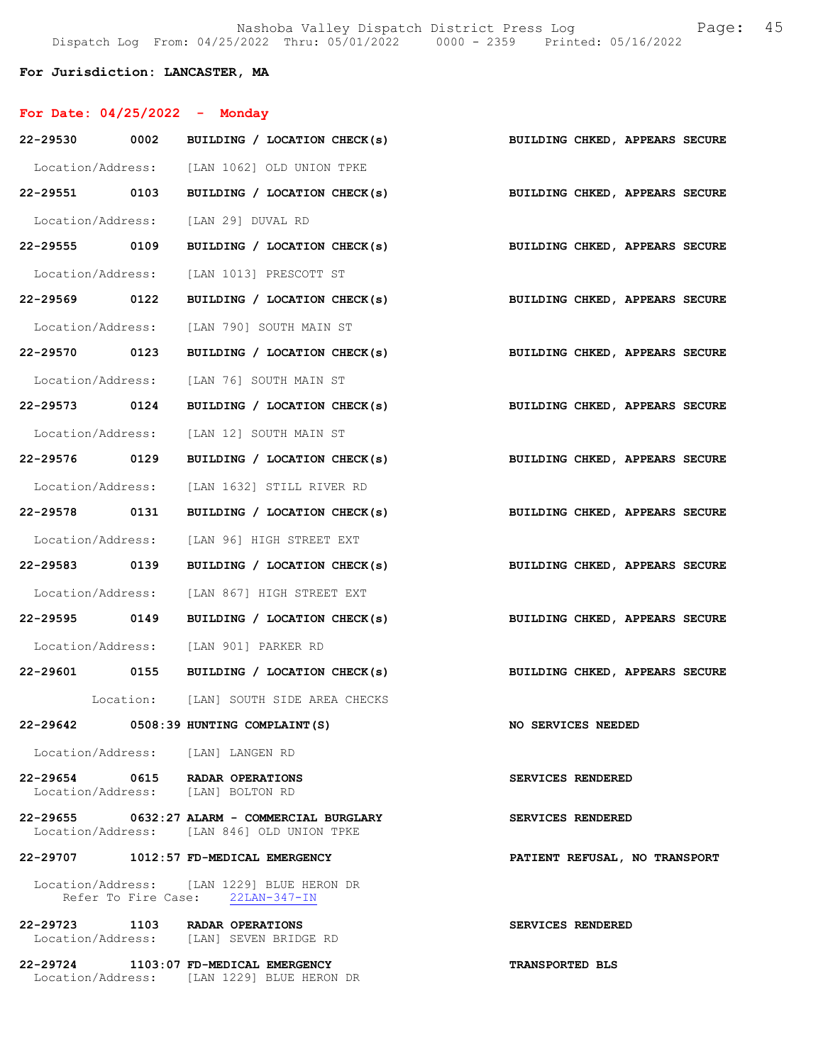**For Jurisdiction: LANCASTER, MA**

**For Date: 04/25/2022 - Monday**

**22-29530 0002 BUILDING / LOCATION CHECK(s)** — **BUILDING CHKED, APPEARS SECURE**
Location/Address: [LAN 1062] OLD UNION TPKE

**22-29551 0103 BUILDING / LOCATION CHECK(s)** — **BUILDING CHKED, APPEARS SECURE**
Location/Address: [LAN 29] DUVAL RD

**22-29555 0109 BUILDING / LOCATION CHECK(s)** — **BUILDING CHKED, APPEARS SECURE**
Location/Address: [LAN 1013] PRESCOTT ST

**22-29569 0122 BUILDING / LOCATION CHECK(s)** — **BUILDING CHKED, APPEARS SECURE**
Location/Address: [LAN 790] SOUTH MAIN ST

**22-29570 0123 BUILDING / LOCATION CHECK(s)** — **BUILDING CHKED, APPEARS SECURE**
Location/Address: [LAN 76] SOUTH MAIN ST

**22-29573 0124 BUILDING / LOCATION CHECK(s)** — **BUILDING CHKED, APPEARS SECURE**
Location/Address: [LAN 12] SOUTH MAIN ST

**22-29576 0129 BUILDING / LOCATION CHECK(s)** — **BUILDING CHKED, APPEARS SECURE**
Location/Address: [LAN 1632] STILL RIVER RD

**22-29578 0131 BUILDING / LOCATION CHECK(s)** — **BUILDING CHKED, APPEARS SECURE**
Location/Address: [LAN 96] HIGH STREET EXT

**22-29583 0139 BUILDING / LOCATION CHECK(s)** — **BUILDING CHKED, APPEARS SECURE**
Location/Address: [LAN 867] HIGH STREET EXT

**22-29595 0149 BUILDING / LOCATION CHECK(s)** — **BUILDING CHKED, APPEARS SECURE**
Location/Address: [LAN 901] PARKER RD

**22-29601 0155 BUILDING / LOCATION CHECK(s)** — **BUILDING CHKED, APPEARS SECURE**
Location: [LAN] SOUTH SIDE AREA CHECKS

**22-29642 0508:39 HUNTING COMPLAINT(S)** — **NO SERVICES NEEDED**
Location/Address: [LAN] LANGEN RD

**22-29654 0615 RADAR OPERATIONS** — **SERVICES RENDERED**
Location/Address: [LAN] BOLTON RD

**22-29655 0632:27 ALARM - COMMERCIAL BURGLARY** — **SERVICES RENDERED**
Location/Address: [LAN 846] OLD UNION TPKE

**22-29707 1012:57 FD-MEDICAL EMERGENCY** — **PATIENT REFUSAL, NO TRANSPORT**
Location/Address: [LAN 1229] BLUE HERON DR
Refer To Fire Case: 22LAN-347-IN

**22-29723 1103 RADAR OPERATIONS** — **SERVICES RENDERED**
Location/Address: [LAN] SEVEN BRIDGE RD

**22-29724 1103:07 FD-MEDICAL EMERGENCY** — **TRANSPORTED BLS**
Location/Address: [LAN 1229] BLUE HERON DR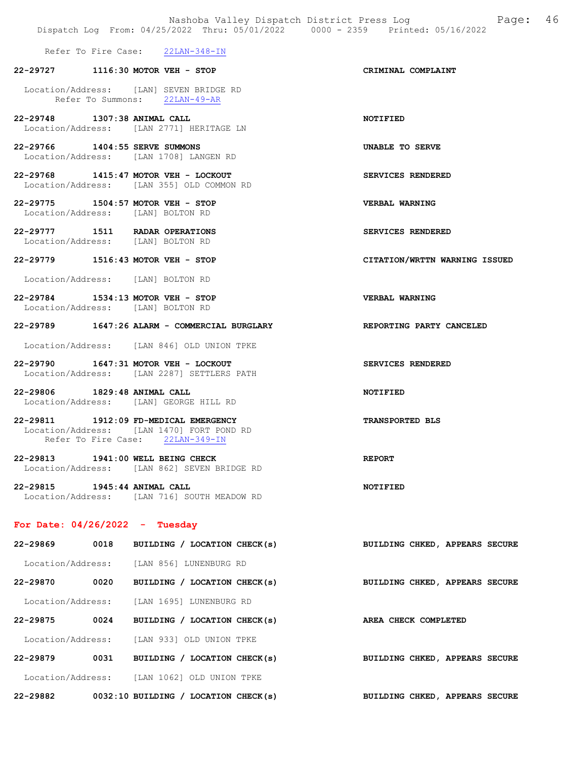Refer To Fire Case: 22LAN-348-IN

**22-29727 1116:30 MOTOR VEH - STOP** — **CRIMINAL COMPLAINT**
Location/Address: [LAN] SEVEN BRIDGE RD
Refer To Summons: 22LAN-49-AR

**22-29748 1307:38 ANIMAL CALL** — **NOTIFIED**
Location/Address: [LAN 2771] HERITAGE LN

**22-29766 1404:55 SERVE SUMMONS** — **UNABLE TO SERVE**
Location/Address: [LAN 1708] LANGEN RD

**22-29768 1415:47 MOTOR VEH - LOCKOUT** — **SERVICES RENDERED**
Location/Address: [LAN 355] OLD COMMON RD

**22-29775 1504:57 MOTOR VEH - STOP** — **VERBAL WARNING**
Location/Address: [LAN] BOLTON RD

**22-29777 1511 RADAR OPERATIONS** — **SERVICES RENDERED**
Location/Address: [LAN] BOLTON RD

**22-29779 1516:43 MOTOR VEH - STOP** — **CITATION/WRTTN WARNING ISSUED**
Location/Address: [LAN] BOLTON RD

**22-29784 1534:13 MOTOR VEH - STOP** — **VERBAL WARNING**
Location/Address: [LAN] BOLTON RD

**22-29789 1647:26 ALARM - COMMERCIAL BURGLARY** — **REPORTING PARTY CANCELED**
Location/Address: [LAN 846] OLD UNION TPKE

**22-29790 1647:31 MOTOR VEH - LOCKOUT** — **SERVICES RENDERED**
Location/Address: [LAN 2287] SETTLERS PATH

**22-29806 1829:48 ANIMAL CALL** — **NOTIFIED**
Location/Address: [LAN] GEORGE HILL RD

**22-29811 1912:09 FD-MEDICAL EMERGENCY** — **TRANSPORTED BLS**
Location/Address: [LAN 1470] FORT POND RD
Refer To Fire Case: 22LAN-349-IN

**22-29813 1941:00 WELL BEING CHECK** — **REPORT**
Location/Address: [LAN 862] SEVEN BRIDGE RD

**22-29815 1945:44 ANIMAL CALL** — **NOTIFIED**
Location/Address: [LAN 716] SOUTH MEADOW RD

## For Date: 04/26/2022 - Tuesday

**22-29869 0018 BUILDING / LOCATION CHECK(s)** — **BUILDING CHKED, APPEARS SECURE**
Location/Address: [LAN 856] LUNENBURG RD

**22-29870 0020 BUILDING / LOCATION CHECK(s)** — **BUILDING CHKED, APPEARS SECURE**
Location/Address: [LAN 1695] LUNENBURG RD

**22-29875 0024 BUILDING / LOCATION CHECK(s)** — **AREA CHECK COMPLETED**
Location/Address: [LAN 933] OLD UNION TPKE

**22-29879 0031 BUILDING / LOCATION CHECK(s)** — **BUILDING CHKED, APPEARS SECURE**
Location/Address: [LAN 1062] OLD UNION TPKE

**22-29882 0032:10 BUILDING / LOCATION CHECK(s)** — **BUILDING CHKED, APPEARS SECURE**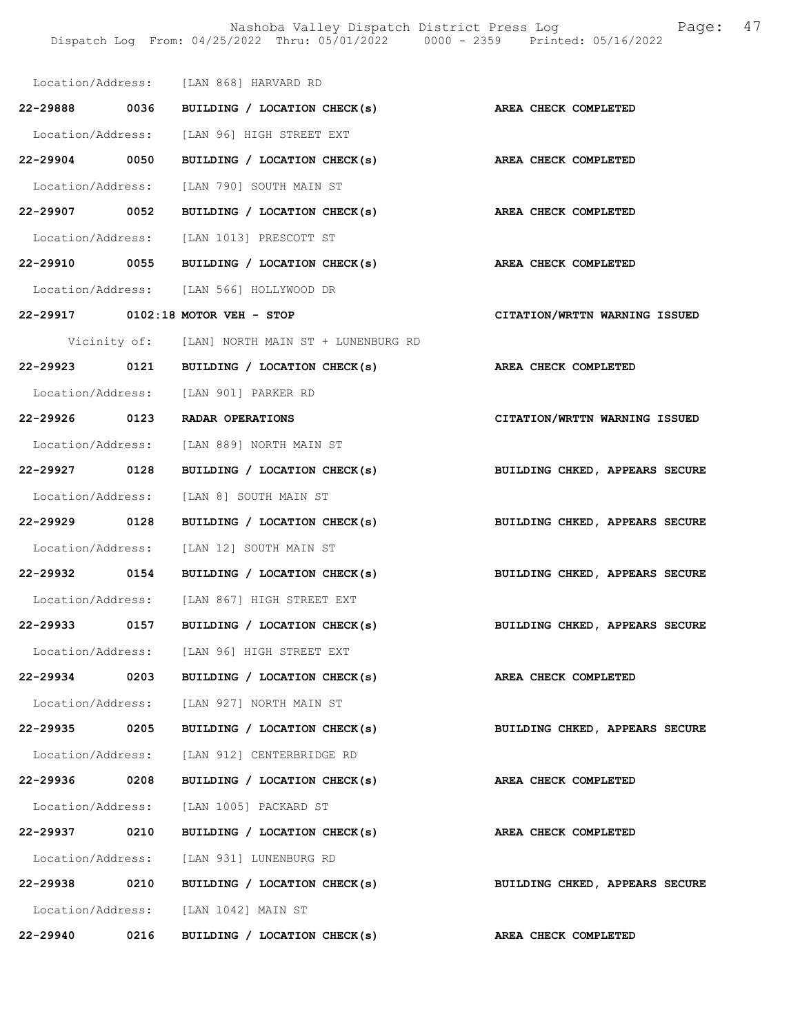Location/Address: [LAN 868] HARVARD RD

**22-29888 0036 BUILDING / LOCATION CHECK(s) AREA CHECK COMPLETED**

Location/Address: [LAN 96] HIGH STREET EXT

**22-29904 0050 BUILDING / LOCATION CHECK(s) AREA CHECK COMPLETED**

Location/Address: [LAN 790] SOUTH MAIN ST

**22-29907 0052 BUILDING / LOCATION CHECK(s) AREA CHECK COMPLETED**

Location/Address: [LAN 1013] PRESCOTT ST

**22-29910 0055 BUILDING / LOCATION CHECK(s) AREA CHECK COMPLETED**

Location/Address: [LAN 566] HOLLYWOOD DR

**22-29917 0102:18 MOTOR VEH - STOP CITATION/WRTTN WARNING ISSUED**

Vicinity of: [LAN] NORTH MAIN ST + LUNENBURG RD

**22-29923 0121 BUILDING / LOCATION CHECK(s) AREA CHECK COMPLETED**

Location/Address: [LAN 901] PARKER RD

**22-29926 0123 RADAR OPERATIONS CITATION/WRTTN WARNING ISSUED**

Location/Address: [LAN 889] NORTH MAIN ST

**22-29927 0128 BUILDING / LOCATION CHECK(s) BUILDING CHKED, APPEARS SECURE**

Location/Address: [LAN 8] SOUTH MAIN ST

**22-29929 0128 BUILDING / LOCATION CHECK(s) BUILDING CHKED, APPEARS SECURE**

Location/Address: [LAN 12] SOUTH MAIN ST

**22-29932 0154 BUILDING / LOCATION CHECK(s) BUILDING CHKED, APPEARS SECURE**

Location/Address: [LAN 867] HIGH STREET EXT

**22-29933 0157 BUILDING / LOCATION CHECK(s) BUILDING CHKED, APPEARS SECURE**

Location/Address: [LAN 96] HIGH STREET EXT

**22-29934 0203 BUILDING / LOCATION CHECK(s) AREA CHECK COMPLETED**

Location/Address: [LAN 927] NORTH MAIN ST

**22-29935 0205 BUILDING / LOCATION CHECK(s) BUILDING CHKED, APPEARS SECURE**

Location/Address: [LAN 912] CENTERBRIDGE RD

**22-29936 0208 BUILDING / LOCATION CHECK(s) AREA CHECK COMPLETED**

Location/Address: [LAN 1005] PACKARD ST

**22-29937 0210 BUILDING / LOCATION CHECK(s) AREA CHECK COMPLETED**

Location/Address: [LAN 931] LUNENBURG RD

**22-29938 0210 BUILDING / LOCATION CHECK(s) BUILDING CHKED, APPEARS SECURE**

Location/Address: [LAN 1042] MAIN ST

**22-29940 0216 BUILDING / LOCATION CHECK(s) AREA CHECK COMPLETED**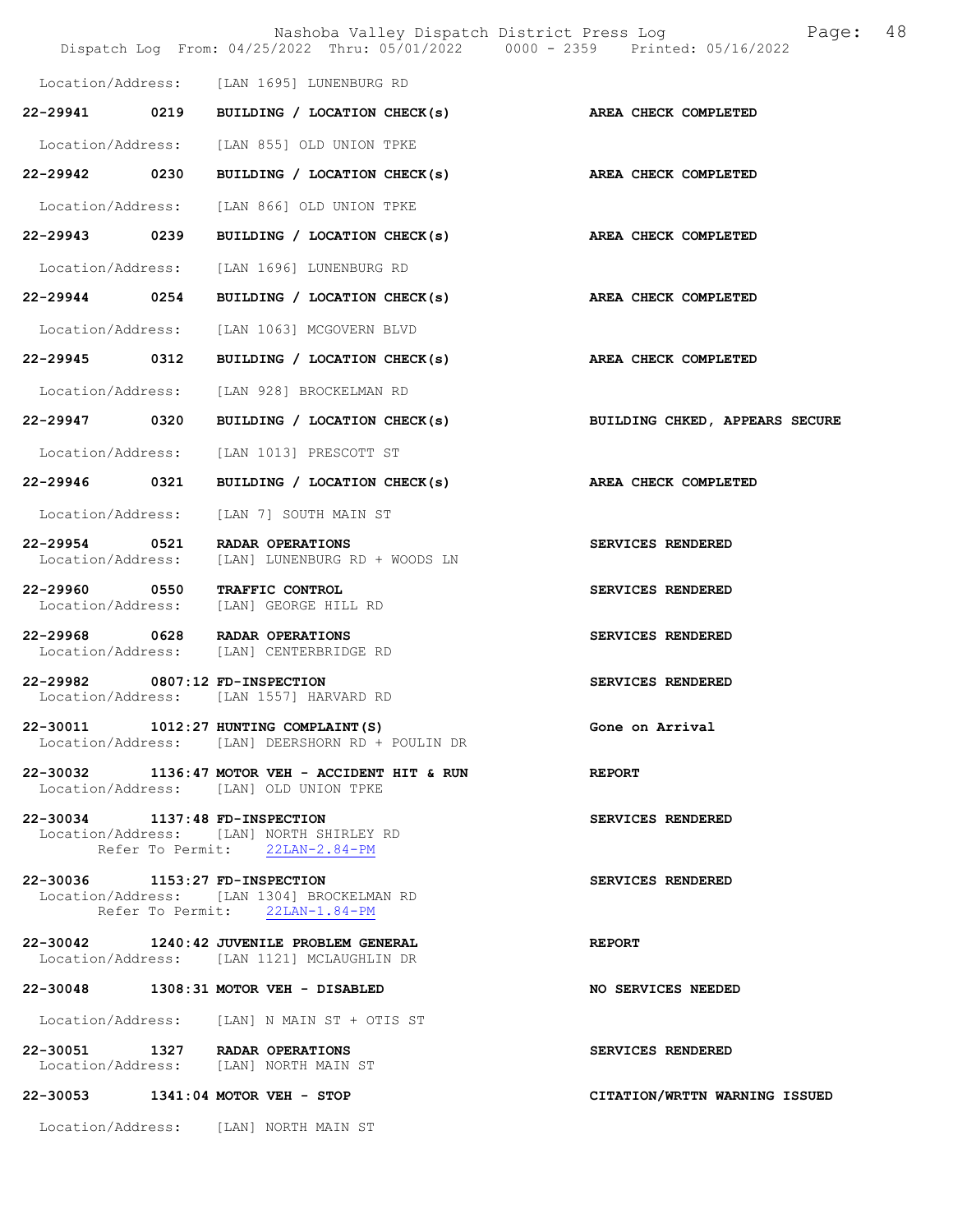Location/Address: [LAN 1695] LUNENBURG RD

**22-29941 0219 BUILDING / LOCATION CHECK(s)** — **AREA CHECK COMPLETED**
Location/Address: [LAN 855] OLD UNION TPKE

**22-29942 0230 BUILDING / LOCATION CHECK(s)** — **AREA CHECK COMPLETED**
Location/Address: [LAN 866] OLD UNION TPKE

**22-29943 0239 BUILDING / LOCATION CHECK(s)** — **AREA CHECK COMPLETED**
Location/Address: [LAN 1696] LUNENBURG RD

**22-29944 0254 BUILDING / LOCATION CHECK(s)** — **AREA CHECK COMPLETED**
Location/Address: [LAN 1063] MCGOVERN BLVD

**22-29945 0312 BUILDING / LOCATION CHECK(s)** — **AREA CHECK COMPLETED**
Location/Address: [LAN 928] BROCKELMAN RD

**22-29947 0320 BUILDING / LOCATION CHECK(s)** — **BUILDING CHKED, APPEARS SECURE**
Location/Address: [LAN 1013] PRESCOTT ST

**22-29946 0321 BUILDING / LOCATION CHECK(s)** — **AREA CHECK COMPLETED**
Location/Address: [LAN 7] SOUTH MAIN ST

**22-29954 0521 RADAR OPERATIONS** — **SERVICES RENDERED**
Location/Address: [LAN] LUNENBURG RD + WOODS LN

**22-29960 0550 TRAFFIC CONTROL** — **SERVICES RENDERED**
Location/Address: [LAN] GEORGE HILL RD

**22-29968 0628 RADAR OPERATIONS** — **SERVICES RENDERED**
Location/Address: [LAN] CENTERBRIDGE RD

**22-29982 0807:12 FD-INSPECTION** — **SERVICES RENDERED**
Location/Address: [LAN 1557] HARVARD RD

**22-30011 1012:27 HUNTING COMPLAINT(S)** — **Gone on Arrival**
Location/Address: [LAN] DEERSHORN RD + POULIN DR

**22-30032 1136:47 MOTOR VEH - ACCIDENT HIT & RUN** — **REPORT**
Location/Address: [LAN] OLD UNION TPKE

**22-30034 1137:48 FD-INSPECTION** — **SERVICES RENDERED**
Location/Address: [LAN] NORTH SHIRLEY RD
Refer To Permit: 22LAN-2.84-PM

**22-30036 1153:27 FD-INSPECTION** — **SERVICES RENDERED**
Location/Address: [LAN 1304] BROCKELMAN RD
Refer To Permit: 22LAN-1.84-PM

**22-30042 1240:42 JUVENILE PROBLEM GENERAL** — **REPORT**
Location/Address: [LAN 1121] MCLAUGHLIN DR

**22-30048 1308:31 MOTOR VEH - DISABLED** — **NO SERVICES NEEDED**
Location/Address: [LAN] N MAIN ST + OTIS ST

**22-30051 1327 RADAR OPERATIONS** — **SERVICES RENDERED**
Location/Address: [LAN] NORTH MAIN ST

**22-30053 1341:04 MOTOR VEH - STOP** — **CITATION/WRTTN WARNING ISSUED**
Location/Address: [LAN] NORTH MAIN ST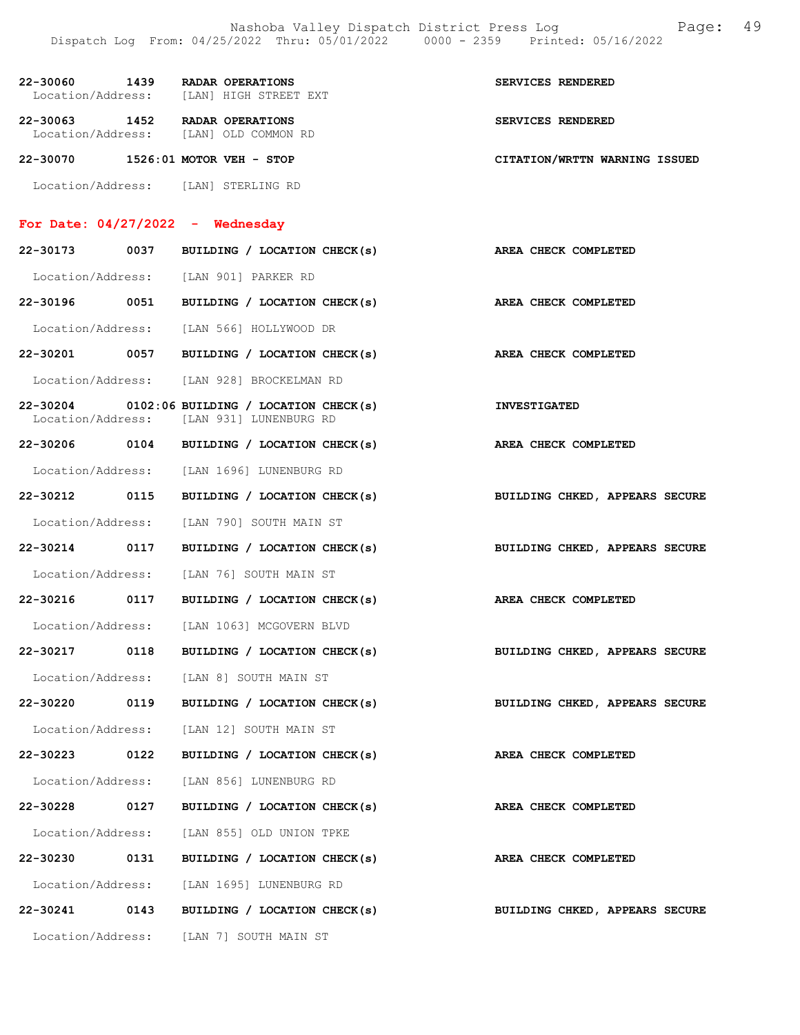22-30060 1439 RADAR OPERATIONS SERVICES RENDERED
Location/Address: [LAN] HIGH STREET EXT

22-30063 1452 RADAR OPERATIONS SERVICES RENDERED
Location/Address: [LAN] OLD COMMON RD

22-30070 1526:01 MOTOR VEH - STOP CITATION/WRTTN WARNING ISSUED
Location/Address: [LAN] STERLING RD

## For Date: 04/27/2022 - Wednesday

22-30173 0037 BUILDING / LOCATION CHECK(s) AREA CHECK COMPLETED
Location/Address: [LAN 901] PARKER RD

22-30196 0051 BUILDING / LOCATION CHECK(s) AREA CHECK COMPLETED
Location/Address: [LAN 566] HOLLYWOOD DR

22-30201 0057 BUILDING / LOCATION CHECK(s) AREA CHECK COMPLETED
Location/Address: [LAN 928] BROCKELMAN RD

22-30204 0102:06 BUILDING / LOCATION CHECK(s) INVESTIGATED
Location/Address: [LAN 931] LUNENBURG RD

22-30206 0104 BUILDING / LOCATION CHECK(s) AREA CHECK COMPLETED
Location/Address: [LAN 1696] LUNENBURG RD

22-30212 0115 BUILDING / LOCATION CHECK(s) BUILDING CHKED, APPEARS SECURE
Location/Address: [LAN 790] SOUTH MAIN ST

22-30214 0117 BUILDING / LOCATION CHECK(s) BUILDING CHKED, APPEARS SECURE
Location/Address: [LAN 76] SOUTH MAIN ST

22-30216 0117 BUILDING / LOCATION CHECK(s) AREA CHECK COMPLETED
Location/Address: [LAN 1063] MCGOVERN BLVD

22-30217 0118 BUILDING / LOCATION CHECK(s) BUILDING CHKED, APPEARS SECURE
Location/Address: [LAN 8] SOUTH MAIN ST

22-30220 0119 BUILDING / LOCATION CHECK(s) BUILDING CHKED, APPEARS SECURE
Location/Address: [LAN 12] SOUTH MAIN ST

22-30223 0122 BUILDING / LOCATION CHECK(s) AREA CHECK COMPLETED
Location/Address: [LAN 856] LUNENBURG RD

22-30228 0127 BUILDING / LOCATION CHECK(s) AREA CHECK COMPLETED
Location/Address: [LAN 855] OLD UNION TPKE

22-30230 0131 BUILDING / LOCATION CHECK(s) AREA CHECK COMPLETED
Location/Address: [LAN 1695] LUNENBURG RD

22-30241 0143 BUILDING / LOCATION CHECK(s) BUILDING CHKED, APPEARS SECURE
Location/Address: [LAN 7] SOUTH MAIN ST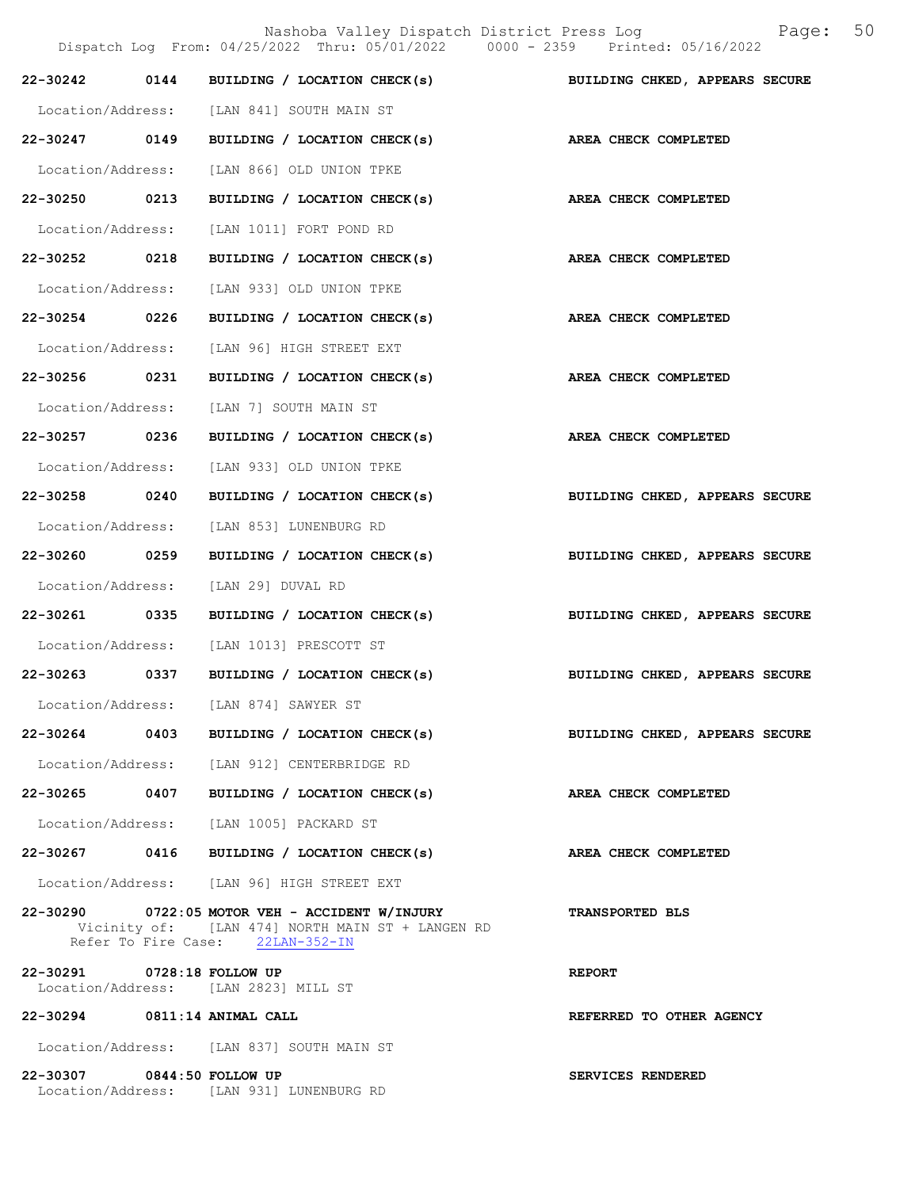**22-30242 0144 BUILDING / LOCATION CHECK(s)** — BUILDING CHKED, APPEARS SECURE
Location/Address: [LAN 841] SOUTH MAIN ST

**22-30247 0149 BUILDING / LOCATION CHECK(s)** — AREA CHECK COMPLETED
Location/Address: [LAN 866] OLD UNION TPKE

**22-30250 0213 BUILDING / LOCATION CHECK(s)** — AREA CHECK COMPLETED
Location/Address: [LAN 1011] FORT POND RD

**22-30252 0218 BUILDING / LOCATION CHECK(s)** — AREA CHECK COMPLETED
Location/Address: [LAN 933] OLD UNION TPKE

**22-30254 0226 BUILDING / LOCATION CHECK(s)** — AREA CHECK COMPLETED
Location/Address: [LAN 96] HIGH STREET EXT

**22-30256 0231 BUILDING / LOCATION CHECK(s)** — AREA CHECK COMPLETED
Location/Address: [LAN 7] SOUTH MAIN ST

**22-30257 0236 BUILDING / LOCATION CHECK(s)** — AREA CHECK COMPLETED
Location/Address: [LAN 933] OLD UNION TPKE

**22-30258 0240 BUILDING / LOCATION CHECK(s)** — BUILDING CHKED, APPEARS SECURE
Location/Address: [LAN 853] LUNENBURG RD

**22-30260 0259 BUILDING / LOCATION CHECK(s)** — BUILDING CHKED, APPEARS SECURE
Location/Address: [LAN 29] DUVAL RD

**22-30261 0335 BUILDING / LOCATION CHECK(s)** — BUILDING CHKED, APPEARS SECURE
Location/Address: [LAN 1013] PRESCOTT ST

**22-30263 0337 BUILDING / LOCATION CHECK(s)** — BUILDING CHKED, APPEARS SECURE
Location/Address: [LAN 874] SAWYER ST

**22-30264 0403 BUILDING / LOCATION CHECK(s)** — BUILDING CHKED, APPEARS SECURE
Location/Address: [LAN 912] CENTERBRIDGE RD

**22-30265 0407 BUILDING / LOCATION CHECK(s)** — AREA CHECK COMPLETED
Location/Address: [LAN 1005] PACKARD ST

**22-30267 0416 BUILDING / LOCATION CHECK(s)** — AREA CHECK COMPLETED
Location/Address: [LAN 96] HIGH STREET EXT

**22-30290 0722:05 MOTOR VEH - ACCIDENT W/INJURY** — TRANSPORTED BLS
Vicinity of: [LAN 474] NORTH MAIN ST + LANGEN RD
Refer To Fire Case: 22LAN-352-IN

**22-30291 0728:18 FOLLOW UP** — REPORT
Location/Address: [LAN 2823] MILL ST

**22-30294 0811:14 ANIMAL CALL** — REFERRED TO OTHER AGENCY
Location/Address: [LAN 837] SOUTH MAIN ST

**22-30307 0844:50 FOLLOW UP** — SERVICES RENDERED
Location/Address: [LAN 931] LUNENBURG RD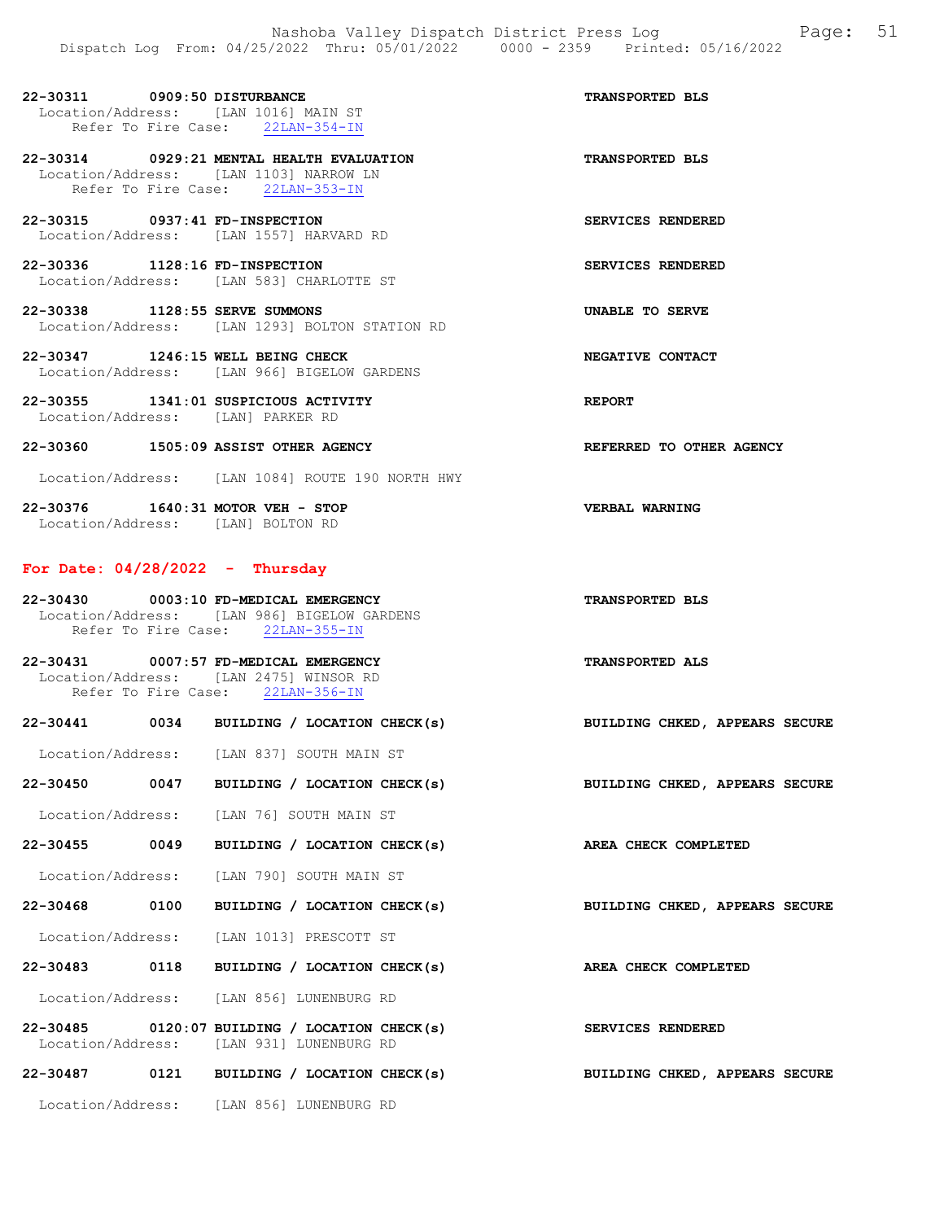22-30311 0909:50 DISTURBANCE TRANSPORTED BLS
Location/Address: [LAN 1016] MAIN ST
Refer To Fire Case: 22LAN-354-IN

22-30314 0929:21 MENTAL HEALTH EVALUATION TRANSPORTED BLS
Location/Address: [LAN 1103] NARROW LN
Refer To Fire Case: 22LAN-353-IN

22-30315 0937:41 FD-INSPECTION SERVICES RENDERED
Location/Address: [LAN 1557] HARVARD RD

22-30336 1128:16 FD-INSPECTION SERVICES RENDERED
Location/Address: [LAN 583] CHARLOTTE ST

22-30338 1128:55 SERVE SUMMONS UNABLE TO SERVE
Location/Address: [LAN 1293] BOLTON STATION RD

22-30347 1246:15 WELL BEING CHECK NEGATIVE CONTACT
Location/Address: [LAN 966] BIGELOW GARDENS

22-30355 1341:01 SUSPICIOUS ACTIVITY REPORT
Location/Address: [LAN] PARKER RD

22-30360 1505:09 ASSIST OTHER AGENCY REFERRED TO OTHER AGENCY
Location/Address: [LAN 1084] ROUTE 190 NORTH HWY

22-30376 1640:31 MOTOR VEH - STOP VERBAL WARNING
Location/Address: [LAN] BOLTON RD

## For Date: 04/28/2022 - Thursday

22-30430 0003:10 FD-MEDICAL EMERGENCY TRANSPORTED BLS
Location/Address: [LAN 986] BIGELOW GARDENS
Refer To Fire Case: 22LAN-355-IN

22-30431 0007:57 FD-MEDICAL EMERGENCY TRANSPORTED ALS
Location/Address: [LAN 2475] WINSOR RD
Refer To Fire Case: 22LAN-356-IN

22-30441 0034 BUILDING / LOCATION CHECK(s) BUILDING CHKED, APPEARS SECURE
Location/Address: [LAN 837] SOUTH MAIN ST

22-30450 0047 BUILDING / LOCATION CHECK(s) BUILDING CHKED, APPEARS SECURE
Location/Address: [LAN 76] SOUTH MAIN ST

22-30455 0049 BUILDING / LOCATION CHECK(s) AREA CHECK COMPLETED
Location/Address: [LAN 790] SOUTH MAIN ST

22-30468 0100 BUILDING / LOCATION CHECK(s) BUILDING CHKED, APPEARS SECURE
Location/Address: [LAN 1013] PRESCOTT ST

22-30483 0118 BUILDING / LOCATION CHECK(s) AREA CHECK COMPLETED
Location/Address: [LAN 856] LUNENBURG RD

22-30485 0120:07 BUILDING / LOCATION CHECK(s) SERVICES RENDERED
Location/Address: [LAN 931] LUNENBURG RD

22-30487 0121 BUILDING / LOCATION CHECK(s) BUILDING CHKED, APPEARS SECURE
Location/Address: [LAN 856] LUNENBURG RD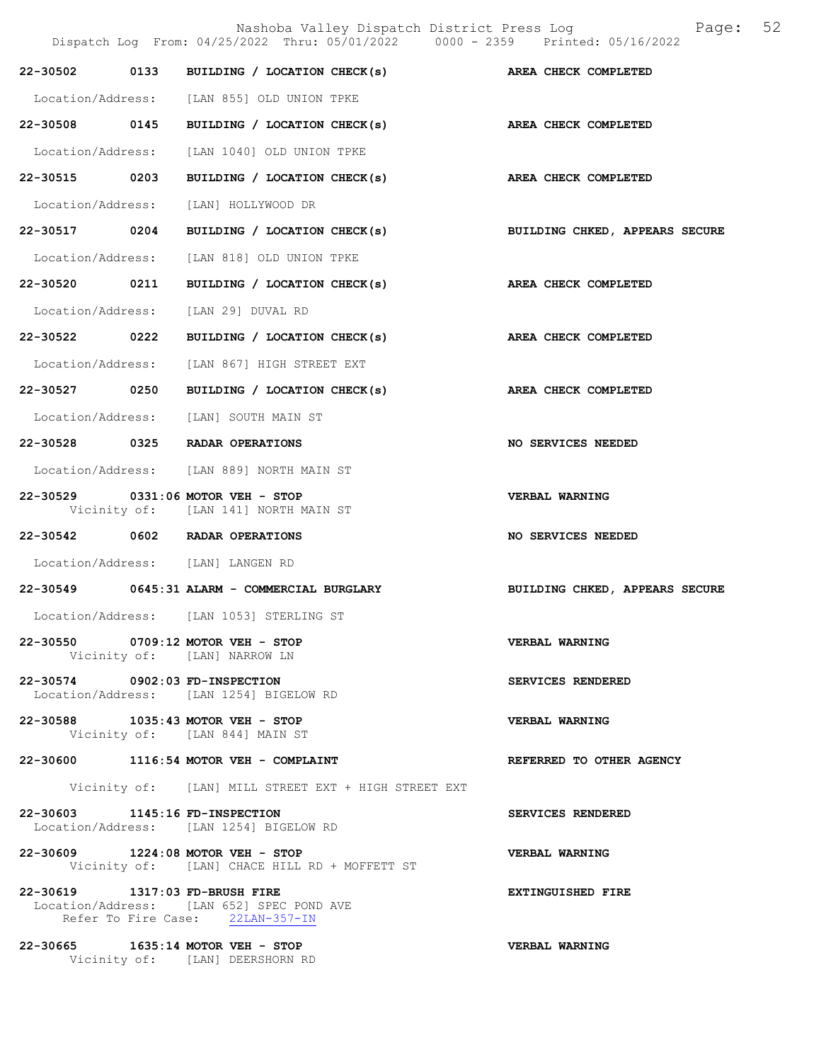| Call # | Time | Call Type | Disposition |
|---|---|---|---|
| 22-30502 | 0133 | BUILDING / LOCATION CHECK(s) | AREA CHECK COMPLETED |
| | | Location/Address: [LAN 855] OLD UNION TPKE | |
| 22-30508 | 0145 | BUILDING / LOCATION CHECK(s) | AREA CHECK COMPLETED |
| | | Location/Address: [LAN 1040] OLD UNION TPKE | |
| 22-30515 | 0203 | BUILDING / LOCATION CHECK(s) | AREA CHECK COMPLETED |
| | | Location/Address: [LAN] HOLLYWOOD DR | |
| 22-30517 | 0204 | BUILDING / LOCATION CHECK(s) | BUILDING CHKED, APPEARS SECURE |
| | | Location/Address: [LAN 818] OLD UNION TPKE | |
| 22-30520 | 0211 | BUILDING / LOCATION CHECK(s) | AREA CHECK COMPLETED |
| | | Location/Address: [LAN 29] DUVAL RD | |
| 22-30522 | 0222 | BUILDING / LOCATION CHECK(s) | AREA CHECK COMPLETED |
| | | Location/Address: [LAN 867] HIGH STREET EXT | |
| 22-30527 | 0250 | BUILDING / LOCATION CHECK(s) | AREA CHECK COMPLETED |
| | | Location/Address: [LAN] SOUTH MAIN ST | |
| 22-30528 | 0325 | RADAR OPERATIONS | NO SERVICES NEEDED |
| | | Location/Address: [LAN 889] NORTH MAIN ST | |
| 22-30529 | 0331:06 | MOTOR VEH - STOP | VERBAL WARNING |
| | | Vicinity of: [LAN 141] NORTH MAIN ST | |
| 22-30542 | 0602 | RADAR OPERATIONS | NO SERVICES NEEDED |
| | | Location/Address: [LAN] LANGEN RD | |
| 22-30549 | 0645:31 | ALARM - COMMERCIAL BURGLARY | BUILDING CHKED, APPEARS SECURE |
| | | Location/Address: [LAN 1053] STERLING ST | |
| 22-30550 | 0709:12 | MOTOR VEH - STOP | VERBAL WARNING |
| | | Vicinity of: [LAN] NARROW LN | |
| 22-30574 | 0902:03 | FD-INSPECTION | SERVICES RENDERED |
| | | Location/Address: [LAN 1254] BIGELOW RD | |
| 22-30588 | 1035:43 | MOTOR VEH - STOP | VERBAL WARNING |
| | | Vicinity of: [LAN 844] MAIN ST | |
| 22-30600 | 1116:54 | MOTOR VEH - COMPLAINT | REFERRED TO OTHER AGENCY |
| | | Vicinity of: [LAN] MILL STREET EXT + HIGH STREET EXT | |
| 22-30603 | 1145:16 | FD-INSPECTION | SERVICES RENDERED |
| | | Location/Address: [LAN 1254] BIGELOW RD | |
| 22-30609 | 1224:08 | MOTOR VEH - STOP | VERBAL WARNING |
| | | Vicinity of: [LAN] CHACE HILL RD + MOFFETT ST | |
| 22-30619 | 1317:03 | FD-BRUSH FIRE | EXTINGUISHED FIRE |
| | | Location/Address: [LAN 652] SPEC POND AVE; Refer To Fire Case: 22LAN-357-IN | |
| 22-30665 | 1635:14 | MOTOR VEH - STOP | VERBAL WARNING |
| | | Vicinity of: [LAN] DEERSHORN RD | |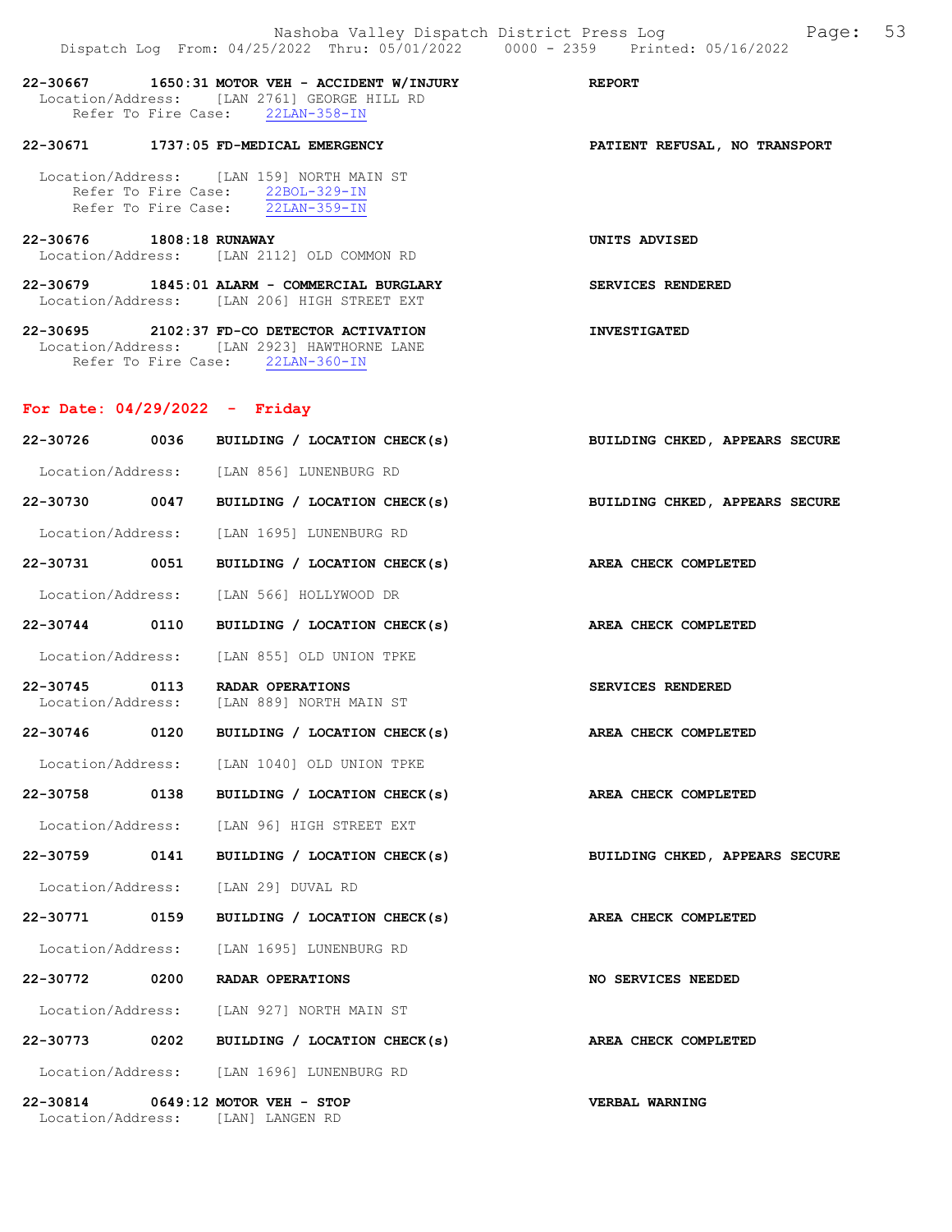22-30667 1650:31 MOTOR VEH - ACCIDENT W/INJURY REPORT
Location/Address: [LAN 2761] GEORGE HILL RD
Refer To Fire Case: 22LAN-358-IN

22-30671 1737:05 FD-MEDICAL EMERGENCY PATIENT REFUSAL, NO TRANSPORT
Location/Address: [LAN 159] NORTH MAIN ST
Refer To Fire Case: 22BOL-329-IN
Refer To Fire Case: 22LAN-359-IN

22-30676 1808:18 RUNAWAY UNITS ADVISED
Location/Address: [LAN 2112] OLD COMMON RD

22-30679 1845:01 ALARM - COMMERCIAL BURGLARY SERVICES RENDERED
Location/Address: [LAN 206] HIGH STREET EXT

22-30695 2102:37 FD-CO DETECTOR ACTIVATION INVESTIGATED
Location/Address: [LAN 2923] HAWTHORNE LANE
Refer To Fire Case: 22LAN-360-IN

## For Date: 04/29/2022 - Friday

22-30726 0036 BUILDING / LOCATION CHECK(s) BUILDING CHKED, APPEARS SECURE
Location/Address: [LAN 856] LUNENBURG RD

22-30730 0047 BUILDING / LOCATION CHECK(s) BUILDING CHKED, APPEARS SECURE
Location/Address: [LAN 1695] LUNENBURG RD

22-30731 0051 BUILDING / LOCATION CHECK(s) AREA CHECK COMPLETED
Location/Address: [LAN 566] HOLLYWOOD DR

22-30744 0110 BUILDING / LOCATION CHECK(s) AREA CHECK COMPLETED
Location/Address: [LAN 855] OLD UNION TPKE

22-30745 0113 RADAR OPERATIONS SERVICES RENDERED
Location/Address: [LAN 889] NORTH MAIN ST

22-30746 0120 BUILDING / LOCATION CHECK(s) AREA CHECK COMPLETED
Location/Address: [LAN 1040] OLD UNION TPKE

22-30758 0138 BUILDING / LOCATION CHECK(s) AREA CHECK COMPLETED
Location/Address: [LAN 96] HIGH STREET EXT

22-30759 0141 BUILDING / LOCATION CHECK(s) BUILDING CHKED, APPEARS SECURE
Location/Address: [LAN 29] DUVAL RD

22-30771 0159 BUILDING / LOCATION CHECK(s) AREA CHECK COMPLETED
Location/Address: [LAN 1695] LUNENBURG RD

22-30772 0200 RADAR OPERATIONS NO SERVICES NEEDED
Location/Address: [LAN 927] NORTH MAIN ST

22-30773 0202 BUILDING / LOCATION CHECK(s) AREA CHECK COMPLETED
Location/Address: [LAN 1696] LUNENBURG RD

22-30814 0649:12 MOTOR VEH - STOP VERBAL WARNING
Location/Address: [LAN] LANGEN RD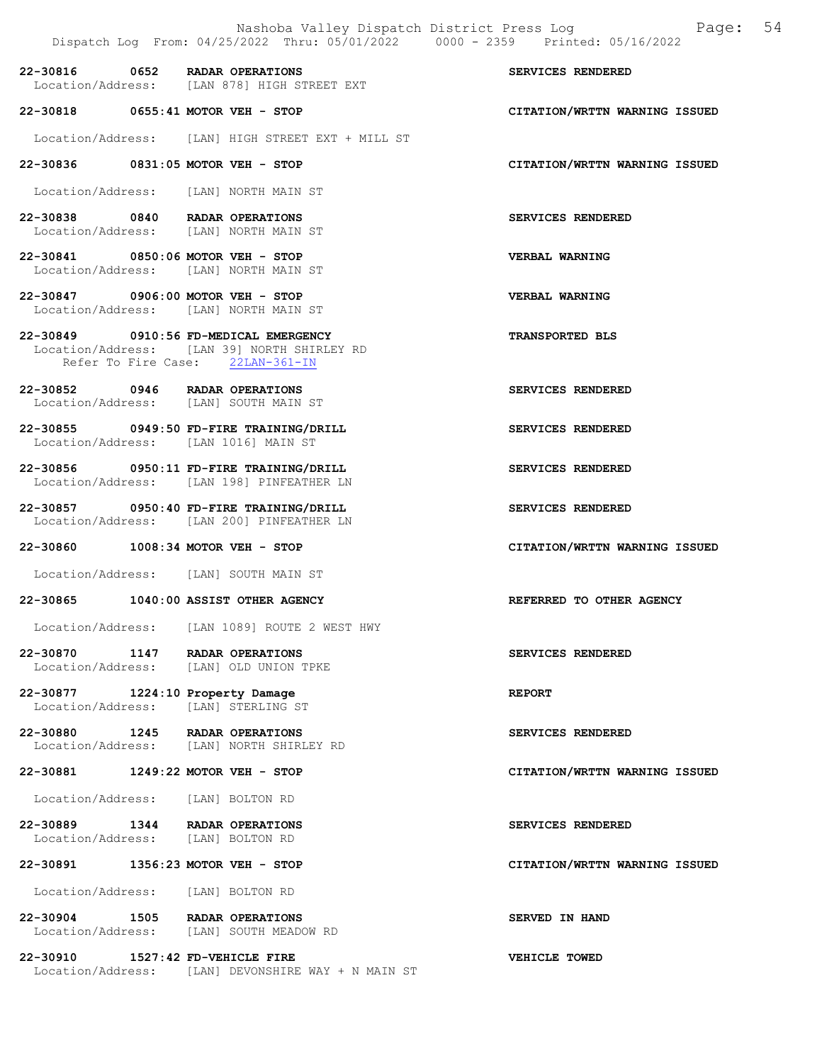22-30816 0652 **RADAR OPERATIONS** — **SERVICES RENDERED**
Location/Address: [LAN 878] HIGH STREET EXT

22-30818 0655:41 **MOTOR VEH - STOP** — **CITATION/WRTTN WARNING ISSUED**
Location/Address: [LAN] HIGH STREET EXT + MILL ST

22-30836 0831:05 **MOTOR VEH - STOP** — **CITATION/WRTTN WARNING ISSUED**
Location/Address: [LAN] NORTH MAIN ST

22-30838 0840 **RADAR OPERATIONS** — **SERVICES RENDERED**
Location/Address: [LAN] NORTH MAIN ST

22-30841 0850:06 **MOTOR VEH - STOP** — **VERBAL WARNING**
Location/Address: [LAN] NORTH MAIN ST

22-30847 0906:00 **MOTOR VEH - STOP** — **VERBAL WARNING**
Location/Address: [LAN] NORTH MAIN ST

22-30849 0910:56 **FD-MEDICAL EMERGENCY** — **TRANSPORTED BLS**
Location/Address: [LAN 39] NORTH SHIRLEY RD
Refer To Fire Case: 22LAN-361-IN

22-30852 0946 **RADAR OPERATIONS** — **SERVICES RENDERED**
Location/Address: [LAN] SOUTH MAIN ST

22-30855 0949:50 **FD-FIRE TRAINING/DRILL** — **SERVICES RENDERED**
Location/Address: [LAN 1016] MAIN ST

22-30856 0950:11 **FD-FIRE TRAINING/DRILL** — **SERVICES RENDERED**
Location/Address: [LAN 198] PINFEATHER LN

22-30857 0950:40 **FD-FIRE TRAINING/DRILL** — **SERVICES RENDERED**
Location/Address: [LAN 200] PINFEATHER LN

22-30860 1008:34 **MOTOR VEH - STOP** — **CITATION/WRTTN WARNING ISSUED**
Location/Address: [LAN] SOUTH MAIN ST

22-30865 1040:00 **ASSIST OTHER AGENCY** — **REFERRED TO OTHER AGENCY**
Location/Address: [LAN 1089] ROUTE 2 WEST HWY

22-30870 1147 **RADAR OPERATIONS** — **SERVICES RENDERED**
Location/Address: [LAN] OLD UNION TPKE

22-30877 1224:10 **Property Damage** — **REPORT**
Location/Address: [LAN] STERLING ST

22-30880 1245 **RADAR OPERATIONS** — **SERVICES RENDERED**
Location/Address: [LAN] NORTH SHIRLEY RD

22-30881 1249:22 **MOTOR VEH - STOP** — **CITATION/WRTTN WARNING ISSUED**
Location/Address: [LAN] BOLTON RD

22-30889 1344 **RADAR OPERATIONS** — **SERVICES RENDERED**
Location/Address: [LAN] BOLTON RD

22-30891 1356:23 **MOTOR VEH - STOP** — **CITATION/WRTTN WARNING ISSUED**
Location/Address: [LAN] BOLTON RD

22-30904 1505 **RADAR OPERATIONS** — **SERVED IN HAND**
Location/Address: [LAN] SOUTH MEADOW RD

22-30910 1527:42 **FD-VEHICLE FIRE** — **VEHICLE TOWED**
Location/Address: [LAN] DEVONSHIRE WAY + N MAIN ST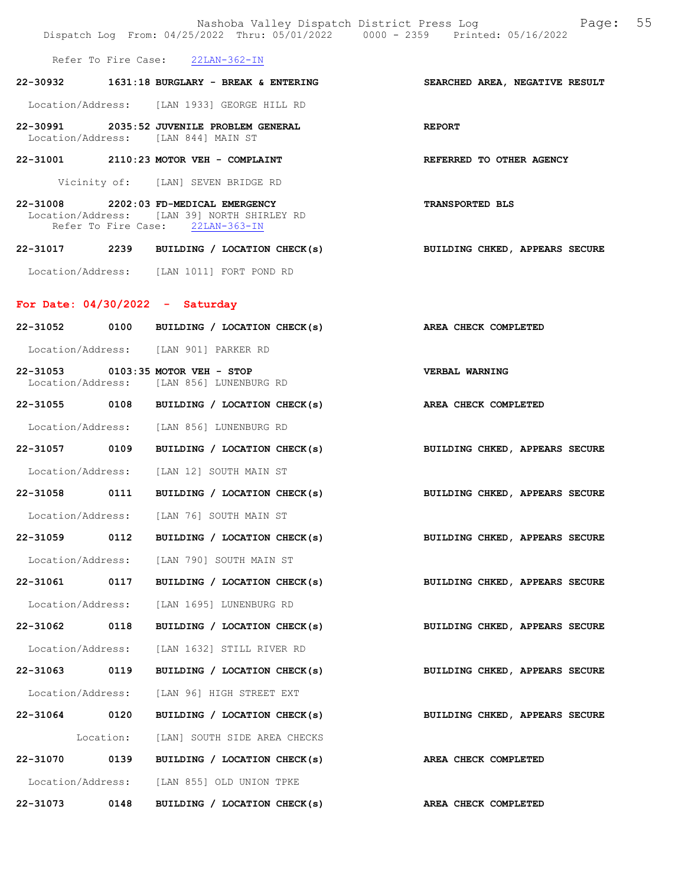Refer To Fire Case: 22LAN-362-IN

**22-30932 1631:18 BURGLARY - BREAK & ENTERING** — **SEARCHED AREA, NEGATIVE RESULT**

Location/Address: [LAN 1933] GEORGE HILL RD

**22-30991 2035:52 JUVENILE PROBLEM GENERAL** — **REPORT**

Location/Address: [LAN 844] MAIN ST

**22-31001 2110:23 MOTOR VEH - COMPLAINT** — **REFERRED TO OTHER AGENCY**

Vicinity of: [LAN] SEVEN BRIDGE RD

**22-31008 2202:03 FD-MEDICAL EMERGENCY** — **TRANSPORTED BLS**

Location/Address: [LAN 39] NORTH SHIRLEY RD
Refer To Fire Case: 22LAN-363-IN

**22-31017 2239 BUILDING / LOCATION CHECK(s)** — **BUILDING CHKED, APPEARS SECURE**

Location/Address: [LAN 1011] FORT POND RD

## For Date: 04/30/2022 - Saturday

**22-31052 0100 BUILDING / LOCATION CHECK(s)** — **AREA CHECK COMPLETED**

Location/Address: [LAN 901] PARKER RD

**22-31053 0103:35 MOTOR VEH - STOP** — **VERBAL WARNING**

Location/Address: [LAN 856] LUNENBURG RD

**22-31055 0108 BUILDING / LOCATION CHECK(s)** — **AREA CHECK COMPLETED**

Location/Address: [LAN 856] LUNENBURG RD

**22-31057 0109 BUILDING / LOCATION CHECK(s)** — **BUILDING CHKED, APPEARS SECURE**

Location/Address: [LAN 12] SOUTH MAIN ST

**22-31058 0111 BUILDING / LOCATION CHECK(s)** — **BUILDING CHKED, APPEARS SECURE**

Location/Address: [LAN 76] SOUTH MAIN ST

**22-31059 0112 BUILDING / LOCATION CHECK(s)** — **BUILDING CHKED, APPEARS SECURE**

Location/Address: [LAN 790] SOUTH MAIN ST

**22-31061 0117 BUILDING / LOCATION CHECK(s)** — **BUILDING CHKED, APPEARS SECURE**

Location/Address: [LAN 1695] LUNENBURG RD

**22-31062 0118 BUILDING / LOCATION CHECK(s)** — **BUILDING CHKED, APPEARS SECURE**

Location/Address: [LAN 1632] STILL RIVER RD

**22-31063 0119 BUILDING / LOCATION CHECK(s)** — **BUILDING CHKED, APPEARS SECURE**

Location/Address: [LAN 96] HIGH STREET EXT

**22-31064 0120 BUILDING / LOCATION CHECK(s)** — **BUILDING CHKED, APPEARS SECURE**

Location: [LAN] SOUTH SIDE AREA CHECKS

**22-31070 0139 BUILDING / LOCATION CHECK(s)** — **AREA CHECK COMPLETED**

Location/Address: [LAN 855] OLD UNION TPKE

**22-31073 0148 BUILDING / LOCATION CHECK(s)** — **AREA CHECK COMPLETED**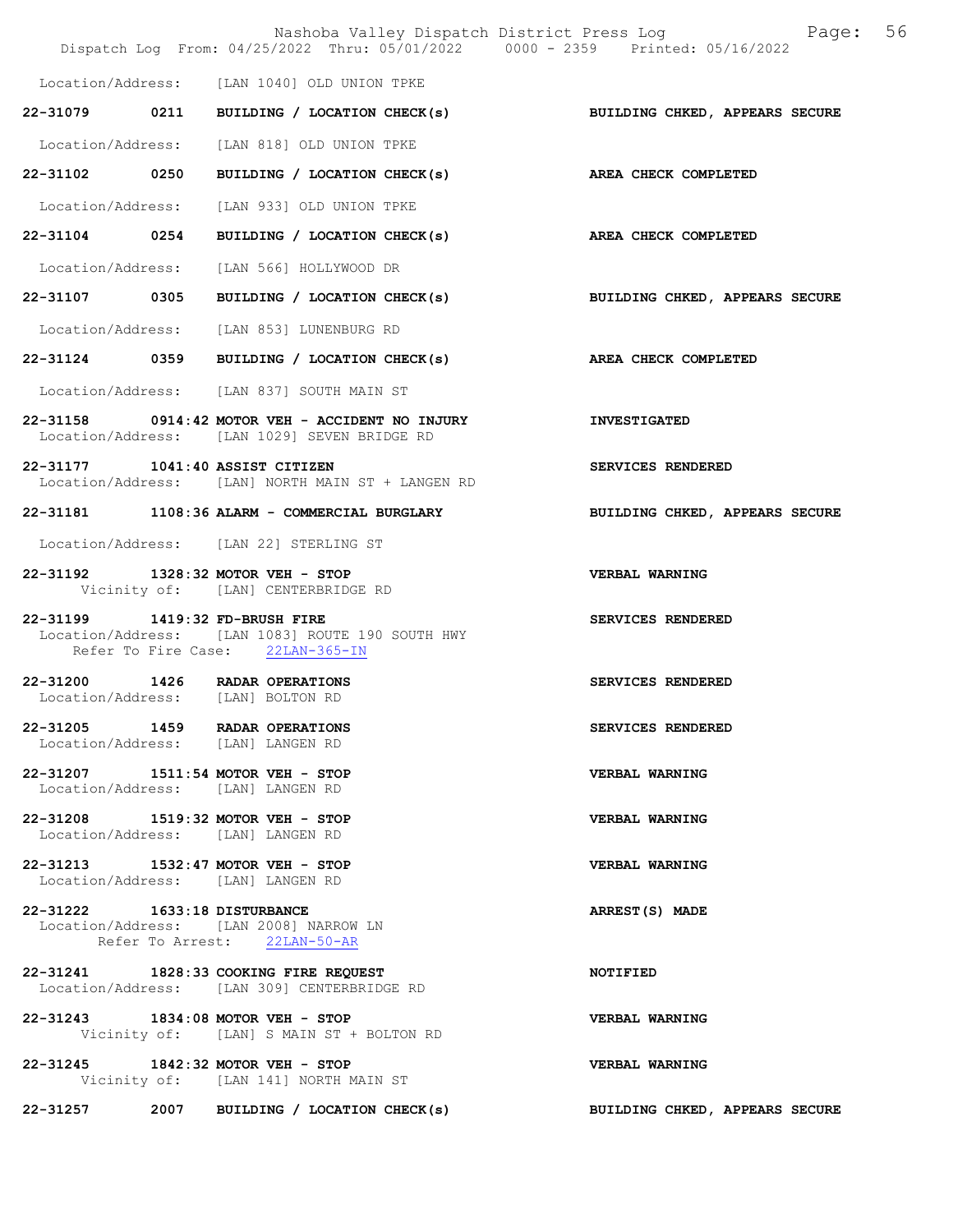Location/Address: [LAN 1040] OLD UNION TPKE

**22-31079 0211 BUILDING / LOCATION CHECK(s)** — **BUILDING CHKED, APPEARS SECURE**
Location/Address: [LAN 818] OLD UNION TPKE

**22-31102 0250 BUILDING / LOCATION CHECK(s)** — **AREA CHECK COMPLETED**
Location/Address: [LAN 933] OLD UNION TPKE

**22-31104 0254 BUILDING / LOCATION CHECK(s)** — **AREA CHECK COMPLETED**
Location/Address: [LAN 566] HOLLYWOOD DR

**22-31107 0305 BUILDING / LOCATION CHECK(s)** — **BUILDING CHKED, APPEARS SECURE**
Location/Address: [LAN 853] LUNENBURG RD

**22-31124 0359 BUILDING / LOCATION CHECK(s)** — **AREA CHECK COMPLETED**
Location/Address: [LAN 837] SOUTH MAIN ST

**22-31158 0914:42 MOTOR VEH - ACCIDENT NO INJURY** — **INVESTIGATED**
Location/Address: [LAN 1029] SEVEN BRIDGE RD

**22-31177 1041:40 ASSIST CITIZEN** — **SERVICES RENDERED**
Location/Address: [LAN] NORTH MAIN ST + LANGEN RD

**22-31181 1108:36 ALARM - COMMERCIAL BURGLARY** — **BUILDING CHKED, APPEARS SECURE**
Location/Address: [LAN 22] STERLING ST

**22-31192 1328:32 MOTOR VEH - STOP** — **VERBAL WARNING**
Vicinity of: [LAN] CENTERBRIDGE RD

**22-31199 1419:32 FD-BRUSH FIRE** — **SERVICES RENDERED**
Location/Address: [LAN 1083] ROUTE 190 SOUTH HWY
Refer To Fire Case: 22LAN-365-IN

**22-31200 1426 RADAR OPERATIONS** — **SERVICES RENDERED**
Location/Address: [LAN] BOLTON RD

**22-31205 1459 RADAR OPERATIONS** — **SERVICES RENDERED**
Location/Address: [LAN] LANGEN RD

**22-31207 1511:54 MOTOR VEH - STOP** — **VERBAL WARNING**
Location/Address: [LAN] LANGEN RD

**22-31208 1519:32 MOTOR VEH - STOP** — **VERBAL WARNING**
Location/Address: [LAN] LANGEN RD

**22-31213 1532:47 MOTOR VEH - STOP** — **VERBAL WARNING**
Location/Address: [LAN] LANGEN RD

**22-31222 1633:18 DISTURBANCE** — **ARREST(S) MADE**
Location/Address: [LAN 2008] NARROW LN
Refer To Arrest: 22LAN-50-AR

**22-31241 1828:33 COOKING FIRE REQUEST** — **NOTIFIED**
Location/Address: [LAN 309] CENTERBRIDGE RD

**22-31243 1834:08 MOTOR VEH - STOP** — **VERBAL WARNING**
Vicinity of: [LAN] S MAIN ST + BOLTON RD

**22-31245 1842:32 MOTOR VEH - STOP** — **VERBAL WARNING**
Vicinity of: [LAN 141] NORTH MAIN ST

**22-31257 2007 BUILDING / LOCATION CHECK(s)** — **BUILDING CHKED, APPEARS SECURE**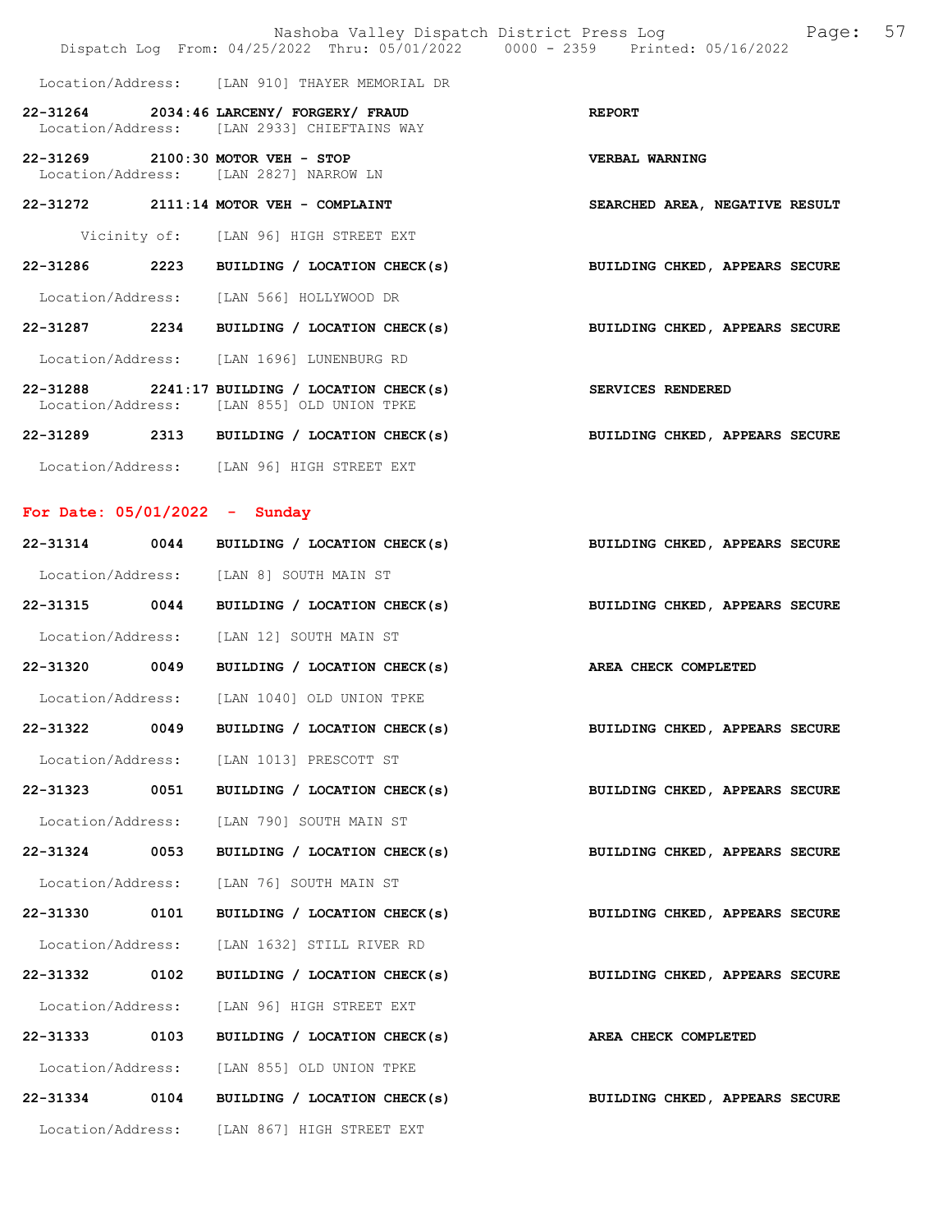Location/Address: [LAN 910] THAYER MEMORIAL DR

**22-31264 2034:46 LARCENY/ FORGERY/ FRAUD** **REPORT**
Location/Address: [LAN 2933] CHIEFTAINS WAY

**22-31269 2100:30 MOTOR VEH - STOP** **VERBAL WARNING**
Location/Address: [LAN 2827] NARROW LN

**22-31272 2111:14 MOTOR VEH - COMPLAINT** **SEARCHED AREA, NEGATIVE RESULT**
Vicinity of: [LAN 96] HIGH STREET EXT

**22-31286 2223 BUILDING / LOCATION CHECK(s)** **BUILDING CHKED, APPEARS SECURE**
Location/Address: [LAN 566] HOLLYWOOD DR

**22-31287 2234 BUILDING / LOCATION CHECK(s)** **BUILDING CHKED, APPEARS SECURE**
Location/Address: [LAN 1696] LUNENBURG RD

**22-31288 2241:17 BUILDING / LOCATION CHECK(s)** **SERVICES RENDERED**
Location/Address: [LAN 855] OLD UNION TPKE

**22-31289 2313 BUILDING / LOCATION CHECK(s)** **BUILDING CHKED, APPEARS SECURE**
Location/Address: [LAN 96] HIGH STREET EXT

## For Date: 05/01/2022 - Sunday

**22-31314 0044 BUILDING / LOCATION CHECK(s)** **BUILDING CHKED, APPEARS SECURE**
Location/Address: [LAN 8] SOUTH MAIN ST

**22-31315 0044 BUILDING / LOCATION CHECK(s)** **BUILDING CHKED, APPEARS SECURE**
Location/Address: [LAN 12] SOUTH MAIN ST

**22-31320 0049 BUILDING / LOCATION CHECK(s)** **AREA CHECK COMPLETED**
Location/Address: [LAN 1040] OLD UNION TPKE

**22-31322 0049 BUILDING / LOCATION CHECK(s)** **BUILDING CHKED, APPEARS SECURE**
Location/Address: [LAN 1013] PRESCOTT ST

**22-31323 0051 BUILDING / LOCATION CHECK(s)** **BUILDING CHKED, APPEARS SECURE**
Location/Address: [LAN 790] SOUTH MAIN ST

**22-31324 0053 BUILDING / LOCATION CHECK(s)** **BUILDING CHKED, APPEARS SECURE**
Location/Address: [LAN 76] SOUTH MAIN ST

**22-31330 0101 BUILDING / LOCATION CHECK(s)** **BUILDING CHKED, APPEARS SECURE**
Location/Address: [LAN 1632] STILL RIVER RD

**22-31332 0102 BUILDING / LOCATION CHECK(s)** **BUILDING CHKED, APPEARS SECURE**
Location/Address: [LAN 96] HIGH STREET EXT

**22-31333 0103 BUILDING / LOCATION CHECK(s)** **AREA CHECK COMPLETED**
Location/Address: [LAN 855] OLD UNION TPKE

**22-31334 0104 BUILDING / LOCATION CHECK(s)** **BUILDING CHKED, APPEARS SECURE**
Location/Address: [LAN 867] HIGH STREET EXT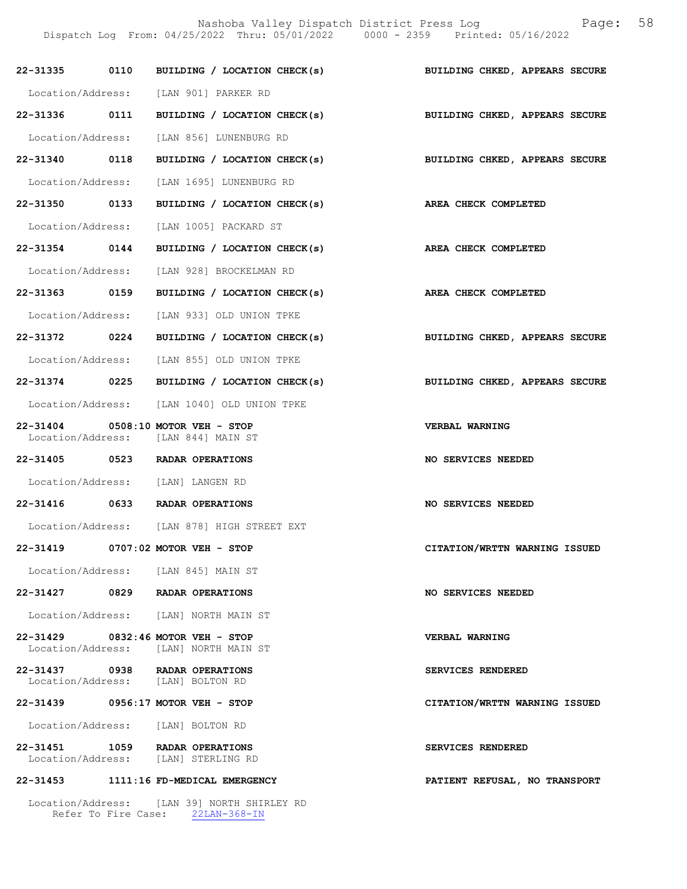22-31335 0110 BUILDING / LOCATION CHECK(s) BUILDING CHKED, APPEARS SECURE

Location/Address: [LAN 901] PARKER RD

22-31336 0111 BUILDING / LOCATION CHECK(s) BUILDING CHKED, APPEARS SECURE

Location/Address: [LAN 856] LUNENBURG RD

22-31340 0118 BUILDING / LOCATION CHECK(s) BUILDING CHKED, APPEARS SECURE

Location/Address: [LAN 1695] LUNENBURG RD

22-31350 0133 BUILDING / LOCATION CHECK(s) AREA CHECK COMPLETED

Location/Address: [LAN 1005] PACKARD ST

22-31354 0144 BUILDING / LOCATION CHECK(s) AREA CHECK COMPLETED

Location/Address: [LAN 928] BROCKELMAN RD

22-31363 0159 BUILDING / LOCATION CHECK(s) AREA CHECK COMPLETED

Location/Address: [LAN 933] OLD UNION TPKE

22-31372 0224 BUILDING / LOCATION CHECK(s) BUILDING CHKED, APPEARS SECURE

Location/Address: [LAN 855] OLD UNION TPKE

22-31374 0225 BUILDING / LOCATION CHECK(s) BUILDING CHKED, APPEARS SECURE

Location/Address: [LAN 1040] OLD UNION TPKE

22-31404 0508:10 MOTOR VEH - STOP VERBAL WARNING
Location/Address: [LAN 844] MAIN ST

22-31405 0523 RADAR OPERATIONS NO SERVICES NEEDED

Location/Address: [LAN] LANGEN RD

22-31416 0633 RADAR OPERATIONS NO SERVICES NEEDED

Location/Address: [LAN 878] HIGH STREET EXT

22-31419 0707:02 MOTOR VEH - STOP CITATION/WRTTN WARNING ISSUED

Location/Address: [LAN 845] MAIN ST

22-31427 0829 RADAR OPERATIONS NO SERVICES NEEDED

Location/Address: [LAN] NORTH MAIN ST

22-31429 0832:46 MOTOR VEH - STOP VERBAL WARNING
Location/Address: [LAN] NORTH MAIN ST

22-31437 0938 RADAR OPERATIONS SERVICES RENDERED
Location/Address: [LAN] BOLTON RD

22-31439 0956:17 MOTOR VEH - STOP CITATION/WRTTN WARNING ISSUED

Location/Address: [LAN] BOLTON RD

22-31451 1059 RADAR OPERATIONS SERVICES RENDERED
Location/Address: [LAN] STERLING RD

22-31453 1111:16 FD-MEDICAL EMERGENCY PATIENT REFUSAL, NO TRANSPORT

Location/Address: [LAN 39] NORTH SHIRLEY RD
Refer To Fire Case: 22LAN-368-IN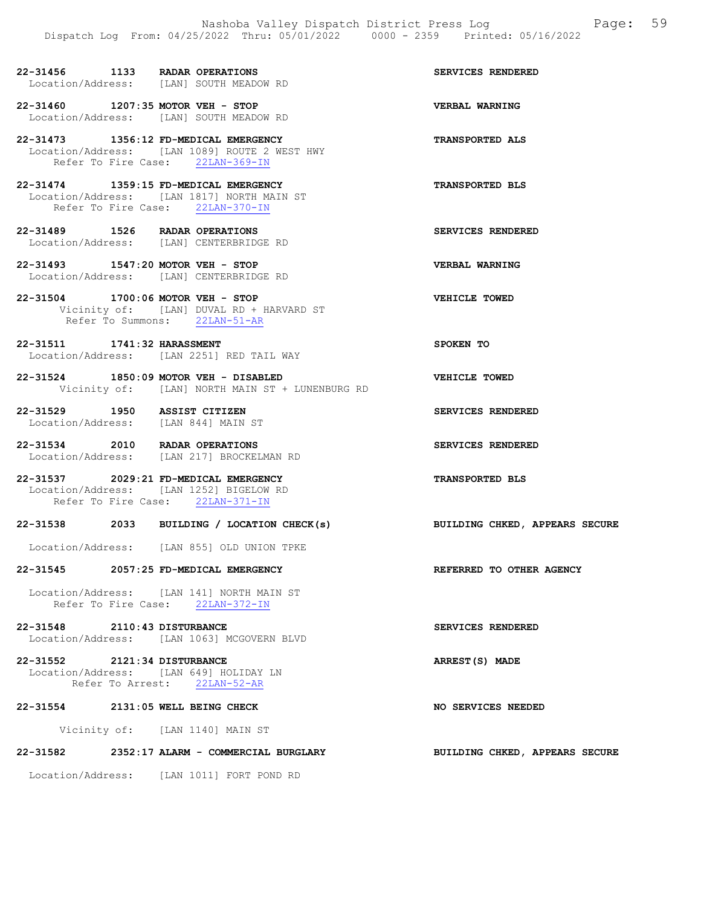**22-31456 1133 RADAR OPERATIONS** **SERVICES RENDERED**
Location/Address: [LAN] SOUTH MEADOW RD

**22-31460 1207:35 MOTOR VEH - STOP** **VERBAL WARNING**
Location/Address: [LAN] SOUTH MEADOW RD

**22-31473 1356:12 FD-MEDICAL EMERGENCY** **TRANSPORTED ALS**
Location/Address: [LAN 1089] ROUTE 2 WEST HWY
Refer To Fire Case: 22LAN-369-IN

**22-31474 1359:15 FD-MEDICAL EMERGENCY** **TRANSPORTED BLS**
Location/Address: [LAN 1817] NORTH MAIN ST
Refer To Fire Case: 22LAN-370-IN

**22-31489 1526 RADAR OPERATIONS** **SERVICES RENDERED**
Location/Address: [LAN] CENTERBRIDGE RD

**22-31493 1547:20 MOTOR VEH - STOP** **VERBAL WARNING**
Location/Address: [LAN] CENTERBRIDGE RD

**22-31504 1700:06 MOTOR VEH - STOP** **VEHICLE TOWED**
Vicinity of: [LAN] DUVAL RD + HARVARD ST
Refer To Summons: 22LAN-51-AR

**22-31511 1741:32 HARASSMENT** **SPOKEN TO**
Location/Address: [LAN 2251] RED TAIL WAY

**22-31524 1850:09 MOTOR VEH - DISABLED** **VEHICLE TOWED**
Vicinity of: [LAN] NORTH MAIN ST + LUNENBURG RD

**22-31529 1950 ASSIST CITIZEN** **SERVICES RENDERED**
Location/Address: [LAN 844] MAIN ST

**22-31534 2010 RADAR OPERATIONS** **SERVICES RENDERED**
Location/Address: [LAN 217] BROCKELMAN RD

**22-31537 2029:21 FD-MEDICAL EMERGENCY** **TRANSPORTED BLS**
Location/Address: [LAN 1252] BIGELOW RD
Refer To Fire Case: 22LAN-371-IN

**22-31538 2033 BUILDING / LOCATION CHECK(s)** **BUILDING CHKED, APPEARS SECURE**
Location/Address: [LAN 855] OLD UNION TPKE

**22-31545 2057:25 FD-MEDICAL EMERGENCY** **REFERRED TO OTHER AGENCY**
Location/Address: [LAN 141] NORTH MAIN ST
Refer To Fire Case: 22LAN-372-IN

**22-31548 2110:43 DISTURBANCE** **SERVICES RENDERED**
Location/Address: [LAN 1063] MCGOVERN BLVD

**22-31552 2121:34 DISTURBANCE** **ARREST(S) MADE**
Location/Address: [LAN 649] HOLIDAY LN
Refer To Arrest: 22LAN-52-AR

**22-31554 2131:05 WELL BEING CHECK** **NO SERVICES NEEDED**
Vicinity of: [LAN 1140] MAIN ST

**22-31582 2352:17 ALARM - COMMERCIAL BURGLARY** **BUILDING CHKED, APPEARS SECURE**
Location/Address: [LAN 1011] FORT POND RD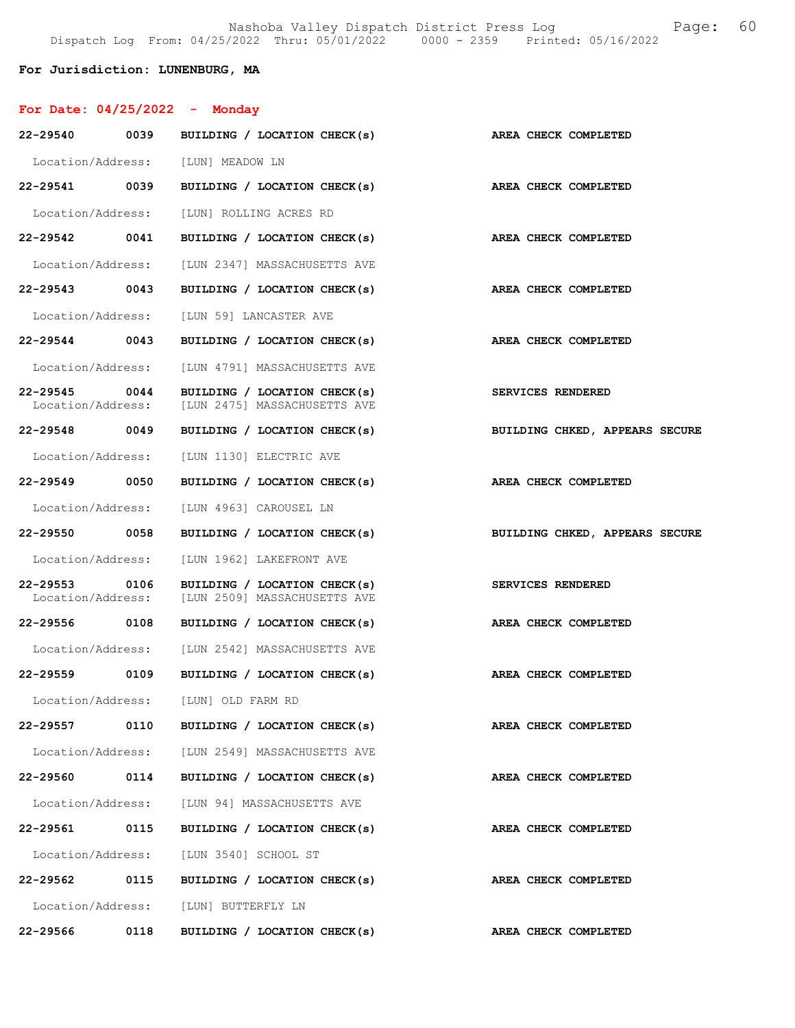**For Jurisdiction: LUNENBURG, MA**

## For Date: 04/25/2022 - Monday

**22-29540 0039 BUILDING / LOCATION CHECK(s)** — **AREA CHECK COMPLETED**
Location/Address: [LUN] MEADOW LN

**22-29541 0039 BUILDING / LOCATION CHECK(s)** — **AREA CHECK COMPLETED**
Location/Address: [LUN] ROLLING ACRES RD

**22-29542 0041 BUILDING / LOCATION CHECK(s)** — **AREA CHECK COMPLETED**
Location/Address: [LUN 2347] MASSACHUSETTS AVE

**22-29543 0043 BUILDING / LOCATION CHECK(s)** — **AREA CHECK COMPLETED**
Location/Address: [LUN 59] LANCASTER AVE

**22-29544 0043 BUILDING / LOCATION CHECK(s)** — **AREA CHECK COMPLETED**
Location/Address: [LUN 4791] MASSACHUSETTS AVE

**22-29545 0044 BUILDING / LOCATION CHECK(s)** — **SERVICES RENDERED**
Location/Address: [LUN 2475] MASSACHUSETTS AVE

**22-29548 0049 BUILDING / LOCATION CHECK(s)** — **BUILDING CHKED, APPEARS SECURE**
Location/Address: [LUN 1130] ELECTRIC AVE

**22-29549 0050 BUILDING / LOCATION CHECK(s)** — **AREA CHECK COMPLETED**
Location/Address: [LUN 4963] CAROUSEL LN

**22-29550 0058 BUILDING / LOCATION CHECK(s)** — **BUILDING CHKED, APPEARS SECURE**
Location/Address: [LUN 1962] LAKEFRONT AVE

**22-29553 0106 BUILDING / LOCATION CHECK(s)** — **SERVICES RENDERED**
Location/Address: [LUN 2509] MASSACHUSETTS AVE

**22-29556 0108 BUILDING / LOCATION CHECK(s)** — **AREA CHECK COMPLETED**
Location/Address: [LUN 2542] MASSACHUSETTS AVE

**22-29559 0109 BUILDING / LOCATION CHECK(s)** — **AREA CHECK COMPLETED**
Location/Address: [LUN] OLD FARM RD

**22-29557 0110 BUILDING / LOCATION CHECK(s)** — **AREA CHECK COMPLETED**
Location/Address: [LUN 2549] MASSACHUSETTS AVE

**22-29560 0114 BUILDING / LOCATION CHECK(s)** — **AREA CHECK COMPLETED**
Location/Address: [LUN 94] MASSACHUSETTS AVE

**22-29561 0115 BUILDING / LOCATION CHECK(s)** — **AREA CHECK COMPLETED**
Location/Address: [LUN 3540] SCHOOL ST

**22-29562 0115 BUILDING / LOCATION CHECK(s)** — **AREA CHECK COMPLETED**
Location/Address: [LUN] BUTTERFLY LN

**22-29566 0118 BUILDING / LOCATION CHECK(s)** — **AREA CHECK COMPLETED**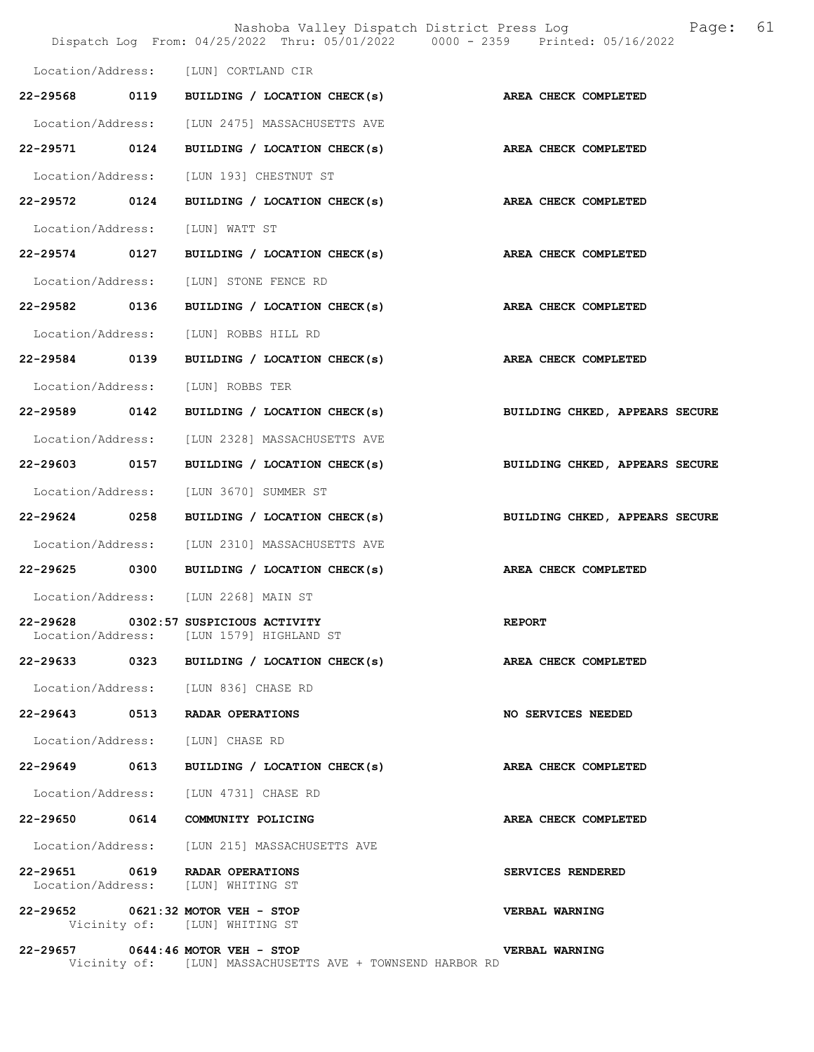Location/Address: [LUN] CORTLAND CIR

**22-29568 0119 BUILDING / LOCATION CHECK(s) AREA CHECK COMPLETED**

Location/Address: [LUN 2475] MASSACHUSETTS AVE

**22-29571 0124 BUILDING / LOCATION CHECK(s) AREA CHECK COMPLETED**

Location/Address: [LUN 193] CHESTNUT ST

**22-29572 0124 BUILDING / LOCATION CHECK(s) AREA CHECK COMPLETED**

Location/Address: [LUN] WATT ST

**22-29574 0127 BUILDING / LOCATION CHECK(s) AREA CHECK COMPLETED**

Location/Address: [LUN] STONE FENCE RD

**22-29582 0136 BUILDING / LOCATION CHECK(s) AREA CHECK COMPLETED**

Location/Address: [LUN] ROBBS HILL RD

**22-29584 0139 BUILDING / LOCATION CHECK(s) AREA CHECK COMPLETED**

Location/Address: [LUN] ROBBS TER

**22-29589 0142 BUILDING / LOCATION CHECK(s) BUILDING CHKED, APPEARS SECURE**

Location/Address: [LUN 2328] MASSACHUSETTS AVE

**22-29603 0157 BUILDING / LOCATION CHECK(s) BUILDING CHKED, APPEARS SECURE**

Location/Address: [LUN 3670] SUMMER ST

**22-29624 0258 BUILDING / LOCATION CHECK(s) BUILDING CHKED, APPEARS SECURE**

Location/Address: [LUN 2310] MASSACHUSETTS AVE

**22-29625 0300 BUILDING / LOCATION CHECK(s) AREA CHECK COMPLETED**

Location/Address: [LUN 2268] MAIN ST

**22-29628 0302:57 SUSPICIOUS ACTIVITY REPORT**
Location/Address: [LUN 1579] HIGHLAND ST

**22-29633 0323 BUILDING / LOCATION CHECK(s) AREA CHECK COMPLETED**

Location/Address: [LUN 836] CHASE RD

**22-29643 0513 RADAR OPERATIONS NO SERVICES NEEDED**

Location/Address: [LUN] CHASE RD

**22-29649 0613 BUILDING / LOCATION CHECK(s) AREA CHECK COMPLETED**

Location/Address: [LUN 4731] CHASE RD

**22-29650 0614 COMMUNITY POLICING AREA CHECK COMPLETED**

Location/Address: [LUN 215] MASSACHUSETTS AVE

**22-29651 0619 RADAR OPERATIONS SERVICES RENDERED**
Location/Address: [LUN] WHITING ST

**22-29652 0621:32 MOTOR VEH - STOP VERBAL WARNING**
Vicinity of: [LUN] WHITING ST

**22-29657 0644:46 MOTOR VEH - STOP VERBAL WARNING**
Vicinity of: [LUN] MASSACHUSETTS AVE + TOWNSEND HARBOR RD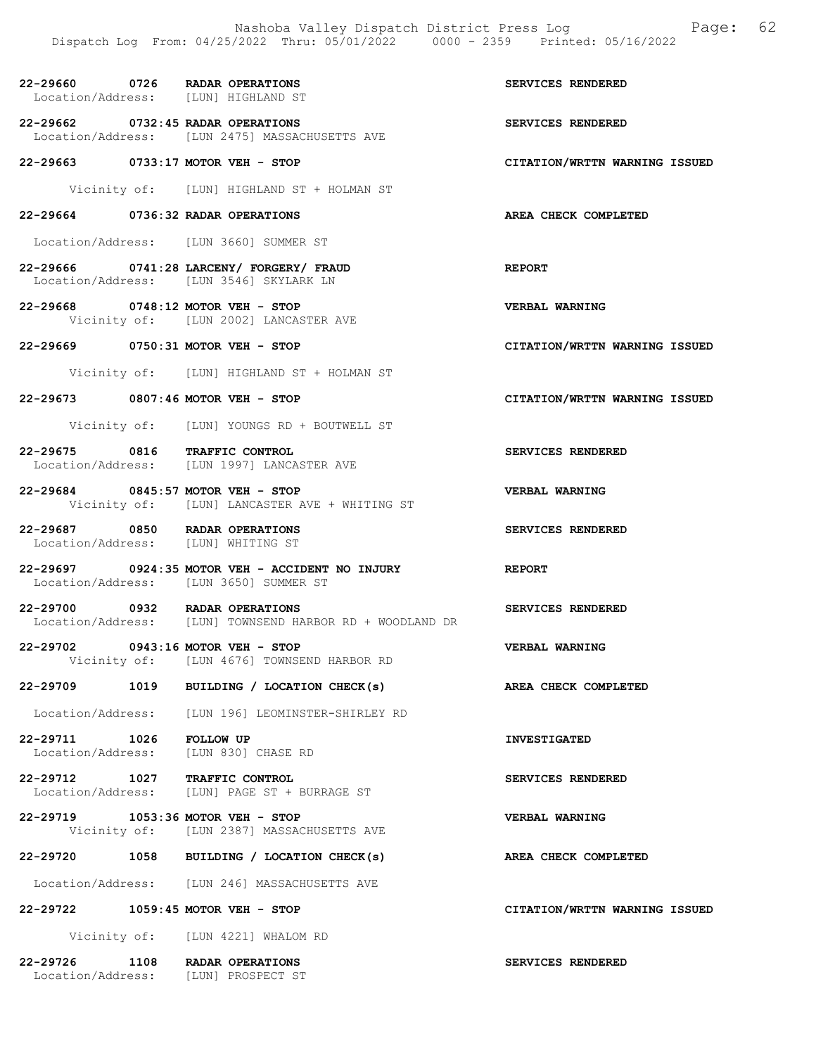| Call # | Time | Call Type | Disposition |
|---|---|---|---|
| 22-29660 | 0726 | RADAR OPERATIONS | SERVICES RENDERED |
| | | Location/Address: [LUN] HIGHLAND ST | |
| 22-29662 | 0732:45 | RADAR OPERATIONS | SERVICES RENDERED |
| | | Location/Address: [LUN 2475] MASSACHUSETTS AVE | |
| 22-29663 | 0733:17 | MOTOR VEH - STOP | CITATION/WRTTN WARNING ISSUED |
| | | Vicinity of: [LUN] HIGHLAND ST + HOLMAN ST | |
| 22-29664 | 0736:32 | RADAR OPERATIONS | AREA CHECK COMPLETED |
| | | Location/Address: [LUN 3660] SUMMER ST | |
| 22-29666 | 0741:28 | LARCENY/ FORGERY/ FRAUD | REPORT |
| | | Location/Address: [LUN 3546] SKYLARK LN | |
| 22-29668 | 0748:12 | MOTOR VEH - STOP | VERBAL WARNING |
| | | Vicinity of: [LUN 2002] LANCASTER AVE | |
| 22-29669 | 0750:31 | MOTOR VEH - STOP | CITATION/WRTTN WARNING ISSUED |
| | | Vicinity of: [LUN] HIGHLAND ST + HOLMAN ST | |
| 22-29673 | 0807:46 | MOTOR VEH - STOP | CITATION/WRTTN WARNING ISSUED |
| | | Vicinity of: [LUN] YOUNGS RD + BOUTWELL ST | |
| 22-29675 | 0816 | TRAFFIC CONTROL | SERVICES RENDERED |
| | | Location/Address: [LUN 1997] LANCASTER AVE | |
| 22-29684 | 0845:57 | MOTOR VEH - STOP | VERBAL WARNING |
| | | Vicinity of: [LUN] LANCASTER AVE + WHITING ST | |
| 22-29687 | 0850 | RADAR OPERATIONS | SERVICES RENDERED |
| | | Location/Address: [LUN] WHITING ST | |
| 22-29697 | 0924:35 | MOTOR VEH - ACCIDENT NO INJURY | REPORT |
| | | Location/Address: [LUN 3650] SUMMER ST | |
| 22-29700 | 0932 | RADAR OPERATIONS | SERVICES RENDERED |
| | | Location/Address: [LUN] TOWNSEND HARBOR RD + WOODLAND DR | |
| 22-29702 | 0943:16 | MOTOR VEH - STOP | VERBAL WARNING |
| | | Vicinity of: [LUN 4676] TOWNSEND HARBOR RD | |
| 22-29709 | 1019 | BUILDING / LOCATION CHECK(s) | AREA CHECK COMPLETED |
| | | Location/Address: [LUN 196] LEOMINSTER-SHIRLEY RD | |
| 22-29711 | 1026 | FOLLOW UP | INVESTIGATED |
| | | Location/Address: [LUN 830] CHASE RD | |
| 22-29712 | 1027 | TRAFFIC CONTROL | SERVICES RENDERED |
| | | Location/Address: [LUN] PAGE ST + BURRAGE ST | |
| 22-29719 | 1053:36 | MOTOR VEH - STOP | VERBAL WARNING |
| | | Vicinity of: [LUN 2387] MASSACHUSETTS AVE | |
| 22-29720 | 1058 | BUILDING / LOCATION CHECK(s) | AREA CHECK COMPLETED |
| | | Location/Address: [LUN 246] MASSACHUSETTS AVE | |
| 22-29722 | 1059:45 | MOTOR VEH - STOP | CITATION/WRTTN WARNING ISSUED |
| | | Vicinity of: [LUN 4221] WHALOM RD | |
| 22-29726 | 1108 | RADAR OPERATIONS | SERVICES RENDERED |
| | | Location/Address: [LUN] PROSPECT ST | |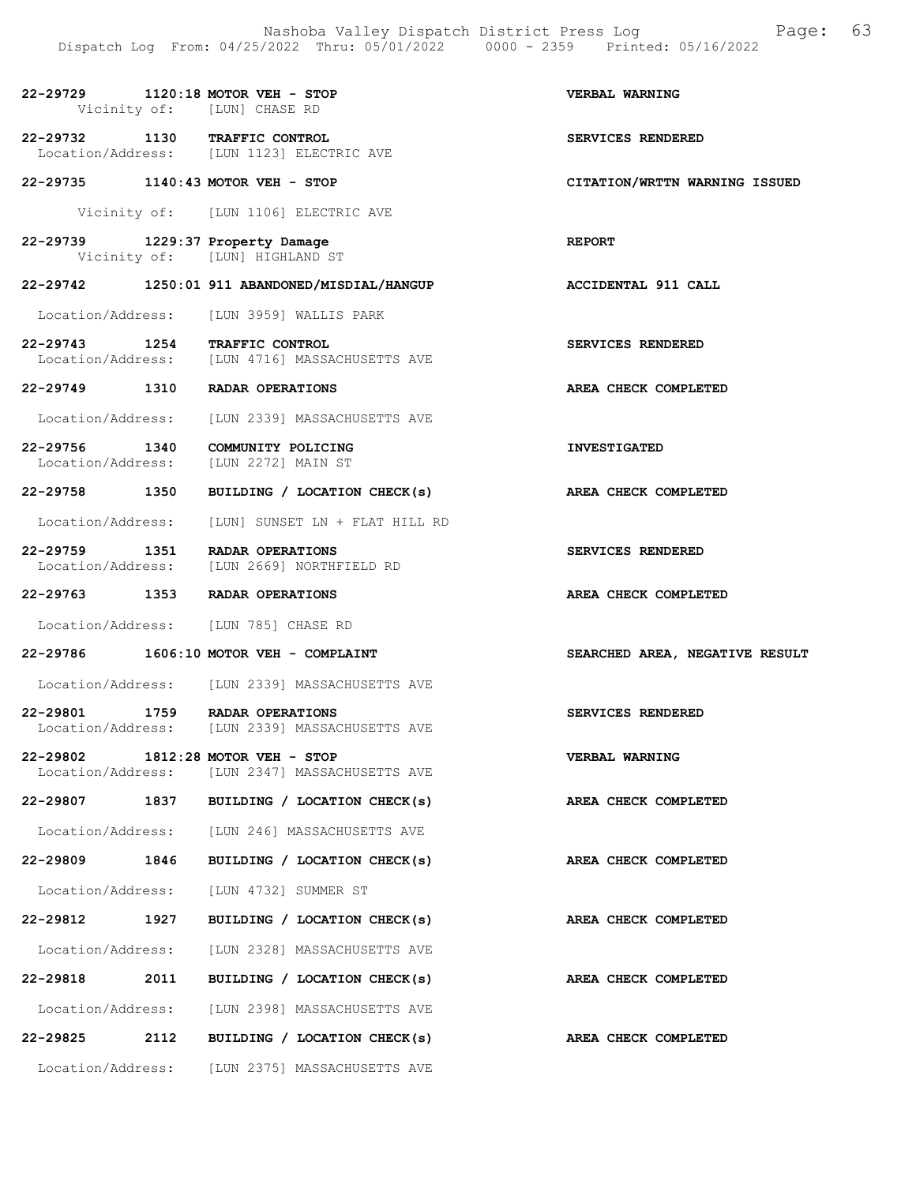**22-29729 1120:18 MOTOR VEH - STOP** — **VERBAL WARNING**
Vicinity of: [LUN] CHASE RD

**22-29732 1130 TRAFFIC CONTROL** — **SERVICES RENDERED**
Location/Address: [LUN 1123] ELECTRIC AVE

**22-29735 1140:43 MOTOR VEH - STOP** — **CITATION/WRTTN WARNING ISSUED**
Vicinity of: [LUN 1106] ELECTRIC AVE

**22-29739 1229:37 Property Damage** — **REPORT**
Vicinity of: [LUN] HIGHLAND ST

**22-29742 1250:01 911 ABANDONED/MISDIAL/HANGUP** — **ACCIDENTAL 911 CALL**
Location/Address: [LUN 3959] WALLIS PARK

**22-29743 1254 TRAFFIC CONTROL** — **SERVICES RENDERED**
Location/Address: [LUN 4716] MASSACHUSETTS AVE

**22-29749 1310 RADAR OPERATIONS** — **AREA CHECK COMPLETED**
Location/Address: [LUN 2339] MASSACHUSETTS AVE

**22-29756 1340 COMMUNITY POLICING** — **INVESTIGATED**
Location/Address: [LUN 2272] MAIN ST

**22-29758 1350 BUILDING / LOCATION CHECK(s)** — **AREA CHECK COMPLETED**
Location/Address: [LUN] SUNSET LN + FLAT HILL RD

**22-29759 1351 RADAR OPERATIONS** — **SERVICES RENDERED**
Location/Address: [LUN 2669] NORTHFIELD RD

**22-29763 1353 RADAR OPERATIONS** — **AREA CHECK COMPLETED**
Location/Address: [LUN 785] CHASE RD

**22-29786 1606:10 MOTOR VEH - COMPLAINT** — **SEARCHED AREA, NEGATIVE RESULT**
Location/Address: [LUN 2339] MASSACHUSETTS AVE

**22-29801 1759 RADAR OPERATIONS** — **SERVICES RENDERED**
Location/Address: [LUN 2339] MASSACHUSETTS AVE

**22-29802 1812:28 MOTOR VEH - STOP** — **VERBAL WARNING**
Location/Address: [LUN 2347] MASSACHUSETTS AVE

**22-29807 1837 BUILDING / LOCATION CHECK(s)** — **AREA CHECK COMPLETED**
Location/Address: [LUN 246] MASSACHUSETTS AVE

**22-29809 1846 BUILDING / LOCATION CHECK(s)** — **AREA CHECK COMPLETED**
Location/Address: [LUN 4732] SUMMER ST

**22-29812 1927 BUILDING / LOCATION CHECK(s)** — **AREA CHECK COMPLETED**
Location/Address: [LUN 2328] MASSACHUSETTS AVE

**22-29818 2011 BUILDING / LOCATION CHECK(s)** — **AREA CHECK COMPLETED**
Location/Address: [LUN 2398] MASSACHUSETTS AVE

**22-29825 2112 BUILDING / LOCATION CHECK(s)** — **AREA CHECK COMPLETED**
Location/Address: [LUN 2375] MASSACHUSETTS AVE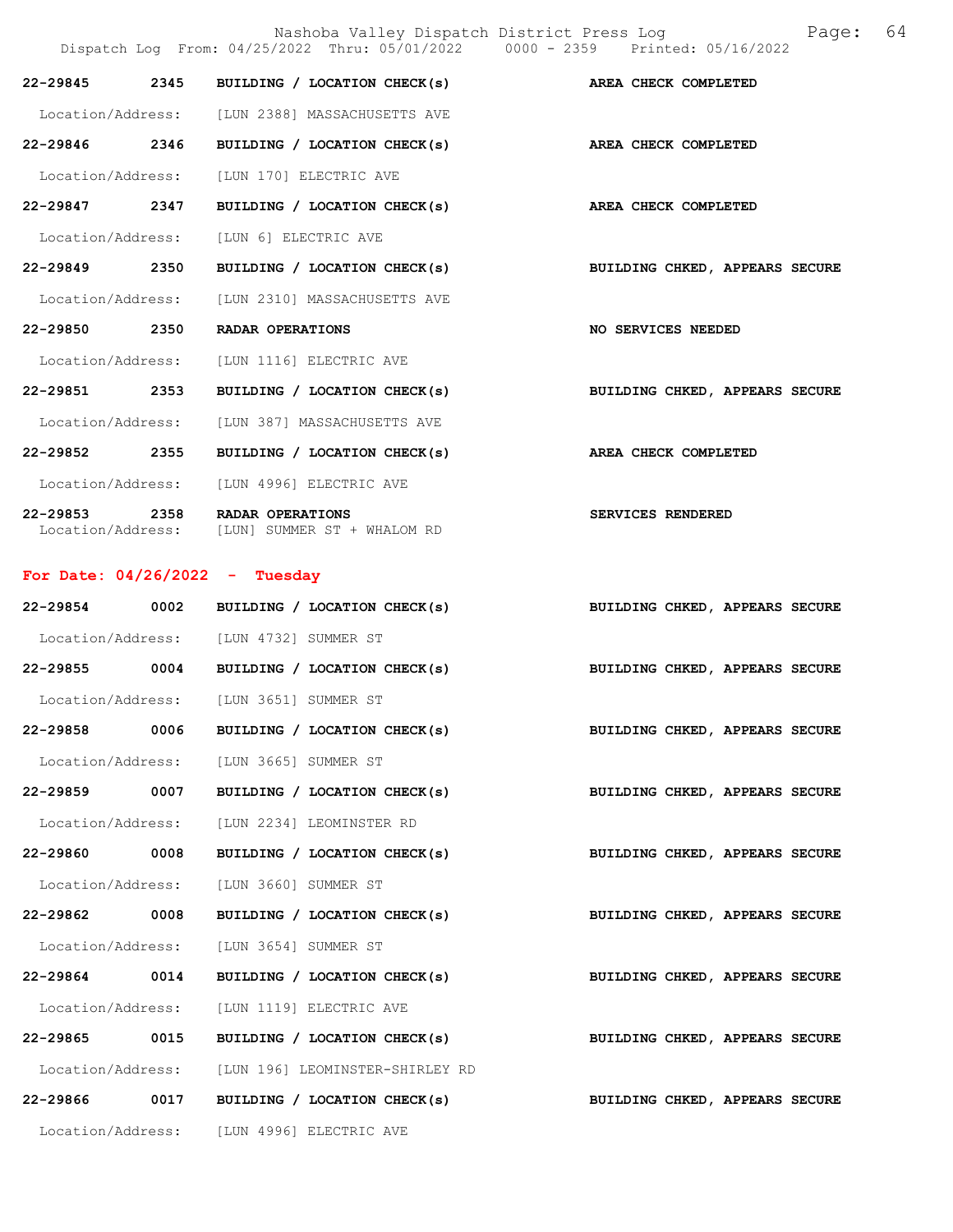| Call # | Time | Call Type | Disposition |
|---|---|---|---|
| 22-29845 | 2345 | BUILDING / LOCATION CHECK(s) | AREA CHECK COMPLETED |
| Location/Address: | | [LUN 2388] MASSACHUSETTS AVE | |
| 22-29846 | 2346 | BUILDING / LOCATION CHECK(s) | AREA CHECK COMPLETED |
| Location/Address: | | [LUN 170] ELECTRIC AVE | |
| 22-29847 | 2347 | BUILDING / LOCATION CHECK(s) | AREA CHECK COMPLETED |
| Location/Address: | | [LUN 6] ELECTRIC AVE | |
| 22-29849 | 2350 | BUILDING / LOCATION CHECK(s) | BUILDING CHKED, APPEARS SECURE |
| Location/Address: | | [LUN 2310] MASSACHUSETTS AVE | |
| 22-29850 | 2350 | RADAR OPERATIONS | NO SERVICES NEEDED |
| Location/Address: | | [LUN 1116] ELECTRIC AVE | |
| 22-29851 | 2353 | BUILDING / LOCATION CHECK(s) | BUILDING CHKED, APPEARS SECURE |
| Location/Address: | | [LUN 387] MASSACHUSETTS AVE | |
| 22-29852 | 2355 | BUILDING / LOCATION CHECK(s) | AREA CHECK COMPLETED |
| Location/Address: | | [LUN 4996] ELECTRIC AVE | |
| 22-29853 | 2358 | RADAR OPERATIONS | SERVICES RENDERED |
| Location/Address: | | [LUN] SUMMER ST + WHALOM RD | |

## For Date: 04/26/2022 - Tuesday

| Call # | Time | Call Type | Disposition |
|---|---|---|---|
| 22-29854 | 0002 | BUILDING / LOCATION CHECK(s) | BUILDING CHKED, APPEARS SECURE |
| Location/Address: | | [LUN 4732] SUMMER ST | |
| 22-29855 | 0004 | BUILDING / LOCATION CHECK(s) | BUILDING CHKED, APPEARS SECURE |
| Location/Address: | | [LUN 3651] SUMMER ST | |
| 22-29858 | 0006 | BUILDING / LOCATION CHECK(s) | BUILDING CHKED, APPEARS SECURE |
| Location/Address: | | [LUN 3665] SUMMER ST | |
| 22-29859 | 0007 | BUILDING / LOCATION CHECK(s) | BUILDING CHKED, APPEARS SECURE |
| Location/Address: | | [LUN 2234] LEOMINSTER RD | |
| 22-29860 | 0008 | BUILDING / LOCATION CHECK(s) | BUILDING CHKED, APPEARS SECURE |
| Location/Address: | | [LUN 3660] SUMMER ST | |
| 22-29862 | 0008 | BUILDING / LOCATION CHECK(s) | BUILDING CHKED, APPEARS SECURE |
| Location/Address: | | [LUN 3654] SUMMER ST | |
| 22-29864 | 0014 | BUILDING / LOCATION CHECK(s) | BUILDING CHKED, APPEARS SECURE |
| Location/Address: | | [LUN 1119] ELECTRIC AVE | |
| 22-29865 | 0015 | BUILDING / LOCATION CHECK(s) | BUILDING CHKED, APPEARS SECURE |
| Location/Address: | | [LUN 196] LEOMINSTER-SHIRLEY RD | |
| 22-29866 | 0017 | BUILDING / LOCATION CHECK(s) | BUILDING CHKED, APPEARS SECURE |
| Location/Address: | | [LUN 4996] ELECTRIC AVE | |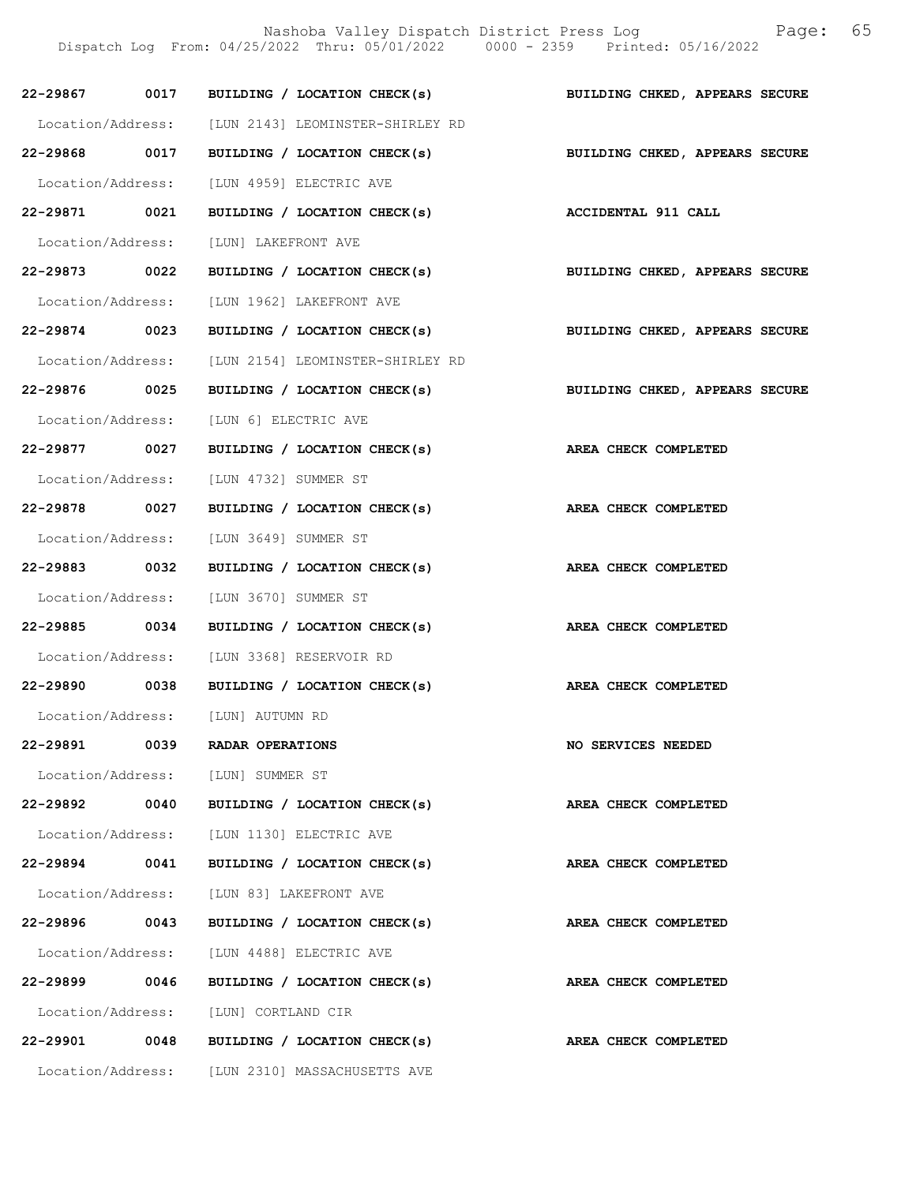Nashoba Valley Dispatch District Press Log

Dispatch Log From: 04/25/2022 Thru: 05/01/2022 0000 - 2359 Printed: 05/16/2022

**22-29867 0017 BUILDING / LOCATION CHECK(s) BUILDING CHKED, APPEARS SECURE**

Location/Address: [LUN 2143] LEOMINSTER-SHIRLEY RD

**22-29868 0017 BUILDING / LOCATION CHECK(s) BUILDING CHKED, APPEARS SECURE**

Location/Address: [LUN 4959] ELECTRIC AVE

**22-29871 0021 BUILDING / LOCATION CHECK(s) ACCIDENTAL 911 CALL**

Location/Address: [LUN] LAKEFRONT AVE

**22-29873 0022 BUILDING / LOCATION CHECK(s) BUILDING CHKED, APPEARS SECURE**

Location/Address: [LUN 1962] LAKEFRONT AVE

**22-29874 0023 BUILDING / LOCATION CHECK(s) BUILDING CHKED, APPEARS SECURE**

Location/Address: [LUN 2154] LEOMINSTER-SHIRLEY RD

**22-29876 0025 BUILDING / LOCATION CHECK(s) BUILDING CHKED, APPEARS SECURE**

Location/Address: [LUN 6] ELECTRIC AVE

**22-29877 0027 BUILDING / LOCATION CHECK(s) AREA CHECK COMPLETED**

Location/Address: [LUN 4732] SUMMER ST

**22-29878 0027 BUILDING / LOCATION CHECK(s) AREA CHECK COMPLETED**

Location/Address: [LUN 3649] SUMMER ST

**22-29883 0032 BUILDING / LOCATION CHECK(s) AREA CHECK COMPLETED**

Location/Address: [LUN 3670] SUMMER ST

**22-29885 0034 BUILDING / LOCATION CHECK(s) AREA CHECK COMPLETED**

Location/Address: [LUN 3368] RESERVOIR RD

**22-29890 0038 BUILDING / LOCATION CHECK(s) AREA CHECK COMPLETED**

Location/Address: [LUN] AUTUMN RD

**22-29891 0039 RADAR OPERATIONS NO SERVICES NEEDED**

Location/Address: [LUN] SUMMER ST

**22-29892 0040 BUILDING / LOCATION CHECK(s) AREA CHECK COMPLETED**

Location/Address: [LUN 1130] ELECTRIC AVE

**22-29894 0041 BUILDING / LOCATION CHECK(s) AREA CHECK COMPLETED**

Location/Address: [LUN 83] LAKEFRONT AVE

**22-29896 0043 BUILDING / LOCATION CHECK(s) AREA CHECK COMPLETED**

Location/Address: [LUN 4488] ELECTRIC AVE

**22-29899 0046 BUILDING / LOCATION CHECK(s) AREA CHECK COMPLETED**

Location/Address: [LUN] CORTLAND CIR

**22-29901 0048 BUILDING / LOCATION CHECK(s) AREA CHECK COMPLETED**

Location/Address: [LUN 2310] MASSACHUSETTS AVE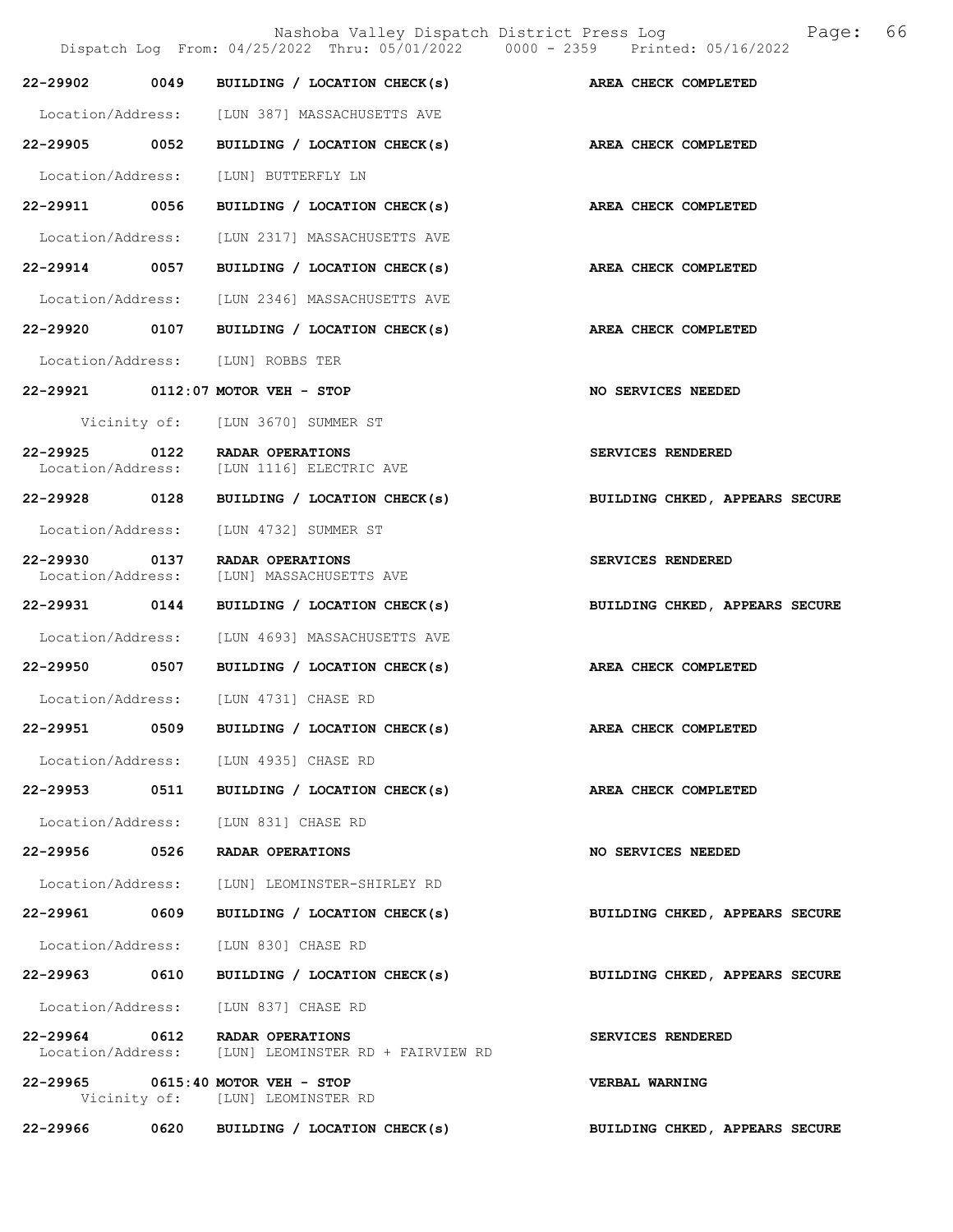22-29902 0049 BUILDING / LOCATION CHECK(s) AREA CHECK COMPLETED

Location/Address: [LUN 387] MASSACHUSETTS AVE

22-29905 0052 BUILDING / LOCATION CHECK(s) AREA CHECK COMPLETED

Location/Address: [LUN] BUTTERFLY LN

22-29911 0056 BUILDING / LOCATION CHECK(s) AREA CHECK COMPLETED

Location/Address: [LUN 2317] MASSACHUSETTS AVE

22-29914 0057 BUILDING / LOCATION CHECK(s) AREA CHECK COMPLETED

Location/Address: [LUN 2346] MASSACHUSETTS AVE

22-29920 0107 BUILDING / LOCATION CHECK(s) AREA CHECK COMPLETED

Location/Address: [LUN] ROBBS TER

22-29921 0112:07 MOTOR VEH - STOP NO SERVICES NEEDED

Vicinity of: [LUN 3670] SUMMER ST

22-29925 0122 RADAR OPERATIONS SERVICES RENDERED
Location/Address: [LUN 1116] ELECTRIC AVE

22-29928 0128 BUILDING / LOCATION CHECK(s) BUILDING CHKED, APPEARS SECURE

Location/Address: [LUN 4732] SUMMER ST

22-29930 0137 RADAR OPERATIONS SERVICES RENDERED
Location/Address: [LUN] MASSACHUSETTS AVE

22-29931 0144 BUILDING / LOCATION CHECK(s) BUILDING CHKED, APPEARS SECURE

Location/Address: [LUN 4693] MASSACHUSETTS AVE

22-29950 0507 BUILDING / LOCATION CHECK(s) AREA CHECK COMPLETED

Location/Address: [LUN 4731] CHASE RD

22-29951 0509 BUILDING / LOCATION CHECK(s) AREA CHECK COMPLETED

Location/Address: [LUN 4935] CHASE RD

22-29953 0511 BUILDING / LOCATION CHECK(s) AREA CHECK COMPLETED

Location/Address: [LUN 831] CHASE RD

22-29956 0526 RADAR OPERATIONS NO SERVICES NEEDED

Location/Address: [LUN] LEOMINSTER-SHIRLEY RD

22-29961 0609 BUILDING / LOCATION CHECK(s) BUILDING CHKED, APPEARS SECURE

Location/Address: [LUN 830] CHASE RD

22-29963 0610 BUILDING / LOCATION CHECK(s) BUILDING CHKED, APPEARS SECURE

Location/Address: [LUN 837] CHASE RD

22-29964 0612 RADAR OPERATIONS SERVICES RENDERED
Location/Address: [LUN] LEOMINSTER RD + FAIRVIEW RD

22-29965 0615:40 MOTOR VEH - STOP VERBAL WARNING
Vicinity of: [LUN] LEOMINSTER RD

22-29966 0620 BUILDING / LOCATION CHECK(s) BUILDING CHKED, APPEARS SECURE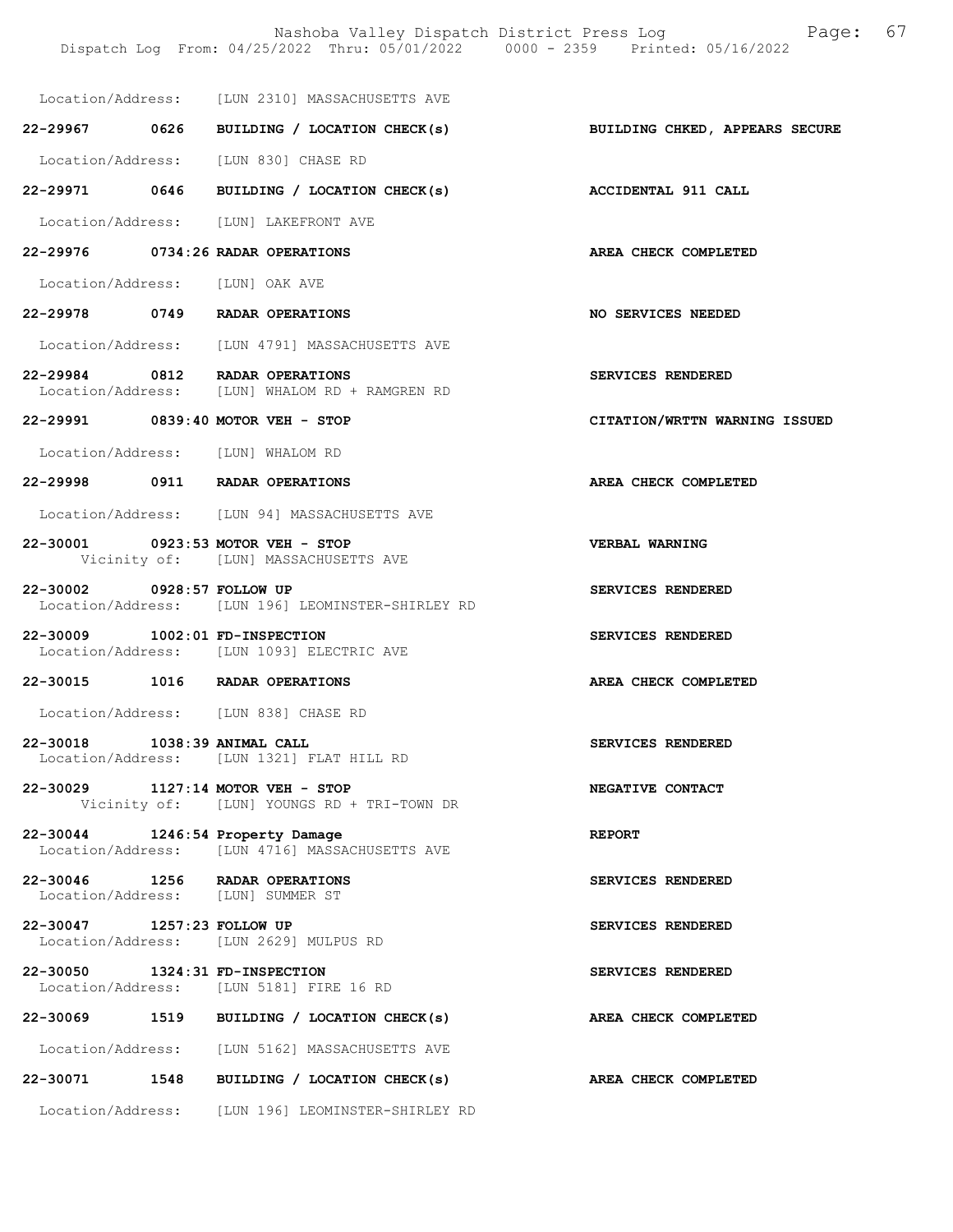Location/Address: [LUN 2310] MASSACHUSETTS AVE

**22-29967 0626 BUILDING / LOCATION CHECK(s)** — **BUILDING CHKED, APPEARS SECURE**

Location/Address: [LUN 830] CHASE RD

**22-29971 0646 BUILDING / LOCATION CHECK(s)** — **ACCIDENTAL 911 CALL**

Location/Address: [LUN] LAKEFRONT AVE

**22-29976 0734:26 RADAR OPERATIONS** — **AREA CHECK COMPLETED**

Location/Address: [LUN] OAK AVE

**22-29978 0749 RADAR OPERATIONS** — **NO SERVICES NEEDED**

Location/Address: [LUN 4791] MASSACHUSETTS AVE

**22-29984 0812 RADAR OPERATIONS** — **SERVICES RENDERED**
Location/Address: [LUN] WHALOM RD + RAMGREN RD

**22-29991 0839:40 MOTOR VEH - STOP** — **CITATION/WRTTN WARNING ISSUED**

Location/Address: [LUN] WHALOM RD

**22-29998 0911 RADAR OPERATIONS** — **AREA CHECK COMPLETED**

Location/Address: [LUN 94] MASSACHUSETTS AVE

**22-30001 0923:53 MOTOR VEH - STOP** — **VERBAL WARNING**
Vicinity of: [LUN] MASSACHUSETTS AVE

**22-30002 0928:57 FOLLOW UP** — **SERVICES RENDERED**
Location/Address: [LUN 196] LEOMINSTER-SHIRLEY RD

**22-30009 1002:01 FD-INSPECTION** — **SERVICES RENDERED**
Location/Address: [LUN 1093] ELECTRIC AVE

**22-30015 1016 RADAR OPERATIONS** — **AREA CHECK COMPLETED**

Location/Address: [LUN 838] CHASE RD

**22-30018 1038:39 ANIMAL CALL** — **SERVICES RENDERED**
Location/Address: [LUN 1321] FLAT HILL RD

**22-30029 1127:14 MOTOR VEH - STOP** — **NEGATIVE CONTACT**
Vicinity of: [LUN] YOUNGS RD + TRI-TOWN DR

**22-30044 1246:54 Property Damage** — **REPORT**
Location/Address: [LUN 4716] MASSACHUSETTS AVE

**22-30046 1256 RADAR OPERATIONS** — **SERVICES RENDERED**
Location/Address: [LUN] SUMMER ST

**22-30047 1257:23 FOLLOW UP** — **SERVICES RENDERED**
Location/Address: [LUN 2629] MULPUS RD

**22-30050 1324:31 FD-INSPECTION** — **SERVICES RENDERED**
Location/Address: [LUN 5181] FIRE 16 RD

**22-30069 1519 BUILDING / LOCATION CHECK(s)** — **AREA CHECK COMPLETED**

Location/Address: [LUN 5162] MASSACHUSETTS AVE

**22-30071 1548 BUILDING / LOCATION CHECK(s)** — **AREA CHECK COMPLETED**

Location/Address: [LUN 196] LEOMINSTER-SHIRLEY RD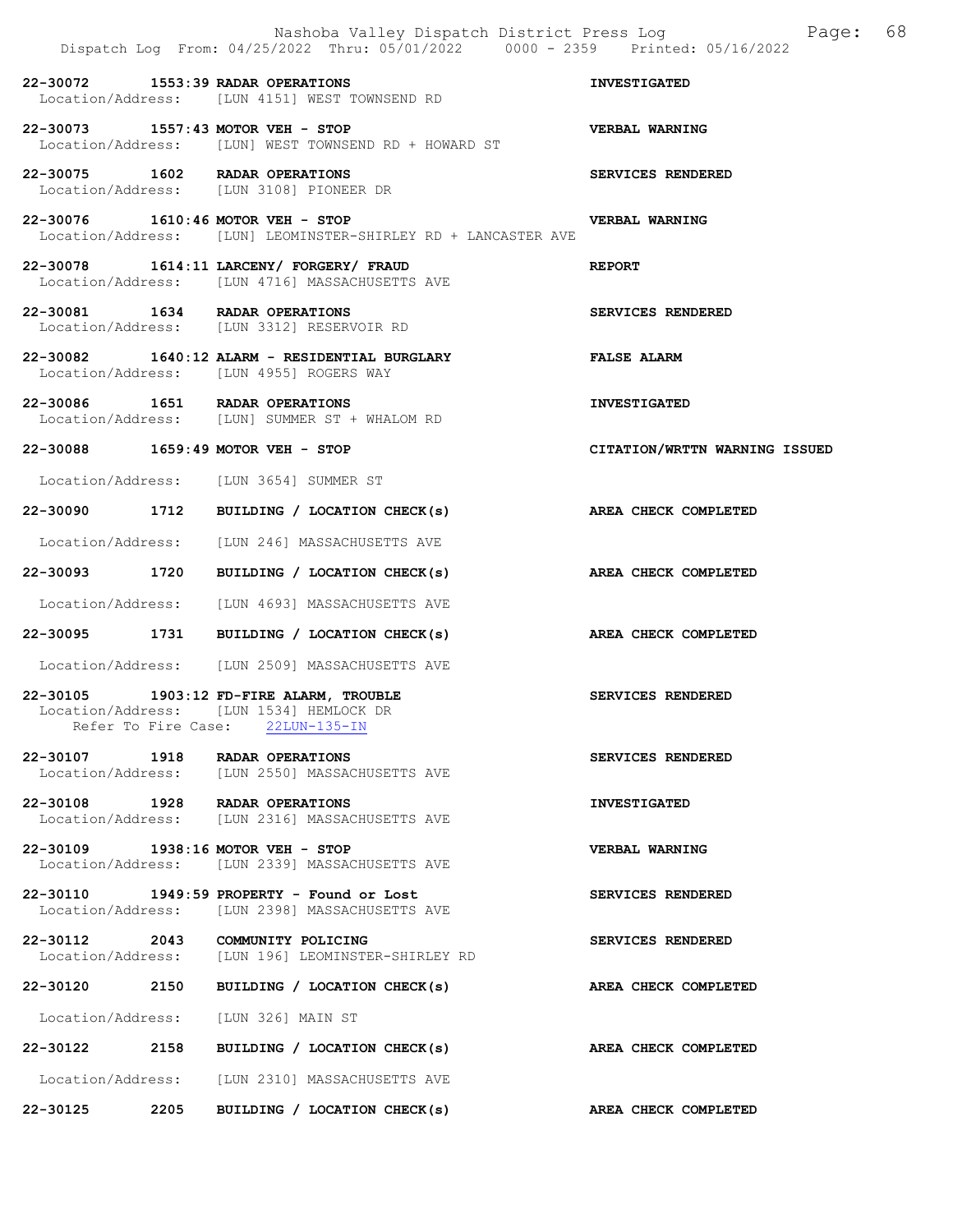22-30072 1553:39 RADAR OPERATIONS INVESTIGATED
Location/Address: [LUN 4151] WEST TOWNSEND RD

22-30073 1557:43 MOTOR VEH - STOP VERBAL WARNING
Location/Address: [LUN] WEST TOWNSEND RD + HOWARD ST

22-30075 1602 RADAR OPERATIONS SERVICES RENDERED
Location/Address: [LUN 3108] PIONEER DR

22-30076 1610:46 MOTOR VEH - STOP VERBAL WARNING
Location/Address: [LUN] LEOMINSTER-SHIRLEY RD + LANCASTER AVE

22-30078 1614:11 LARCENY/ FORGERY/ FRAUD REPORT
Location/Address: [LUN 4716] MASSACHUSETTS AVE

22-30081 1634 RADAR OPERATIONS SERVICES RENDERED
Location/Address: [LUN 3312] RESERVOIR RD

22-30082 1640:12 ALARM - RESIDENTIAL BURGLARY FALSE ALARM
Location/Address: [LUN 4955] ROGERS WAY

22-30086 1651 RADAR OPERATIONS INVESTIGATED
Location/Address: [LUN] SUMMER ST + WHALOM RD

22-30088 1659:49 MOTOR VEH - STOP CITATION/WRTTN WARNING ISSUED
Location/Address: [LUN 3654] SUMMER ST

22-30090 1712 BUILDING / LOCATION CHECK(s) AREA CHECK COMPLETED
Location/Address: [LUN 246] MASSACHUSETTS AVE

22-30093 1720 BUILDING / LOCATION CHECK(s) AREA CHECK COMPLETED
Location/Address: [LUN 4693] MASSACHUSETTS AVE

22-30095 1731 BUILDING / LOCATION CHECK(s) AREA CHECK COMPLETED
Location/Address: [LUN 2509] MASSACHUSETTS AVE

22-30105 1903:12 FD-FIRE ALARM, TROUBLE SERVICES RENDERED
Location/Address: [LUN 1534] HEMLOCK DR
Refer To Fire Case: 22LUN-135-IN

22-30107 1918 RADAR OPERATIONS SERVICES RENDERED
Location/Address: [LUN 2550] MASSACHUSETTS AVE

22-30108 1928 RADAR OPERATIONS INVESTIGATED
Location/Address: [LUN 2316] MASSACHUSETTS AVE

22-30109 1938:16 MOTOR VEH - STOP VERBAL WARNING
Location/Address: [LUN 2339] MASSACHUSETTS AVE

22-30110 1949:59 PROPERTY - Found or Lost SERVICES RENDERED
Location/Address: [LUN 2398] MASSACHUSETTS AVE

22-30112 2043 COMMUNITY POLICING SERVICES RENDERED
Location/Address: [LUN 196] LEOMINSTER-SHIRLEY RD

22-30120 2150 BUILDING / LOCATION CHECK(s) AREA CHECK COMPLETED
Location/Address: [LUN 326] MAIN ST

22-30122 2158 BUILDING / LOCATION CHECK(s) AREA CHECK COMPLETED
Location/Address: [LUN 2310] MASSACHUSETTS AVE

22-30125 2205 BUILDING / LOCATION CHECK(s) AREA CHECK COMPLETED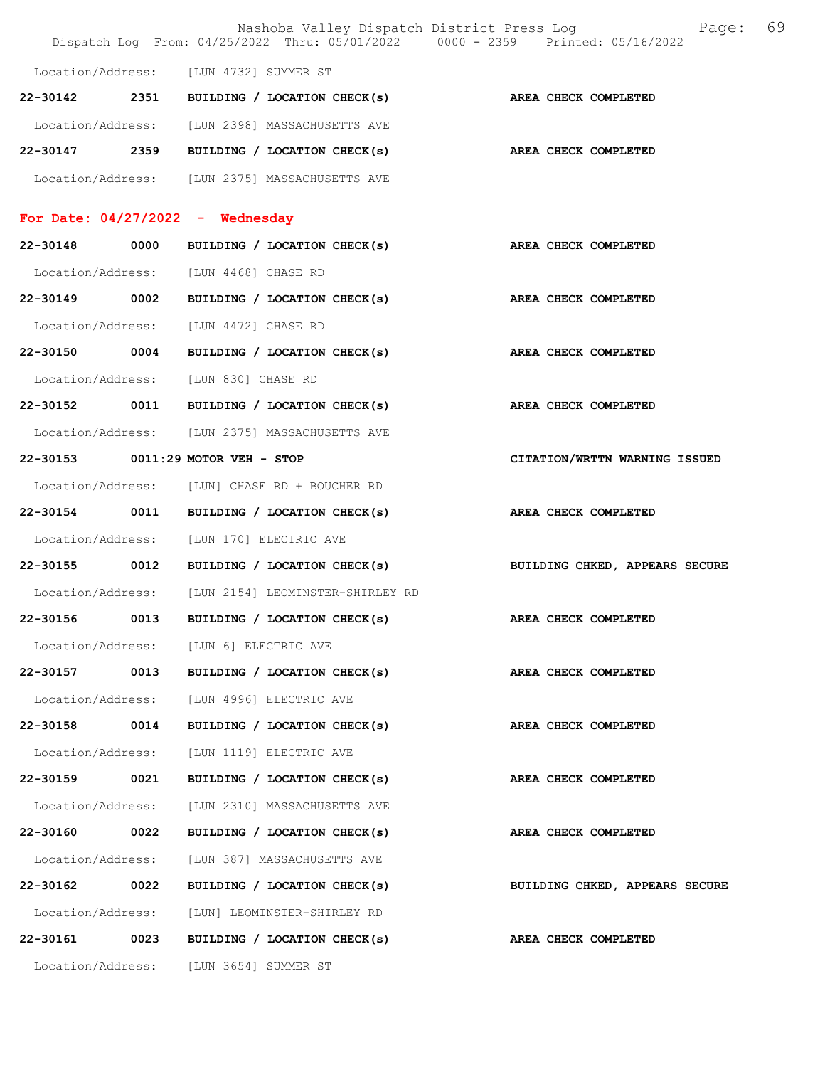Location/Address: [LUN 4732] SUMMER ST

**22-30142** **2351** **BUILDING / LOCATION CHECK(s)** **AREA CHECK COMPLETED**

Location/Address: [LUN 2398] MASSACHUSETTS AVE

**22-30147** **2359** **BUILDING / LOCATION CHECK(s)** **AREA CHECK COMPLETED**

Location/Address: [LUN 2375] MASSACHUSETTS AVE

## For Date: 04/27/2022 - Wednesday

**22-30148** **0000** **BUILDING / LOCATION CHECK(s)** **AREA CHECK COMPLETED**

Location/Address: [LUN 4468] CHASE RD

**22-30149** **0002** **BUILDING / LOCATION CHECK(s)** **AREA CHECK COMPLETED**

Location/Address: [LUN 4472] CHASE RD

**22-30150** **0004** **BUILDING / LOCATION CHECK(s)** **AREA CHECK COMPLETED**

Location/Address: [LUN 830] CHASE RD

**22-30152** **0011** **BUILDING / LOCATION CHECK(s)** **AREA CHECK COMPLETED**

Location/Address: [LUN 2375] MASSACHUSETTS AVE

**22-30153** **0011:29 MOTOR VEH - STOP** **CITATION/WRTTN WARNING ISSUED**

Location/Address: [LUN] CHASE RD + BOUCHER RD

**22-30154** **0011** **BUILDING / LOCATION CHECK(s)** **AREA CHECK COMPLETED**

Location/Address: [LUN 170] ELECTRIC AVE

**22-30155** **0012** **BUILDING / LOCATION CHECK(s)** **BUILDING CHKED, APPEARS SECURE**

Location/Address: [LUN 2154] LEOMINSTER-SHIRLEY RD

**22-30156** **0013** **BUILDING / LOCATION CHECK(s)** **AREA CHECK COMPLETED**

Location/Address: [LUN 6] ELECTRIC AVE

**22-30157** **0013** **BUILDING / LOCATION CHECK(s)** **AREA CHECK COMPLETED**

Location/Address: [LUN 4996] ELECTRIC AVE

**22-30158** **0014** **BUILDING / LOCATION CHECK(s)** **AREA CHECK COMPLETED**

Location/Address: [LUN 1119] ELECTRIC AVE

**22-30159** **0021** **BUILDING / LOCATION CHECK(s)** **AREA CHECK COMPLETED**

Location/Address: [LUN 2310] MASSACHUSETTS AVE

**22-30160** **0022** **BUILDING / LOCATION CHECK(s)** **AREA CHECK COMPLETED**

Location/Address: [LUN 387] MASSACHUSETTS AVE

**22-30162** **0022** **BUILDING / LOCATION CHECK(s)** **BUILDING CHKED, APPEARS SECURE**

Location/Address: [LUN] LEOMINSTER-SHIRLEY RD

**22-30161** **0023** **BUILDING / LOCATION CHECK(s)** **AREA CHECK COMPLETED**

Location/Address: [LUN 3654] SUMMER ST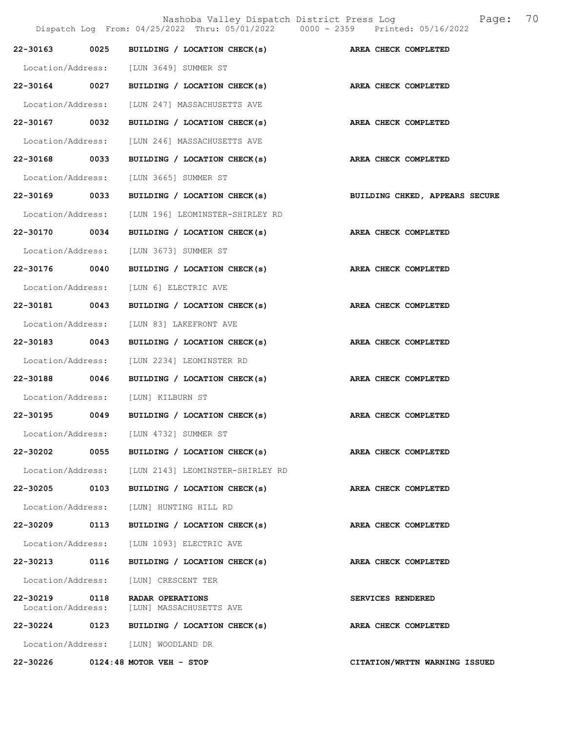Nashoba Valley Dispatch District Press Log

Dispatch Log From: 04/25/2022 Thru: 05/01/2022 0000 - 2359 Printed: 05/16/2022

**22-30163 0025 BUILDING / LOCATION CHECK(s)** — **AREA CHECK COMPLETED**

Location/Address: [LUN 3649] SUMMER ST

**22-30164 0027 BUILDING / LOCATION CHECK(s)** — **AREA CHECK COMPLETED**

Location/Address: [LUN 247] MASSACHUSETTS AVE

**22-30167 0032 BUILDING / LOCATION CHECK(s)** — **AREA CHECK COMPLETED**

Location/Address: [LUN 246] MASSACHUSETTS AVE

**22-30168 0033 BUILDING / LOCATION CHECK(s)** — **AREA CHECK COMPLETED**

Location/Address: [LUN 3665] SUMMER ST

**22-30169 0033 BUILDING / LOCATION CHECK(s)** — **BUILDING CHKED, APPEARS SECURE**

Location/Address: [LUN 196] LEOMINSTER-SHIRLEY RD

**22-30170 0034 BUILDING / LOCATION CHECK(s)** — **AREA CHECK COMPLETED**

Location/Address: [LUN 3673] SUMMER ST

**22-30176 0040 BUILDING / LOCATION CHECK(s)** — **AREA CHECK COMPLETED**

Location/Address: [LUN 6] ELECTRIC AVE

**22-30181 0043 BUILDING / LOCATION CHECK(s)** — **AREA CHECK COMPLETED**

Location/Address: [LUN 83] LAKEFRONT AVE

**22-30183 0043 BUILDING / LOCATION CHECK(s)** — **AREA CHECK COMPLETED**

Location/Address: [LUN 2234] LEOMINSTER RD

**22-30188 0046 BUILDING / LOCATION CHECK(s)** — **AREA CHECK COMPLETED**

Location/Address: [LUN] KILBURN ST

**22-30195 0049 BUILDING / LOCATION CHECK(s)** — **AREA CHECK COMPLETED**

Location/Address: [LUN 4732] SUMMER ST

**22-30202 0055 BUILDING / LOCATION CHECK(s)** — **AREA CHECK COMPLETED**

Location/Address: [LUN 2143] LEOMINSTER-SHIRLEY RD

**22-30205 0103 BUILDING / LOCATION CHECK(s)** — **AREA CHECK COMPLETED**

Location/Address: [LUN] HUNTING HILL RD

**22-30209 0113 BUILDING / LOCATION CHECK(s)** — **AREA CHECK COMPLETED**

Location/Address: [LUN 1093] ELECTRIC AVE

**22-30213 0116 BUILDING / LOCATION CHECK(s)** — **AREA CHECK COMPLETED**

Location/Address: [LUN] CRESCENT TER

**22-30219 0118 RADAR OPERATIONS** — **SERVICES RENDERED**

Location/Address: [LUN] MASSACHUSETTS AVE

**22-30224 0123 BUILDING / LOCATION CHECK(s)** — **AREA CHECK COMPLETED**

Location/Address: [LUN] WOODLAND DR

**22-30226 0124:48 MOTOR VEH - STOP** — **CITATION/WRTTN WARNING ISSUED**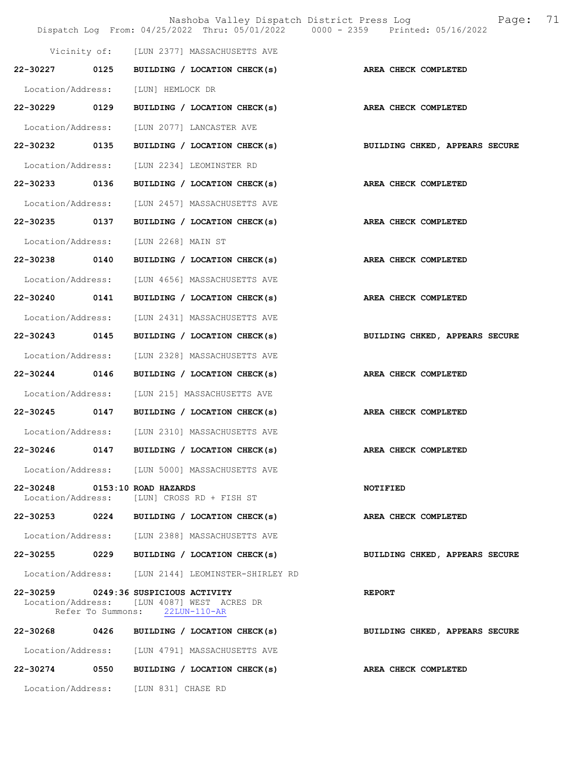Vicinity of: [LUN 2377] MASSACHUSETTS AVE

**22-30227 0125 BUILDING / LOCATION CHECK(s) AREA CHECK COMPLETED**

Location/Address: [LUN] HEMLOCK DR

**22-30229 0129 BUILDING / LOCATION CHECK(s) AREA CHECK COMPLETED**

Location/Address: [LUN 2077] LANCASTER AVE

**22-30232 0135 BUILDING / LOCATION CHECK(s) BUILDING CHKED, APPEARS SECURE**

Location/Address: [LUN 2234] LEOMINSTER RD

**22-30233 0136 BUILDING / LOCATION CHECK(s) AREA CHECK COMPLETED**

Location/Address: [LUN 2457] MASSACHUSETTS AVE

**22-30235 0137 BUILDING / LOCATION CHECK(s) AREA CHECK COMPLETED**

Location/Address: [LUN 2268] MAIN ST

**22-30238 0140 BUILDING / LOCATION CHECK(s) AREA CHECK COMPLETED**

Location/Address: [LUN 4656] MASSACHUSETTS AVE

**22-30240 0141 BUILDING / LOCATION CHECK(s) AREA CHECK COMPLETED**

Location/Address: [LUN 2431] MASSACHUSETTS AVE

**22-30243 0145 BUILDING / LOCATION CHECK(s) BUILDING CHKED, APPEARS SECURE**

Location/Address: [LUN 2328] MASSACHUSETTS AVE

**22-30244 0146 BUILDING / LOCATION CHECK(s) AREA CHECK COMPLETED**

Location/Address: [LUN 215] MASSACHUSETTS AVE

**22-30245 0147 BUILDING / LOCATION CHECK(s) AREA CHECK COMPLETED**

Location/Address: [LUN 2310] MASSACHUSETTS AVE

**22-30246 0147 BUILDING / LOCATION CHECK(s) AREA CHECK COMPLETED**

Location/Address: [LUN 5000] MASSACHUSETTS AVE

**22-30248 0153:10 ROAD HAZARDS NOTIFIED**

Location/Address: [LUN] CROSS RD + FISH ST

**22-30253 0224 BUILDING / LOCATION CHECK(s) AREA CHECK COMPLETED**

Location/Address: [LUN 2388] MASSACHUSETTS AVE

**22-30255 0229 BUILDING / LOCATION CHECK(s) BUILDING CHKED, APPEARS SECURE**

Location/Address: [LUN 2144] LEOMINSTER-SHIRLEY RD

**22-30259 0249:36 SUSPICIOUS ACTIVITY REPORT**

Location/Address: [LUN 4087] WEST ACRES DR
Refer To Summons: 22LUN-110-AR

**22-30268 0426 BUILDING / LOCATION CHECK(s) BUILDING CHKED, APPEARS SECURE**

Location/Address: [LUN 4791] MASSACHUSETTS AVE

**22-30274 0550 BUILDING / LOCATION CHECK(s) AREA CHECK COMPLETED**

Location/Address: [LUN 831] CHASE RD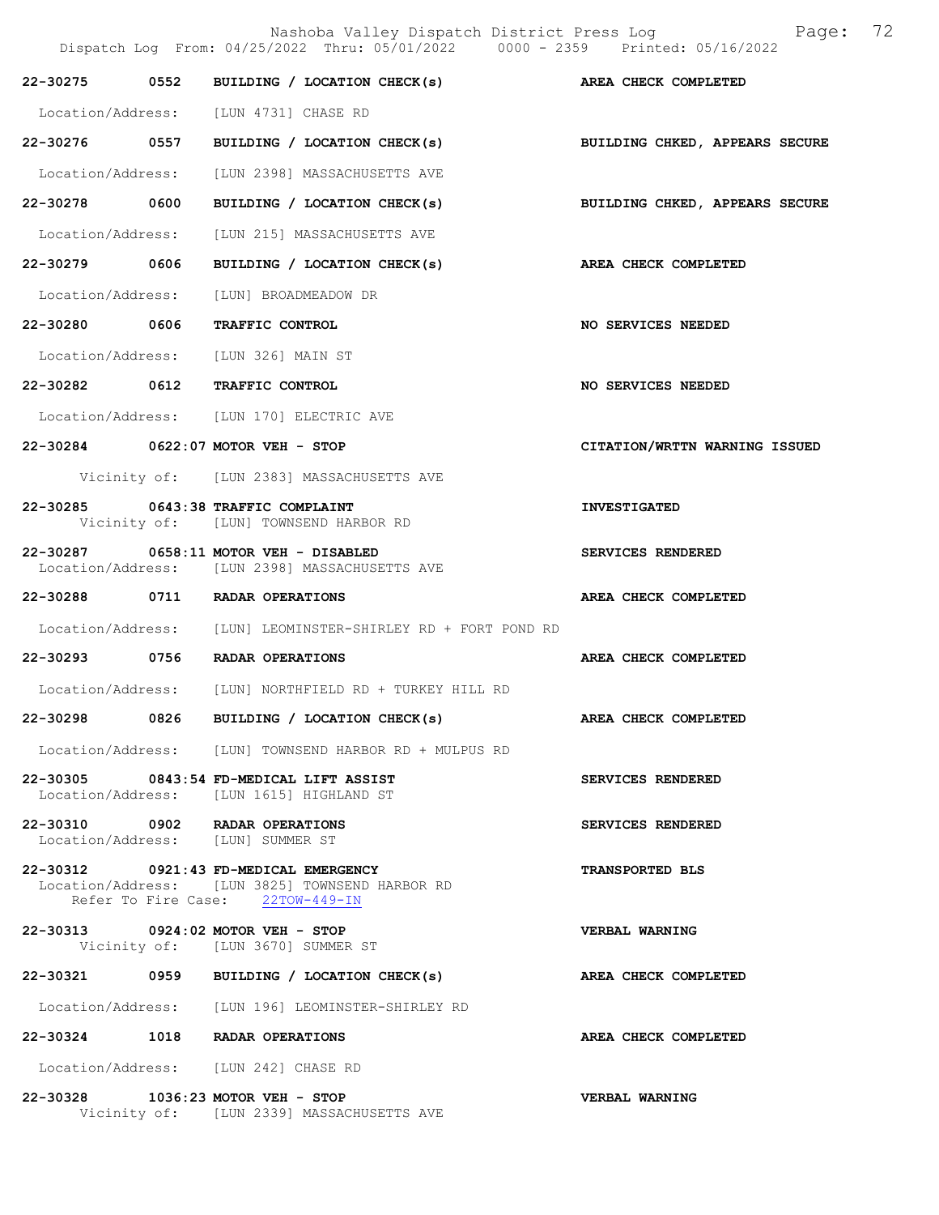22-30275 0552 BUILDING / LOCATION CHECK(s) AREA CHECK COMPLETED

Location/Address: [LUN 4731] CHASE RD

22-30276 0557 BUILDING / LOCATION CHECK(s) BUILDING CHKED, APPEARS SECURE

Location/Address: [LUN 2398] MASSACHUSETTS AVE

22-30278 0600 BUILDING / LOCATION CHECK(s) BUILDING CHKED, APPEARS SECURE

Location/Address: [LUN 215] MASSACHUSETTS AVE

22-30279 0606 BUILDING / LOCATION CHECK(s) AREA CHECK COMPLETED

Location/Address: [LUN] BROADMEADOW DR

22-30280 0606 TRAFFIC CONTROL NO SERVICES NEEDED

Location/Address: [LUN 326] MAIN ST

22-30282 0612 TRAFFIC CONTROL NO SERVICES NEEDED

Location/Address: [LUN 170] ELECTRIC AVE

22-30284 0622:07 MOTOR VEH - STOP CITATION/WRTTN WARNING ISSUED

Vicinity of: [LUN 2383] MASSACHUSETTS AVE

22-30285 0643:38 TRAFFIC COMPLAINT INVESTIGATED
Vicinity of: [LUN] TOWNSEND HARBOR RD

22-30287 0658:11 MOTOR VEH - DISABLED SERVICES RENDERED
Location/Address: [LUN 2398] MASSACHUSETTS AVE

22-30288 0711 RADAR OPERATIONS AREA CHECK COMPLETED

Location/Address: [LUN] LEOMINSTER-SHIRLEY RD + FORT POND RD

22-30293 0756 RADAR OPERATIONS AREA CHECK COMPLETED

Location/Address: [LUN] NORTHFIELD RD + TURKEY HILL RD

22-30298 0826 BUILDING / LOCATION CHECK(s) AREA CHECK COMPLETED

Location/Address: [LUN] TOWNSEND HARBOR RD + MULPUS RD

22-30305 0843:54 FD-MEDICAL LIFT ASSIST SERVICES RENDERED
Location/Address: [LUN 1615] HIGHLAND ST

22-30310 0902 RADAR OPERATIONS SERVICES RENDERED
Location/Address: [LUN] SUMMER ST

22-30312 0921:43 FD-MEDICAL EMERGENCY TRANSPORTED BLS
Location/Address: [LUN 3825] TOWNSEND HARBOR RD
Refer To Fire Case: 22TOW-449-IN

22-30313 0924:02 MOTOR VEH - STOP VERBAL WARNING
Vicinity of: [LUN 3670] SUMMER ST

22-30321 0959 BUILDING / LOCATION CHECK(s) AREA CHECK COMPLETED

Location/Address: [LUN 196] LEOMINSTER-SHIRLEY RD

22-30324 1018 RADAR OPERATIONS AREA CHECK COMPLETED

Location/Address: [LUN 242] CHASE RD

22-30328 1036:23 MOTOR VEH - STOP VERBAL WARNING
Vicinity of: [LUN 2339] MASSACHUSETTS AVE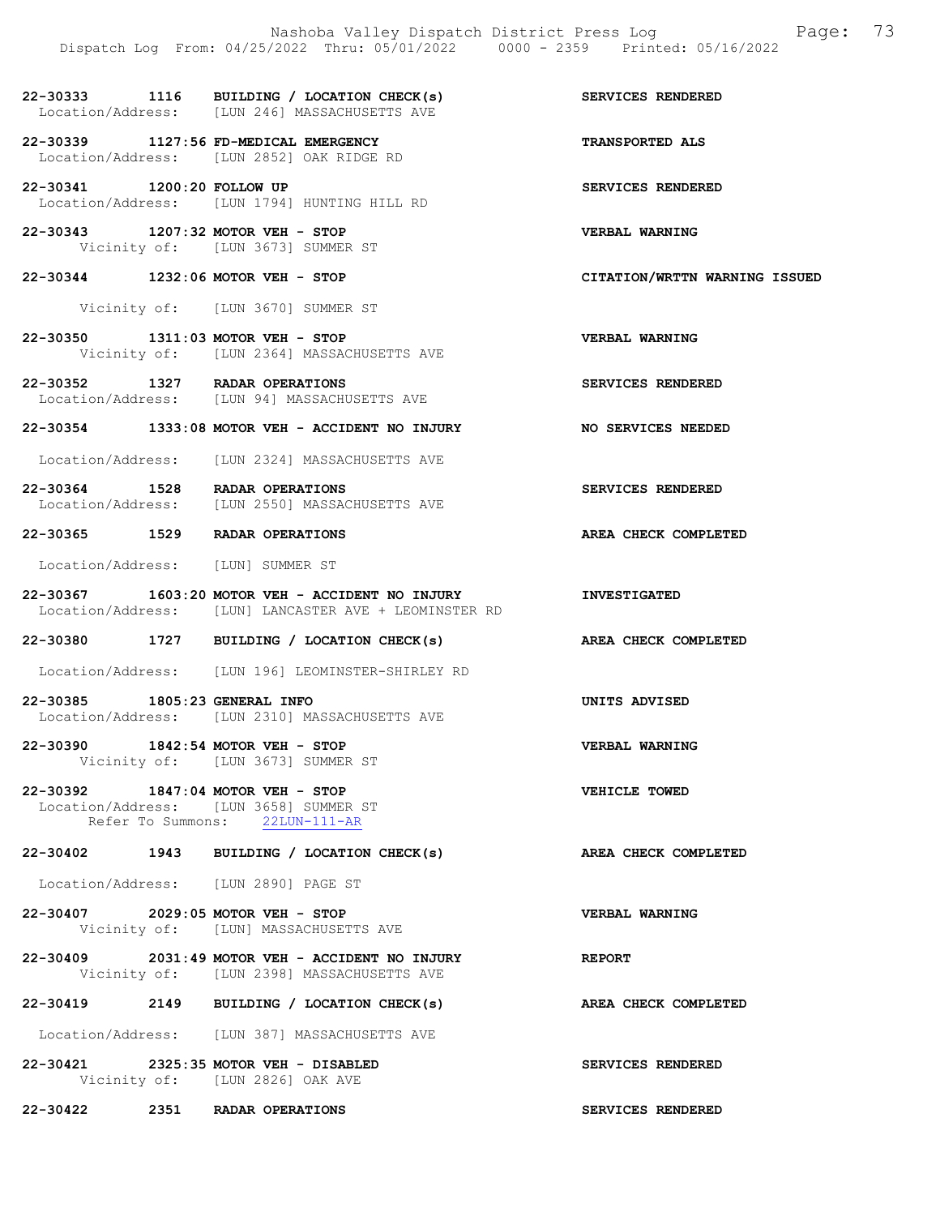22-30333 1116 BUILDING / LOCATION CHECK(s) SERVICES RENDERED
Location/Address: [LUN 246] MASSACHUSETTS AVE

22-30339 1127:56 FD-MEDICAL EMERGENCY TRANSPORTED ALS
Location/Address: [LUN 2852] OAK RIDGE RD

22-30341 1200:20 FOLLOW UP SERVICES RENDERED
Location/Address: [LUN 1794] HUNTING HILL RD

22-30343 1207:32 MOTOR VEH - STOP VERBAL WARNING
Vicinity of: [LUN 3673] SUMMER ST

22-30344 1232:06 MOTOR VEH - STOP CITATION/WRTTN WARNING ISSUED
Vicinity of: [LUN 3670] SUMMER ST

22-30350 1311:03 MOTOR VEH - STOP VERBAL WARNING
Vicinity of: [LUN 2364] MASSACHUSETTS AVE

22-30352 1327 RADAR OPERATIONS SERVICES RENDERED
Location/Address: [LUN 94] MASSACHUSETTS AVE

22-30354 1333:08 MOTOR VEH - ACCIDENT NO INJURY NO SERVICES NEEDED
Location/Address: [LUN 2324] MASSACHUSETTS AVE

22-30364 1528 RADAR OPERATIONS SERVICES RENDERED
Location/Address: [LUN 2550] MASSACHUSETTS AVE

22-30365 1529 RADAR OPERATIONS AREA CHECK COMPLETED
Location/Address: [LUN] SUMMER ST

22-30367 1603:20 MOTOR VEH - ACCIDENT NO INJURY INVESTIGATED
Location/Address: [LUN] LANCASTER AVE + LEOMINSTER RD

22-30380 1727 BUILDING / LOCATION CHECK(s) AREA CHECK COMPLETED
Location/Address: [LUN 196] LEOMINSTER-SHIRLEY RD

22-30385 1805:23 GENERAL INFO UNITS ADVISED
Location/Address: [LUN 2310] MASSACHUSETTS AVE

22-30390 1842:54 MOTOR VEH - STOP VERBAL WARNING
Vicinity of: [LUN 3673] SUMMER ST

22-30392 1847:04 MOTOR VEH - STOP VEHICLE TOWED
Location/Address: [LUN 3658] SUMMER ST
Refer To Summons: 22LUN-111-AR

22-30402 1943 BUILDING / LOCATION CHECK(s) AREA CHECK COMPLETED
Location/Address: [LUN 2890] PAGE ST

22-30407 2029:05 MOTOR VEH - STOP VERBAL WARNING
Vicinity of: [LUN] MASSACHUSETTS AVE

22-30409 2031:49 MOTOR VEH - ACCIDENT NO INJURY REPORT
Vicinity of: [LUN 2398] MASSACHUSETTS AVE

22-30419 2149 BUILDING / LOCATION CHECK(s) AREA CHECK COMPLETED
Location/Address: [LUN 387] MASSACHUSETTS AVE

22-30421 2325:35 MOTOR VEH - DISABLED SERVICES RENDERED
Vicinity of: [LUN 2826] OAK AVE

22-30422 2351 RADAR OPERATIONS SERVICES RENDERED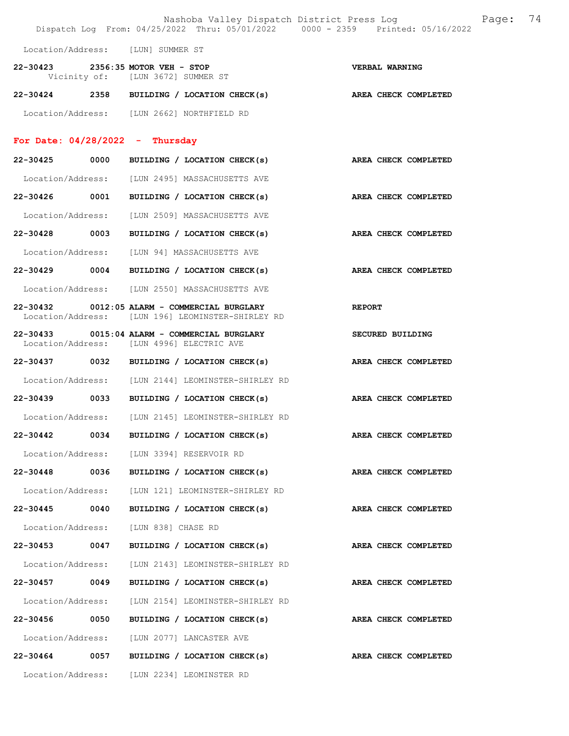Location/Address: [LUN] SUMMER ST

**22-30423 2356:35 MOTOR VEH - STOP** **VERBAL WARNING**
Vicinity of: [LUN 3672] SUMMER ST

**22-30424 2358 BUILDING / LOCATION CHECK(s)** **AREA CHECK COMPLETED**

Location/Address: [LUN 2662] NORTHFIELD RD

## For Date: 04/28/2022 - Thursday

**22-30425 0000 BUILDING / LOCATION CHECK(s)** **AREA CHECK COMPLETED**

Location/Address: [LUN 2495] MASSACHUSETTS AVE

**22-30426 0001 BUILDING / LOCATION CHECK(s)** **AREA CHECK COMPLETED**

Location/Address: [LUN 2509] MASSACHUSETTS AVE

**22-30428 0003 BUILDING / LOCATION CHECK(s)** **AREA CHECK COMPLETED**

Location/Address: [LUN 94] MASSACHUSETTS AVE

**22-30429 0004 BUILDING / LOCATION CHECK(s)** **AREA CHECK COMPLETED**

Location/Address: [LUN 2550] MASSACHUSETTS AVE

**22-30432 0012:05 ALARM - COMMERCIAL BURGLARY** **REPORT**
Location/Address: [LUN 196] LEOMINSTER-SHIRLEY RD

**22-30433 0015:04 ALARM - COMMERCIAL BURGLARY** **SECURED BUILDING**
Location/Address: [LUN 4996] ELECTRIC AVE

**22-30437 0032 BUILDING / LOCATION CHECK(s)** **AREA CHECK COMPLETED**

Location/Address: [LUN 2144] LEOMINSTER-SHIRLEY RD

**22-30439 0033 BUILDING / LOCATION CHECK(s)** **AREA CHECK COMPLETED**

Location/Address: [LUN 2145] LEOMINSTER-SHIRLEY RD

**22-30442 0034 BUILDING / LOCATION CHECK(s)** **AREA CHECK COMPLETED**

Location/Address: [LUN 3394] RESERVOIR RD

**22-30448 0036 BUILDING / LOCATION CHECK(s)** **AREA CHECK COMPLETED**

Location/Address: [LUN 121] LEOMINSTER-SHIRLEY RD

**22-30445 0040 BUILDING / LOCATION CHECK(s)** **AREA CHECK COMPLETED**

Location/Address: [LUN 838] CHASE RD

**22-30453 0047 BUILDING / LOCATION CHECK(s)** **AREA CHECK COMPLETED**

Location/Address: [LUN 2143] LEOMINSTER-SHIRLEY RD

**22-30457 0049 BUILDING / LOCATION CHECK(s)** **AREA CHECK COMPLETED**

Location/Address: [LUN 2154] LEOMINSTER-SHIRLEY RD

**22-30456 0050 BUILDING / LOCATION CHECK(s)** **AREA CHECK COMPLETED**

Location/Address: [LUN 2077] LANCASTER AVE

**22-30464 0057 BUILDING / LOCATION CHECK(s)** **AREA CHECK COMPLETED**

Location/Address: [LUN 2234] LEOMINSTER RD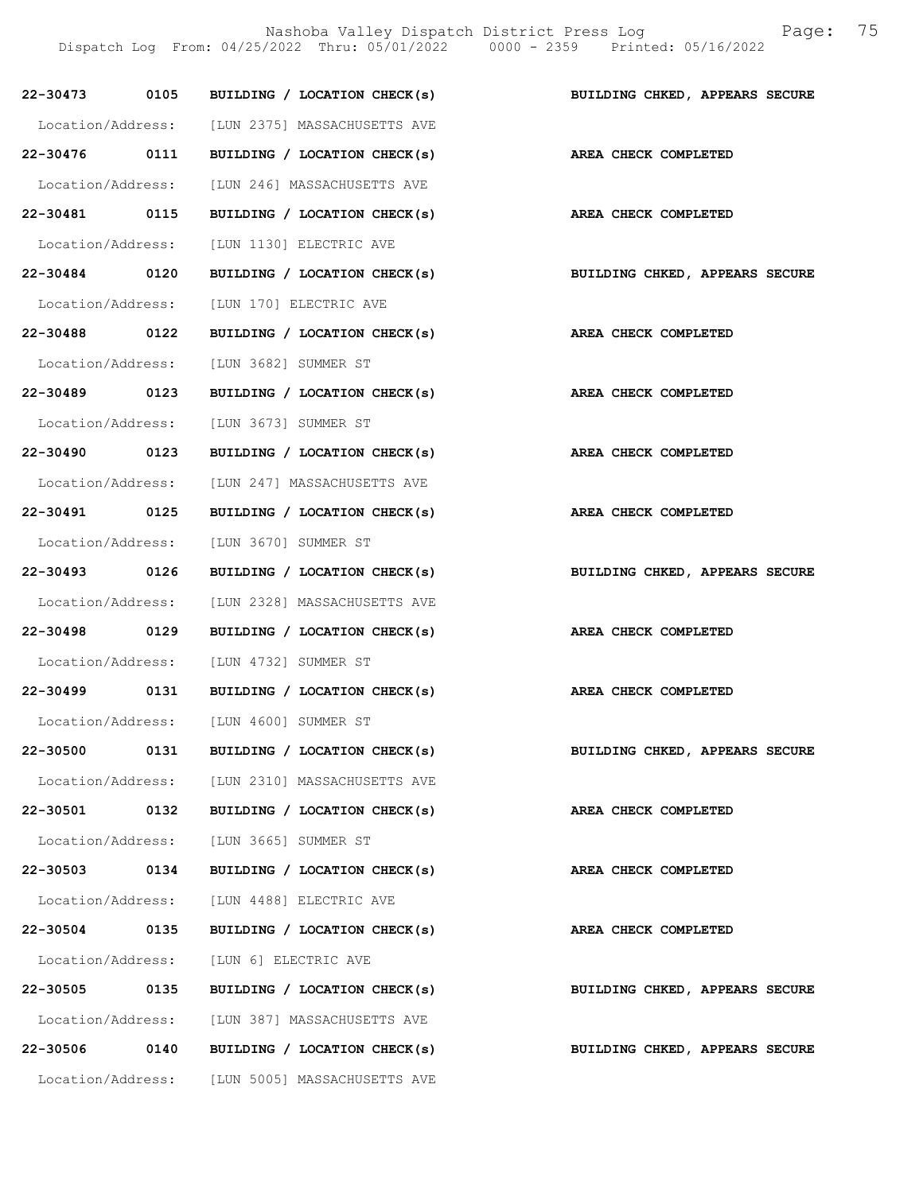22-30473 0105 BUILDING / LOCATION CHECK(s) BUILDING CHKED, APPEARS SECURE
Location/Address: [LUN 2375] MASSACHUSETTS AVE

22-30476 0111 BUILDING / LOCATION CHECK(s) AREA CHECK COMPLETED
Location/Address: [LUN 246] MASSACHUSETTS AVE

22-30481 0115 BUILDING / LOCATION CHECK(s) AREA CHECK COMPLETED
Location/Address: [LUN 1130] ELECTRIC AVE

22-30484 0120 BUILDING / LOCATION CHECK(s) BUILDING CHKED, APPEARS SECURE
Location/Address: [LUN 170] ELECTRIC AVE

22-30488 0122 BUILDING / LOCATION CHECK(s) AREA CHECK COMPLETED
Location/Address: [LUN 3682] SUMMER ST

22-30489 0123 BUILDING / LOCATION CHECK(s) AREA CHECK COMPLETED
Location/Address: [LUN 3673] SUMMER ST

22-30490 0123 BUILDING / LOCATION CHECK(s) AREA CHECK COMPLETED
Location/Address: [LUN 247] MASSACHUSETTS AVE

22-30491 0125 BUILDING / LOCATION CHECK(s) AREA CHECK COMPLETED
Location/Address: [LUN 3670] SUMMER ST

22-30493 0126 BUILDING / LOCATION CHECK(s) BUILDING CHKED, APPEARS SECURE
Location/Address: [LUN 2328] MASSACHUSETTS AVE

22-30498 0129 BUILDING / LOCATION CHECK(s) AREA CHECK COMPLETED
Location/Address: [LUN 4732] SUMMER ST

22-30499 0131 BUILDING / LOCATION CHECK(s) AREA CHECK COMPLETED
Location/Address: [LUN 4600] SUMMER ST

22-30500 0131 BUILDING / LOCATION CHECK(s) BUILDING CHKED, APPEARS SECURE
Location/Address: [LUN 2310] MASSACHUSETTS AVE

22-30501 0132 BUILDING / LOCATION CHECK(s) AREA CHECK COMPLETED
Location/Address: [LUN 3665] SUMMER ST

22-30503 0134 BUILDING / LOCATION CHECK(s) AREA CHECK COMPLETED
Location/Address: [LUN 4488] ELECTRIC AVE

22-30504 0135 BUILDING / LOCATION CHECK(s) AREA CHECK COMPLETED
Location/Address: [LUN 6] ELECTRIC AVE

22-30505 0135 BUILDING / LOCATION CHECK(s) BUILDING CHKED, APPEARS SECURE
Location/Address: [LUN 387] MASSACHUSETTS AVE

22-30506 0140 BUILDING / LOCATION CHECK(s) BUILDING CHKED, APPEARS SECURE
Location/Address: [LUN 5005] MASSACHUSETTS AVE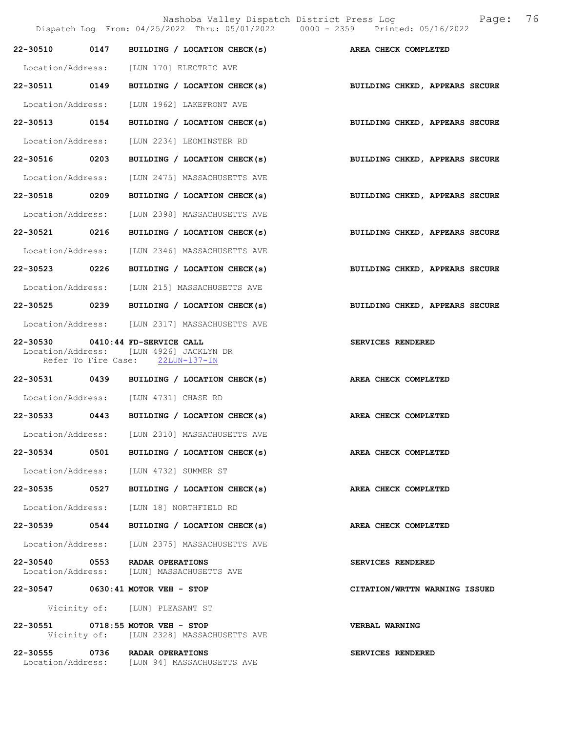| Call # | Time | Call Type | Disposition |
|---|---|---|---|
| 22-30510 | 0147 | BUILDING / LOCATION CHECK(s) | AREA CHECK COMPLETED |
| Location/Address: | | [LUN 170] ELECTRIC AVE | |
| 22-30511 | 0149 | BUILDING / LOCATION CHECK(s) | BUILDING CHKED, APPEARS SECURE |
| Location/Address: | | [LUN 1962] LAKEFRONT AVE | |
| 22-30513 | 0154 | BUILDING / LOCATION CHECK(s) | BUILDING CHKED, APPEARS SECURE |
| Location/Address: | | [LUN 2234] LEOMINSTER RD | |
| 22-30516 | 0203 | BUILDING / LOCATION CHECK(s) | BUILDING CHKED, APPEARS SECURE |
| Location/Address: | | [LUN 2475] MASSACHUSETTS AVE | |
| 22-30518 | 0209 | BUILDING / LOCATION CHECK(s) | BUILDING CHKED, APPEARS SECURE |
| Location/Address: | | [LUN 2398] MASSACHUSETTS AVE | |
| 22-30521 | 0216 | BUILDING / LOCATION CHECK(s) | BUILDING CHKED, APPEARS SECURE |
| Location/Address: | | [LUN 2346] MASSACHUSETTS AVE | |
| 22-30523 | 0226 | BUILDING / LOCATION CHECK(s) | BUILDING CHKED, APPEARS SECURE |
| Location/Address: | | [LUN 215] MASSACHUSETTS AVE | |
| 22-30525 | 0239 | BUILDING / LOCATION CHECK(s) | BUILDING CHKED, APPEARS SECURE |
| Location/Address: | | [LUN 2317] MASSACHUSETTS AVE | |
| 22-30530 | 0410:44 | FD-SERVICE CALL | SERVICES RENDERED |
| Location/Address: | | [LUN 4926] JACKLYN DR | |
| Refer To Fire Case: | | 22LUN-137-IN | |
| 22-30531 | 0439 | BUILDING / LOCATION CHECK(s) | AREA CHECK COMPLETED |
| Location/Address: | | [LUN 4731] CHASE RD | |
| 22-30533 | 0443 | BUILDING / LOCATION CHECK(s) | AREA CHECK COMPLETED |
| Location/Address: | | [LUN 2310] MASSACHUSETTS AVE | |
| 22-30534 | 0501 | BUILDING / LOCATION CHECK(s) | AREA CHECK COMPLETED |
| Location/Address: | | [LUN 4732] SUMMER ST | |
| 22-30535 | 0527 | BUILDING / LOCATION CHECK(s) | AREA CHECK COMPLETED |
| Location/Address: | | [LUN 18] NORTHFIELD RD | |
| 22-30539 | 0544 | BUILDING / LOCATION CHECK(s) | AREA CHECK COMPLETED |
| Location/Address: | | [LUN 2375] MASSACHUSETTS AVE | |
| 22-30540 | 0553 | RADAR OPERATIONS | SERVICES RENDERED |
| Location/Address: | | [LUN] MASSACHUSETTS AVE | |
| 22-30547 | 0630:41 | MOTOR VEH - STOP | CITATION/WRTTN WARNING ISSUED |
| Vicinity of: | | [LUN] PLEASANT ST | |
| 22-30551 | 0718:55 | MOTOR VEH - STOP | VERBAL WARNING |
| Vicinity of: | | [LUN 2328] MASSACHUSETTS AVE | |
| 22-30555 | 0736 | RADAR OPERATIONS | SERVICES RENDERED |
| Location/Address: | | [LUN 94] MASSACHUSETTS AVE | |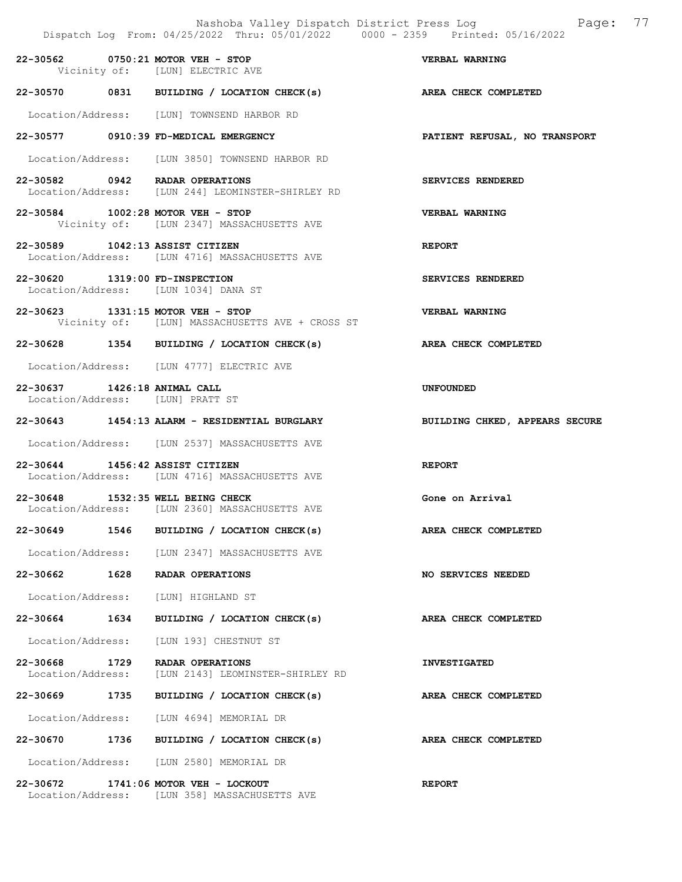Nashoba Valley Dispatch District Press Log
Dispatch Log From: 04/25/2022 Thru: 05/01/2022 0000 - 2359 Printed: 05/16/2022

22-30562 0750:21 MOTOR VEH - STOP VERBAL WARNING
Vicinity of: [LUN] ELECTRIC AVE

22-30570 0831 BUILDING / LOCATION CHECK(s) AREA CHECK COMPLETED
Location/Address: [LUN] TOWNSEND HARBOR RD

22-30577 0910:39 FD-MEDICAL EMERGENCY PATIENT REFUSAL, NO TRANSPORT
Location/Address: [LUN 3850] TOWNSEND HARBOR RD

22-30582 0942 RADAR OPERATIONS SERVICES RENDERED
Location/Address: [LUN 244] LEOMINSTER-SHIRLEY RD

22-30584 1002:28 MOTOR VEH - STOP VERBAL WARNING
Vicinity of: [LUN 2347] MASSACHUSETTS AVE

22-30589 1042:13 ASSIST CITIZEN REPORT
Location/Address: [LUN 4716] MASSACHUSETTS AVE

22-30620 1319:00 FD-INSPECTION SERVICES RENDERED
Location/Address: [LUN 1034] DANA ST

22-30623 1331:15 MOTOR VEH - STOP VERBAL WARNING
Vicinity of: [LUN] MASSACHUSETTS AVE + CROSS ST

22-30628 1354 BUILDING / LOCATION CHECK(s) AREA CHECK COMPLETED
Location/Address: [LUN 4777] ELECTRIC AVE

22-30637 1426:18 ANIMAL CALL UNFOUNDED
Location/Address: [LUN] PRATT ST

22-30643 1454:13 ALARM - RESIDENTIAL BURGLARY BUILDING CHKED, APPEARS SECURE
Location/Address: [LUN 2537] MASSACHUSETTS AVE

22-30644 1456:42 ASSIST CITIZEN REPORT
Location/Address: [LUN 4716] MASSACHUSETTS AVE

22-30648 1532:35 WELL BEING CHECK Gone on Arrival
Location/Address: [LUN 2360] MASSACHUSETTS AVE

22-30649 1546 BUILDING / LOCATION CHECK(s) AREA CHECK COMPLETED
Location/Address: [LUN 2347] MASSACHUSETTS AVE

22-30662 1628 RADAR OPERATIONS NO SERVICES NEEDED
Location/Address: [LUN] HIGHLAND ST

22-30664 1634 BUILDING / LOCATION CHECK(s) AREA CHECK COMPLETED
Location/Address: [LUN 193] CHESTNUT ST

22-30668 1729 RADAR OPERATIONS INVESTIGATED
Location/Address: [LUN 2143] LEOMINSTER-SHIRLEY RD

22-30669 1735 BUILDING / LOCATION CHECK(s) AREA CHECK COMPLETED
Location/Address: [LUN 4694] MEMORIAL DR

22-30670 1736 BUILDING / LOCATION CHECK(s) AREA CHECK COMPLETED
Location/Address: [LUN 2580] MEMORIAL DR

22-30672 1741:06 MOTOR VEH - LOCKOUT REPORT
Location/Address: [LUN 358] MASSACHUSETTS AVE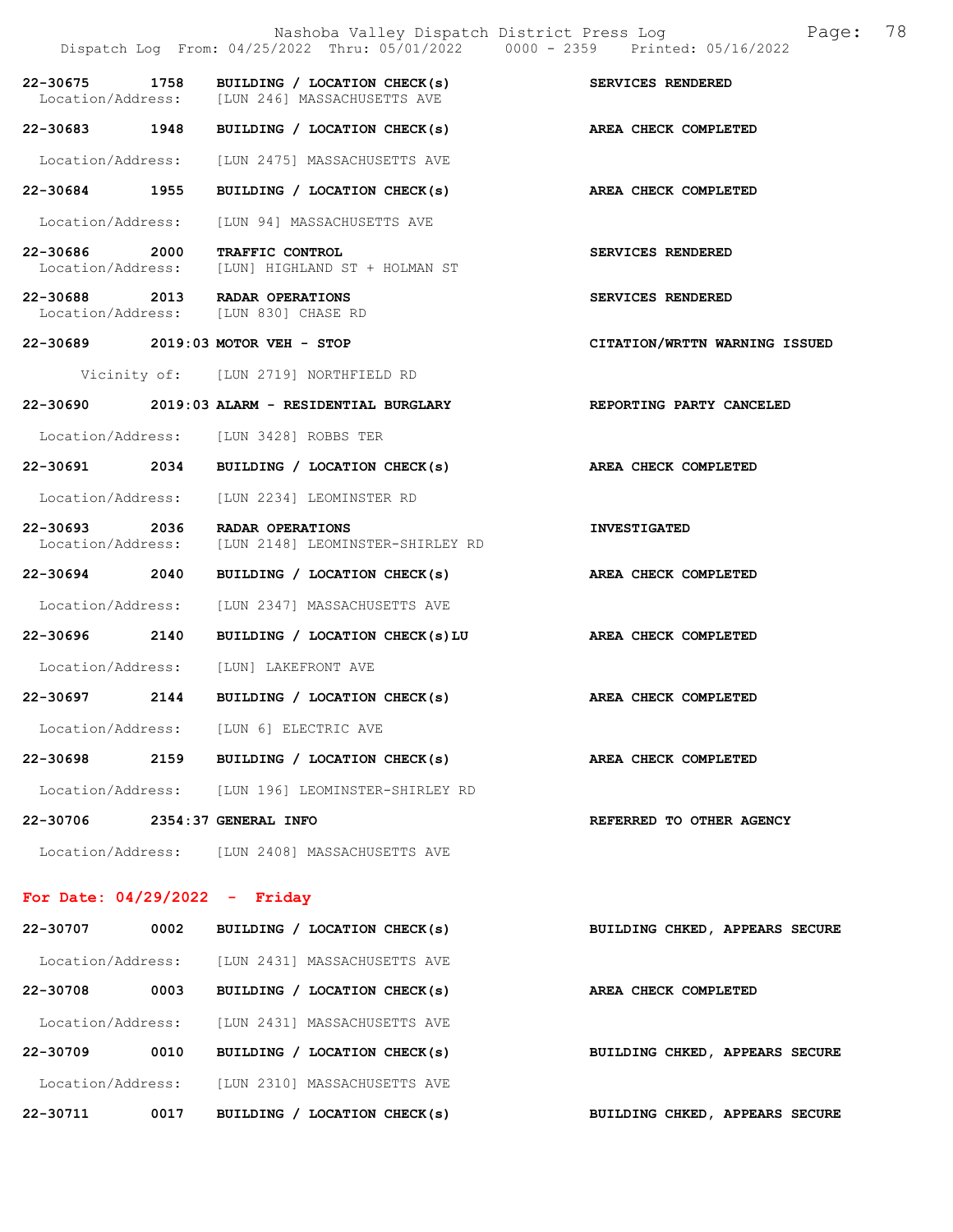**22-30675 1758 BUILDING / LOCATION CHECK(s)** — **SERVICES RENDERED**
Location/Address: [LUN 246] MASSACHUSETTS AVE

**22-30683 1948 BUILDING / LOCATION CHECK(s)** — **AREA CHECK COMPLETED**
Location/Address: [LUN 2475] MASSACHUSETTS AVE

**22-30684 1955 BUILDING / LOCATION CHECK(s)** — **AREA CHECK COMPLETED**
Location/Address: [LUN 94] MASSACHUSETTS AVE

**22-30686 2000 TRAFFIC CONTROL** — **SERVICES RENDERED**
Location/Address: [LUN] HIGHLAND ST + HOLMAN ST

**22-30688 2013 RADAR OPERATIONS** — **SERVICES RENDERED**
Location/Address: [LUN 830] CHASE RD

**22-30689 2019:03 MOTOR VEH - STOP** — **CITATION/WRTTN WARNING ISSUED**
Vicinity of: [LUN 2719] NORTHFIELD RD

**22-30690 2019:03 ALARM - RESIDENTIAL BURGLARY** — **REPORTING PARTY CANCELED**
Location/Address: [LUN 3428] ROBBS TER

**22-30691 2034 BUILDING / LOCATION CHECK(s)** — **AREA CHECK COMPLETED**
Location/Address: [LUN 2234] LEOMINSTER RD

**22-30693 2036 RADAR OPERATIONS** — **INVESTIGATED**
Location/Address: [LUN 2148] LEOMINSTER-SHIRLEY RD

**22-30694 2040 BUILDING / LOCATION CHECK(s)** — **AREA CHECK COMPLETED**
Location/Address: [LUN 2347] MASSACHUSETTS AVE

**22-30696 2140 BUILDING / LOCATION CHECK(s)LU** — **AREA CHECK COMPLETED**
Location/Address: [LUN] LAKEFRONT AVE

**22-30697 2144 BUILDING / LOCATION CHECK(s)** — **AREA CHECK COMPLETED**
Location/Address: [LUN 6] ELECTRIC AVE

**22-30698 2159 BUILDING / LOCATION CHECK(s)** — **AREA CHECK COMPLETED**
Location/Address: [LUN 196] LEOMINSTER-SHIRLEY RD

**22-30706 2354:37 GENERAL INFO** — **REFERRED TO OTHER AGENCY**
Location/Address: [LUN 2408] MASSACHUSETTS AVE

## For Date: 04/29/2022 - Friday

**22-30707 0002 BUILDING / LOCATION CHECK(s)** — **BUILDING CHKED, APPEARS SECURE**
Location/Address: [LUN 2431] MASSACHUSETTS AVE

**22-30708 0003 BUILDING / LOCATION CHECK(s)** — **AREA CHECK COMPLETED**
Location/Address: [LUN 2431] MASSACHUSETTS AVE

**22-30709 0010 BUILDING / LOCATION CHECK(s)** — **BUILDING CHKED, APPEARS SECURE**
Location/Address: [LUN 2310] MASSACHUSETTS AVE

**22-30711 0017 BUILDING / LOCATION CHECK(s)** — **BUILDING CHKED, APPEARS SECURE**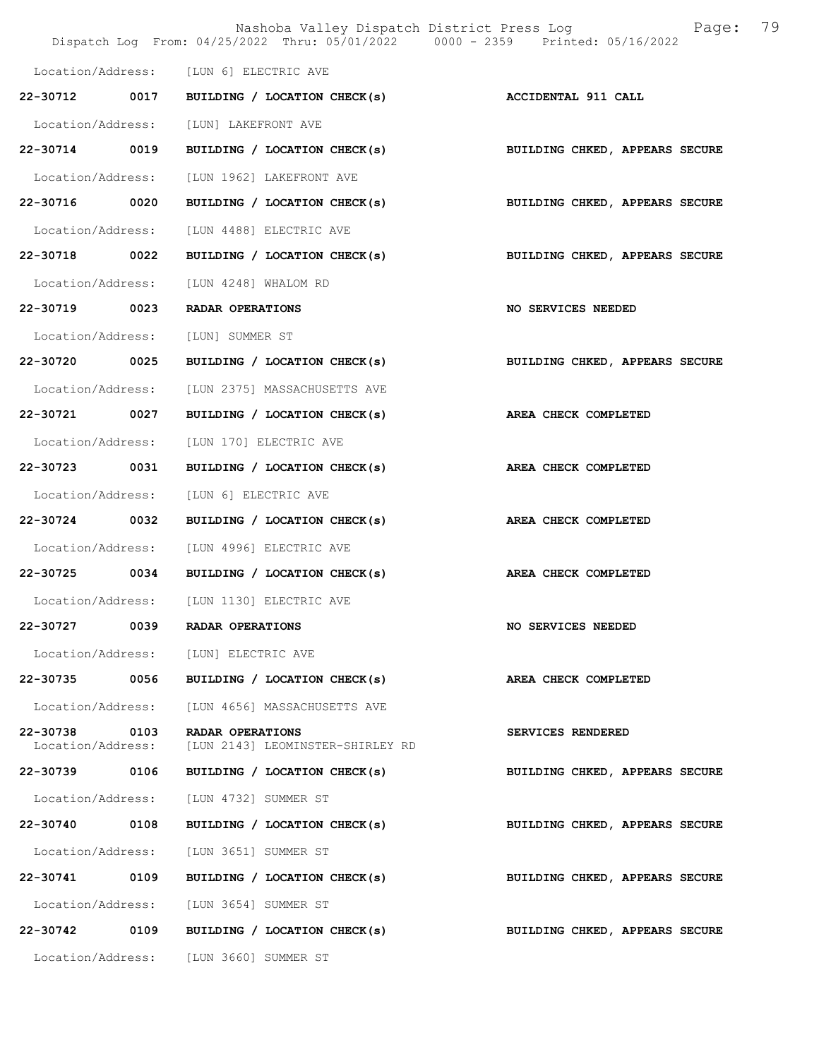Location/Address: [LUN 6] ELECTRIC AVE

**22-30712 0017 BUILDING / LOCATION CHECK(s) ACCIDENTAL 911 CALL**

Location/Address: [LUN] LAKEFRONT AVE

**22-30714 0019 BUILDING / LOCATION CHECK(s) BUILDING CHKED, APPEARS SECURE**

Location/Address: [LUN 1962] LAKEFRONT AVE

**22-30716 0020 BUILDING / LOCATION CHECK(s) BUILDING CHKED, APPEARS SECURE**

Location/Address: [LUN 4488] ELECTRIC AVE

**22-30718 0022 BUILDING / LOCATION CHECK(s) BUILDING CHKED, APPEARS SECURE**

Location/Address: [LUN 4248] WHALOM RD

**22-30719 0023 RADAR OPERATIONS NO SERVICES NEEDED**

Location/Address: [LUN] SUMMER ST

**22-30720 0025 BUILDING / LOCATION CHECK(s) BUILDING CHKED, APPEARS SECURE**

Location/Address: [LUN 2375] MASSACHUSETTS AVE

**22-30721 0027 BUILDING / LOCATION CHECK(s) AREA CHECK COMPLETED**

Location/Address: [LUN 170] ELECTRIC AVE

**22-30723 0031 BUILDING / LOCATION CHECK(s) AREA CHECK COMPLETED**

Location/Address: [LUN 6] ELECTRIC AVE

**22-30724 0032 BUILDING / LOCATION CHECK(s) AREA CHECK COMPLETED**

Location/Address: [LUN 4996] ELECTRIC AVE

**22-30725 0034 BUILDING / LOCATION CHECK(s) AREA CHECK COMPLETED**

Location/Address: [LUN 1130] ELECTRIC AVE

**22-30727 0039 RADAR OPERATIONS NO SERVICES NEEDED**

Location/Address: [LUN] ELECTRIC AVE

**22-30735 0056 BUILDING / LOCATION CHECK(s) AREA CHECK COMPLETED**

Location/Address: [LUN 4656] MASSACHUSETTS AVE

**22-30738 0103 RADAR OPERATIONS SERVICES RENDERED**
Location/Address: [LUN 2143] LEOMINSTER-SHIRLEY RD

**22-30739 0106 BUILDING / LOCATION CHECK(s) BUILDING CHKED, APPEARS SECURE**

Location/Address: [LUN 4732] SUMMER ST

**22-30740 0108 BUILDING / LOCATION CHECK(s) BUILDING CHKED, APPEARS SECURE**

Location/Address: [LUN 3651] SUMMER ST

**22-30741 0109 BUILDING / LOCATION CHECK(s) BUILDING CHKED, APPEARS SECURE**

Location/Address: [LUN 3654] SUMMER ST

**22-30742 0109 BUILDING / LOCATION CHECK(s) BUILDING CHKED, APPEARS SECURE**

Location/Address: [LUN 3660] SUMMER ST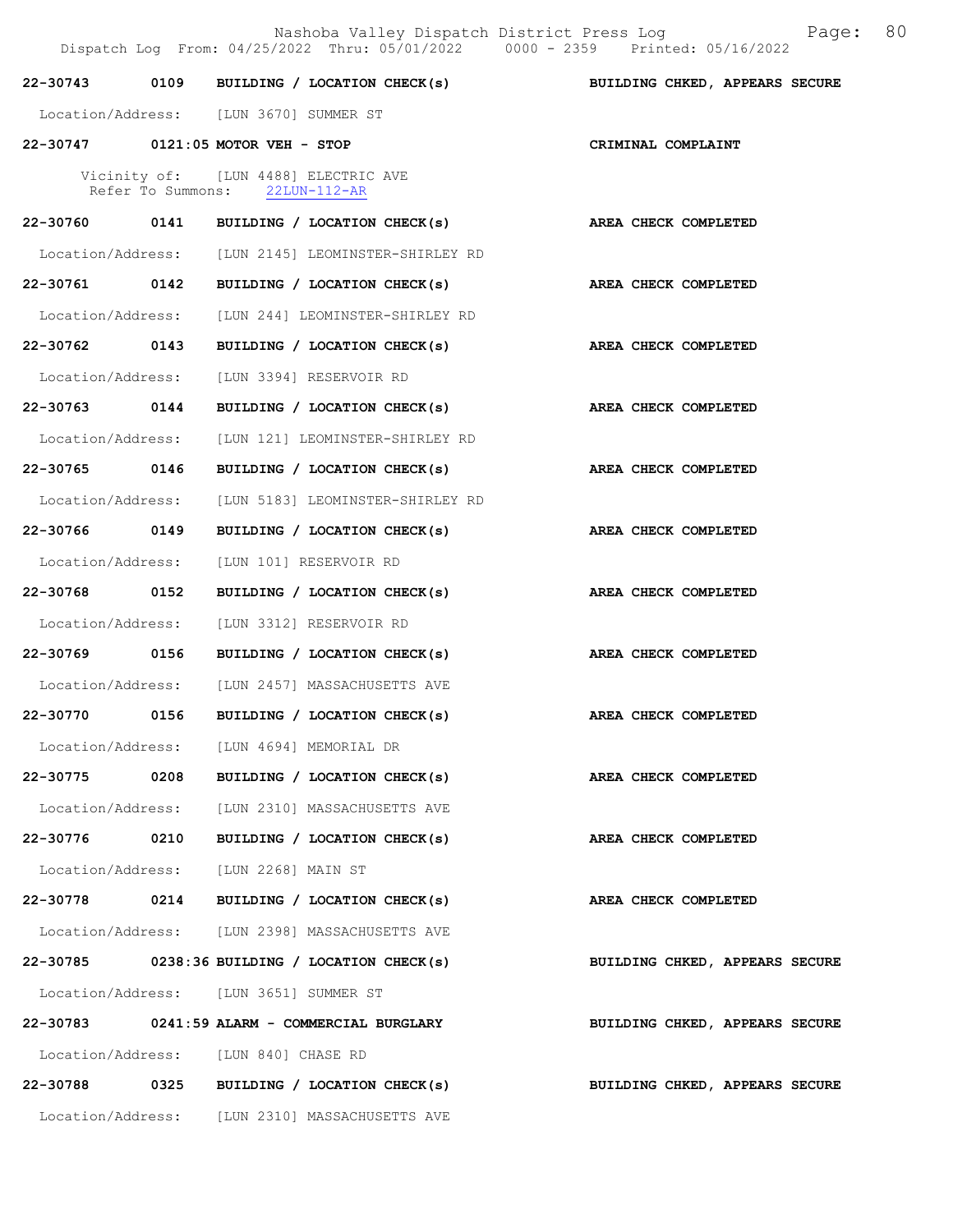22-30743 0109 BUILDING / LOCATION CHECK(s) BUILDING CHKED, APPEARS SECURE

Location/Address: [LUN 3670] SUMMER ST

22-30747 0121:05 MOTOR VEH - STOP CRIMINAL COMPLAINT

Vicinity of: [LUN 4488] ELECTRIC AVE
Refer To Summons: 22LUN-112-AR

22-30760 0141 BUILDING / LOCATION CHECK(s) AREA CHECK COMPLETED

Location/Address: [LUN 2145] LEOMINSTER-SHIRLEY RD

22-30761 0142 BUILDING / LOCATION CHECK(s) AREA CHECK COMPLETED

Location/Address: [LUN 244] LEOMINSTER-SHIRLEY RD

22-30762 0143 BUILDING / LOCATION CHECK(s) AREA CHECK COMPLETED

Location/Address: [LUN 3394] RESERVOIR RD

22-30763 0144 BUILDING / LOCATION CHECK(s) AREA CHECK COMPLETED

Location/Address: [LUN 121] LEOMINSTER-SHIRLEY RD

22-30765 0146 BUILDING / LOCATION CHECK(s) AREA CHECK COMPLETED

Location/Address: [LUN 5183] LEOMINSTER-SHIRLEY RD

22-30766 0149 BUILDING / LOCATION CHECK(s) AREA CHECK COMPLETED

Location/Address: [LUN 101] RESERVOIR RD

22-30768 0152 BUILDING / LOCATION CHECK(s) AREA CHECK COMPLETED

Location/Address: [LUN 3312] RESERVOIR RD

22-30769 0156 BUILDING / LOCATION CHECK(s) AREA CHECK COMPLETED

Location/Address: [LUN 2457] MASSACHUSETTS AVE

22-30770 0156 BUILDING / LOCATION CHECK(s) AREA CHECK COMPLETED

Location/Address: [LUN 4694] MEMORIAL DR

22-30775 0208 BUILDING / LOCATION CHECK(s) AREA CHECK COMPLETED

Location/Address: [LUN 2310] MASSACHUSETTS AVE

22-30776 0210 BUILDING / LOCATION CHECK(s) AREA CHECK COMPLETED

Location/Address: [LUN 2268] MAIN ST

22-30778 0214 BUILDING / LOCATION CHECK(s) AREA CHECK COMPLETED

Location/Address: [LUN 2398] MASSACHUSETTS AVE

22-30785 0238:36 BUILDING / LOCATION CHECK(s) BUILDING CHKED, APPEARS SECURE

Location/Address: [LUN 3651] SUMMER ST

22-30783 0241:59 ALARM - COMMERCIAL BURGLARY BUILDING CHKED, APPEARS SECURE

Location/Address: [LUN 840] CHASE RD

22-30788 0325 BUILDING / LOCATION CHECK(s) BUILDING CHKED, APPEARS SECURE

Location/Address: [LUN 2310] MASSACHUSETTS AVE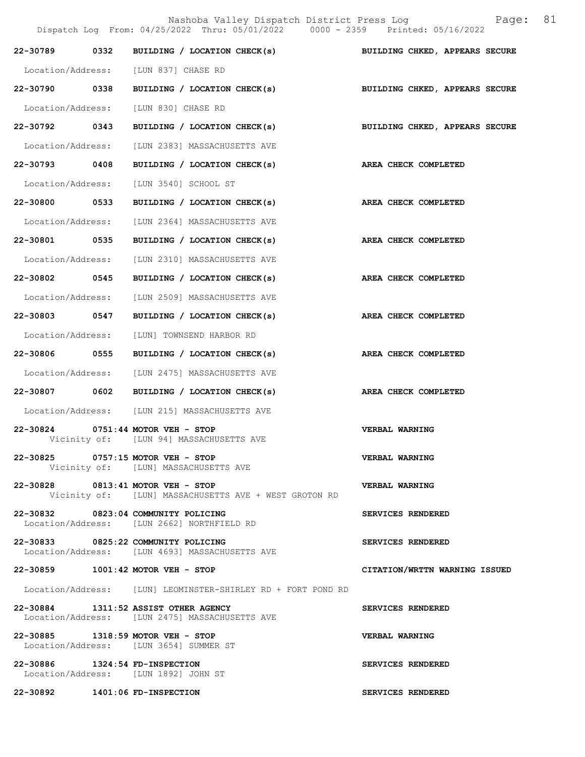22-30789 0332 BUILDING / LOCATION CHECK(s) BUILDING CHKED, APPEARS SECURE

Location/Address: [LUN 837] CHASE RD

22-30790 0338 BUILDING / LOCATION CHECK(s) BUILDING CHKED, APPEARS SECURE

Location/Address: [LUN 830] CHASE RD

22-30792 0343 BUILDING / LOCATION CHECK(s) BUILDING CHKED, APPEARS SECURE

Location/Address: [LUN 2383] MASSACHUSETTS AVE

22-30793 0408 BUILDING / LOCATION CHECK(s) AREA CHECK COMPLETED

Location/Address: [LUN 3540] SCHOOL ST

22-30800 0533 BUILDING / LOCATION CHECK(s) AREA CHECK COMPLETED

Location/Address: [LUN 2364] MASSACHUSETTS AVE

22-30801 0535 BUILDING / LOCATION CHECK(s) AREA CHECK COMPLETED

Location/Address: [LUN 2310] MASSACHUSETTS AVE

22-30802 0545 BUILDING / LOCATION CHECK(s) AREA CHECK COMPLETED

Location/Address: [LUN 2509] MASSACHUSETTS AVE

22-30803 0547 BUILDING / LOCATION CHECK(s) AREA CHECK COMPLETED

Location/Address: [LUN] TOWNSEND HARBOR RD

22-30806 0555 BUILDING / LOCATION CHECK(s) AREA CHECK COMPLETED

Location/Address: [LUN 2475] MASSACHUSETTS AVE

22-30807 0602 BUILDING / LOCATION CHECK(s) AREA CHECK COMPLETED

Location/Address: [LUN 215] MASSACHUSETTS AVE

22-30824 0751:44 MOTOR VEH - STOP VERBAL WARNING
Vicinity of: [LUN 94] MASSACHUSETTS AVE

22-30825 0757:15 MOTOR VEH - STOP VERBAL WARNING
Vicinity of: [LUN] MASSACHUSETTS AVE

22-30828 0813:41 MOTOR VEH - STOP VERBAL WARNING
Vicinity of: [LUN] MASSACHUSETTS AVE + WEST GROTON RD

22-30832 0823:04 COMMUNITY POLICING SERVICES RENDERED
Location/Address: [LUN 2662] NORTHFIELD RD

22-30833 0825:22 COMMUNITY POLICING SERVICES RENDERED
Location/Address: [LUN 4693] MASSACHUSETTS AVE

22-30859 1001:42 MOTOR VEH - STOP CITATION/WRTTN WARNING ISSUED

Location/Address: [LUN] LEOMINSTER-SHIRLEY RD + FORT POND RD

22-30884 1311:52 ASSIST OTHER AGENCY SERVICES RENDERED
Location/Address: [LUN 2475] MASSACHUSETTS AVE

22-30885 1318:59 MOTOR VEH - STOP VERBAL WARNING
Location/Address: [LUN 3654] SUMMER ST

22-30886 1324:54 FD-INSPECTION SERVICES RENDERED
Location/Address: [LUN 1892] JOHN ST

22-30892 1401:06 FD-INSPECTION SERVICES RENDERED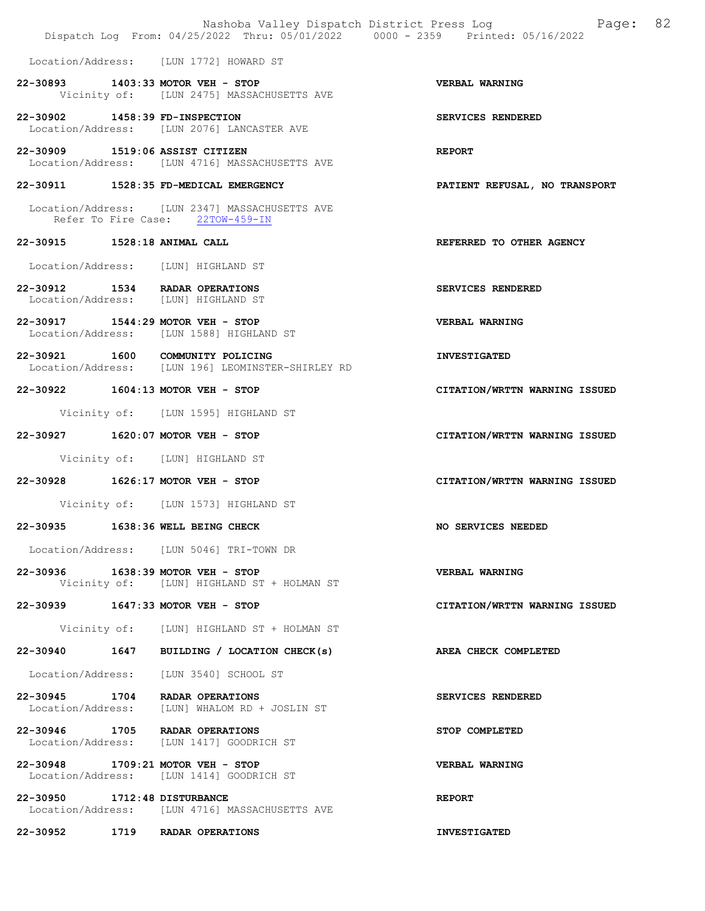Location/Address: [LUN 1772] HOWARD ST

**22-30893 1403:33 MOTOR VEH - STOP** — **VERBAL WARNING**
Vicinity of: [LUN 2475] MASSACHUSETTS AVE

**22-30902 1458:39 FD-INSPECTION** — **SERVICES RENDERED**
Location/Address: [LUN 2076] LANCASTER AVE

**22-30909 1519:06 ASSIST CITIZEN** — **REPORT**
Location/Address: [LUN 4716] MASSACHUSETTS AVE

**22-30911 1528:35 FD-MEDICAL EMERGENCY** — **PATIENT REFUSAL, NO TRANSPORT**
Location/Address: [LUN 2347] MASSACHUSETTS AVE
Refer To Fire Case: 22TOW-459-IN

**22-30915 1528:18 ANIMAL CALL** — **REFERRED TO OTHER AGENCY**
Location/Address: [LUN] HIGHLAND ST

**22-30912 1534 RADAR OPERATIONS** — **SERVICES RENDERED**
Location/Address: [LUN] HIGHLAND ST

**22-30917 1544:29 MOTOR VEH - STOP** — **VERBAL WARNING**
Location/Address: [LUN 1588] HIGHLAND ST

**22-30921 1600 COMMUNITY POLICING** — **INVESTIGATED**
Location/Address: [LUN 196] LEOMINSTER-SHIRLEY RD

**22-30922 1604:13 MOTOR VEH - STOP** — **CITATION/WRTTN WARNING ISSUED**
Vicinity of: [LUN 1595] HIGHLAND ST

**22-30927 1620:07 MOTOR VEH - STOP** — **CITATION/WRTTN WARNING ISSUED**
Vicinity of: [LUN] HIGHLAND ST

**22-30928 1626:17 MOTOR VEH - STOP** — **CITATION/WRTTN WARNING ISSUED**
Vicinity of: [LUN 1573] HIGHLAND ST

**22-30935 1638:36 WELL BEING CHECK** — **NO SERVICES NEEDED**
Location/Address: [LUN 5046] TRI-TOWN DR

**22-30936 1638:39 MOTOR VEH - STOP** — **VERBAL WARNING**
Vicinity of: [LUN] HIGHLAND ST + HOLMAN ST

**22-30939 1647:33 MOTOR VEH - STOP** — **CITATION/WRTTN WARNING ISSUED**
Vicinity of: [LUN] HIGHLAND ST + HOLMAN ST

**22-30940 1647 BUILDING / LOCATION CHECK(s)** — **AREA CHECK COMPLETED**
Location/Address: [LUN 3540] SCHOOL ST

**22-30945 1704 RADAR OPERATIONS** — **SERVICES RENDERED**
Location/Address: [LUN] WHALOM RD + JOSLIN ST

**22-30946 1705 RADAR OPERATIONS** — **STOP COMPLETED**
Location/Address: [LUN 1417] GOODRICH ST

**22-30948 1709:21 MOTOR VEH - STOP** — **VERBAL WARNING**
Location/Address: [LUN 1414] GOODRICH ST

**22-30950 1712:48 DISTURBANCE** — **REPORT**
Location/Address: [LUN 4716] MASSACHUSETTS AVE

**22-30952 1719 RADAR OPERATIONS** — **INVESTIGATED**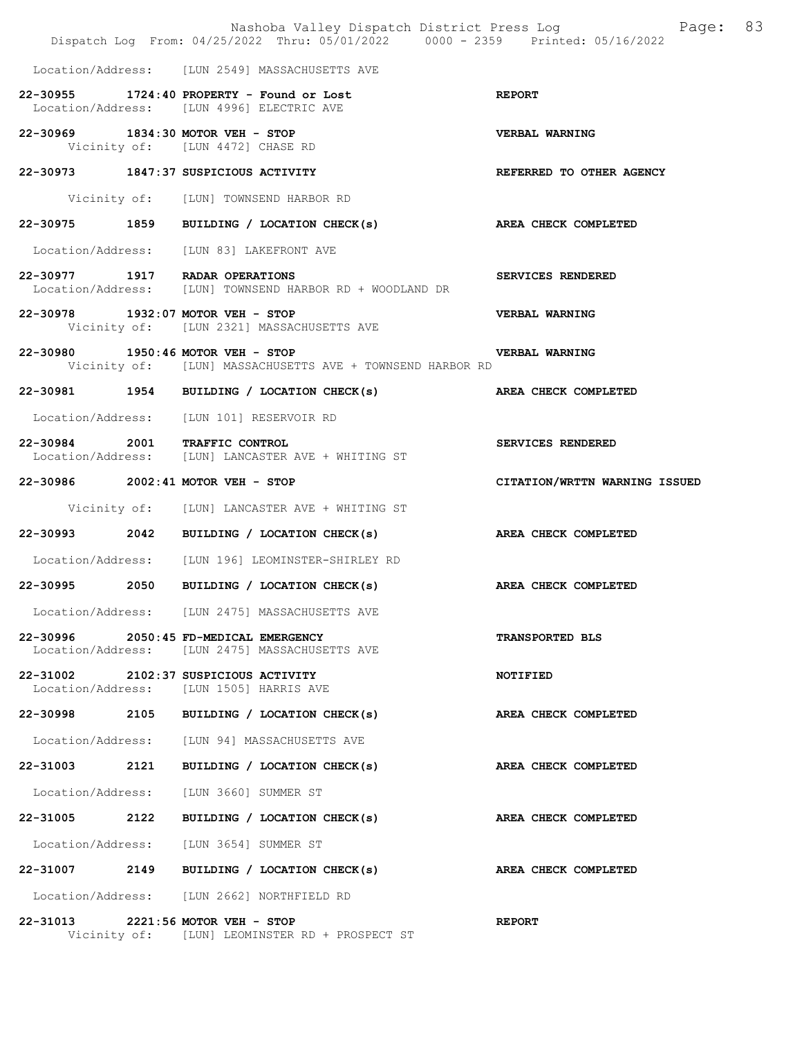Location/Address: [LUN 2549] MASSACHUSETTS AVE

**22-30955 1724:40 PROPERTY - Found or Lost** **REPORT**
Location/Address: [LUN 4996] ELECTRIC AVE

**22-30969 1834:30 MOTOR VEH - STOP** **VERBAL WARNING**
Vicinity of: [LUN 4472] CHASE RD

**22-30973 1847:37 SUSPICIOUS ACTIVITY** **REFERRED TO OTHER AGENCY**

Vicinity of: [LUN] TOWNSEND HARBOR RD

**22-30975 1859 BUILDING / LOCATION CHECK(s)** **AREA CHECK COMPLETED**

Location/Address: [LUN 83] LAKEFRONT AVE

**22-30977 1917 RADAR OPERATIONS** **SERVICES RENDERED**
Location/Address: [LUN] TOWNSEND HARBOR RD + WOODLAND DR

**22-30978 1932:07 MOTOR VEH - STOP** **VERBAL WARNING**
Vicinity of: [LUN 2321] MASSACHUSETTS AVE

**22-30980 1950:46 MOTOR VEH - STOP** **VERBAL WARNING**
Vicinity of: [LUN] MASSACHUSETTS AVE + TOWNSEND HARBOR RD

**22-30981 1954 BUILDING / LOCATION CHECK(s)** **AREA CHECK COMPLETED**

Location/Address: [LUN 101] RESERVOIR RD

**22-30984 2001 TRAFFIC CONTROL** **SERVICES RENDERED**
Location/Address: [LUN] LANCASTER AVE + WHITING ST

**22-30986 2002:41 MOTOR VEH - STOP** **CITATION/WRTTN WARNING ISSUED**

Vicinity of: [LUN] LANCASTER AVE + WHITING ST

**22-30993 2042 BUILDING / LOCATION CHECK(s)** **AREA CHECK COMPLETED**

Location/Address: [LUN 196] LEOMINSTER-SHIRLEY RD

**22-30995 2050 BUILDING / LOCATION CHECK(s)** **AREA CHECK COMPLETED**

Location/Address: [LUN 2475] MASSACHUSETTS AVE

**22-30996 2050:45 FD-MEDICAL EMERGENCY** **TRANSPORTED BLS**
Location/Address: [LUN 2475] MASSACHUSETTS AVE

**22-31002 2102:37 SUSPICIOUS ACTIVITY** **NOTIFIED**
Location/Address: [LUN 1505] HARRIS AVE

**22-30998 2105 BUILDING / LOCATION CHECK(s)** **AREA CHECK COMPLETED**

Location/Address: [LUN 94] MASSACHUSETTS AVE

**22-31003 2121 BUILDING / LOCATION CHECK(s)** **AREA CHECK COMPLETED**

Location/Address: [LUN 3660] SUMMER ST

**22-31005 2122 BUILDING / LOCATION CHECK(s)** **AREA CHECK COMPLETED**

Location/Address: [LUN 3654] SUMMER ST

**22-31007 2149 BUILDING / LOCATION CHECK(s)** **AREA CHECK COMPLETED**

Location/Address: [LUN 2662] NORTHFIELD RD

**22-31013 2221:56 MOTOR VEH - STOP** **REPORT**
Vicinity of: [LUN] LEOMINSTER RD + PROSPECT ST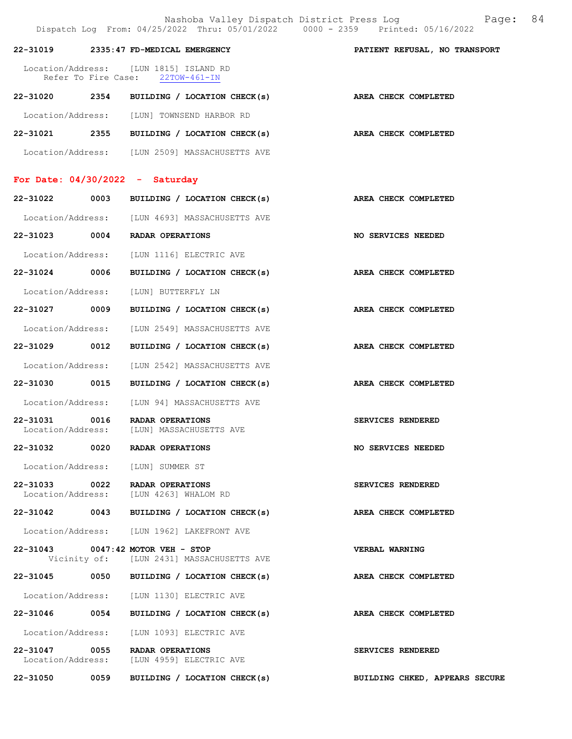22-31019 2335:47 FD-MEDICAL EMERGENCY PATIENT REFUSAL, NO TRANSPORT

Location/Address: [LUN 1815] ISLAND RD
Refer To Fire Case: 22TOW-461-IN

22-31020 2354 BUILDING / LOCATION CHECK(s) AREA CHECK COMPLETED

Location/Address: [LUN] TOWNSEND HARBOR RD

22-31021 2355 BUILDING / LOCATION CHECK(s) AREA CHECK COMPLETED

Location/Address: [LUN 2509] MASSACHUSETTS AVE

## For Date: 04/30/2022 - Saturday

22-31022 0003 BUILDING / LOCATION CHECK(s) AREA CHECK COMPLETED

Location/Address: [LUN 4693] MASSACHUSETTS AVE

22-31023 0004 RADAR OPERATIONS NO SERVICES NEEDED

Location/Address: [LUN 1116] ELECTRIC AVE

22-31024 0006 BUILDING / LOCATION CHECK(s) AREA CHECK COMPLETED

Location/Address: [LUN] BUTTERFLY LN

22-31027 0009 BUILDING / LOCATION CHECK(s) AREA CHECK COMPLETED

Location/Address: [LUN 2549] MASSACHUSETTS AVE

22-31029 0012 BUILDING / LOCATION CHECK(s) AREA CHECK COMPLETED

Location/Address: [LUN 2542] MASSACHUSETTS AVE

22-31030 0015 BUILDING / LOCATION CHECK(s) AREA CHECK COMPLETED

Location/Address: [LUN 94] MASSACHUSETTS AVE

22-31031 0016 RADAR OPERATIONS SERVICES RENDERED
Location/Address: [LUN] MASSACHUSETTS AVE

22-31032 0020 RADAR OPERATIONS NO SERVICES NEEDED

Location/Address: [LUN] SUMMER ST

22-31033 0022 RADAR OPERATIONS SERVICES RENDERED
Location/Address: [LUN 4263] WHALOM RD

22-31042 0043 BUILDING / LOCATION CHECK(s) AREA CHECK COMPLETED

Location/Address: [LUN 1962] LAKEFRONT AVE

22-31043 0047:42 MOTOR VEH - STOP VERBAL WARNING
Vicinity of: [LUN 2431] MASSACHUSETTS AVE

22-31045 0050 BUILDING / LOCATION CHECK(s) AREA CHECK COMPLETED

Location/Address: [LUN 1130] ELECTRIC AVE

22-31046 0054 BUILDING / LOCATION CHECK(s) AREA CHECK COMPLETED

Location/Address: [LUN 1093] ELECTRIC AVE

22-31047 0055 RADAR OPERATIONS SERVICES RENDERED
Location/Address: [LUN 4959] ELECTRIC AVE

22-31050 0059 BUILDING / LOCATION CHECK(s) BUILDING CHKED, APPEARS SECURE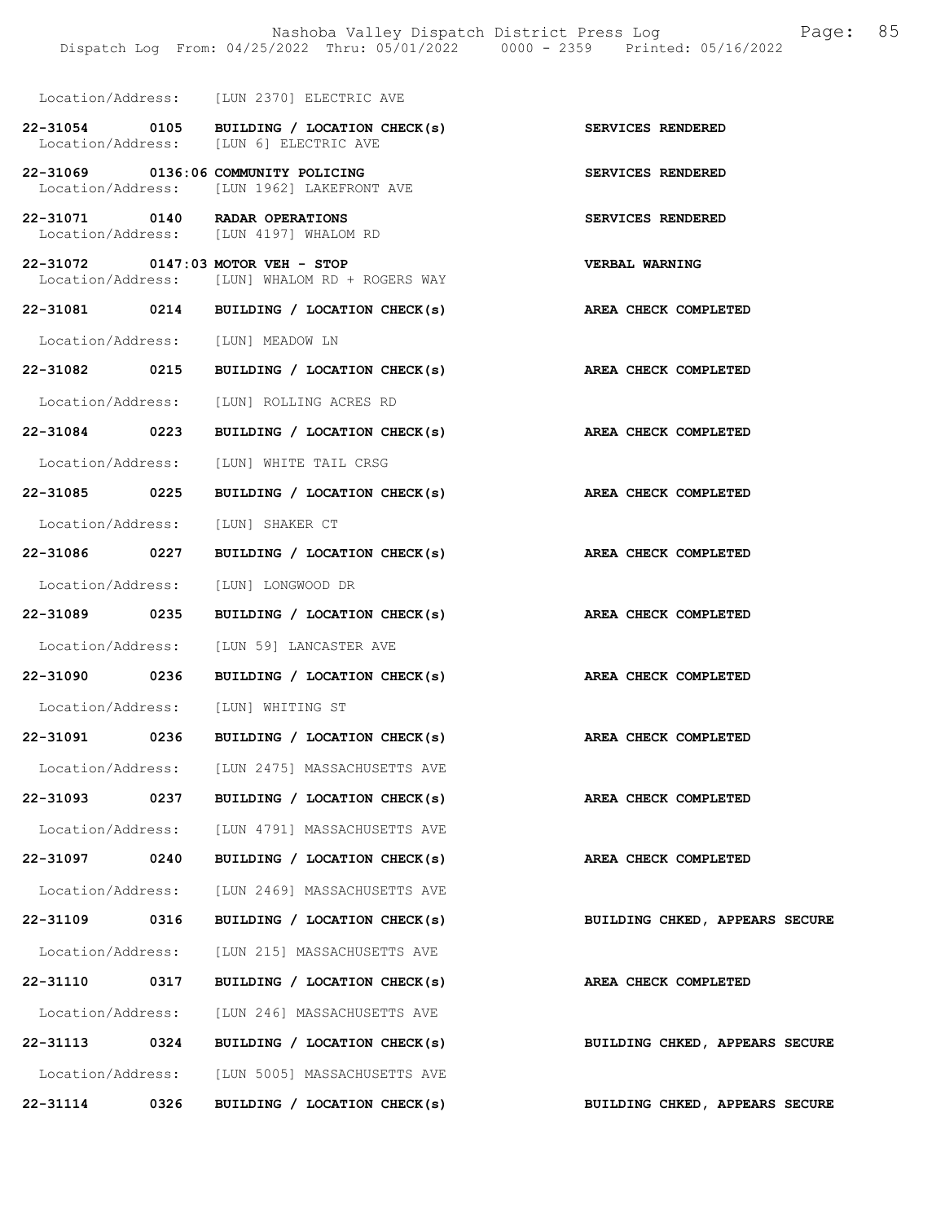Location/Address: [LUN 2370] ELECTRIC AVE

| | | | |
|---|---|---|---|
| 22-31054 | 0105 | **BUILDING / LOCATION CHECK(s)** | **SERVICES RENDERED** |
| Location/Address: | | [LUN 6] ELECTRIC AVE | |
| 22-31069 | 0136:06 | **COMMUNITY POLICING** | **SERVICES RENDERED** |
| Location/Address: | | [LUN 1962] LAKEFRONT AVE | |
| 22-31071 | 0140 | **RADAR OPERATIONS** | **SERVICES RENDERED** |
| Location/Address: | | [LUN 4197] WHALOM RD | |
| 22-31072 | 0147:03 | **MOTOR VEH - STOP** | **VERBAL WARNING** |
| Location/Address: | | [LUN] WHALOM RD + ROGERS WAY | |
| 22-31081 | 0214 | **BUILDING / LOCATION CHECK(s)** | **AREA CHECK COMPLETED** |
| Location/Address: | | [LUN] MEADOW LN | |
| 22-31082 | 0215 | **BUILDING / LOCATION CHECK(s)** | **AREA CHECK COMPLETED** |
| Location/Address: | | [LUN] ROLLING ACRES RD | |
| 22-31084 | 0223 | **BUILDING / LOCATION CHECK(s)** | **AREA CHECK COMPLETED** |
| Location/Address: | | [LUN] WHITE TAIL CRSG | |
| 22-31085 | 0225 | **BUILDING / LOCATION CHECK(s)** | **AREA CHECK COMPLETED** |
| Location/Address: | | [LUN] SHAKER CT | |
| 22-31086 | 0227 | **BUILDING / LOCATION CHECK(s)** | **AREA CHECK COMPLETED** |
| Location/Address: | | [LUN] LONGWOOD DR | |
| 22-31089 | 0235 | **BUILDING / LOCATION CHECK(s)** | **AREA CHECK COMPLETED** |
| Location/Address: | | [LUN 59] LANCASTER AVE | |
| 22-31090 | 0236 | **BUILDING / LOCATION CHECK(s)** | **AREA CHECK COMPLETED** |
| Location/Address: | | [LUN] WHITING ST | |
| 22-31091 | 0236 | **BUILDING / LOCATION CHECK(s)** | **AREA CHECK COMPLETED** |
| Location/Address: | | [LUN 2475] MASSACHUSETTS AVE | |
| 22-31093 | 0237 | **BUILDING / LOCATION CHECK(s)** | **AREA CHECK COMPLETED** |
| Location/Address: | | [LUN 4791] MASSACHUSETTS AVE | |
| 22-31097 | 0240 | **BUILDING / LOCATION CHECK(s)** | **AREA CHECK COMPLETED** |
| Location/Address: | | [LUN 2469] MASSACHUSETTS AVE | |
| 22-31109 | 0316 | **BUILDING / LOCATION CHECK(s)** | **BUILDING CHKED, APPEARS SECURE** |
| Location/Address: | | [LUN 215] MASSACHUSETTS AVE | |
| 22-31110 | 0317 | **BUILDING / LOCATION CHECK(s)** | **AREA CHECK COMPLETED** |
| Location/Address: | | [LUN 246] MASSACHUSETTS AVE | |
| 22-31113 | 0324 | **BUILDING / LOCATION CHECK(s)** | **BUILDING CHKED, APPEARS SECURE** |
| Location/Address: | | [LUN 5005] MASSACHUSETTS AVE | |
| 22-31114 | 0326 | **BUILDING / LOCATION CHECK(s)** | **BUILDING CHKED, APPEARS SECURE** |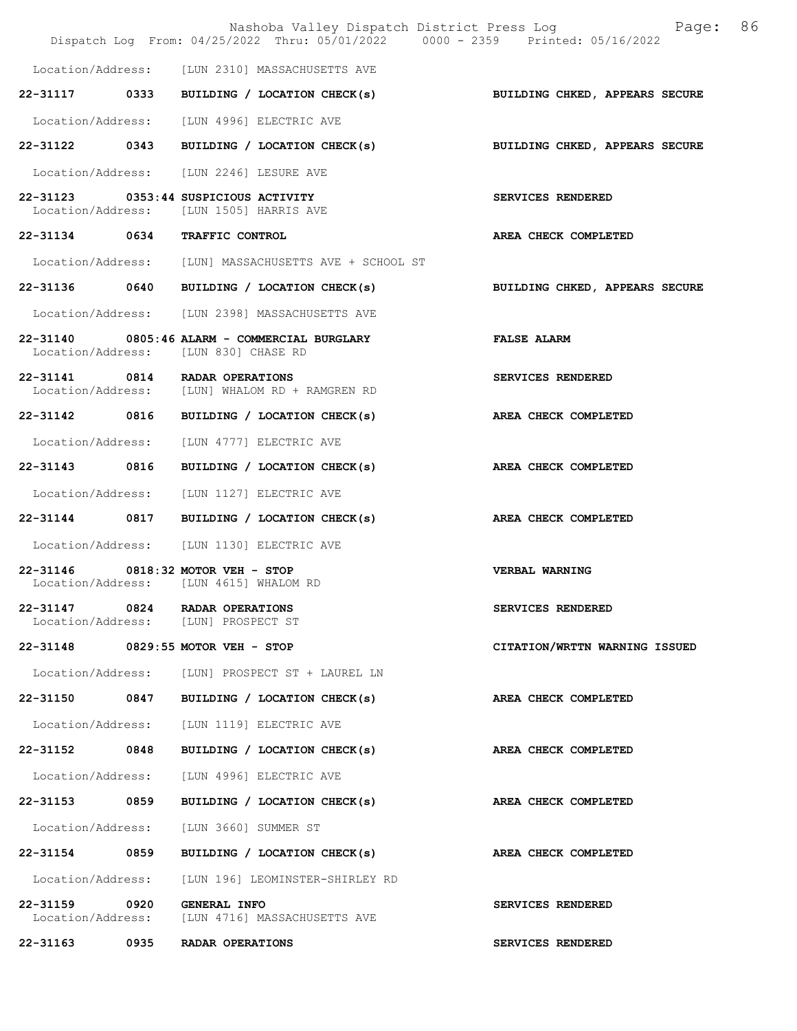Location/Address: [LUN 2310] MASSACHUSETTS AVE

**22-31117 0333 BUILDING / LOCATION CHECK(s) BUILDING CHKED, APPEARS SECURE**

Location/Address: [LUN 4996] ELECTRIC AVE

**22-31122 0343 BUILDING / LOCATION CHECK(s) BUILDING CHKED, APPEARS SECURE**

Location/Address: [LUN 2246] LESURE AVE

**22-31123 0353:44 SUSPICIOUS ACTIVITY SERVICES RENDERED**
Location/Address: [LUN 1505] HARRIS AVE

**22-31134 0634 TRAFFIC CONTROL AREA CHECK COMPLETED**

Location/Address: [LUN] MASSACHUSETTS AVE + SCHOOL ST

**22-31136 0640 BUILDING / LOCATION CHECK(s) BUILDING CHKED, APPEARS SECURE**

Location/Address: [LUN 2398] MASSACHUSETTS AVE

**22-31140 0805:46 ALARM - COMMERCIAL BURGLARY FALSE ALARM**
Location/Address: [LUN 830] CHASE RD

**22-31141 0814 RADAR OPERATIONS SERVICES RENDERED**
Location/Address: [LUN] WHALOM RD + RAMGREN RD

**22-31142 0816 BUILDING / LOCATION CHECK(s) AREA CHECK COMPLETED**

Location/Address: [LUN 4777] ELECTRIC AVE

**22-31143 0816 BUILDING / LOCATION CHECK(s) AREA CHECK COMPLETED**

Location/Address: [LUN 1127] ELECTRIC AVE

**22-31144 0817 BUILDING / LOCATION CHECK(s) AREA CHECK COMPLETED**

Location/Address: [LUN 1130] ELECTRIC AVE

**22-31146 0818:32 MOTOR VEH - STOP VERBAL WARNING**
Location/Address: [LUN 4615] WHALOM RD

**22-31147 0824 RADAR OPERATIONS SERVICES RENDERED**
Location/Address: [LUN] PROSPECT ST

**22-31148 0829:55 MOTOR VEH - STOP CITATION/WRTTN WARNING ISSUED**

Location/Address: [LUN] PROSPECT ST + LAUREL LN

**22-31150 0847 BUILDING / LOCATION CHECK(s) AREA CHECK COMPLETED**

Location/Address: [LUN 1119] ELECTRIC AVE

**22-31152 0848 BUILDING / LOCATION CHECK(s) AREA CHECK COMPLETED**

Location/Address: [LUN 4996] ELECTRIC AVE

**22-31153 0859 BUILDING / LOCATION CHECK(s) AREA CHECK COMPLETED**

Location/Address: [LUN 3660] SUMMER ST

**22-31154 0859 BUILDING / LOCATION CHECK(s) AREA CHECK COMPLETED**

Location/Address: [LUN 196] LEOMINSTER-SHIRLEY RD

**22-31159 0920 GENERAL INFO SERVICES RENDERED**
Location/Address: [LUN 4716] MASSACHUSETTS AVE

**22-31163 0935 RADAR OPERATIONS SERVICES RENDERED**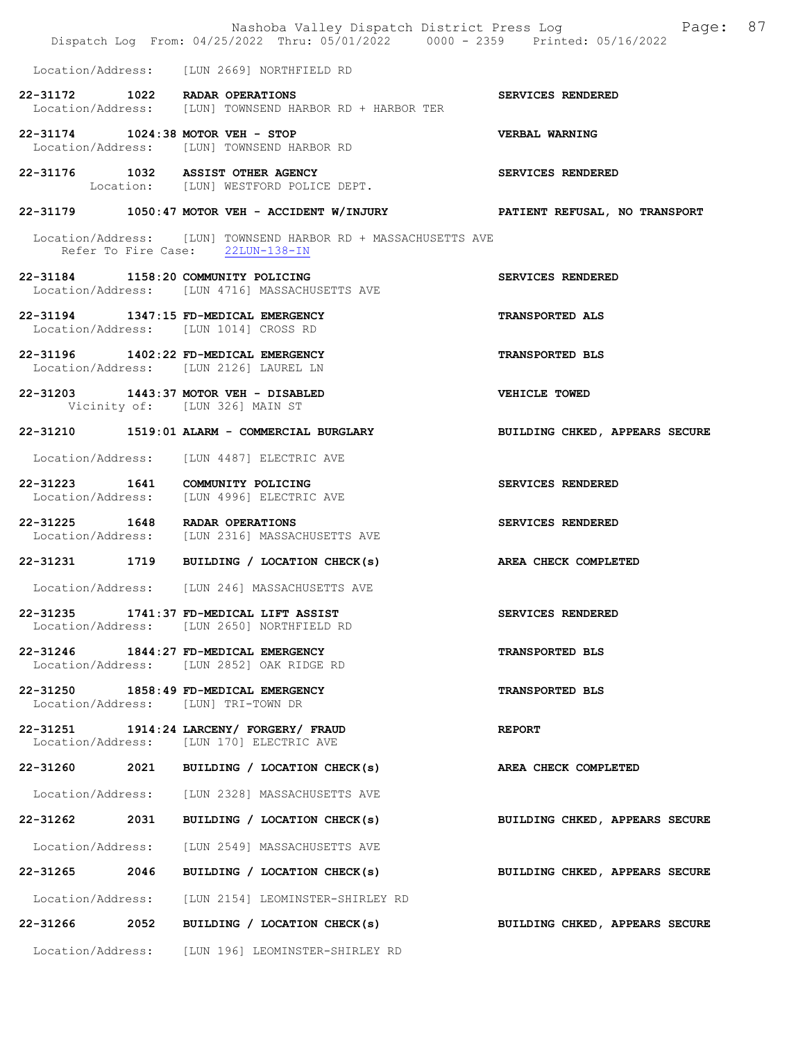Location/Address: [LUN 2669] NORTHFIELD RD

**22-31172 1022 RADAR OPERATIONS** — SERVICES RENDERED
Location/Address: [LUN] TOWNSEND HARBOR RD + HARBOR TER

**22-31174 1024:38 MOTOR VEH - STOP** — VERBAL WARNING
Location/Address: [LUN] TOWNSEND HARBOR RD

**22-31176 1032 ASSIST OTHER AGENCY** — SERVICES RENDERED
Location: [LUN] WESTFORD POLICE DEPT.

**22-31179 1050:47 MOTOR VEH - ACCIDENT W/INJURY** — PATIENT REFUSAL, NO TRANSPORT
Location/Address: [LUN] TOWNSEND HARBOR RD + MASSACHUSETTS AVE
Refer To Fire Case: 22LUN-138-IN

**22-31184 1158:20 COMMUNITY POLICING** — SERVICES RENDERED
Location/Address: [LUN 4716] MASSACHUSETTS AVE

**22-31194 1347:15 FD-MEDICAL EMERGENCY** — TRANSPORTED ALS
Location/Address: [LUN 1014] CROSS RD

**22-31196 1402:22 FD-MEDICAL EMERGENCY** — TRANSPORTED BLS
Location/Address: [LUN 2126] LAUREL LN

**22-31203 1443:37 MOTOR VEH - DISABLED** — VEHICLE TOWED
Vicinity of: [LUN 326] MAIN ST

**22-31210 1519:01 ALARM - COMMERCIAL BURGLARY** — BUILDING CHKED, APPEARS SECURE
Location/Address: [LUN 4487] ELECTRIC AVE

**22-31223 1641 COMMUNITY POLICING** — SERVICES RENDERED
Location/Address: [LUN 4996] ELECTRIC AVE

**22-31225 1648 RADAR OPERATIONS** — SERVICES RENDERED
Location/Address: [LUN 2316] MASSACHUSETTS AVE

**22-31231 1719 BUILDING / LOCATION CHECK(s)** — AREA CHECK COMPLETED
Location/Address: [LUN 246] MASSACHUSETTS AVE

**22-31235 1741:37 FD-MEDICAL LIFT ASSIST** — SERVICES RENDERED
Location/Address: [LUN 2650] NORTHFIELD RD

**22-31246 1844:27 FD-MEDICAL EMERGENCY** — TRANSPORTED BLS
Location/Address: [LUN 2852] OAK RIDGE RD

**22-31250 1858:49 FD-MEDICAL EMERGENCY** — TRANSPORTED BLS
Location/Address: [LUN] TRI-TOWN DR

**22-31251 1914:24 LARCENY/ FORGERY/ FRAUD** — REPORT
Location/Address: [LUN 170] ELECTRIC AVE

**22-31260 2021 BUILDING / LOCATION CHECK(s)** — AREA CHECK COMPLETED
Location/Address: [LUN 2328] MASSACHUSETTS AVE

**22-31262 2031 BUILDING / LOCATION CHECK(s)** — BUILDING CHKED, APPEARS SECURE
Location/Address: [LUN 2549] MASSACHUSETTS AVE

**22-31265 2046 BUILDING / LOCATION CHECK(s)** — BUILDING CHKED, APPEARS SECURE
Location/Address: [LUN 2154] LEOMINSTER-SHIRLEY RD

**22-31266 2052 BUILDING / LOCATION CHECK(s)** — BUILDING CHKED, APPEARS SECURE
Location/Address: [LUN 196] LEOMINSTER-SHIRLEY RD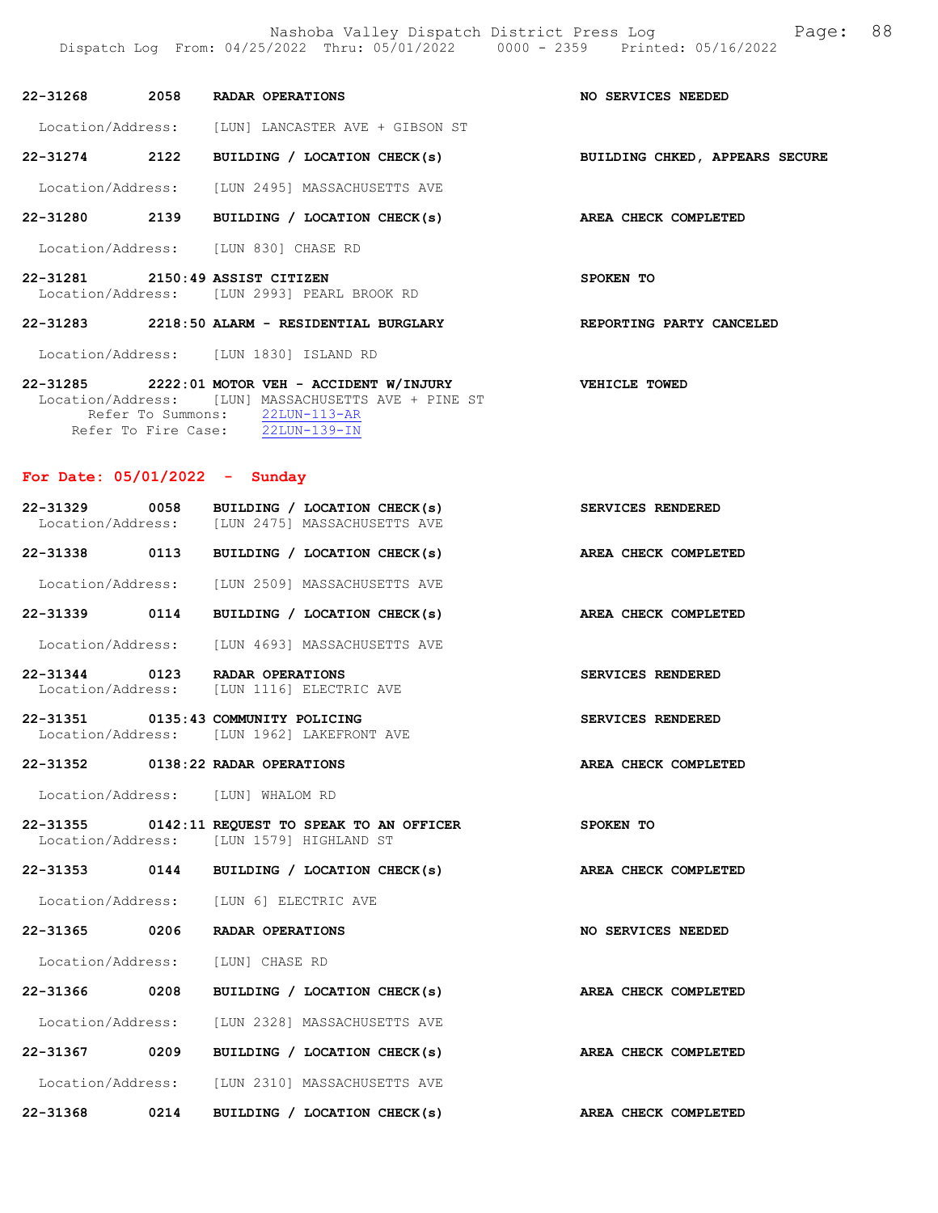**22-31268 2058 RADAR OPERATIONS** — NO SERVICES NEEDED
Location/Address: [LUN] LANCASTER AVE + GIBSON ST

**22-31274 2122 BUILDING / LOCATION CHECK(s)** — BUILDING CHKED, APPEARS SECURE
Location/Address: [LUN 2495] MASSACHUSETTS AVE

**22-31280 2139 BUILDING / LOCATION CHECK(s)** — AREA CHECK COMPLETED
Location/Address: [LUN 830] CHASE RD

**22-31281 2150:49 ASSIST CITIZEN** — SPOKEN TO
Location/Address: [LUN 2993] PEARL BROOK RD

**22-31283 2218:50 ALARM - RESIDENTIAL BURGLARY** — REPORTING PARTY CANCELED
Location/Address: [LUN 1830] ISLAND RD

**22-31285 2222:01 MOTOR VEH - ACCIDENT W/INJURY** — VEHICLE TOWED
Location/Address: [LUN] MASSACHUSETTS AVE + PINE ST
Refer To Summons: 22LUN-113-AR
Refer To Fire Case: 22LUN-139-IN

## For Date: 05/01/2022 - Sunday

**22-31329 0058 BUILDING / LOCATION CHECK(s)** — SERVICES RENDERED
Location/Address: [LUN 2475] MASSACHUSETTS AVE

**22-31338 0113 BUILDING / LOCATION CHECK(s)** — AREA CHECK COMPLETED
Location/Address: [LUN 2509] MASSACHUSETTS AVE

**22-31339 0114 BUILDING / LOCATION CHECK(s)** — AREA CHECK COMPLETED
Location/Address: [LUN 4693] MASSACHUSETTS AVE

**22-31344 0123 RADAR OPERATIONS** — SERVICES RENDERED
Location/Address: [LUN 1116] ELECTRIC AVE

**22-31351 0135:43 COMMUNITY POLICING** — SERVICES RENDERED
Location/Address: [LUN 1962] LAKEFRONT AVE

**22-31352 0138:22 RADAR OPERATIONS** — AREA CHECK COMPLETED
Location/Address: [LUN] WHALOM RD

**22-31355 0142:11 REQUEST TO SPEAK TO AN OFFICER** — SPOKEN TO
Location/Address: [LUN 1579] HIGHLAND ST

**22-31353 0144 BUILDING / LOCATION CHECK(s)** — AREA CHECK COMPLETED
Location/Address: [LUN 6] ELECTRIC AVE

**22-31365 0206 RADAR OPERATIONS** — NO SERVICES NEEDED
Location/Address: [LUN] CHASE RD

**22-31366 0208 BUILDING / LOCATION CHECK(s)** — AREA CHECK COMPLETED
Location/Address: [LUN 2328] MASSACHUSETTS AVE

**22-31367 0209 BUILDING / LOCATION CHECK(s)** — AREA CHECK COMPLETED
Location/Address: [LUN 2310] MASSACHUSETTS AVE

**22-31368 0214 BUILDING / LOCATION CHECK(s)** — AREA CHECK COMPLETED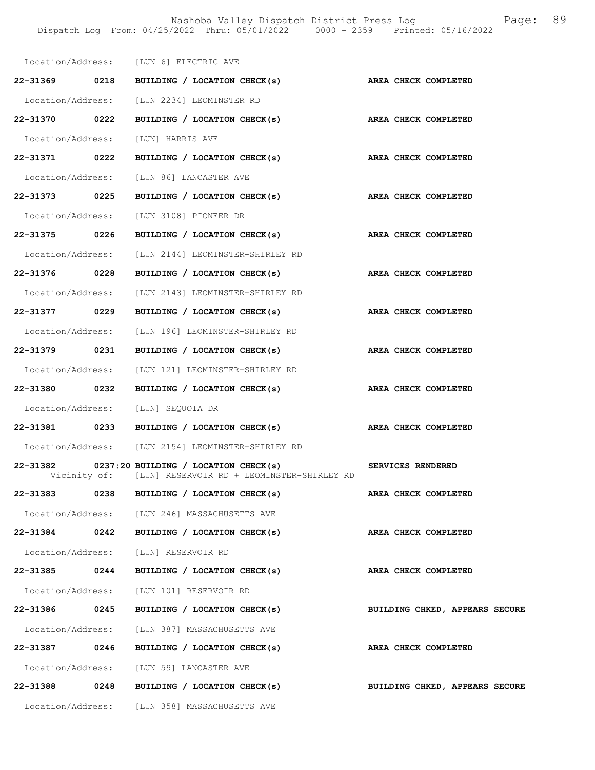Location/Address: [LUN 6] ELECTRIC AVE

22-31369 0218 BUILDING / LOCATION CHECK(s) AREA CHECK COMPLETED

Location/Address: [LUN 2234] LEOMINSTER RD

22-31370 0222 BUILDING / LOCATION CHECK(s) AREA CHECK COMPLETED

Location/Address: [LUN] HARRIS AVE

22-31371 0222 BUILDING / LOCATION CHECK(s) AREA CHECK COMPLETED

Location/Address: [LUN 86] LANCASTER AVE

22-31373 0225 BUILDING / LOCATION CHECK(s) AREA CHECK COMPLETED

Location/Address: [LUN 3108] PIONEER DR

22-31375 0226 BUILDING / LOCATION CHECK(s) AREA CHECK COMPLETED

Location/Address: [LUN 2144] LEOMINSTER-SHIRLEY RD

22-31376 0228 BUILDING / LOCATION CHECK(s) AREA CHECK COMPLETED

Location/Address: [LUN 2143] LEOMINSTER-SHIRLEY RD

22-31377 0229 BUILDING / LOCATION CHECK(s) AREA CHECK COMPLETED

Location/Address: [LUN 196] LEOMINSTER-SHIRLEY RD

22-31379 0231 BUILDING / LOCATION CHECK(s) AREA CHECK COMPLETED

Location/Address: [LUN 121] LEOMINSTER-SHIRLEY RD

22-31380 0232 BUILDING / LOCATION CHECK(s) AREA CHECK COMPLETED

Location/Address: [LUN] SEQUOIA DR

22-31381 0233 BUILDING / LOCATION CHECK(s) AREA CHECK COMPLETED

Location/Address: [LUN 2154] LEOMINSTER-SHIRLEY RD

22-31382 0237:20 BUILDING / LOCATION CHECK(s) SERVICES RENDERED
Vicinity of: [LUN] RESERVOIR RD + LEOMINSTER-SHIRLEY RD

22-31383 0238 BUILDING / LOCATION CHECK(s) AREA CHECK COMPLETED

Location/Address: [LUN 246] MASSACHUSETTS AVE

22-31384 0242 BUILDING / LOCATION CHECK(s) AREA CHECK COMPLETED

Location/Address: [LUN] RESERVOIR RD

22-31385 0244 BUILDING / LOCATION CHECK(s) AREA CHECK COMPLETED

Location/Address: [LUN 101] RESERVOIR RD

22-31386 0245 BUILDING / LOCATION CHECK(s) BUILDING CHKED, APPEARS SECURE

Location/Address: [LUN 387] MASSACHUSETTS AVE

22-31387 0246 BUILDING / LOCATION CHECK(s) AREA CHECK COMPLETED

Location/Address: [LUN 59] LANCASTER AVE

22-31388 0248 BUILDING / LOCATION CHECK(s) BUILDING CHKED, APPEARS SECURE

Location/Address: [LUN 358] MASSACHUSETTS AVE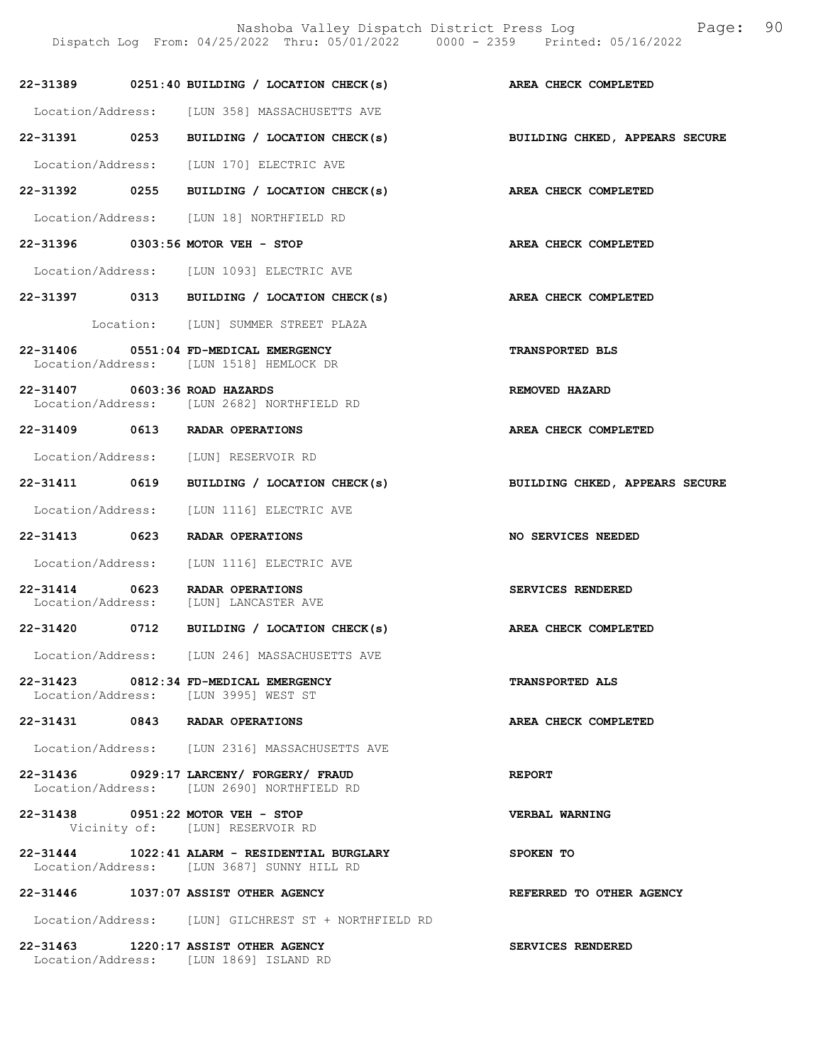**22-31389 0251:40 BUILDING / LOCATION CHECK(s)** — **AREA CHECK COMPLETED**

Location/Address: [LUN 358] MASSACHUSETTS AVE

**22-31391 0253 BUILDING / LOCATION CHECK(s)** — **BUILDING CHKED, APPEARS SECURE**

Location/Address: [LUN 170] ELECTRIC AVE

**22-31392 0255 BUILDING / LOCATION CHECK(s)** — **AREA CHECK COMPLETED**

Location/Address: [LUN 18] NORTHFIELD RD

**22-31396 0303:56 MOTOR VEH - STOP** — **AREA CHECK COMPLETED**

Location/Address: [LUN 1093] ELECTRIC AVE

**22-31397 0313 BUILDING / LOCATION CHECK(s)** — **AREA CHECK COMPLETED**

Location: [LUN] SUMMER STREET PLAZA

**22-31406 0551:04 FD-MEDICAL EMERGENCY** — **TRANSPORTED BLS**

Location/Address: [LUN 1518] HEMLOCK DR

**22-31407 0603:36 ROAD HAZARDS** — **REMOVED HAZARD**

Location/Address: [LUN 2682] NORTHFIELD RD

**22-31409 0613 RADAR OPERATIONS** — **AREA CHECK COMPLETED**

Location/Address: [LUN] RESERVOIR RD

**22-31411 0619 BUILDING / LOCATION CHECK(s)** — **BUILDING CHKED, APPEARS SECURE**

Location/Address: [LUN 1116] ELECTRIC AVE

**22-31413 0623 RADAR OPERATIONS** — **NO SERVICES NEEDED**

Location/Address: [LUN 1116] ELECTRIC AVE

**22-31414 0623 RADAR OPERATIONS** — **SERVICES RENDERED**

Location/Address: [LUN] LANCASTER AVE

**22-31420 0712 BUILDING / LOCATION CHECK(s)** — **AREA CHECK COMPLETED**

Location/Address: [LUN 246] MASSACHUSETTS AVE

**22-31423 0812:34 FD-MEDICAL EMERGENCY** — **TRANSPORTED ALS**

Location/Address: [LUN 3995] WEST ST

**22-31431 0843 RADAR OPERATIONS** — **AREA CHECK COMPLETED**

Location/Address: [LUN 2316] MASSACHUSETTS AVE

**22-31436 0929:17 LARCENY/ FORGERY/ FRAUD** — **REPORT**

Location/Address: [LUN 2690] NORTHFIELD RD

**22-31438 0951:22 MOTOR VEH - STOP** — **VERBAL WARNING**

Vicinity of: [LUN] RESERVOIR RD

**22-31444 1022:41 ALARM - RESIDENTIAL BURGLARY** — **SPOKEN TO**

Location/Address: [LUN 3687] SUNNY HILL RD

**22-31446 1037:07 ASSIST OTHER AGENCY** — **REFERRED TO OTHER AGENCY**

Location/Address: [LUN] GILCHREST ST + NORTHFIELD RD

**22-31463 1220:17 ASSIST OTHER AGENCY** — **SERVICES RENDERED**

Location/Address: [LUN 1869] ISLAND RD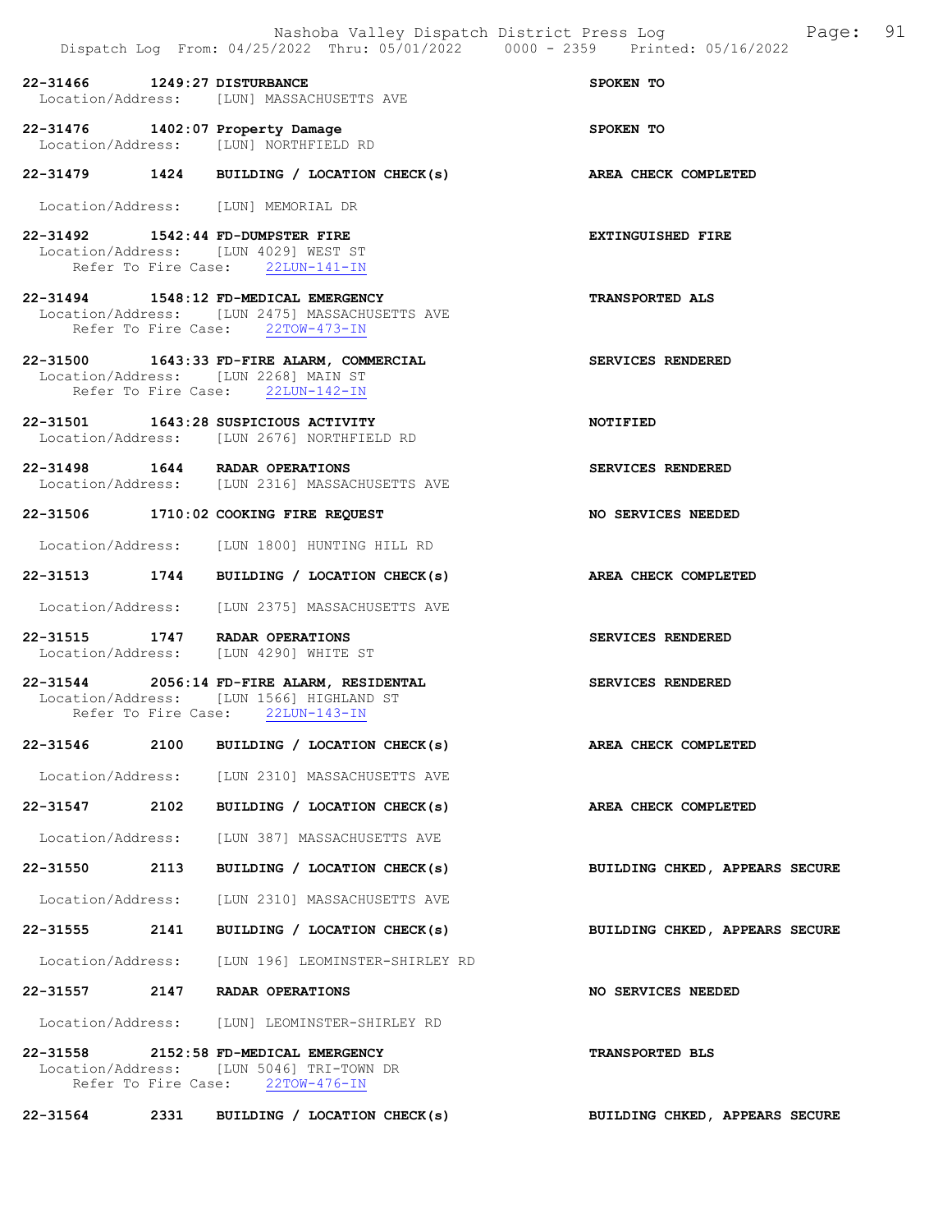**22-31466 1249:27 DISTURBANCE** — **SPOKEN TO**
Location/Address: [LUN] MASSACHUSETTS AVE

**22-31476 1402:07 Property Damage** — **SPOKEN TO**
Location/Address: [LUN] NORTHFIELD RD

**22-31479 1424 BUILDING / LOCATION CHECK(s)** — **AREA CHECK COMPLETED**
Location/Address: [LUN] MEMORIAL DR

**22-31492 1542:44 FD-DUMPSTER FIRE** — **EXTINGUISHED FIRE**
Location/Address: [LUN 4029] WEST ST
Refer To Fire Case: 22LUN-141-IN

**22-31494 1548:12 FD-MEDICAL EMERGENCY** — **TRANSPORTED ALS**
Location/Address: [LUN 2475] MASSACHUSETTS AVE
Refer To Fire Case: 22TOW-473-IN

**22-31500 1643:33 FD-FIRE ALARM, COMMERCIAL** — **SERVICES RENDERED**
Location/Address: [LUN 2268] MAIN ST
Refer To Fire Case: 22LUN-142-IN

**22-31501 1643:28 SUSPICIOUS ACTIVITY** — **NOTIFIED**
Location/Address: [LUN 2676] NORTHFIELD RD

**22-31498 1644 RADAR OPERATIONS** — **SERVICES RENDERED**
Location/Address: [LUN 2316] MASSACHUSETTS AVE

**22-31506 1710:02 COOKING FIRE REQUEST** — **NO SERVICES NEEDED**
Location/Address: [LUN 1800] HUNTING HILL RD

**22-31513 1744 BUILDING / LOCATION CHECK(s)** — **AREA CHECK COMPLETED**
Location/Address: [LUN 2375] MASSACHUSETTS AVE

**22-31515 1747 RADAR OPERATIONS** — **SERVICES RENDERED**
Location/Address: [LUN 4290] WHITE ST

**22-31544 2056:14 FD-FIRE ALARM, RESIDENTAL** — **SERVICES RENDERED**
Location/Address: [LUN 1566] HIGHLAND ST
Refer To Fire Case: 22LUN-143-IN

**22-31546 2100 BUILDING / LOCATION CHECK(s)** — **AREA CHECK COMPLETED**
Location/Address: [LUN 2310] MASSACHUSETTS AVE

**22-31547 2102 BUILDING / LOCATION CHECK(s)** — **AREA CHECK COMPLETED**
Location/Address: [LUN 387] MASSACHUSETTS AVE

**22-31550 2113 BUILDING / LOCATION CHECK(s)** — **BUILDING CHKED, APPEARS SECURE**
Location/Address: [LUN 2310] MASSACHUSETTS AVE

**22-31555 2141 BUILDING / LOCATION CHECK(s)** — **BUILDING CHKED, APPEARS SECURE**
Location/Address: [LUN 196] LEOMINSTER-SHIRLEY RD

**22-31557 2147 RADAR OPERATIONS** — **NO SERVICES NEEDED**
Location/Address: [LUN] LEOMINSTER-SHIRLEY RD

**22-31558 2152:58 FD-MEDICAL EMERGENCY** — **TRANSPORTED BLS**
Location/Address: [LUN 5046] TRI-TOWN DR
Refer To Fire Case: 22TOW-476-IN

**22-31564 2331 BUILDING / LOCATION CHECK(s)** — **BUILDING CHKED, APPEARS SECURE**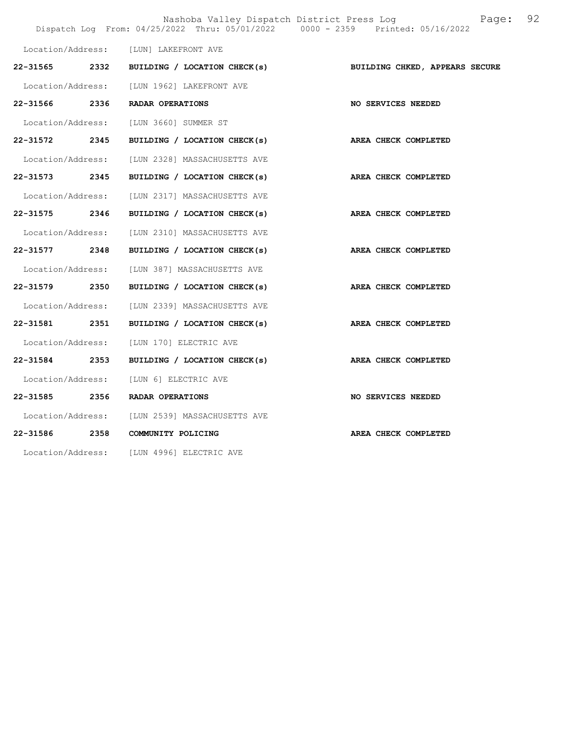Location/Address: [LUN] LAKEFRONT AVE

**22-31565 2332 BUILDING / LOCATION CHECK(s) BUILDING CHKED, APPEARS SECURE**

Location/Address: [LUN 1962] LAKEFRONT AVE

**22-31566 2336 RADAR OPERATIONS NO SERVICES NEEDED**

Location/Address: [LUN 3660] SUMMER ST

**22-31572 2345 BUILDING / LOCATION CHECK(s) AREA CHECK COMPLETED**

Location/Address: [LUN 2328] MASSACHUSETTS AVE

**22-31573 2345 BUILDING / LOCATION CHECK(s) AREA CHECK COMPLETED**

Location/Address: [LUN 2317] MASSACHUSETTS AVE

**22-31575 2346 BUILDING / LOCATION CHECK(s) AREA CHECK COMPLETED**

Location/Address: [LUN 2310] MASSACHUSETTS AVE

**22-31577 2348 BUILDING / LOCATION CHECK(s) AREA CHECK COMPLETED**

Location/Address: [LUN 387] MASSACHUSETTS AVE

**22-31579 2350 BUILDING / LOCATION CHECK(s) AREA CHECK COMPLETED**

Location/Address: [LUN 2339] MASSACHUSETTS AVE

**22-31581 2351 BUILDING / LOCATION CHECK(s) AREA CHECK COMPLETED**

Location/Address: [LUN 170] ELECTRIC AVE

**22-31584 2353 BUILDING / LOCATION CHECK(s) AREA CHECK COMPLETED**

Location/Address: [LUN 6] ELECTRIC AVE

**22-31585 2356 RADAR OPERATIONS NO SERVICES NEEDED**

Location/Address: [LUN 2539] MASSACHUSETTS AVE

**22-31586 2358 COMMUNITY POLICING AREA CHECK COMPLETED**

Location/Address: [LUN 4996] ELECTRIC AVE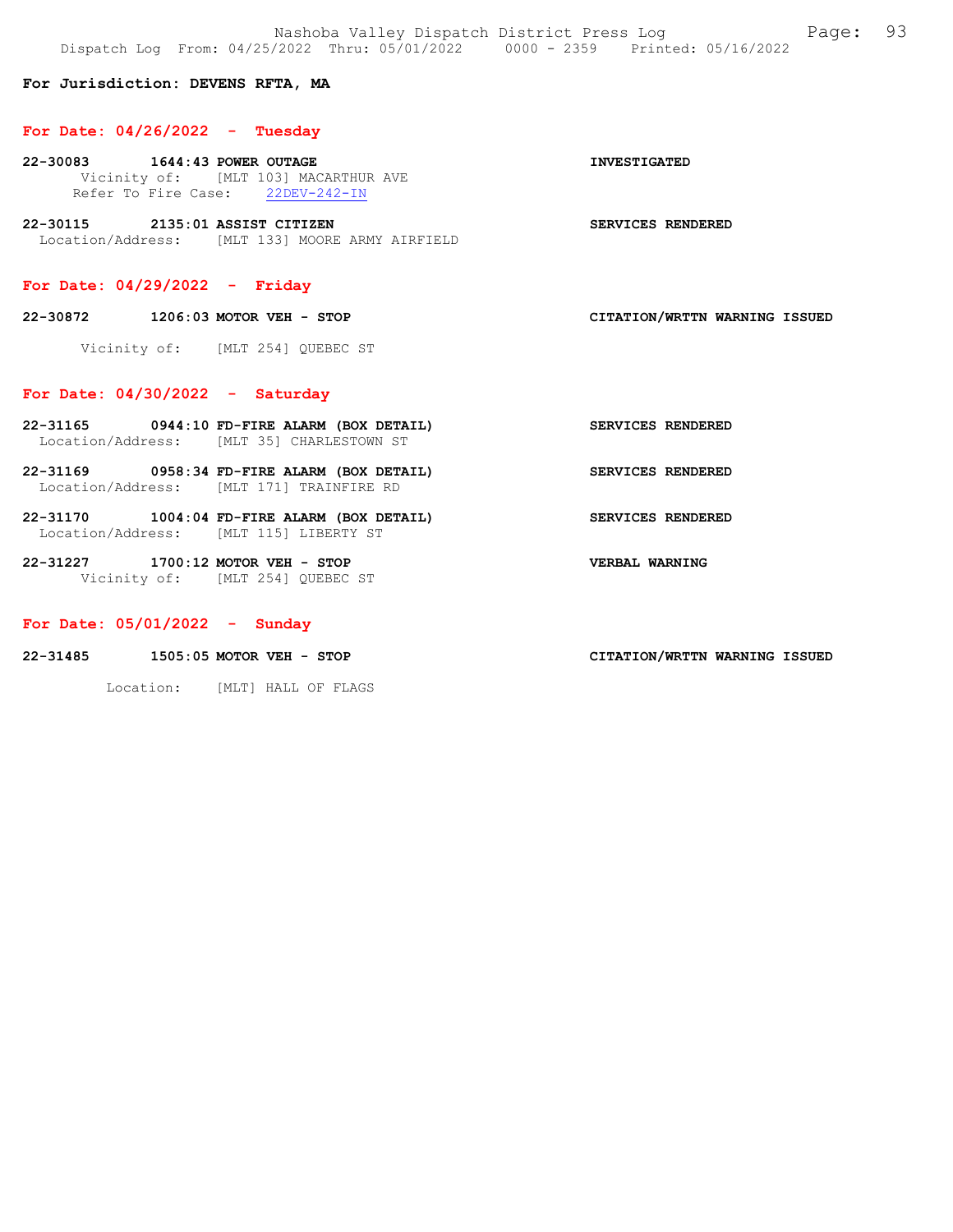**For Jurisdiction: DEVENS RFTA, MA**

**For Date: 04/26/2022 - Tuesday**

**22-30083 1644:43 POWER OUTAGE** **INVESTIGATED**
Vicinity of: [MLT 103] MACARTHUR AVE
Refer To Fire Case: 22DEV-242-IN

**22-30115 2135:01 ASSIST CITIZEN** **SERVICES RENDERED**
Location/Address: [MLT 133] MOORE ARMY AIRFIELD

**For Date: 04/29/2022 - Friday**

**22-30872 1206:03 MOTOR VEH - STOP** **CITATION/WRTTN WARNING ISSUED**

Vicinity of: [MLT 254] QUEBEC ST

**For Date: 04/30/2022 - Saturday**

**22-31165 0944:10 FD-FIRE ALARM (BOX DETAIL)** **SERVICES RENDERED**
Location/Address: [MLT 35] CHARLESTOWN ST

**22-31169 0958:34 FD-FIRE ALARM (BOX DETAIL)** **SERVICES RENDERED**
Location/Address: [MLT 171] TRAINFIRE RD

**22-31170 1004:04 FD-FIRE ALARM (BOX DETAIL)** **SERVICES RENDERED**
Location/Address: [MLT 115] LIBERTY ST

**22-31227 1700:12 MOTOR VEH - STOP** **VERBAL WARNING**
Vicinity of: [MLT 254] QUEBEC ST

**For Date: 05/01/2022 - Sunday**

**22-31485 1505:05 MOTOR VEH - STOP** **CITATION/WRTTN WARNING ISSUED**

Location: [MLT] HALL OF FLAGS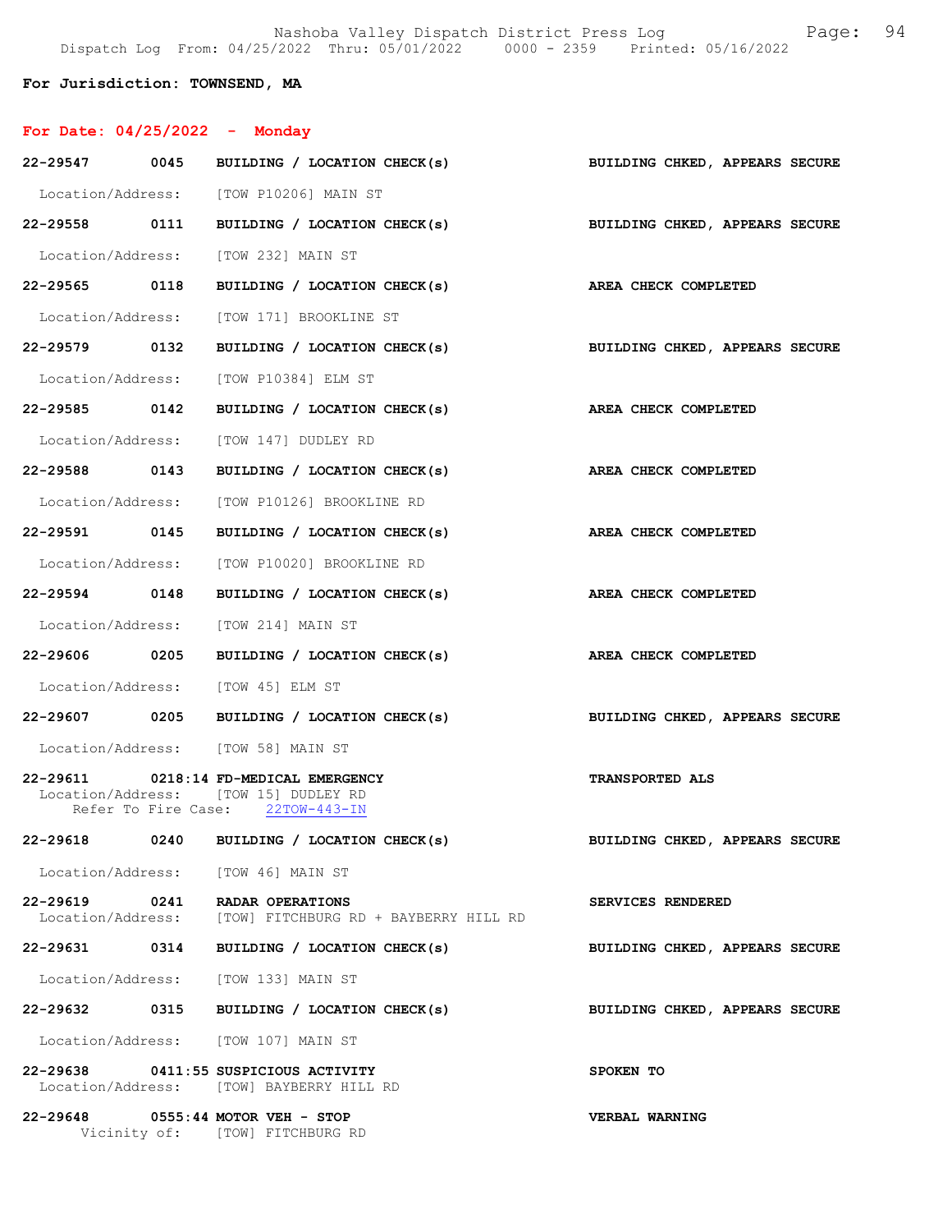**For Jurisdiction: TOWNSEND, MA**

**For Date: 04/25/2022 - Monday**

**22-29547 0045 BUILDING / LOCATION CHECK(s)** — **BUILDING CHKED, APPEARS SECURE**
Location/Address: [TOW P10206] MAIN ST

**22-29558 0111 BUILDING / LOCATION CHECK(s)** — **BUILDING CHKED, APPEARS SECURE**
Location/Address: [TOW 232] MAIN ST

**22-29565 0118 BUILDING / LOCATION CHECK(s)** — **AREA CHECK COMPLETED**
Location/Address: [TOW 171] BROOKLINE ST

**22-29579 0132 BUILDING / LOCATION CHECK(s)** — **BUILDING CHKED, APPEARS SECURE**
Location/Address: [TOW P10384] ELM ST

**22-29585 0142 BUILDING / LOCATION CHECK(s)** — **AREA CHECK COMPLETED**
Location/Address: [TOW 147] DUDLEY RD

**22-29588 0143 BUILDING / LOCATION CHECK(s)** — **AREA CHECK COMPLETED**
Location/Address: [TOW P10126] BROOKLINE RD

**22-29591 0145 BUILDING / LOCATION CHECK(s)** — **AREA CHECK COMPLETED**
Location/Address: [TOW P10020] BROOKLINE RD

**22-29594 0148 BUILDING / LOCATION CHECK(s)** — **AREA CHECK COMPLETED**
Location/Address: [TOW 214] MAIN ST

**22-29606 0205 BUILDING / LOCATION CHECK(s)** — **AREA CHECK COMPLETED**
Location/Address: [TOW 45] ELM ST

**22-29607 0205 BUILDING / LOCATION CHECK(s)** — **BUILDING CHKED, APPEARS SECURE**
Location/Address: [TOW 58] MAIN ST

**22-29611 0218:14 FD-MEDICAL EMERGENCY** — **TRANSPORTED ALS**
Location/Address: [TOW 15] DUDLEY RD
Refer To Fire Case: 22TOW-443-IN

**22-29618 0240 BUILDING / LOCATION CHECK(s)** — **BUILDING CHKED, APPEARS SECURE**
Location/Address: [TOW 46] MAIN ST

**22-29619 0241 RADAR OPERATIONS** — **SERVICES RENDERED**
Location/Address: [TOW] FITCHBURG RD + BAYBERRY HILL RD

**22-29631 0314 BUILDING / LOCATION CHECK(s)** — **BUILDING CHKED, APPEARS SECURE**
Location/Address: [TOW 133] MAIN ST

**22-29632 0315 BUILDING / LOCATION CHECK(s)** — **BUILDING CHKED, APPEARS SECURE**
Location/Address: [TOW 107] MAIN ST

**22-29638 0411:55 SUSPICIOUS ACTIVITY** — **SPOKEN TO**
Location/Address: [TOW] BAYBERRY HILL RD

**22-29648 0555:44 MOTOR VEH - STOP** — **VERBAL WARNING**
Vicinity of: [TOW] FITCHBURG RD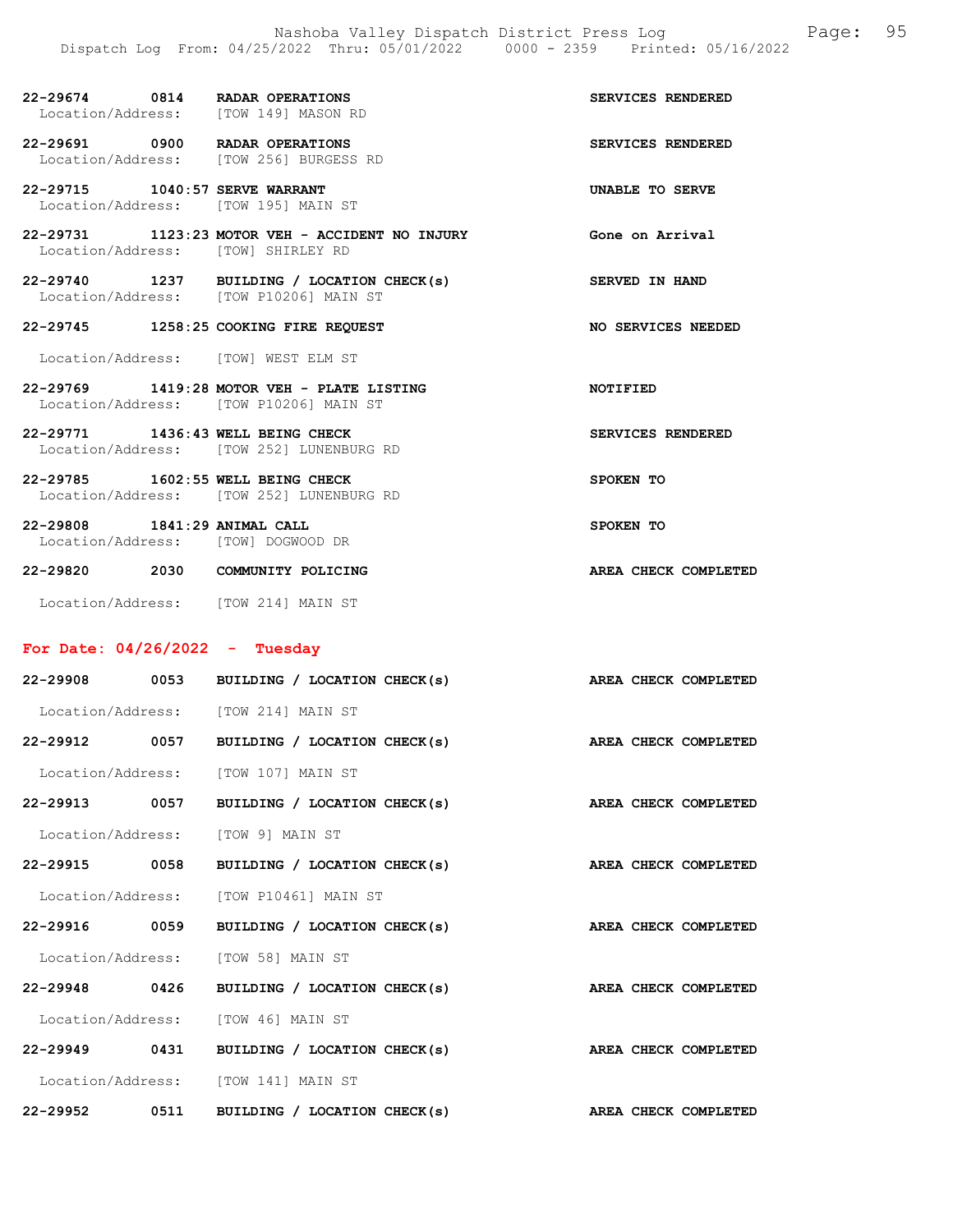22-29674 0814 RADAR OPERATIONS SERVICES RENDERED
Location/Address: [TOW 149] MASON RD

22-29691 0900 RADAR OPERATIONS SERVICES RENDERED
Location/Address: [TOW 256] BURGESS RD

22-29715 1040:57 SERVE WARRANT UNABLE TO SERVE
Location/Address: [TOW 195] MAIN ST

22-29731 1123:23 MOTOR VEH - ACCIDENT NO INJURY Gone on Arrival
Location/Address: [TOW] SHIRLEY RD

22-29740 1237 BUILDING / LOCATION CHECK(s) SERVED IN HAND
Location/Address: [TOW P10206] MAIN ST

22-29745 1258:25 COOKING FIRE REQUEST NO SERVICES NEEDED
Location/Address: [TOW] WEST ELM ST

22-29769 1419:28 MOTOR VEH - PLATE LISTING NOTIFIED
Location/Address: [TOW P10206] MAIN ST

22-29771 1436:43 WELL BEING CHECK SERVICES RENDERED
Location/Address: [TOW 252] LUNENBURG RD

22-29785 1602:55 WELL BEING CHECK SPOKEN TO
Location/Address: [TOW 252] LUNENBURG RD

22-29808 1841:29 ANIMAL CALL SPOKEN TO
Location/Address: [TOW] DOGWOOD DR

22-29820 2030 COMMUNITY POLICING AREA CHECK COMPLETED
Location/Address: [TOW 214] MAIN ST

## For Date: 04/26/2022 - Tuesday

22-29908 0053 BUILDING / LOCATION CHECK(s) AREA CHECK COMPLETED
Location/Address: [TOW 214] MAIN ST

22-29912 0057 BUILDING / LOCATION CHECK(s) AREA CHECK COMPLETED
Location/Address: [TOW 107] MAIN ST

22-29913 0057 BUILDING / LOCATION CHECK(s) AREA CHECK COMPLETED
Location/Address: [TOW 9] MAIN ST

22-29915 0058 BUILDING / LOCATION CHECK(s) AREA CHECK COMPLETED
Location/Address: [TOW P10461] MAIN ST

22-29916 0059 BUILDING / LOCATION CHECK(s) AREA CHECK COMPLETED
Location/Address: [TOW 58] MAIN ST

22-29948 0426 BUILDING / LOCATION CHECK(s) AREA CHECK COMPLETED
Location/Address: [TOW 46] MAIN ST

22-29949 0431 BUILDING / LOCATION CHECK(s) AREA CHECK COMPLETED
Location/Address: [TOW 141] MAIN ST

22-29952 0511 BUILDING / LOCATION CHECK(s) AREA CHECK COMPLETED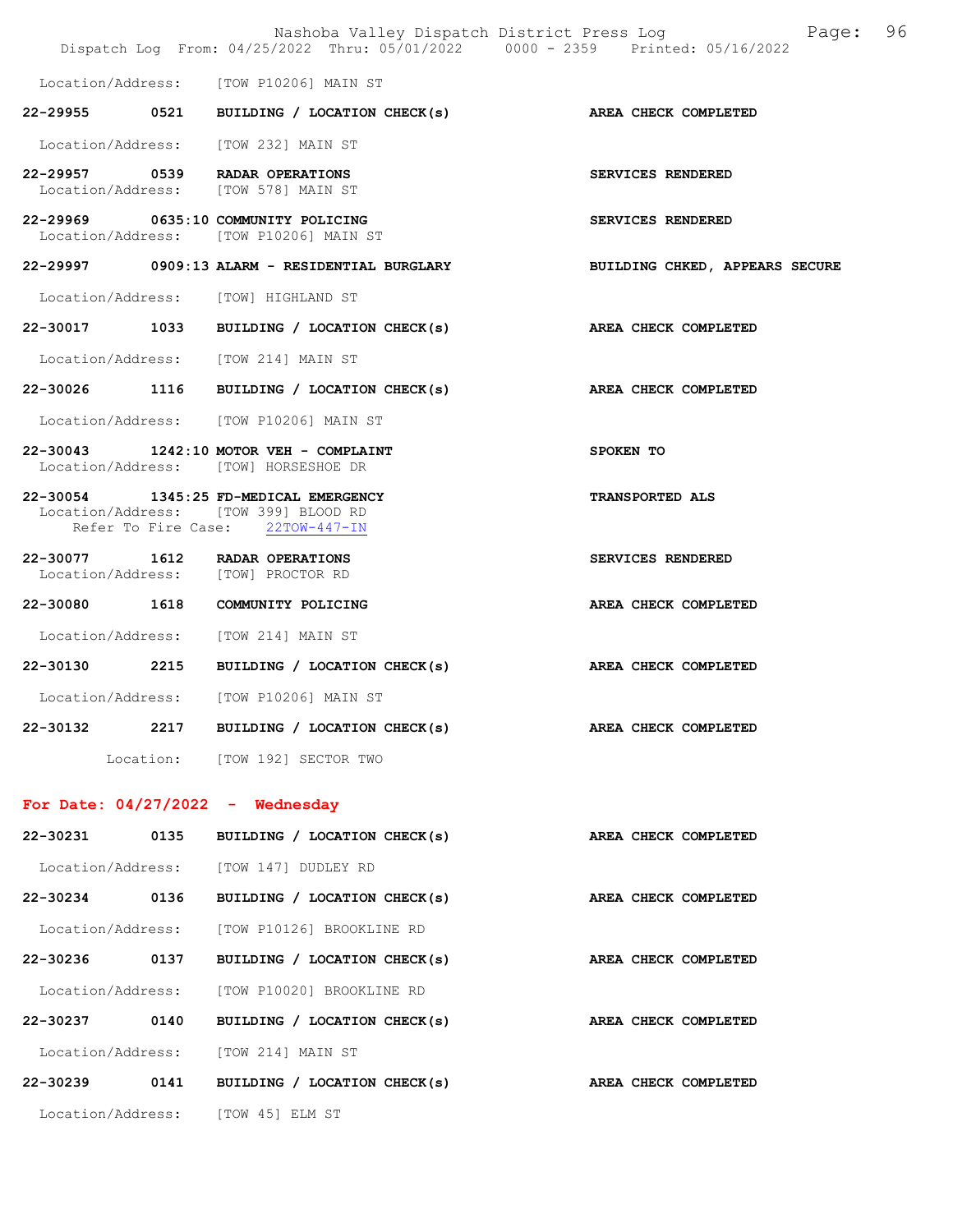Location/Address: [TOW P10206] MAIN ST

**22-29955 0521 BUILDING / LOCATION CHECK(s) AREA CHECK COMPLETED**

Location/Address: [TOW 232] MAIN ST

**22-29957 0539 RADAR OPERATIONS SERVICES RENDERED**
Location/Address: [TOW 578] MAIN ST

**22-29969 0635:10 COMMUNITY POLICING SERVICES RENDERED**
Location/Address: [TOW P10206] MAIN ST

**22-29997 0909:13 ALARM - RESIDENTIAL BURGLARY BUILDING CHKED, APPEARS SECURE**

Location/Address: [TOW] HIGHLAND ST

**22-30017 1033 BUILDING / LOCATION CHECK(s) AREA CHECK COMPLETED**

Location/Address: [TOW 214] MAIN ST

**22-30026 1116 BUILDING / LOCATION CHECK(s) AREA CHECK COMPLETED**

Location/Address: [TOW P10206] MAIN ST

**22-30043 1242:10 MOTOR VEH - COMPLAINT SPOKEN TO**
Location/Address: [TOW] HORSESHOE DR

**22-30054 1345:25 FD-MEDICAL EMERGENCY TRANSPORTED ALS**
Location/Address: [TOW 399] BLOOD RD
Refer To Fire Case: 22TOW-447-IN

**22-30077 1612 RADAR OPERATIONS SERVICES RENDERED**
Location/Address: [TOW] PROCTOR RD

**22-30080 1618 COMMUNITY POLICING AREA CHECK COMPLETED**

Location/Address: [TOW 214] MAIN ST

**22-30130 2215 BUILDING / LOCATION CHECK(s) AREA CHECK COMPLETED**

Location/Address: [TOW P10206] MAIN ST

**22-30132 2217 BUILDING / LOCATION CHECK(s) AREA CHECK COMPLETED**

Location: [TOW 192] SECTOR TWO

## For Date: 04/27/2022 - Wednesday

**22-30231 0135 BUILDING / LOCATION CHECK(s) AREA CHECK COMPLETED**

Location/Address: [TOW 147] DUDLEY RD

**22-30234 0136 BUILDING / LOCATION CHECK(s) AREA CHECK COMPLETED**

Location/Address: [TOW P10126] BROOKLINE RD

**22-30236 0137 BUILDING / LOCATION CHECK(s) AREA CHECK COMPLETED**

Location/Address: [TOW P10020] BROOKLINE RD

**22-30237 0140 BUILDING / LOCATION CHECK(s) AREA CHECK COMPLETED**

Location/Address: [TOW 214] MAIN ST

**22-30239 0141 BUILDING / LOCATION CHECK(s) AREA CHECK COMPLETED**

Location/Address: [TOW 45] ELM ST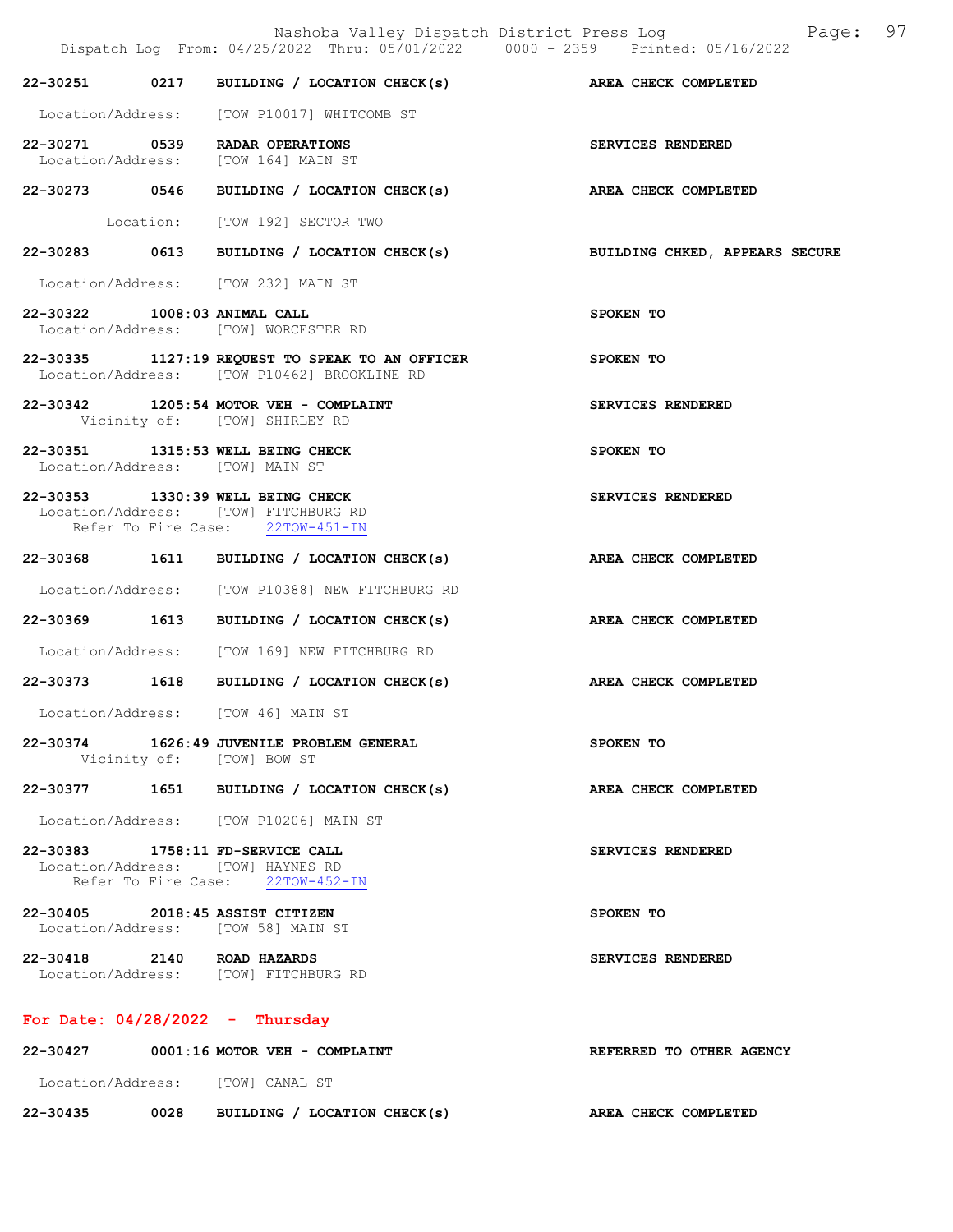22-30251 0217 BUILDING / LOCATION CHECK(s) AREA CHECK COMPLETED

Location/Address: [TOW P10017] WHITCOMB ST

22-30271 0539 RADAR OPERATIONS SERVICES RENDERED
Location/Address: [TOW 164] MAIN ST

22-30273 0546 BUILDING / LOCATION CHECK(s) AREA CHECK COMPLETED

Location: [TOW 192] SECTOR TWO

22-30283 0613 BUILDING / LOCATION CHECK(s) BUILDING CHKED, APPEARS SECURE

Location/Address: [TOW 232] MAIN ST

22-30322 1008:03 ANIMAL CALL SPOKEN TO
Location/Address: [TOW] WORCESTER RD

22-30335 1127:19 REQUEST TO SPEAK TO AN OFFICER SPOKEN TO
Location/Address: [TOW P10462] BROOKLINE RD

22-30342 1205:54 MOTOR VEH - COMPLAINT SERVICES RENDERED
Vicinity of: [TOW] SHIRLEY RD

22-30351 1315:53 WELL BEING CHECK SPOKEN TO
Location/Address: [TOW] MAIN ST

22-30353 1330:39 WELL BEING CHECK SERVICES RENDERED
Location/Address: [TOW] FITCHBURG RD
Refer To Fire Case: 22TOW-451-IN

22-30368 1611 BUILDING / LOCATION CHECK(s) AREA CHECK COMPLETED

Location/Address: [TOW P10388] NEW FITCHBURG RD

22-30369 1613 BUILDING / LOCATION CHECK(s) AREA CHECK COMPLETED

Location/Address: [TOW 169] NEW FITCHBURG RD

22-30373 1618 BUILDING / LOCATION CHECK(s) AREA CHECK COMPLETED

Location/Address: [TOW 46] MAIN ST

22-30374 1626:49 JUVENILE PROBLEM GENERAL SPOKEN TO
Vicinity of: [TOW] BOW ST

22-30377 1651 BUILDING / LOCATION CHECK(s) AREA CHECK COMPLETED

Location/Address: [TOW P10206] MAIN ST

22-30383 1758:11 FD-SERVICE CALL SERVICES RENDERED
Location/Address: [TOW] HAYNES RD
Refer To Fire Case: 22TOW-452-IN

22-30405 2018:45 ASSIST CITIZEN SPOKEN TO
Location/Address: [TOW 58] MAIN ST

22-30418 2140 ROAD HAZARDS SERVICES RENDERED
Location/Address: [TOW] FITCHBURG RD

## For Date: 04/28/2022 - Thursday

22-30427 0001:16 MOTOR VEH - COMPLAINT REFERRED TO OTHER AGENCY

Location/Address: [TOW] CANAL ST

22-30435 0028 BUILDING / LOCATION CHECK(s) AREA CHECK COMPLETED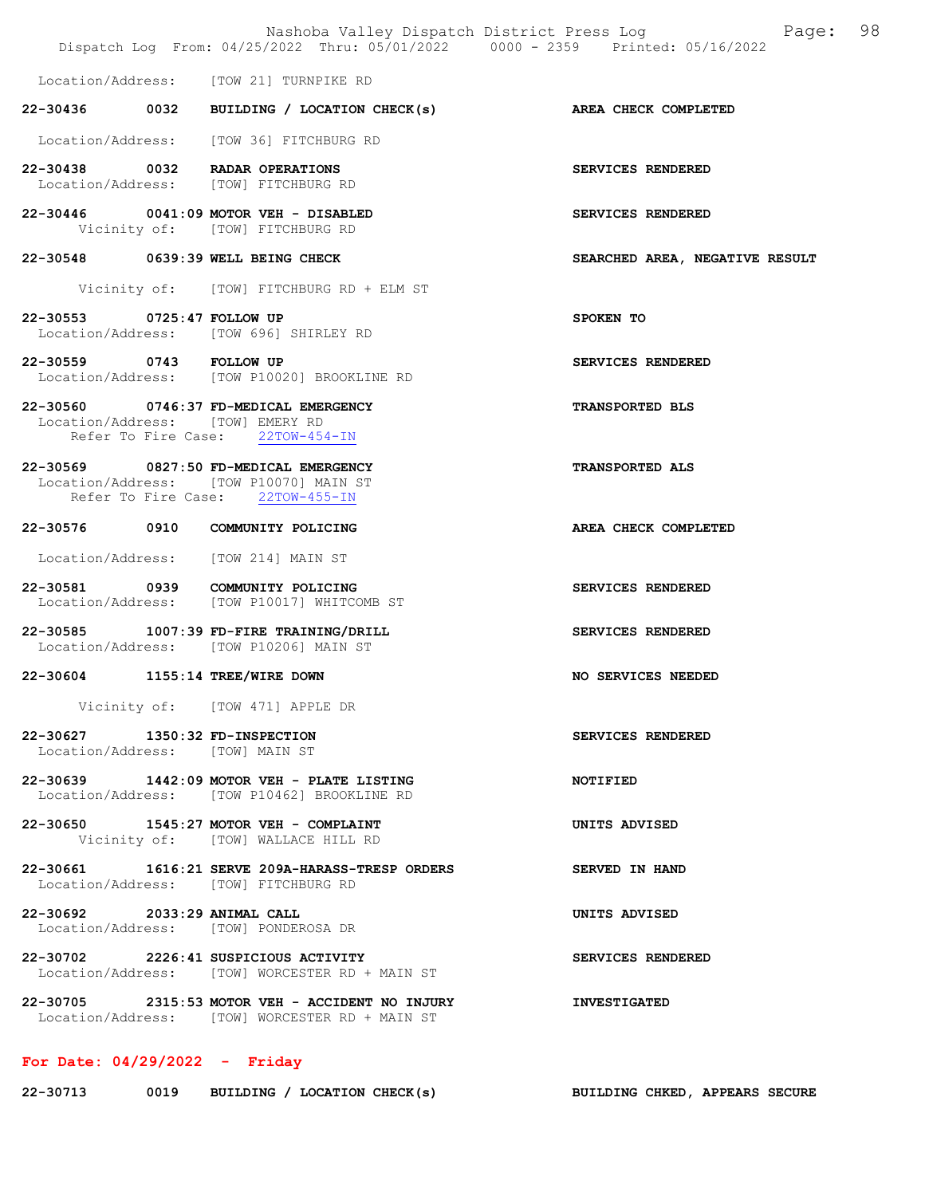Location/Address: [TOW 21] TURNPIKE RD

**22-30436 0032 BUILDING / LOCATION CHECK(s)** — **AREA CHECK COMPLETED**
Location/Address: [TOW 36] FITCHBURG RD

**22-30438 0032 RADAR OPERATIONS** — **SERVICES RENDERED**
Location/Address: [TOW] FITCHBURG RD

**22-30446 0041:09 MOTOR VEH - DISABLED** — **SERVICES RENDERED**
Vicinity of: [TOW] FITCHBURG RD

**22-30548 0639:39 WELL BEING CHECK** — **SEARCHED AREA, NEGATIVE RESULT**
Vicinity of: [TOW] FITCHBURG RD + ELM ST

**22-30553 0725:47 FOLLOW UP** — **SPOKEN TO**
Location/Address: [TOW 696] SHIRLEY RD

**22-30559 0743 FOLLOW UP** — **SERVICES RENDERED**
Location/Address: [TOW P10020] BROOKLINE RD

**22-30560 0746:37 FD-MEDICAL EMERGENCY** — **TRANSPORTED BLS**
Location/Address: [TOW] EMERY RD
Refer To Fire Case: 22TOW-454-IN

**22-30569 0827:50 FD-MEDICAL EMERGENCY** — **TRANSPORTED ALS**
Location/Address: [TOW P10070] MAIN ST
Refer To Fire Case: 22TOW-455-IN

**22-30576 0910 COMMUNITY POLICING** — **AREA CHECK COMPLETED**
Location/Address: [TOW 214] MAIN ST

**22-30581 0939 COMMUNITY POLICING** — **SERVICES RENDERED**
Location/Address: [TOW P10017] WHITCOMB ST

**22-30585 1007:39 FD-FIRE TRAINING/DRILL** — **SERVICES RENDERED**
Location/Address: [TOW P10206] MAIN ST

**22-30604 1155:14 TREE/WIRE DOWN** — **NO SERVICES NEEDED**
Vicinity of: [TOW 471] APPLE DR

**22-30627 1350:32 FD-INSPECTION** — **SERVICES RENDERED**
Location/Address: [TOW] MAIN ST

**22-30639 1442:09 MOTOR VEH - PLATE LISTING** — **NOTIFIED**
Location/Address: [TOW P10462] BROOKLINE RD

**22-30650 1545:27 MOTOR VEH - COMPLAINT** — **UNITS ADVISED**
Vicinity of: [TOW] WALLACE HILL RD

**22-30661 1616:21 SERVE 209A-HARASS-TRESP ORDERS** — **SERVED IN HAND**
Location/Address: [TOW] FITCHBURG RD

**22-30692 2033:29 ANIMAL CALL** — **UNITS ADVISED**
Location/Address: [TOW] PONDEROSA DR

**22-30702 2226:41 SUSPICIOUS ACTIVITY** — **SERVICES RENDERED**
Location/Address: [TOW] WORCESTER RD + MAIN ST

**22-30705 2315:53 MOTOR VEH - ACCIDENT NO INJURY** — **INVESTIGATED**
Location/Address: [TOW] WORCESTER RD + MAIN ST

## For Date: 04/29/2022 - Friday

**22-30713 0019 BUILDING / LOCATION CHECK(s)** — **BUILDING CHKED, APPEARS SECURE**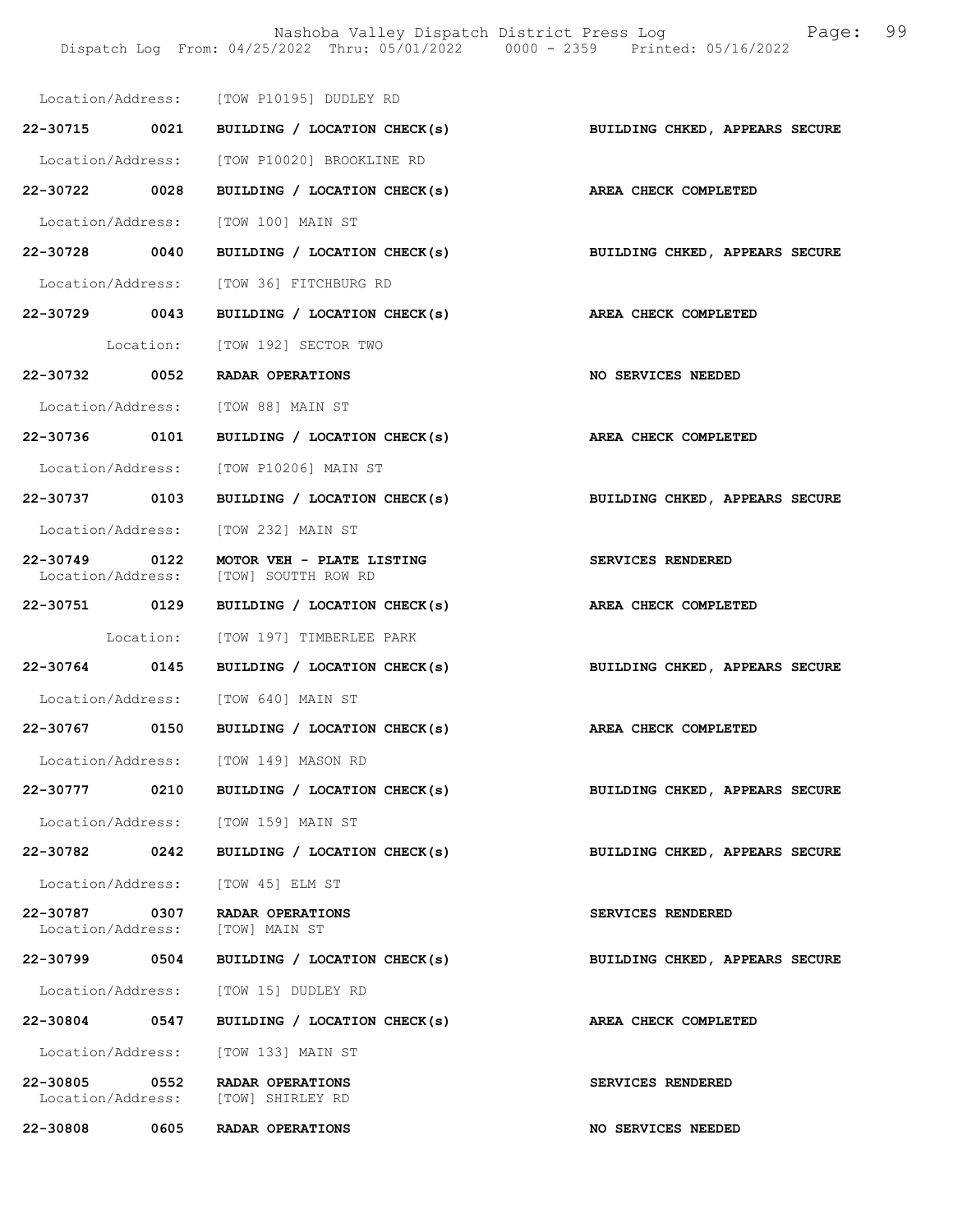Location/Address: [TOW P10195] DUDLEY RD

**22-30715 0021 BUILDING / LOCATION CHECK(s) BUILDING CHKED, APPEARS SECURE**

Location/Address: [TOW P10020] BROOKLINE RD

**22-30722 0028 BUILDING / LOCATION CHECK(s) AREA CHECK COMPLETED**

Location/Address: [TOW 100] MAIN ST

**22-30728 0040 BUILDING / LOCATION CHECK(s) BUILDING CHKED, APPEARS SECURE**

Location/Address: [TOW 36] FITCHBURG RD

**22-30729 0043 BUILDING / LOCATION CHECK(s) AREA CHECK COMPLETED**

Location: [TOW 192] SECTOR TWO

**22-30732 0052 RADAR OPERATIONS NO SERVICES NEEDED**

Location/Address: [TOW 88] MAIN ST

**22-30736 0101 BUILDING / LOCATION CHECK(s) AREA CHECK COMPLETED**

Location/Address: [TOW P10206] MAIN ST

**22-30737 0103 BUILDING / LOCATION CHECK(s) BUILDING CHKED, APPEARS SECURE**

Location/Address: [TOW 232] MAIN ST

**22-30749 0122 MOTOR VEH - PLATE LISTING SERVICES RENDERED**
Location/Address: [TOW] SOUTTH ROW RD

**22-30751 0129 BUILDING / LOCATION CHECK(s) AREA CHECK COMPLETED**

Location: [TOW 197] TIMBERLEE PARK

**22-30764 0145 BUILDING / LOCATION CHECK(s) BUILDING CHKED, APPEARS SECURE**

Location/Address: [TOW 640] MAIN ST

**22-30767 0150 BUILDING / LOCATION CHECK(s) AREA CHECK COMPLETED**

Location/Address: [TOW 149] MASON RD

**22-30777 0210 BUILDING / LOCATION CHECK(s) BUILDING CHKED, APPEARS SECURE**

Location/Address: [TOW 159] MAIN ST

**22-30782 0242 BUILDING / LOCATION CHECK(s) BUILDING CHKED, APPEARS SECURE**

Location/Address: [TOW 45] ELM ST

**22-30787 0307 RADAR OPERATIONS SERVICES RENDERED**
Location/Address: [TOW] MAIN ST

**22-30799 0504 BUILDING / LOCATION CHECK(s) BUILDING CHKED, APPEARS SECURE**

Location/Address: [TOW 15] DUDLEY RD

**22-30804 0547 BUILDING / LOCATION CHECK(s) AREA CHECK COMPLETED**

Location/Address: [TOW 133] MAIN ST

**22-30805 0552 RADAR OPERATIONS SERVICES RENDERED**
Location/Address: [TOW] SHIRLEY RD

**22-30808 0605 RADAR OPERATIONS NO SERVICES NEEDED**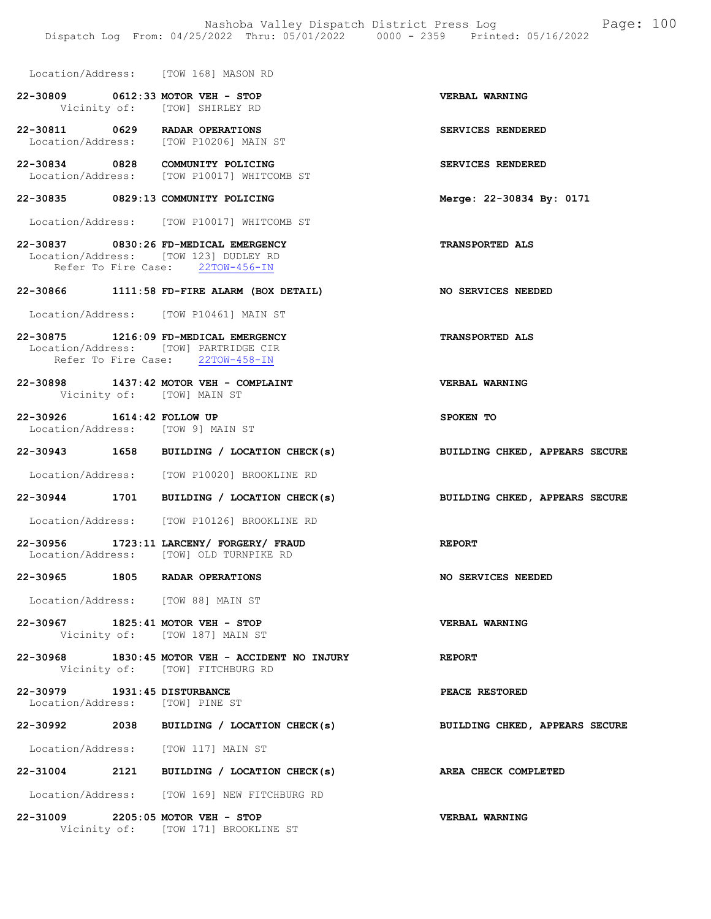Location/Address: [TOW 168] MASON RD

22-30809 0612:33 MOTOR VEH - STOP — VERBAL WARNING
Vicinity of: [TOW] SHIRLEY RD

22-30811 0629 RADAR OPERATIONS — SERVICES RENDERED
Location/Address: [TOW P10206] MAIN ST

22-30834 0828 COMMUNITY POLICING — SERVICES RENDERED
Location/Address: [TOW P10017] WHITCOMB ST

22-30835 0829:13 COMMUNITY POLICING — Merge: 22-30834 By: 0171
Location/Address: [TOW P10017] WHITCOMB ST

22-30837 0830:26 FD-MEDICAL EMERGENCY — TRANSPORTED ALS
Location/Address: [TOW 123] DUDLEY RD
Refer To Fire Case: 22TOW-456-IN

22-30866 1111:58 FD-FIRE ALARM (BOX DETAIL) — NO SERVICES NEEDED
Location/Address: [TOW P10461] MAIN ST

22-30875 1216:09 FD-MEDICAL EMERGENCY — TRANSPORTED ALS
Location/Address: [TOW] PARTRIDGE CIR
Refer To Fire Case: 22TOW-458-IN

22-30898 1437:42 MOTOR VEH - COMPLAINT — VERBAL WARNING
Vicinity of: [TOW] MAIN ST

22-30926 1614:42 FOLLOW UP — SPOKEN TO
Location/Address: [TOW 9] MAIN ST

22-30943 1658 BUILDING / LOCATION CHECK(s) — BUILDING CHKED, APPEARS SECURE
Location/Address: [TOW P10020] BROOKLINE RD

22-30944 1701 BUILDING / LOCATION CHECK(s) — BUILDING CHKED, APPEARS SECURE
Location/Address: [TOW P10126] BROOKLINE RD

22-30956 1723:11 LARCENY/ FORGERY/ FRAUD — REPORT
Location/Address: [TOW] OLD TURNPIKE RD

22-30965 1805 RADAR OPERATIONS — NO SERVICES NEEDED
Location/Address: [TOW 88] MAIN ST

22-30967 1825:41 MOTOR VEH - STOP — VERBAL WARNING
Vicinity of: [TOW 187] MAIN ST

22-30968 1830:45 MOTOR VEH - ACCIDENT NO INJURY — REPORT
Vicinity of: [TOW] FITCHBURG RD

22-30979 1931:45 DISTURBANCE — PEACE RESTORED
Location/Address: [TOW] PINE ST

22-30992 2038 BUILDING / LOCATION CHECK(s) — BUILDING CHKED, APPEARS SECURE
Location/Address: [TOW 117] MAIN ST

22-31004 2121 BUILDING / LOCATION CHECK(s) — AREA CHECK COMPLETED
Location/Address: [TOW 169] NEW FITCHBURG RD

22-31009 2205:05 MOTOR VEH - STOP — VERBAL WARNING
Vicinity of: [TOW 171] BROOKLINE ST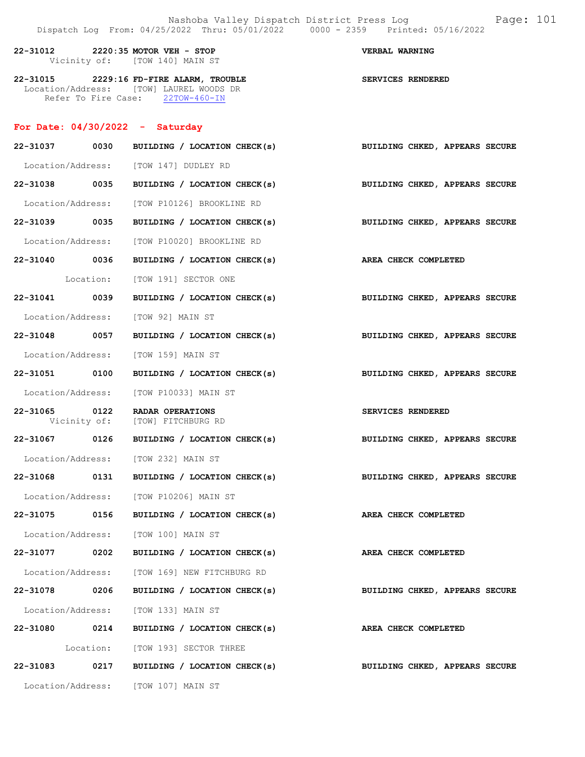**22-31012 2220:35 MOTOR VEH - STOP** — **VERBAL WARNING**
Vicinity of: [TOW 140] MAIN ST

**22-31015 2229:16 FD-FIRE ALARM, TROUBLE** — **SERVICES RENDERED**
Location/Address: [TOW] LAUREL WOODS DR
Refer To Fire Case: 22TOW-460-IN

## For Date: 04/30/2022 - Saturday

**22-31037 0030 BUILDING / LOCATION CHECK(s)** — **BUILDING CHKED, APPEARS SECURE**
Location/Address: [TOW 147] DUDLEY RD

**22-31038 0035 BUILDING / LOCATION CHECK(s)** — **BUILDING CHKED, APPEARS SECURE**
Location/Address: [TOW P10126] BROOKLINE RD

**22-31039 0035 BUILDING / LOCATION CHECK(s)** — **BUILDING CHKED, APPEARS SECURE**
Location/Address: [TOW P10020] BROOKLINE RD

**22-31040 0036 BUILDING / LOCATION CHECK(s)** — **AREA CHECK COMPLETED**
Location: [TOW 191] SECTOR ONE

**22-31041 0039 BUILDING / LOCATION CHECK(s)** — **BUILDING CHKED, APPEARS SECURE**
Location/Address: [TOW 92] MAIN ST

**22-31048 0057 BUILDING / LOCATION CHECK(s)** — **BUILDING CHKED, APPEARS SECURE**
Location/Address: [TOW 159] MAIN ST

**22-31051 0100 BUILDING / LOCATION CHECK(s)** — **BUILDING CHKED, APPEARS SECURE**
Location/Address: [TOW P10033] MAIN ST

**22-31065 0122 RADAR OPERATIONS** — **SERVICES RENDERED**
Vicinity of: [TOW] FITCHBURG RD

**22-31067 0126 BUILDING / LOCATION CHECK(s)** — **BUILDING CHKED, APPEARS SECURE**
Location/Address: [TOW 232] MAIN ST

**22-31068 0131 BUILDING / LOCATION CHECK(s)** — **BUILDING CHKED, APPEARS SECURE**
Location/Address: [TOW P10206] MAIN ST

**22-31075 0156 BUILDING / LOCATION CHECK(s)** — **AREA CHECK COMPLETED**
Location/Address: [TOW 100] MAIN ST

**22-31077 0202 BUILDING / LOCATION CHECK(s)** — **AREA CHECK COMPLETED**
Location/Address: [TOW 169] NEW FITCHBURG RD

**22-31078 0206 BUILDING / LOCATION CHECK(s)** — **BUILDING CHKED, APPEARS SECURE**
Location/Address: [TOW 133] MAIN ST

**22-31080 0214 BUILDING / LOCATION CHECK(s)** — **AREA CHECK COMPLETED**
Location: [TOW 193] SECTOR THREE

**22-31083 0217 BUILDING / LOCATION CHECK(s)** — **BUILDING CHKED, APPEARS SECURE**
Location/Address: [TOW 107] MAIN ST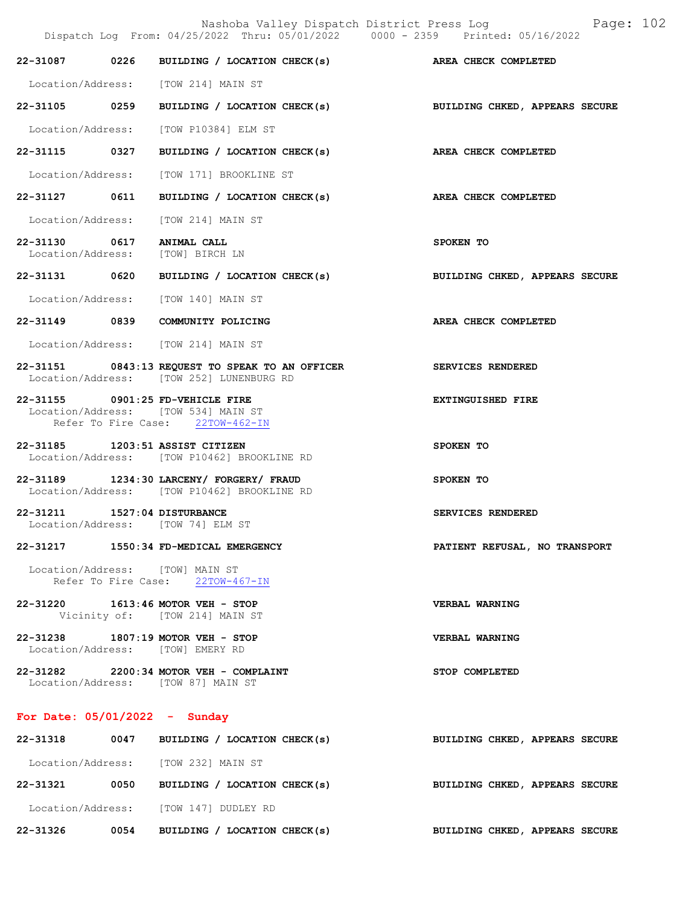22-31087 0226 BUILDING / LOCATION CHECK(s) AREA CHECK COMPLETED

Location/Address: [TOW 214] MAIN ST

22-31105 0259 BUILDING / LOCATION CHECK(s) BUILDING CHKED, APPEARS SECURE

Location/Address: [TOW P10384] ELM ST

22-31115 0327 BUILDING / LOCATION CHECK(s) AREA CHECK COMPLETED

Location/Address: [TOW 171] BROOKLINE ST

22-31127 0611 BUILDING / LOCATION CHECK(s) AREA CHECK COMPLETED

Location/Address: [TOW 214] MAIN ST

22-31130 0617 ANIMAL CALL SPOKEN TO
Location/Address: [TOW] BIRCH LN

22-31131 0620 BUILDING / LOCATION CHECK(s) BUILDING CHKED, APPEARS SECURE

Location/Address: [TOW 140] MAIN ST

22-31149 0839 COMMUNITY POLICING AREA CHECK COMPLETED

Location/Address: [TOW 214] MAIN ST

22-31151 0843:13 REQUEST TO SPEAK TO AN OFFICER SERVICES RENDERED
Location/Address: [TOW 252] LUNENBURG RD

22-31155 0901:25 FD-VEHICLE FIRE EXTINGUISHED FIRE
Location/Address: [TOW 534] MAIN ST
Refer To Fire Case: 22TOW-462-IN

22-31185 1203:51 ASSIST CITIZEN SPOKEN TO
Location/Address: [TOW P10462] BROOKLINE RD

22-31189 1234:30 LARCENY/ FORGERY/ FRAUD SPOKEN TO
Location/Address: [TOW P10462] BROOKLINE RD

22-31211 1527:04 DISTURBANCE SERVICES RENDERED
Location/Address: [TOW 74] ELM ST

22-31217 1550:34 FD-MEDICAL EMERGENCY PATIENT REFUSAL, NO TRANSPORT

Location/Address: [TOW] MAIN ST
Refer To Fire Case: 22TOW-467-IN

22-31220 1613:46 MOTOR VEH - STOP VERBAL WARNING
Vicinity of: [TOW 214] MAIN ST

22-31238 1807:19 MOTOR VEH - STOP VERBAL WARNING
Location/Address: [TOW] EMERY RD

22-31282 2200:34 MOTOR VEH - COMPLAINT STOP COMPLETED
Location/Address: [TOW 87] MAIN ST

## For Date: 05/01/2022 - Sunday

22-31318 0047 BUILDING / LOCATION CHECK(s) BUILDING CHKED, APPEARS SECURE

Location/Address: [TOW 232] MAIN ST

22-31321 0050 BUILDING / LOCATION CHECK(s) BUILDING CHKED, APPEARS SECURE

Location/Address: [TOW 147] DUDLEY RD

22-31326 0054 BUILDING / LOCATION CHECK(s) BUILDING CHKED, APPEARS SECURE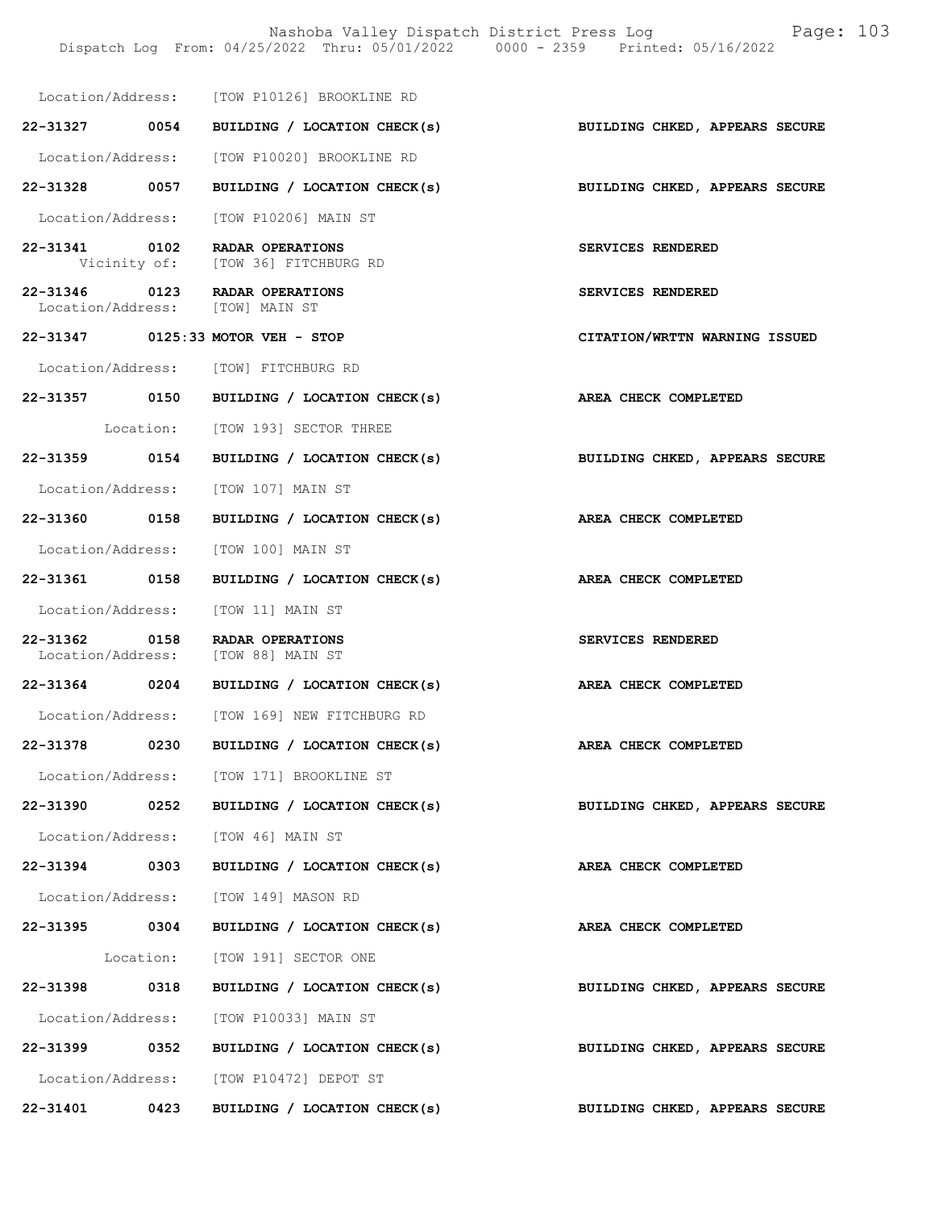Location/Address: [TOW P10126] BROOKLINE RD

**22-31327 0054 BUILDING / LOCATION CHECK(s) BUILDING CHKED, APPEARS SECURE**

Location/Address: [TOW P10020] BROOKLINE RD

**22-31328 0057 BUILDING / LOCATION CHECK(s) BUILDING CHKED, APPEARS SECURE**

Location/Address: [TOW P10206] MAIN ST

**22-31341 0102 RADAR OPERATIONS SERVICES RENDERED**
Vicinity of: [TOW 36] FITCHBURG RD

**22-31346 0123 RADAR OPERATIONS SERVICES RENDERED**
Location/Address: [TOW] MAIN ST

**22-31347 0125:33 MOTOR VEH - STOP CITATION/WRTTN WARNING ISSUED**

Location/Address: [TOW] FITCHBURG RD

**22-31357 0150 BUILDING / LOCATION CHECK(s) AREA CHECK COMPLETED**

Location: [TOW 193] SECTOR THREE

**22-31359 0154 BUILDING / LOCATION CHECK(s) BUILDING CHKED, APPEARS SECURE**

Location/Address: [TOW 107] MAIN ST

**22-31360 0158 BUILDING / LOCATION CHECK(s) AREA CHECK COMPLETED**

Location/Address: [TOW 100] MAIN ST

**22-31361 0158 BUILDING / LOCATION CHECK(s) AREA CHECK COMPLETED**

Location/Address: [TOW 11] MAIN ST

**22-31362 0158 RADAR OPERATIONS SERVICES RENDERED**
Location/Address: [TOW 88] MAIN ST

**22-31364 0204 BUILDING / LOCATION CHECK(s) AREA CHECK COMPLETED**

Location/Address: [TOW 169] NEW FITCHBURG RD

**22-31378 0230 BUILDING / LOCATION CHECK(s) AREA CHECK COMPLETED**

Location/Address: [TOW 171] BROOKLINE ST

**22-31390 0252 BUILDING / LOCATION CHECK(s) BUILDING CHKED, APPEARS SECURE**

Location/Address: [TOW 46] MAIN ST

**22-31394 0303 BUILDING / LOCATION CHECK(s) AREA CHECK COMPLETED**

Location/Address: [TOW 149] MASON RD

**22-31395 0304 BUILDING / LOCATION CHECK(s) AREA CHECK COMPLETED**

Location: [TOW 191] SECTOR ONE

**22-31398 0318 BUILDING / LOCATION CHECK(s) BUILDING CHKED, APPEARS SECURE**

Location/Address: [TOW P10033] MAIN ST

**22-31399 0352 BUILDING / LOCATION CHECK(s) BUILDING CHKED, APPEARS SECURE**

Location/Address: [TOW P10472] DEPOT ST

**22-31401 0423 BUILDING / LOCATION CHECK(s) BUILDING CHKED, APPEARS SECURE**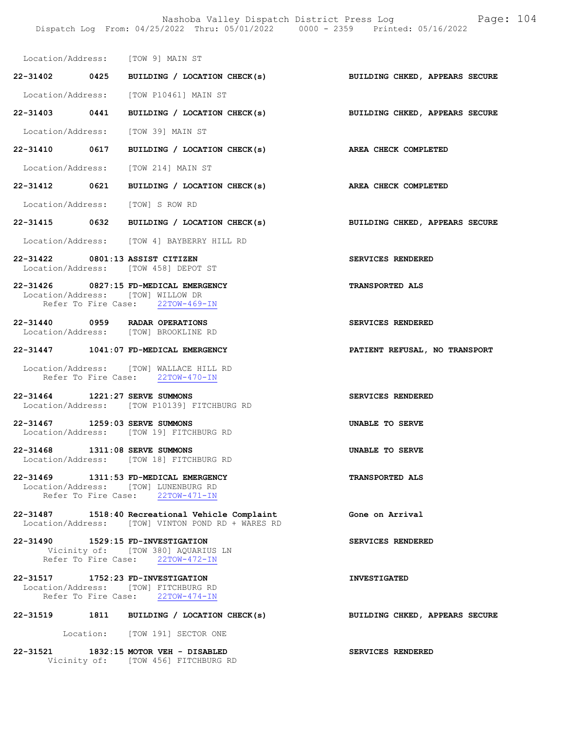Location/Address: [TOW 9] MAIN ST

**22-31402 0425 BUILDING / LOCATION CHECK(s)** — BUILDING CHKED, APPEARS SECURE
Location/Address: [TOW P10461] MAIN ST

**22-31403 0441 BUILDING / LOCATION CHECK(s)** — BUILDING CHKED, APPEARS SECURE
Location/Address: [TOW 39] MAIN ST

**22-31410 0617 BUILDING / LOCATION CHECK(s)** — AREA CHECK COMPLETED
Location/Address: [TOW 214] MAIN ST

**22-31412 0621 BUILDING / LOCATION CHECK(s)** — AREA CHECK COMPLETED
Location/Address: [TOW] S ROW RD

**22-31415 0632 BUILDING / LOCATION CHECK(s)** — BUILDING CHKED, APPEARS SECURE
Location/Address: [TOW 4] BAYBERRY HILL RD

**22-31422 0801:13 ASSIST CITIZEN** — SERVICES RENDERED
Location/Address: [TOW 458] DEPOT ST

**22-31426 0827:15 FD-MEDICAL EMERGENCY** — TRANSPORTED ALS
Location/Address: [TOW] WILLOW DR
Refer To Fire Case: 22TOW-469-IN

**22-31440 0959 RADAR OPERATIONS** — SERVICES RENDERED
Location/Address: [TOW] BROOKLINE RD

**22-31447 1041:07 FD-MEDICAL EMERGENCY** — PATIENT REFUSAL, NO TRANSPORT
Location/Address: [TOW] WALLACE HILL RD
Refer To Fire Case: 22TOW-470-IN

**22-31464 1221:27 SERVE SUMMONS** — SERVICES RENDERED
Location/Address: [TOW P10139] FITCHBURG RD

**22-31467 1259:03 SERVE SUMMONS** — UNABLE TO SERVE
Location/Address: [TOW 19] FITCHBURG RD

**22-31468 1311:08 SERVE SUMMONS** — UNABLE TO SERVE
Location/Address: [TOW 18] FITCHBURG RD

**22-31469 1311:53 FD-MEDICAL EMERGENCY** — TRANSPORTED ALS
Location/Address: [TOW] LUNENBURG RD
Refer To Fire Case: 22TOW-471-IN

**22-31487 1518:40 Recreational Vehicle Complaint** — Gone on Arrival
Location/Address: [TOW] VINTON POND RD + WARES RD

**22-31490 1529:15 FD-INVESTIGATION** — SERVICES RENDERED
Vicinity of: [TOW 380] AQUARIUS LN
Refer To Fire Case: 22TOW-472-IN

**22-31517 1752:23 FD-INVESTIGATION** — INVESTIGATED
Location/Address: [TOW] FITCHBURG RD
Refer To Fire Case: 22TOW-474-IN

**22-31519 1811 BUILDING / LOCATION CHECK(s)** — BUILDING CHKED, APPEARS SECURE
Location: [TOW 191] SECTOR ONE

**22-31521 1832:15 MOTOR VEH - DISABLED** — SERVICES RENDERED
Vicinity of: [TOW 456] FITCHBURG RD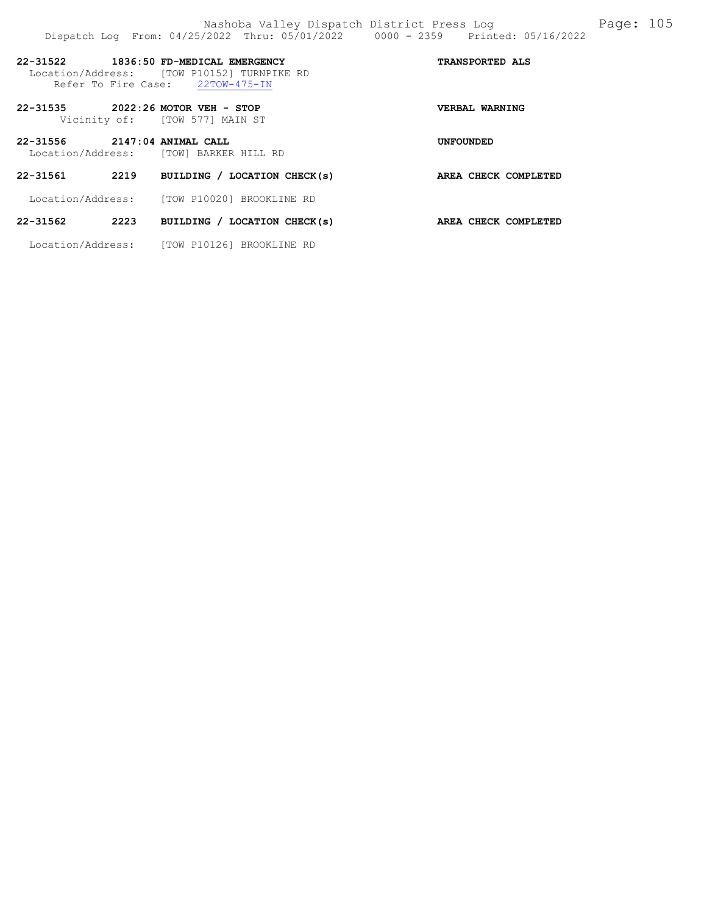**22-31522 1836:50 FD-MEDICAL EMERGENCY** **TRANSPORTED ALS**
Location/Address: [TOW P10152] TURNPIKE RD
Refer To Fire Case: 22TOW-475-IN

**22-31535 2022:26 MOTOR VEH - STOP** **VERBAL WARNING**
Vicinity of: [TOW 577] MAIN ST

**22-31556 2147:04 ANIMAL CALL** **UNFOUNDED**
Location/Address: [TOW] BARKER HILL RD

**22-31561 2219 BUILDING / LOCATION CHECK(s)** **AREA CHECK COMPLETED**
Location/Address: [TOW P10020] BROOKLINE RD

**22-31562 2223 BUILDING / LOCATION CHECK(s)** **AREA CHECK COMPLETED**
Location/Address: [TOW P10126] BROOKLINE RD